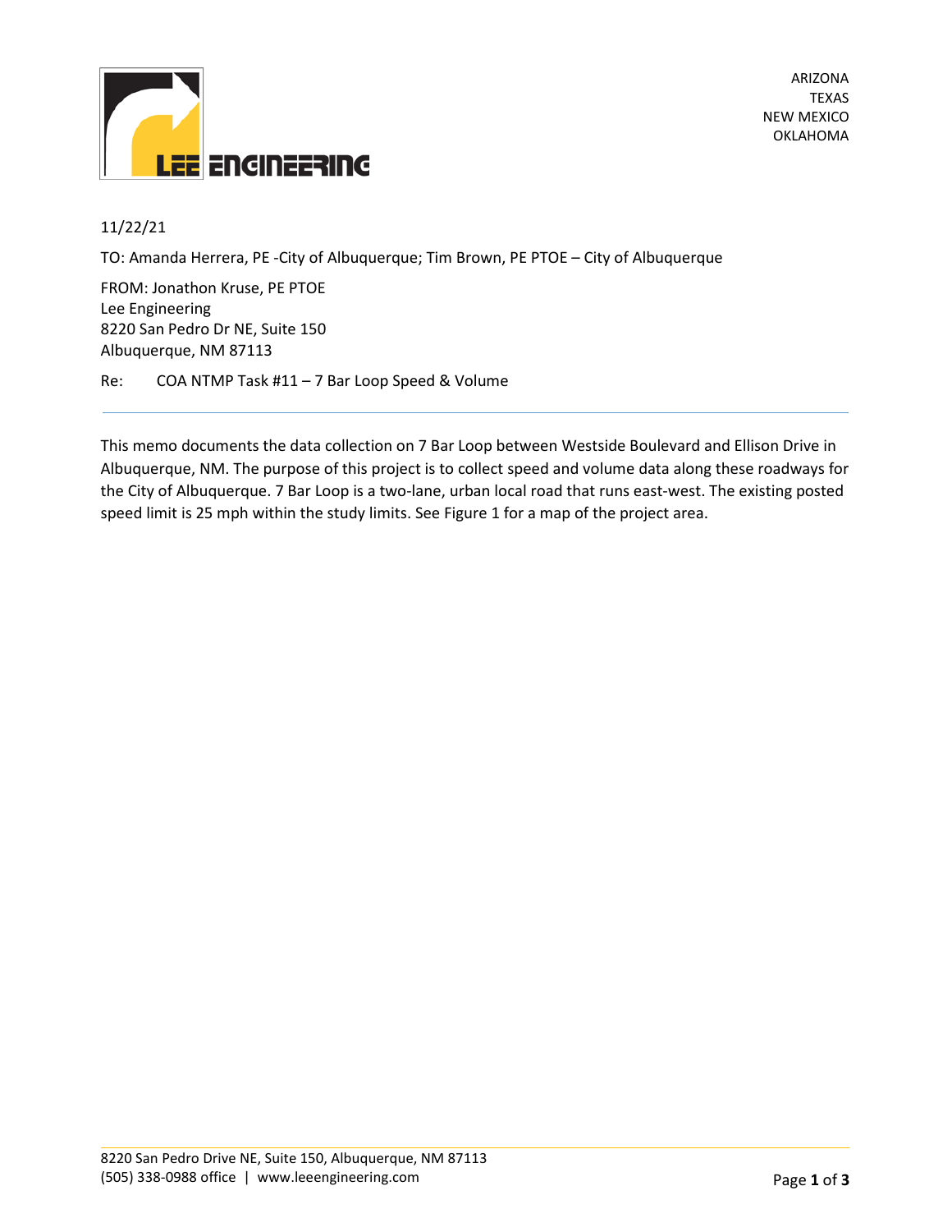ARIZONA
TEXAS
NEW MEXICO
OKLAHOMA

11/22/21

TO: Amanda Herrera, PE -City of Albuquerque; Tim Brown, PE PTOE – City of Albuquerque

FROM: Jonathon Kruse, PE PTOE
Lee Engineering
8220 San Pedro Dr NE, Suite 150
Albuquerque, NM 87113

Re: COA NTMP Task #11 – 7 Bar Loop Speed & Volume

---

This memo documents the data collection on 7 Bar Loop between Westside Boulevard and Ellison Drive in Albuquerque, NM. The purpose of this project is to collect speed and volume data along these roadways for the City of Albuquerque. 7 Bar Loop is a two-lane, urban local road that runs east-west. The existing posted speed limit is 25 mph within the study limits. See Figure 1 for a map of the project area.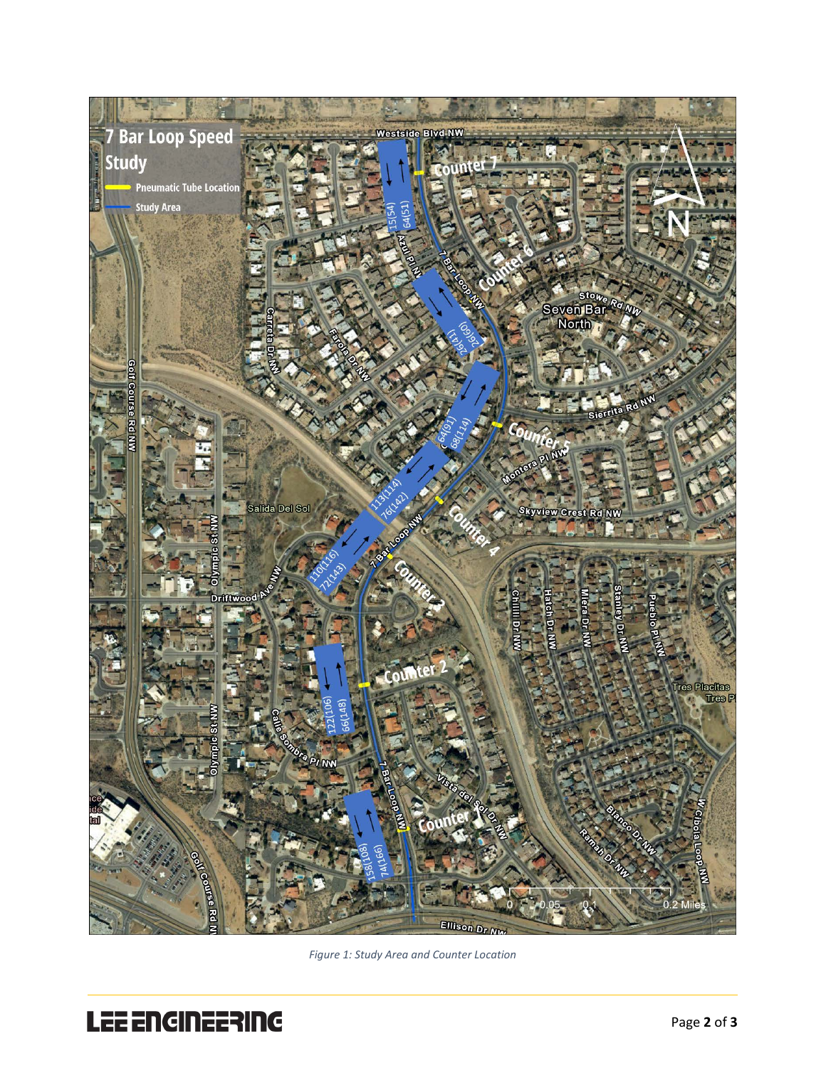Figure 1: Study Area and Counter Location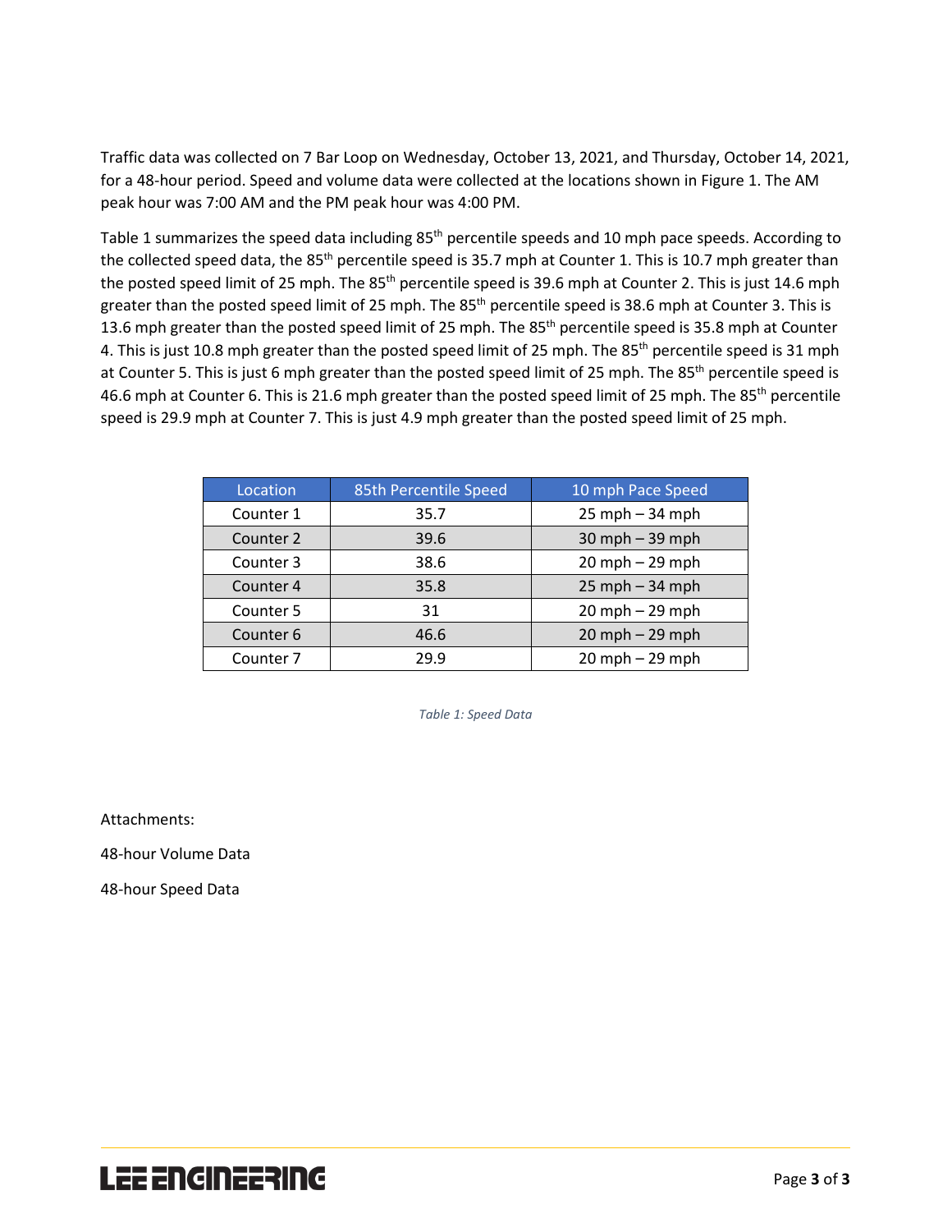Traffic data was collected on 7 Bar Loop on Wednesday, October 13, 2021, and Thursday, October 14, 2021, for a 48-hour period. Speed and volume data were collected at the locations shown in Figure 1. The AM peak hour was 7:00 AM and the PM peak hour was 4:00 PM.

Table 1 summarizes the speed data including 85th percentile speeds and 10 mph pace speeds. According to the collected speed data, the 85th percentile speed is 35.7 mph at Counter 1. This is 10.7 mph greater than the posted speed limit of 25 mph. The 85th percentile speed is 39.6 mph at Counter 2. This is just 14.6 mph greater than the posted speed limit of 25 mph. The 85th percentile speed is 38.6 mph at Counter 3. This is 13.6 mph greater than the posted speed limit of 25 mph. The 85th percentile speed is 35.8 mph at Counter 4. This is just 10.8 mph greater than the posted speed limit of 25 mph. The 85th percentile speed is 31 mph at Counter 5. This is just 6 mph greater than the posted speed limit of 25 mph. The 85th percentile speed is 46.6 mph at Counter 6. This is 21.6 mph greater than the posted speed limit of 25 mph. The 85th percentile speed is 29.9 mph at Counter 7. This is just 4.9 mph greater than the posted speed limit of 25 mph.

| Location | 85th Percentile Speed | 10 mph Pace Speed |
|---|---|---|
| Counter 1 | 35.7 | 25 mph – 34 mph |
| Counter 2 | 39.6 | 30 mph – 39 mph |
| Counter 3 | 38.6 | 20 mph – 29 mph |
| Counter 4 | 35.8 | 25 mph – 34 mph |
| Counter 5 | 31 | 20 mph – 29 mph |
| Counter 6 | 46.6 | 20 mph – 29 mph |
| Counter 7 | 29.9 | 20 mph – 29 mph |

*Table 1: Speed Data*

Attachments:

48-hour Volume Data

48-hour Speed Data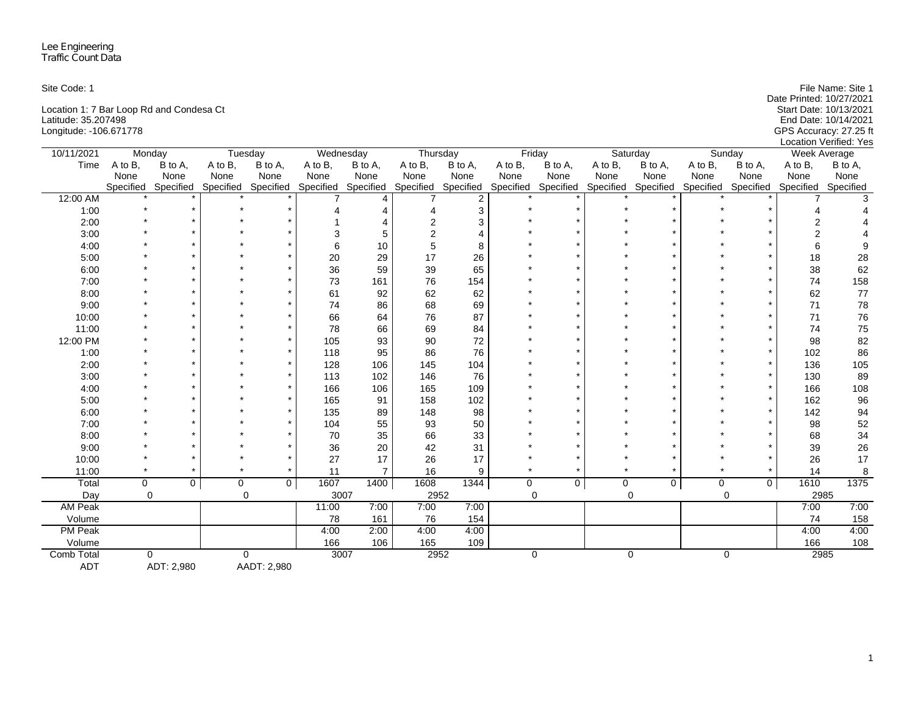Lee Engineering
Traffic Count Data

Site Code: 1

Location 1: 7 Bar Loop Rd and Condesa Ct
Latitude: 35.207498
Longitude: -106.671778

File Name: Site 1
Date Printed: 10/27/2021
Start Date: 10/13/2021
End Date: 10/14/2021
GPS Accuracy: 27.25 ft
Location Verified: Yes

| 10/11/2021 | Monday | | Tuesday | | Wednesday | | Thursday | | Friday | | Saturday | | Sunday | | Week Average | |
|---|---|---|---|---|---|---|---|---|---|---|---|---|---|---|---|---|
| Time | A to B, None Specified | B to A, None Specified | A to B, None Specified | B to A, None Specified | A to B, None Specified | B to A, None Specified | A to B, None Specified | B to A, None Specified | A to B, None Specified | B to A, None Specified | A to B, None Specified | B to A, None Specified | A to B, None Specified | B to A, None Specified | A to B, None Specified | B to A, None Specified |
| 12:00 AM | * | * | * | * | 7 | 4 | 7 | 2 | * | * | * | * | * | * | 7 | 3 |
| 1:00 | * | * | * | * | 4 | 4 | 4 | 3 | * | * | * | * | * | * | 4 | 4 |
| 2:00 | * | * | * | * | 1 | 4 | 2 | 3 | * | * | * | * | * | * | 2 | 4 |
| 3:00 | * | * | * | * | 3 | 5 | 2 | 4 | * | * | * | * | * | * | 2 | 4 |
| 4:00 | * | * | * | * | 6 | 10 | 5 | 8 | * | * | * | * | * | * | 6 | 9 |
| 5:00 | * | * | * | * | 20 | 29 | 17 | 26 | * | * | * | * | * | * | 18 | 28 |
| 6:00 | * | * | * | * | 36 | 59 | 39 | 65 | * | * | * | * | * | * | 38 | 62 |
| 7:00 | * | * | * | * | 73 | 161 | 76 | 154 | * | * | * | * | * | * | 74 | 158 |
| 8:00 | * | * | * | * | 61 | 92 | 62 | 62 | * | * | * | * | * | * | 62 | 77 |
| 9:00 | * | * | * | * | 74 | 86 | 68 | 69 | * | * | * | * | * | * | 71 | 78 |
| 10:00 | * | * | * | * | 66 | 64 | 76 | 87 | * | * | * | * | * | * | 71 | 76 |
| 11:00 | * | * | * | * | 78 | 66 | 69 | 84 | * | * | * | * | * | * | 74 | 75 |
| 12:00 PM | * | * | * | * | 105 | 93 | 90 | 72 | * | * | * | * | * | * | 98 | 82 |
| 1:00 | * | * | * | * | 118 | 95 | 86 | 76 | * | * | * | * | * | * | 102 | 86 |
| 2:00 | * | * | * | * | 128 | 106 | 145 | 104 | * | * | * | * | * | * | 136 | 105 |
| 3:00 | * | * | * | * | 113 | 102 | 146 | 76 | * | * | * | * | * | * | 130 | 89 |
| 4:00 | * | * | * | * | 166 | 106 | 165 | 109 | * | * | * | * | * | * | 166 | 108 |
| 5:00 | * | * | * | * | 165 | 91 | 158 | 102 | * | * | * | * | * | * | 162 | 96 |
| 6:00 | * | * | * | * | 135 | 89 | 148 | 98 | * | * | * | * | * | * | 142 | 94 |
| 7:00 | * | * | * | * | 104 | 55 | 93 | 50 | * | * | * | * | * | * | 98 | 52 |
| 8:00 | * | * | * | * | 70 | 35 | 66 | 33 | * | * | * | * | * | * | 68 | 34 |
| 9:00 | * | * | * | * | 36 | 20 | 42 | 31 | * | * | * | * | * | * | 39 | 26 |
| 10:00 | * | * | * | * | 27 | 17 | 26 | 17 | * | * | * | * | * | * | 26 | 17 |
| 11:00 | * | * | * | * | 11 | 7 | 16 | 9 | * | * | * | * | * | * | 14 | 8 |
| Total | 0 | 0 | 0 | 0 | 1607 | 1400 | 1608 | 1344 | 0 | 0 | 0 | 0 | 0 | 0 | 1610 | 1375 |
| Day | 0 | | 0 | | 3007 | | 2952 | | 0 | | 0 | | 0 | | 2985 | |
| AM Peak | | | | | 11:00 | 7:00 | 7:00 | 7:00 | | | | | | | 7:00 | 7:00 |
| Volume | | | | | 78 | 161 | 76 | 154 | | | | | | | 74 | 158 |
| PM Peak | | | | | 4:00 | 2:00 | 4:00 | 4:00 | | | | | | | 4:00 | 4:00 |
| Volume | | | | | 166 | 106 | 165 | 109 | | | | | | | 166 | 108 |
| Comb Total | 0 | | 0 | | 3007 | | 2952 | | 0 | | 0 | | 0 | | 2985 | |
| ADT | ADT: 2,980 | | AADT: 2,980 | | | | | | | | | | | | | |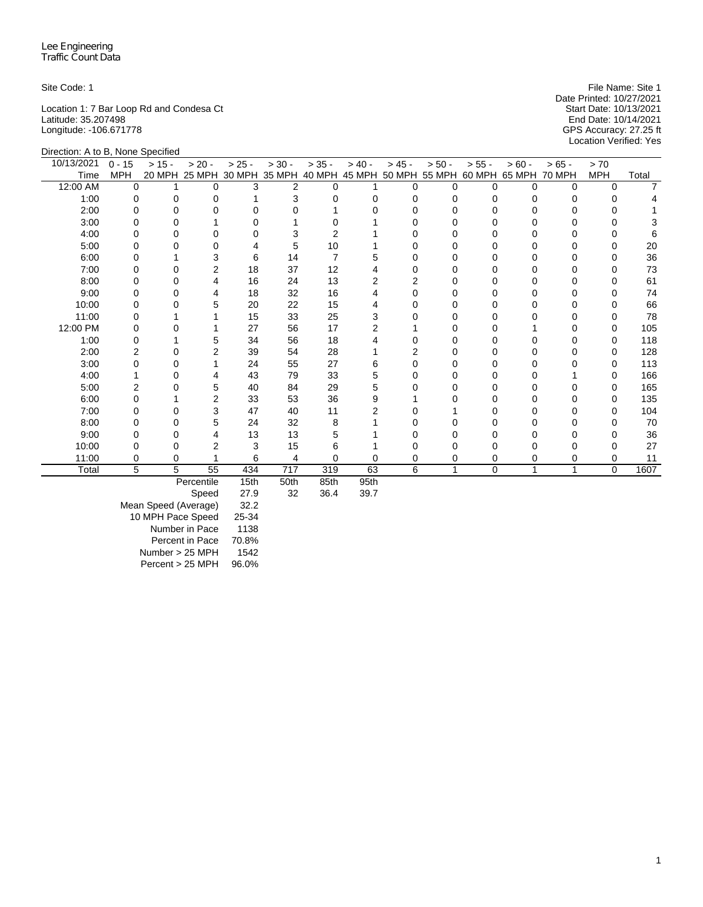Lee Engineering
Traffic Count Data

Site Code: 1

Location 1: 7 Bar Loop Rd and Condesa Ct
Latitude: 35.207498
Longitude: -106.671778

File Name: Site 1
Date Printed: 10/27/2021
Start Date: 10/13/2021
End Date: 10/14/2021
GPS Accuracy: 27.25 ft
Location Verified: Yes

Direction: A to B, None Specified

| 10/13/2021 Time | 0 - 15 MPH | > 15 - 20 MPH | > 20 - 25 MPH | > 25 - 30 MPH | > 30 - 35 MPH | > 35 - 40 MPH | > 40 - 45 MPH | > 45 - 50 MPH | > 50 - 55 MPH | > 55 - 60 MPH | > 60 - 65 MPH | > 65 - 70 MPH | > 70 MPH | Total |
|---|---|---|---|---|---|---|---|---|---|---|---|---|---|---|
| 12:00 AM | 0 | 1 | 0 | 3 | 2 | 0 | 1 | 0 | 0 | 0 | 0 | 0 | 0 | 7 |
| 1:00 | 0 | 0 | 0 | 1 | 3 | 0 | 0 | 0 | 0 | 0 | 0 | 0 | 0 | 4 |
| 2:00 | 0 | 0 | 0 | 0 | 0 | 1 | 0 | 0 | 0 | 0 | 0 | 0 | 0 | 1 |
| 3:00 | 0 | 0 | 1 | 0 | 1 | 0 | 1 | 0 | 0 | 0 | 0 | 0 | 0 | 3 |
| 4:00 | 0 | 0 | 0 | 0 | 3 | 2 | 1 | 0 | 0 | 0 | 0 | 0 | 0 | 6 |
| 5:00 | 0 | 0 | 0 | 4 | 5 | 10 | 1 | 0 | 0 | 0 | 0 | 0 | 0 | 20 |
| 6:00 | 0 | 1 | 3 | 6 | 14 | 7 | 5 | 0 | 0 | 0 | 0 | 0 | 0 | 36 |
| 7:00 | 0 | 0 | 2 | 18 | 37 | 12 | 4 | 0 | 0 | 0 | 0 | 0 | 0 | 73 |
| 8:00 | 0 | 0 | 4 | 16 | 24 | 13 | 2 | 2 | 0 | 0 | 0 | 0 | 0 | 61 |
| 9:00 | 0 | 0 | 4 | 18 | 32 | 16 | 4 | 0 | 0 | 0 | 0 | 0 | 0 | 74 |
| 10:00 | 0 | 0 | 5 | 20 | 22 | 15 | 4 | 0 | 0 | 0 | 0 | 0 | 0 | 66 |
| 11:00 | 0 | 1 | 1 | 15 | 33 | 25 | 3 | 0 | 0 | 0 | 0 | 0 | 0 | 78 |
| 12:00 PM | 0 | 0 | 1 | 27 | 56 | 17 | 2 | 1 | 0 | 0 | 1 | 0 | 0 | 105 |
| 1:00 | 0 | 1 | 5 | 34 | 56 | 18 | 4 | 0 | 0 | 0 | 0 | 0 | 0 | 118 |
| 2:00 | 2 | 0 | 2 | 39 | 54 | 28 | 1 | 2 | 0 | 0 | 0 | 0 | 0 | 128 |
| 3:00 | 0 | 0 | 1 | 24 | 55 | 27 | 6 | 0 | 0 | 0 | 0 | 0 | 0 | 113 |
| 4:00 | 1 | 0 | 4 | 43 | 79 | 33 | 5 | 0 | 0 | 0 | 0 | 1 | 0 | 166 |
| 5:00 | 2 | 0 | 5 | 40 | 84 | 29 | 5 | 0 | 0 | 0 | 0 | 0 | 0 | 165 |
| 6:00 | 0 | 1 | 2 | 33 | 53 | 36 | 9 | 1 | 0 | 0 | 0 | 0 | 0 | 135 |
| 7:00 | 0 | 0 | 3 | 47 | 40 | 11 | 2 | 0 | 1 | 0 | 0 | 0 | 0 | 104 |
| 8:00 | 0 | 0 | 5 | 24 | 32 | 8 | 1 | 0 | 0 | 0 | 0 | 0 | 0 | 70 |
| 9:00 | 0 | 0 | 4 | 13 | 13 | 5 | 1 | 0 | 0 | 0 | 0 | 0 | 0 | 36 |
| 10:00 | 0 | 0 | 2 | 3 | 15 | 6 | 1 | 0 | 0 | 0 | 0 | 0 | 0 | 27 |
| 11:00 | 0 | 0 | 1 | 6 | 4 | 0 | 0 | 0 | 0 | 0 | 0 | 0 | 0 | 11 |
| Total | 5 | 5 | 55 | 434 | 717 | 319 | 63 | 6 | 1 | 0 | 1 | 1 | 0 | 1607 |

| Percentile | 15th | 50th | 85th | 95th |
|---|---|---|---|---|
| Speed | 27.9 | 32 | 36.4 | 39.7 |

| | |
|---|---|
| Mean Speed (Average) | 32.2 |
| 10 MPH Pace Speed | 25-34 |
| Number in Pace | 1138 |
| Percent in Pace | 70.8% |
| Number > 25 MPH | 1542 |
| Percent > 25 MPH | 96.0% |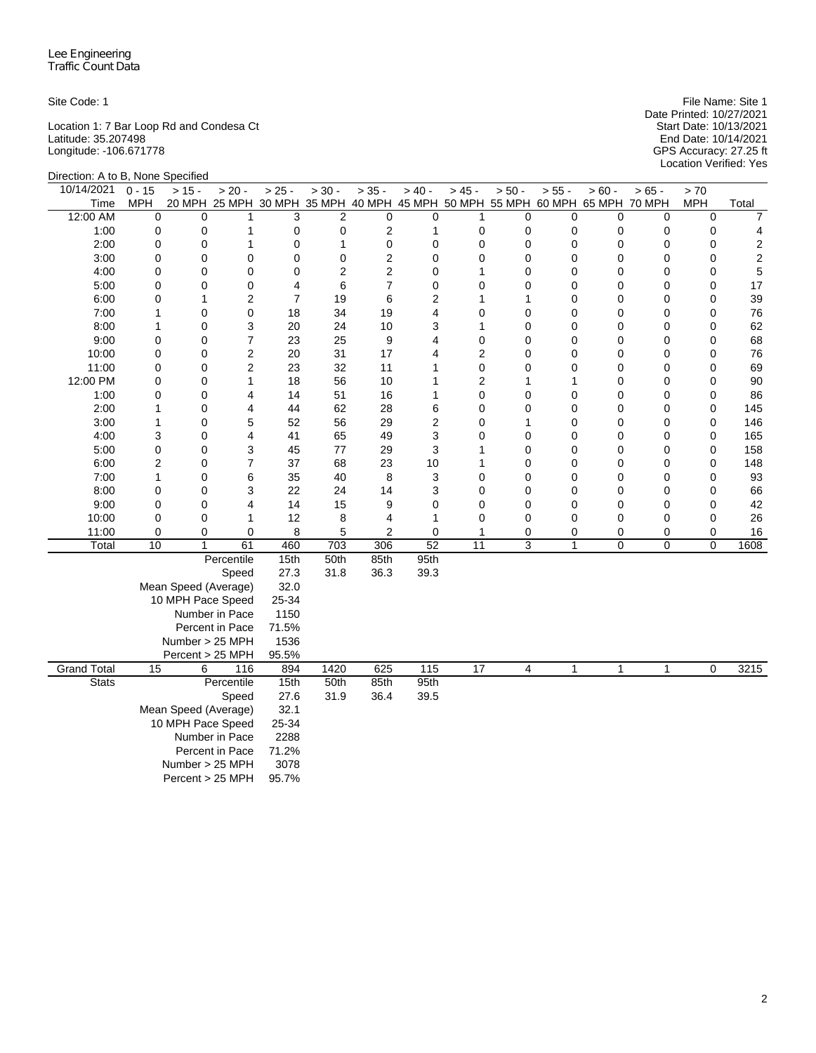Lee Engineering
Traffic Count Data

Site Code: 1

Location 1: 7 Bar Loop Rd and Condesa Ct
Latitude: 35.207498
Longitude: -106.671778

File Name: Site 1
Date Printed: 10/27/2021
Start Date: 10/13/2021
End Date: 10/14/2021
GPS Accuracy: 27.25 ft
Location Verified: Yes

Direction: A to B, None Specified

| 10/14/2021 Time | 0 - 15 MPH | > 15 - 20 MPH | > 20 - 25 MPH | > 25 - 30 MPH | > 30 - 35 MPH | > 35 - 40 MPH | > 40 - 45 MPH | > 45 - 50 MPH | > 50 - 55 MPH | > 55 - 60 MPH | > 60 - 65 MPH | > 65 - 70 MPH | > 70 MPH | Total |
|---|---|---|---|---|---|---|---|---|---|---|---|---|---|---|
| 12:00 AM | 0 | 0 | 1 | 3 | 2 | 0 | 0 | 1 | 0 | 0 | 0 | 0 | 0 | 7 |
| 1:00 | 0 | 0 | 1 | 0 | 0 | 2 | 1 | 0 | 0 | 0 | 0 | 0 | 0 | 4 |
| 2:00 | 0 | 0 | 1 | 0 | 1 | 0 | 0 | 0 | 0 | 0 | 0 | 0 | 0 | 2 |
| 3:00 | 0 | 0 | 0 | 0 | 0 | 2 | 0 | 0 | 0 | 0 | 0 | 0 | 0 | 2 |
| 4:00 | 0 | 0 | 0 | 0 | 2 | 2 | 0 | 1 | 0 | 0 | 0 | 0 | 0 | 5 |
| 5:00 | 0 | 0 | 0 | 4 | 6 | 7 | 0 | 0 | 0 | 0 | 0 | 0 | 0 | 17 |
| 6:00 | 0 | 1 | 2 | 7 | 19 | 6 | 2 | 1 | 1 | 0 | 0 | 0 | 0 | 39 |
| 7:00 | 1 | 0 | 0 | 18 | 34 | 19 | 4 | 0 | 0 | 0 | 0 | 0 | 0 | 76 |
| 8:00 | 1 | 0 | 3 | 20 | 24 | 10 | 3 | 1 | 0 | 0 | 0 | 0 | 0 | 62 |
| 9:00 | 0 | 0 | 7 | 23 | 25 | 9 | 4 | 0 | 0 | 0 | 0 | 0 | 0 | 68 |
| 10:00 | 0 | 0 | 2 | 20 | 31 | 17 | 4 | 2 | 0 | 0 | 0 | 0 | 0 | 76 |
| 11:00 | 0 | 0 | 2 | 23 | 32 | 11 | 1 | 0 | 0 | 0 | 0 | 0 | 0 | 69 |
| 12:00 PM | 0 | 0 | 1 | 18 | 56 | 10 | 1 | 2 | 1 | 1 | 0 | 0 | 0 | 90 |
| 1:00 | 0 | 0 | 4 | 14 | 51 | 16 | 1 | 0 | 0 | 0 | 0 | 0 | 0 | 86 |
| 2:00 | 1 | 0 | 4 | 44 | 62 | 28 | 6 | 0 | 0 | 0 | 0 | 0 | 0 | 145 |
| 3:00 | 1 | 0 | 5 | 52 | 56 | 29 | 2 | 0 | 1 | 0 | 0 | 0 | 0 | 146 |
| 4:00 | 3 | 0 | 4 | 41 | 65 | 49 | 3 | 0 | 0 | 0 | 0 | 0 | 0 | 165 |
| 5:00 | 0 | 0 | 3 | 45 | 77 | 29 | 3 | 1 | 0 | 0 | 0 | 0 | 0 | 158 |
| 6:00 | 2 | 0 | 7 | 37 | 68 | 23 | 10 | 1 | 0 | 0 | 0 | 0 | 0 | 148 |
| 7:00 | 1 | 0 | 6 | 35 | 40 | 8 | 3 | 0 | 0 | 0 | 0 | 0 | 0 | 93 |
| 8:00 | 0 | 0 | 3 | 22 | 24 | 14 | 3 | 0 | 0 | 0 | 0 | 0 | 0 | 66 |
| 9:00 | 0 | 0 | 4 | 14 | 15 | 9 | 0 | 0 | 0 | 0 | 0 | 0 | 0 | 42 |
| 10:00 | 0 | 0 | 1 | 12 | 8 | 4 | 1 | 0 | 0 | 0 | 0 | 0 | 0 | 26 |
| 11:00 | 0 | 0 | 0 | 8 | 5 | 2 | 0 | 1 | 0 | 0 | 0 | 0 | 0 | 16 |
| Total | 10 | 1 | 61 | 460 | 703 | 306 | 52 | 11 | 3 | 1 | 0 | 0 | 0 | 1608 |
| | | | Percentile | 15th | 50th | 85th | 95th | | | | | | | |
| | | | Speed | 27.3 | 31.8 | 36.3 | 39.3 | | | | | | | |
| | | | Mean Speed (Average) | 32.0 | | | | | | | | | | |
| | | | 10 MPH Pace Speed | 25-34 | | | | | | | | | | |
| | | | Number in Pace | 1150 | | | | | | | | | | |
| | | | Percent in Pace | 71.5% | | | | | | | | | | |
| | | | Number > 25 MPH | 1536 | | | | | | | | | | |
| | | | Percent > 25 MPH | 95.5% | | | | | | | | | | |
| Grand Total | 15 | 6 | 116 | 894 | 1420 | 625 | 115 | 17 | 4 | 1 | 1 | 1 | 0 | 3215 |
| Stats | | | Percentile | 15th | 50th | 85th | 95th | | | | | | | |
| | | | Speed | 27.6 | 31.9 | 36.4 | 39.5 | | | | | | | |
| | | | Mean Speed (Average) | 32.1 | | | | | | | | | | |
| | | | 10 MPH Pace Speed | 25-34 | | | | | | | | | | |
| | | | Number in Pace | 2288 | | | | | | | | | | |
| | | | Percent in Pace | 71.2% | | | | | | | | | | |
| | | | Number > 25 MPH | 3078 | | | | | | | | | | |
| | | | Percent > 25 MPH | 95.7% | | | | | | | | | | |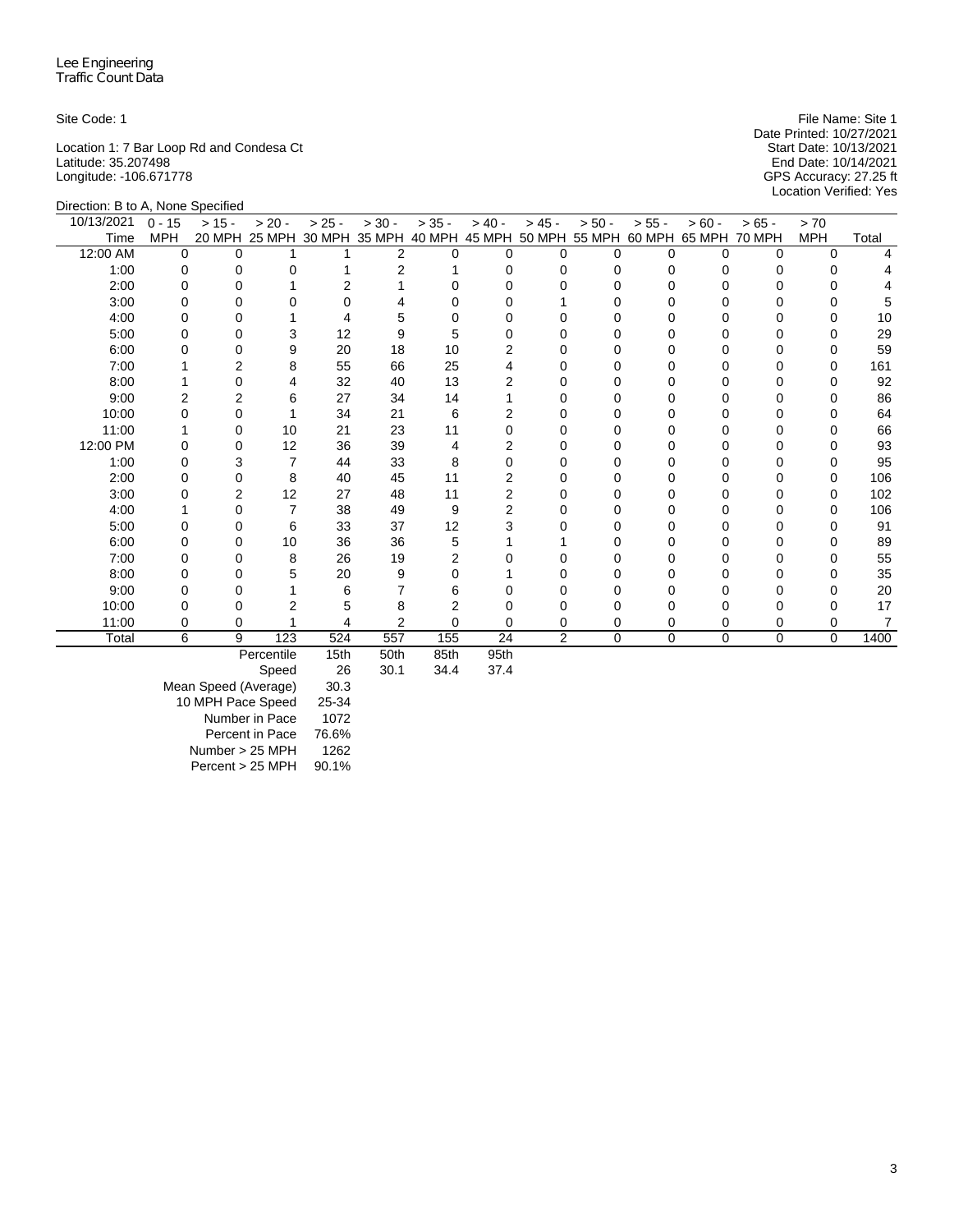Lee Engineering
Traffic Count Data

Site Code: 1

Location 1: 7 Bar Loop Rd and Condesa Ct
Latitude: 35.207498
Longitude: -106.671778

File Name: Site 1
Date Printed: 10/27/2021
Start Date: 10/13/2021
End Date: 10/14/2021
GPS Accuracy: 27.25 ft
Location Verified: Yes

Direction: B to A, None Specified

| 10/13/2021 Time | 0 - 15 MPH | > 15 - 20 MPH | > 20 - 25 MPH | > 25 - 30 MPH | > 30 - 35 MPH | > 35 - 40 MPH | > 40 - 45 MPH | > 45 - 50 MPH | > 50 - 55 MPH | > 55 - 60 MPH | > 60 - 65 MPH | > 65 - 70 MPH | > 70 MPH | Total |
|---|---|---|---|---|---|---|---|---|---|---|---|---|---|---|
| 12:00 AM | 0 | 0 | 1 | 1 | 2 | 0 | 0 | 0 | 0 | 0 | 0 | 0 | 0 | 4 |
| 1:00 | 0 | 0 | 0 | 1 | 2 | 1 | 0 | 0 | 0 | 0 | 0 | 0 | 0 | 4 |
| 2:00 | 0 | 0 | 1 | 2 | 1 | 0 | 0 | 0 | 0 | 0 | 0 | 0 | 0 | 4 |
| 3:00 | 0 | 0 | 0 | 0 | 4 | 0 | 0 | 1 | 0 | 0 | 0 | 0 | 0 | 5 |
| 4:00 | 0 | 0 | 1 | 4 | 5 | 0 | 0 | 0 | 0 | 0 | 0 | 0 | 0 | 10 |
| 5:00 | 0 | 0 | 3 | 12 | 9 | 5 | 0 | 0 | 0 | 0 | 0 | 0 | 0 | 29 |
| 6:00 | 0 | 0 | 9 | 20 | 18 | 10 | 2 | 0 | 0 | 0 | 0 | 0 | 0 | 59 |
| 7:00 | 1 | 2 | 8 | 55 | 66 | 25 | 4 | 0 | 0 | 0 | 0 | 0 | 0 | 161 |
| 8:00 | 1 | 0 | 4 | 32 | 40 | 13 | 2 | 0 | 0 | 0 | 0 | 0 | 0 | 92 |
| 9:00 | 2 | 2 | 6 | 27 | 34 | 14 | 1 | 0 | 0 | 0 | 0 | 0 | 0 | 86 |
| 10:00 | 0 | 0 | 1 | 34 | 21 | 6 | 2 | 0 | 0 | 0 | 0 | 0 | 0 | 64 |
| 11:00 | 1 | 0 | 10 | 21 | 23 | 11 | 0 | 0 | 0 | 0 | 0 | 0 | 0 | 66 |
| 12:00 PM | 0 | 0 | 12 | 36 | 39 | 4 | 2 | 0 | 0 | 0 | 0 | 0 | 0 | 93 |
| 1:00 | 0 | 3 | 7 | 44 | 33 | 8 | 0 | 0 | 0 | 0 | 0 | 0 | 0 | 95 |
| 2:00 | 0 | 0 | 8 | 40 | 45 | 11 | 2 | 0 | 0 | 0 | 0 | 0 | 0 | 106 |
| 3:00 | 0 | 2 | 12 | 27 | 48 | 11 | 2 | 0 | 0 | 0 | 0 | 0 | 0 | 102 |
| 4:00 | 1 | 0 | 7 | 38 | 49 | 9 | 2 | 0 | 0 | 0 | 0 | 0 | 0 | 106 |
| 5:00 | 0 | 0 | 6 | 33 | 37 | 12 | 3 | 0 | 0 | 0 | 0 | 0 | 0 | 91 |
| 6:00 | 0 | 0 | 10 | 36 | 36 | 5 | 1 | 1 | 0 | 0 | 0 | 0 | 0 | 89 |
| 7:00 | 0 | 0 | 8 | 26 | 19 | 2 | 0 | 0 | 0 | 0 | 0 | 0 | 0 | 55 |
| 8:00 | 0 | 0 | 5 | 20 | 9 | 0 | 1 | 0 | 0 | 0 | 0 | 0 | 0 | 35 |
| 9:00 | 0 | 0 | 1 | 6 | 7 | 6 | 0 | 0 | 0 | 0 | 0 | 0 | 0 | 20 |
| 10:00 | 0 | 0 | 2 | 5 | 8 | 2 | 0 | 0 | 0 | 0 | 0 | 0 | 0 | 17 |
| 11:00 | 0 | 0 | 1 | 4 | 2 | 0 | 0 | 0 | 0 | 0 | 0 | 0 | 0 | 7 |
| Total | 6 | 9 | 123 | 524 | 557 | 155 | 24 | 2 | 0 | 0 | 0 | 0 | 0 | 1400 |

| Percentile | 15th | 50th | 85th | 95th |
|---|---|---|---|---|
| Speed | 26 | 30.1 | 34.4 | 37.4 |

| | |
|---|---|
| Mean Speed (Average) | 30.3 |
| 10 MPH Pace Speed | 25-34 |
| Number in Pace | 1072 |
| Percent in Pace | 76.6% |
| Number > 25 MPH | 1262 |
| Percent > 25 MPH | 90.1% |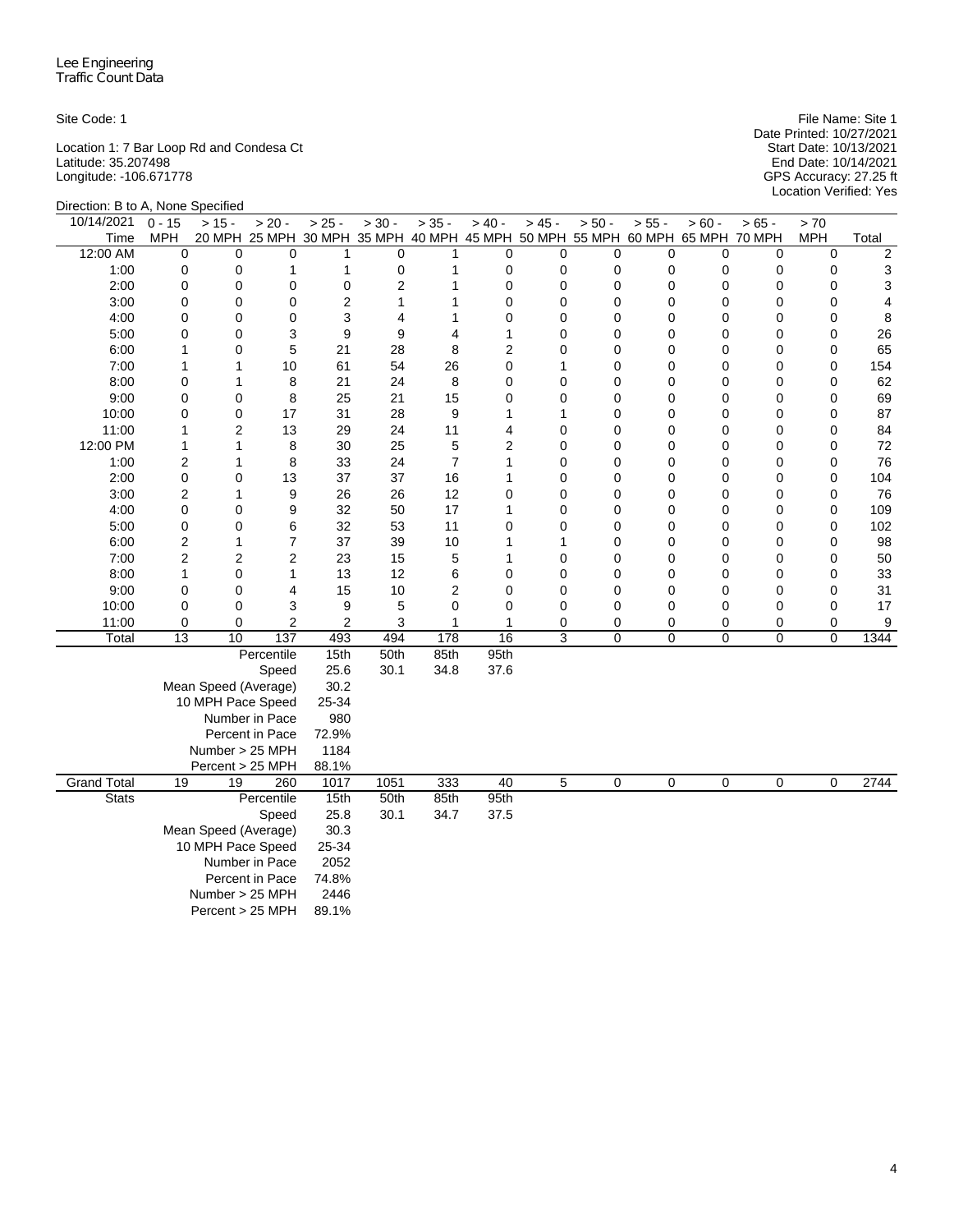Lee Engineering
Traffic Count Data

Site Code: 1

Location 1: 7 Bar Loop Rd and Condesa Ct
Latitude: 35.207498
Longitude: -106.671778

File Name: Site 1
Date Printed: 10/27/2021
Start Date: 10/13/2021
End Date: 10/14/2021
GPS Accuracy: 27.25 ft
Location Verified: Yes

Direction: B to A, None Specified

| 10/14/2021 Time | 0 - 15 MPH | > 15 - 20 MPH | > 20 - 25 MPH | > 25 - 30 MPH | > 30 - 35 MPH | > 35 - 40 MPH | > 40 - 45 MPH | > 45 - 50 MPH | > 50 - 55 MPH | > 55 - 60 MPH | > 60 - 65 MPH | > 65 - 70 MPH | > 70 MPH | Total |
|---|---|---|---|---|---|---|---|---|---|---|---|---|---|---|
| 12:00 AM | 0 | 0 | 0 | 1 | 0 | 1 | 0 | 0 | 0 | 0 | 0 | 0 | 0 | 2 |
| 1:00 | 0 | 0 | 1 | 1 | 0 | 1 | 0 | 0 | 0 | 0 | 0 | 0 | 0 | 3 |
| 2:00 | 0 | 0 | 0 | 0 | 2 | 1 | 0 | 0 | 0 | 0 | 0 | 0 | 0 | 3 |
| 3:00 | 0 | 0 | 0 | 2 | 1 | 1 | 0 | 0 | 0 | 0 | 0 | 0 | 0 | 4 |
| 4:00 | 0 | 0 | 0 | 3 | 4 | 1 | 0 | 0 | 0 | 0 | 0 | 0 | 0 | 8 |
| 5:00 | 0 | 0 | 3 | 9 | 9 | 4 | 1 | 0 | 0 | 0 | 0 | 0 | 0 | 26 |
| 6:00 | 1 | 0 | 5 | 21 | 28 | 8 | 2 | 0 | 0 | 0 | 0 | 0 | 0 | 65 |
| 7:00 | 1 | 1 | 10 | 61 | 54 | 26 | 0 | 1 | 0 | 0 | 0 | 0 | 0 | 154 |
| 8:00 | 0 | 1 | 8 | 21 | 24 | 8 | 0 | 0 | 0 | 0 | 0 | 0 | 0 | 62 |
| 9:00 | 0 | 0 | 8 | 25 | 21 | 15 | 0 | 0 | 0 | 0 | 0 | 0 | 0 | 69 |
| 10:00 | 0 | 0 | 17 | 31 | 28 | 9 | 1 | 1 | 0 | 0 | 0 | 0 | 0 | 87 |
| 11:00 | 1 | 2 | 13 | 29 | 24 | 11 | 4 | 0 | 0 | 0 | 0 | 0 | 0 | 84 |
| 12:00 PM | 1 | 1 | 8 | 30 | 25 | 5 | 2 | 0 | 0 | 0 | 0 | 0 | 0 | 72 |
| 1:00 | 2 | 1 | 8 | 33 | 24 | 7 | 1 | 0 | 0 | 0 | 0 | 0 | 0 | 76 |
| 2:00 | 0 | 0 | 13 | 37 | 37 | 16 | 1 | 0 | 0 | 0 | 0 | 0 | 0 | 104 |
| 3:00 | 2 | 1 | 9 | 26 | 26 | 12 | 0 | 0 | 0 | 0 | 0 | 0 | 0 | 76 |
| 4:00 | 0 | 0 | 9 | 32 | 50 | 17 | 1 | 0 | 0 | 0 | 0 | 0 | 0 | 109 |
| 5:00 | 0 | 0 | 6 | 32 | 53 | 11 | 0 | 0 | 0 | 0 | 0 | 0 | 0 | 102 |
| 6:00 | 2 | 1 | 7 | 37 | 39 | 10 | 1 | 1 | 0 | 0 | 0 | 0 | 0 | 98 |
| 7:00 | 2 | 2 | 2 | 23 | 15 | 5 | 1 | 0 | 0 | 0 | 0 | 0 | 0 | 50 |
| 8:00 | 1 | 0 | 1 | 13 | 12 | 6 | 0 | 0 | 0 | 0 | 0 | 0 | 0 | 33 |
| 9:00 | 0 | 0 | 4 | 15 | 10 | 2 | 0 | 0 | 0 | 0 | 0 | 0 | 0 | 31 |
| 10:00 | 0 | 0 | 3 | 9 | 5 | 0 | 0 | 0 | 0 | 0 | 0 | 0 | 0 | 17 |
| 11:00 | 0 | 0 | 2 | 2 | 3 | 1 | 1 | 0 | 0 | 0 | 0 | 0 | 0 | 9 |
| Total | 13 | 10 | 137 | 493 | 494 | 178 | 16 | 3 | 0 | 0 | 0 | 0 | 0 | 1344 |
| | | | Percentile | 15th | 50th | 85th | 95th | | | | | | | |
| | | | Speed | 25.6 | 30.1 | 34.8 | 37.6 | | | | | | | |
| | | | Mean Speed (Average) | 30.2 | | | | | | | | | | |
| | | | 10 MPH Pace Speed | 25-34 | | | | | | | | | | |
| | | | Number in Pace | 980 | | | | | | | | | | |
| | | | Percent in Pace | 72.9% | | | | | | | | | | |
| | | | Number > 25 MPH | 1184 | | | | | | | | | | |
| | | | Percent > 25 MPH | 88.1% | | | | | | | | | | |
| Grand Total | 19 | 19 | 260 | 1017 | 1051 | 333 | 40 | 5 | 0 | 0 | 0 | 0 | 0 | 2744 |
| Stats | | | Percentile | 15th | 50th | 85th | 95th | | | | | | | |
| | | | Speed | 25.8 | 30.1 | 34.7 | 37.5 | | | | | | | |
| | | | Mean Speed (Average) | 30.3 | | | | | | | | | | |
| | | | 10 MPH Pace Speed | 25-34 | | | | | | | | | | |
| | | | Number in Pace | 2052 | | | | | | | | | | |
| | | | Percent in Pace | 74.8% | | | | | | | | | | |
| | | | Number > 25 MPH | 2446 | | | | | | | | | | |
| | | | Percent > 25 MPH | 89.1% | | | | | | | | | | |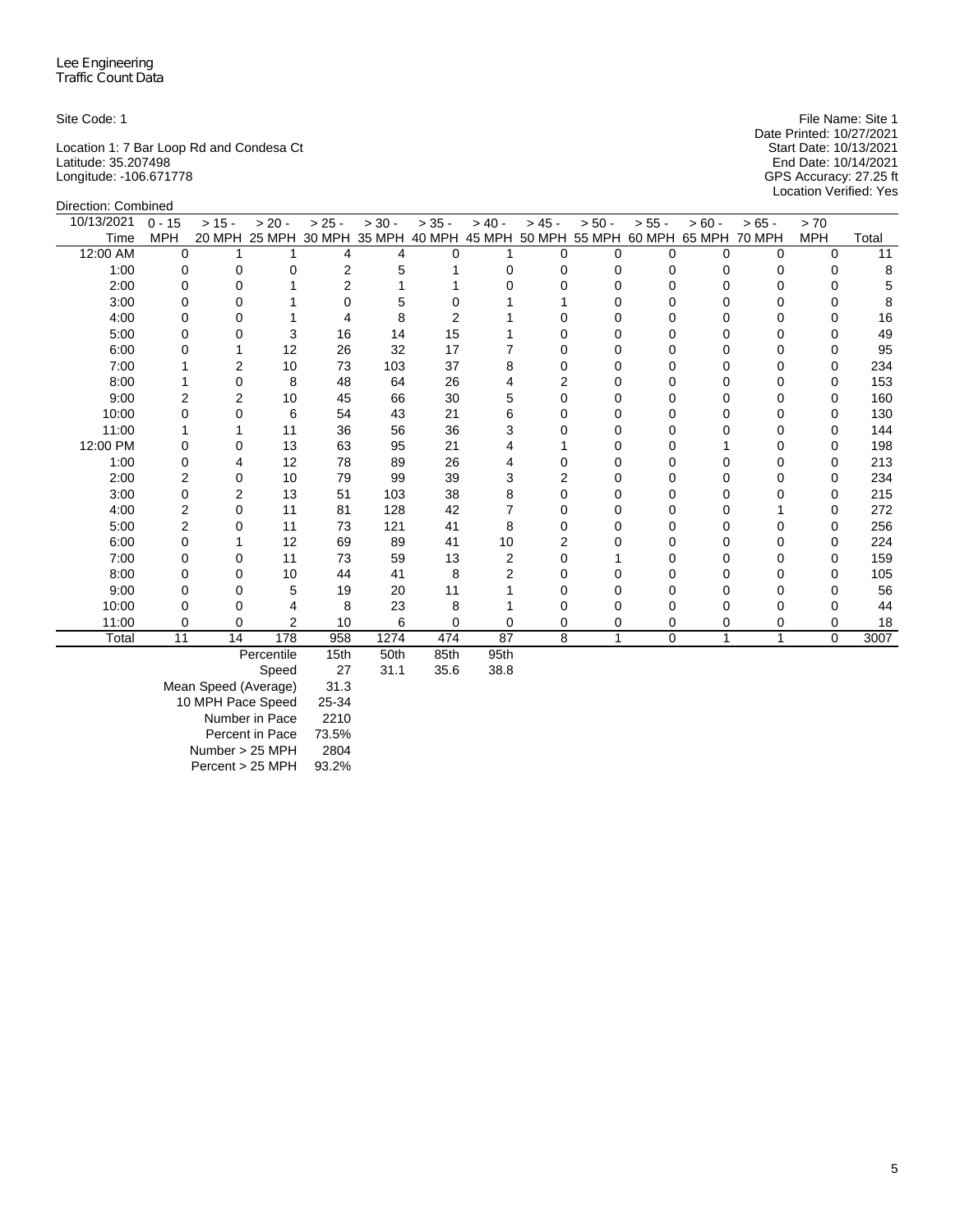Lee Engineering
Traffic Count Data

Site Code: 1

Location 1: 7 Bar Loop Rd and Condesa Ct
Latitude: 35.207498
Longitude: -106.671778

File Name: Site 1
Date Printed: 10/27/2021
Start Date: 10/13/2021
End Date: 10/14/2021
GPS Accuracy: 27.25 ft
Location Verified: Yes

Direction: Combined

| 10/13/2021 Time | 0 - 15 MPH | > 15 - 20 MPH | > 20 - 25 MPH | > 25 - 30 MPH | > 30 - 35 MPH | > 35 - 40 MPH | > 40 - 45 MPH | > 45 - 50 MPH | > 50 - 55 MPH | > 55 - 60 MPH | > 60 - 65 MPH | > 65 - 70 MPH | > 70 MPH | Total |
|---|---|---|---|---|---|---|---|---|---|---|---|---|---|---|
| 12:00 AM | 0 | 1 | 1 | 4 | 4 | 0 | 1 | 0 | 0 | 0 | 0 | 0 | 0 | 11 |
| 1:00 | 0 | 0 | 0 | 2 | 5 | 1 | 0 | 0 | 0 | 0 | 0 | 0 | 0 | 8 |
| 2:00 | 0 | 0 | 1 | 2 | 1 | 1 | 0 | 0 | 0 | 0 | 0 | 0 | 0 | 5 |
| 3:00 | 0 | 0 | 1 | 0 | 5 | 0 | 1 | 1 | 0 | 0 | 0 | 0 | 0 | 8 |
| 4:00 | 0 | 0 | 1 | 4 | 8 | 2 | 1 | 0 | 0 | 0 | 0 | 0 | 0 | 16 |
| 5:00 | 0 | 0 | 3 | 16 | 14 | 15 | 1 | 0 | 0 | 0 | 0 | 0 | 0 | 49 |
| 6:00 | 0 | 1 | 12 | 26 | 32 | 17 | 7 | 0 | 0 | 0 | 0 | 0 | 0 | 95 |
| 7:00 | 1 | 2 | 10 | 73 | 103 | 37 | 8 | 0 | 0 | 0 | 0 | 0 | 0 | 234 |
| 8:00 | 1 | 0 | 8 | 48 | 64 | 26 | 4 | 2 | 0 | 0 | 0 | 0 | 0 | 153 |
| 9:00 | 2 | 2 | 10 | 45 | 66 | 30 | 5 | 0 | 0 | 0 | 0 | 0 | 0 | 160 |
| 10:00 | 0 | 0 | 6 | 54 | 43 | 21 | 6 | 0 | 0 | 0 | 0 | 0 | 0 | 130 |
| 11:00 | 1 | 1 | 11 | 36 | 56 | 36 | 3 | 0 | 0 | 0 | 0 | 0 | 0 | 144 |
| 12:00 PM | 0 | 0 | 13 | 63 | 95 | 21 | 4 | 1 | 0 | 0 | 1 | 0 | 0 | 198 |
| 1:00 | 0 | 4 | 12 | 78 | 89 | 26 | 4 | 0 | 0 | 0 | 0 | 0 | 0 | 213 |
| 2:00 | 2 | 0 | 10 | 79 | 99 | 39 | 3 | 2 | 0 | 0 | 0 | 0 | 0 | 234 |
| 3:00 | 0 | 2 | 13 | 51 | 103 | 38 | 8 | 0 | 0 | 0 | 0 | 0 | 0 | 215 |
| 4:00 | 2 | 0 | 11 | 81 | 128 | 42 | 7 | 0 | 0 | 0 | 0 | 1 | 0 | 272 |
| 5:00 | 2 | 0 | 11 | 73 | 121 | 41 | 8 | 0 | 0 | 0 | 0 | 0 | 0 | 256 |
| 6:00 | 0 | 1 | 12 | 69 | 89 | 41 | 10 | 2 | 0 | 0 | 0 | 0 | 0 | 224 |
| 7:00 | 0 | 0 | 11 | 73 | 59 | 13 | 2 | 0 | 1 | 0 | 0 | 0 | 0 | 159 |
| 8:00 | 0 | 0 | 10 | 44 | 41 | 8 | 2 | 0 | 0 | 0 | 0 | 0 | 0 | 105 |
| 9:00 | 0 | 0 | 5 | 19 | 20 | 11 | 1 | 0 | 0 | 0 | 0 | 0 | 0 | 56 |
| 10:00 | 0 | 0 | 4 | 8 | 23 | 8 | 1 | 0 | 0 | 0 | 0 | 0 | 0 | 44 |
| 11:00 | 0 | 0 | 2 | 10 | 6 | 0 | 0 | 0 | 0 | 0 | 0 | 0 | 0 | 18 |
| Total | 11 | 14 | 178 | 958 | 1274 | 474 | 87 | 8 | 1 | 0 | 1 | 1 | 0 | 3007 |

| Percentile | 15th | 50th | 85th | 95th |
|---|---|---|---|---|
| Speed | 27 | 31.1 | 35.6 | 38.8 |

| | |
|---|---|
| Mean Speed (Average) | 31.3 |
| 10 MPH Pace Speed | 25-34 |
| Number in Pace | 2210 |
| Percent in Pace | 73.5% |
| Number > 25 MPH | 2804 |
| Percent > 25 MPH | 93.2% |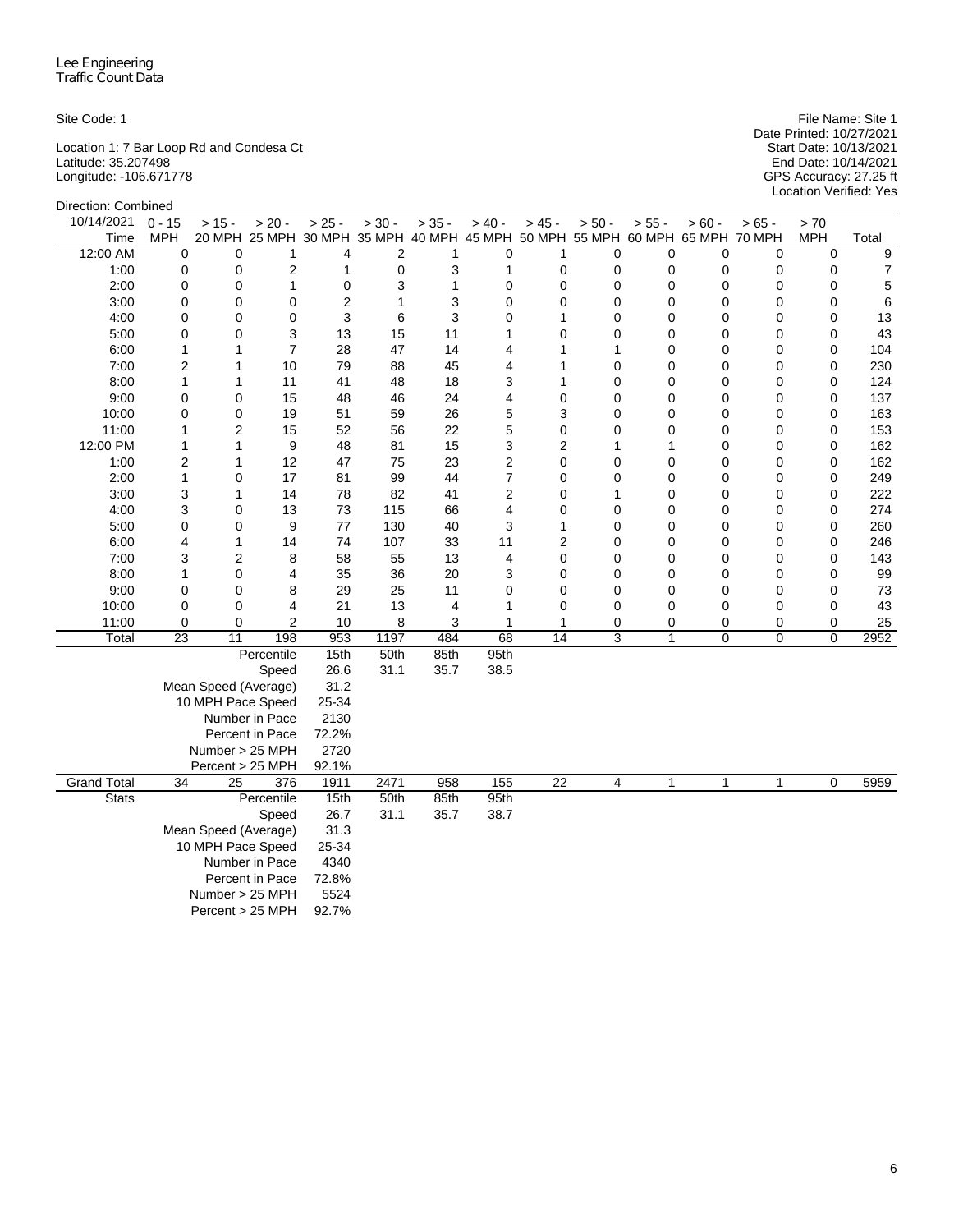Lee Engineering
Traffic Count Data

Site Code: 1

Location 1: 7 Bar Loop Rd and Condesa Ct
Latitude: 35.207498
Longitude: -106.671778

File Name: Site 1
Date Printed: 10/27/2021
Start Date: 10/13/2021
End Date: 10/14/2021
GPS Accuracy: 27.25 ft
Location Verified: Yes

Direction: Combined

| 10/14/2021 Time | 0 - 15 MPH | > 15 - 20 MPH | > 20 - 25 MPH | > 25 - 30 MPH | > 30 - 35 MPH | > 35 - 40 MPH | > 40 - 45 MPH | > 45 - 50 MPH | > 50 - 55 MPH | > 55 - 60 MPH | > 60 - 65 MPH | > 65 - 70 MPH | > 70 MPH | Total |
|---|---|---|---|---|---|---|---|---|---|---|---|---|---|---|
| 12:00 AM | 0 | 0 | 1 | 4 | 2 | 1 | 0 | 1 | 0 | 0 | 0 | 0 | 0 | 9 |
| 1:00 | 0 | 0 | 2 | 1 | 0 | 3 | 1 | 0 | 0 | 0 | 0 | 0 | 0 | 7 |
| 2:00 | 0 | 0 | 1 | 0 | 3 | 1 | 0 | 0 | 0 | 0 | 0 | 0 | 0 | 5 |
| 3:00 | 0 | 0 | 0 | 2 | 1 | 3 | 0 | 0 | 0 | 0 | 0 | 0 | 0 | 6 |
| 4:00 | 0 | 0 | 0 | 3 | 6 | 3 | 0 | 1 | 0 | 0 | 0 | 0 | 0 | 13 |
| 5:00 | 0 | 0 | 3 | 13 | 15 | 11 | 1 | 0 | 0 | 0 | 0 | 0 | 0 | 43 |
| 6:00 | 1 | 1 | 7 | 28 | 47 | 14 | 4 | 1 | 1 | 0 | 0 | 0 | 0 | 104 |
| 7:00 | 2 | 1 | 10 | 79 | 88 | 45 | 4 | 1 | 0 | 0 | 0 | 0 | 0 | 230 |
| 8:00 | 1 | 1 | 11 | 41 | 48 | 18 | 3 | 1 | 0 | 0 | 0 | 0 | 0 | 124 |
| 9:00 | 0 | 0 | 15 | 48 | 46 | 24 | 4 | 0 | 0 | 0 | 0 | 0 | 0 | 137 |
| 10:00 | 0 | 0 | 19 | 51 | 59 | 26 | 5 | 3 | 0 | 0 | 0 | 0 | 0 | 163 |
| 11:00 | 1 | 2 | 15 | 52 | 56 | 22 | 5 | 0 | 0 | 0 | 0 | 0 | 0 | 153 |
| 12:00 PM | 1 | 1 | 9 | 48 | 81 | 15 | 3 | 2 | 1 | 1 | 0 | 0 | 0 | 162 |
| 1:00 | 2 | 1 | 12 | 47 | 75 | 23 | 2 | 0 | 0 | 0 | 0 | 0 | 0 | 162 |
| 2:00 | 1 | 0 | 17 | 81 | 99 | 44 | 7 | 0 | 0 | 0 | 0 | 0 | 0 | 249 |
| 3:00 | 3 | 1 | 14 | 78 | 82 | 41 | 2 | 0 | 1 | 0 | 0 | 0 | 0 | 222 |
| 4:00 | 3 | 0 | 13 | 73 | 115 | 66 | 4 | 0 | 0 | 0 | 0 | 0 | 0 | 274 |
| 5:00 | 0 | 0 | 9 | 77 | 130 | 40 | 3 | 1 | 0 | 0 | 0 | 0 | 0 | 260 |
| 6:00 | 4 | 1 | 14 | 74 | 107 | 33 | 11 | 2 | 0 | 0 | 0 | 0 | 0 | 246 |
| 7:00 | 3 | 2 | 8 | 58 | 55 | 13 | 4 | 0 | 0 | 0 | 0 | 0 | 0 | 143 |
| 8:00 | 1 | 0 | 4 | 35 | 36 | 20 | 3 | 0 | 0 | 0 | 0 | 0 | 0 | 99 |
| 9:00 | 0 | 0 | 8 | 29 | 25 | 11 | 0 | 0 | 0 | 0 | 0 | 0 | 0 | 73 |
| 10:00 | 0 | 0 | 4 | 21 | 13 | 4 | 1 | 0 | 0 | 0 | 0 | 0 | 0 | 43 |
| 11:00 | 0 | 0 | 2 | 10 | 8 | 3 | 1 | 1 | 0 | 0 | 0 | 0 | 0 | 25 |
| Total | 23 | 11 | 198 | 953 | 1197 | 484 | 68 | 14 | 3 | 1 | 0 | 0 | 0 | 2952 |
| | | | Percentile | 15th | 50th | 85th | 95th | | | | | | | |
| | | | Speed | 26.6 | 31.1 | 35.7 | 38.5 | | | | | | | |
| | | | Mean Speed (Average) | 31.2 | | | | | | | | | | |
| | | | 10 MPH Pace Speed | 25-34 | | | | | | | | | | |
| | | | Number in Pace | 2130 | | | | | | | | | | |
| | | | Percent in Pace | 72.2% | | | | | | | | | | |
| | | | Number > 25 MPH | 2720 | | | | | | | | | | |
| | | | Percent > 25 MPH | 92.1% | | | | | | | | | | |
| Grand Total | 34 | 25 | 376 | 1911 | 2471 | 958 | 155 | 22 | 4 | 1 | 1 | 1 | 0 | 5959 |
| Stats | | | Percentile | 15th | 50th | 85th | 95th | | | | | | | |
| | | | Speed | 26.7 | 31.1 | 35.7 | 38.7 | | | | | | | |
| | | | Mean Speed (Average) | 31.3 | | | | | | | | | | |
| | | | 10 MPH Pace Speed | 25-34 | | | | | | | | | | |
| | | | Number in Pace | 4340 | | | | | | | | | | |
| | | | Percent in Pace | 72.8% | | | | | | | | | | |
| | | | Number > 25 MPH | 5524 | | | | | | | | | | |
| | | | Percent > 25 MPH | 92.7% | | | | | | | | | | |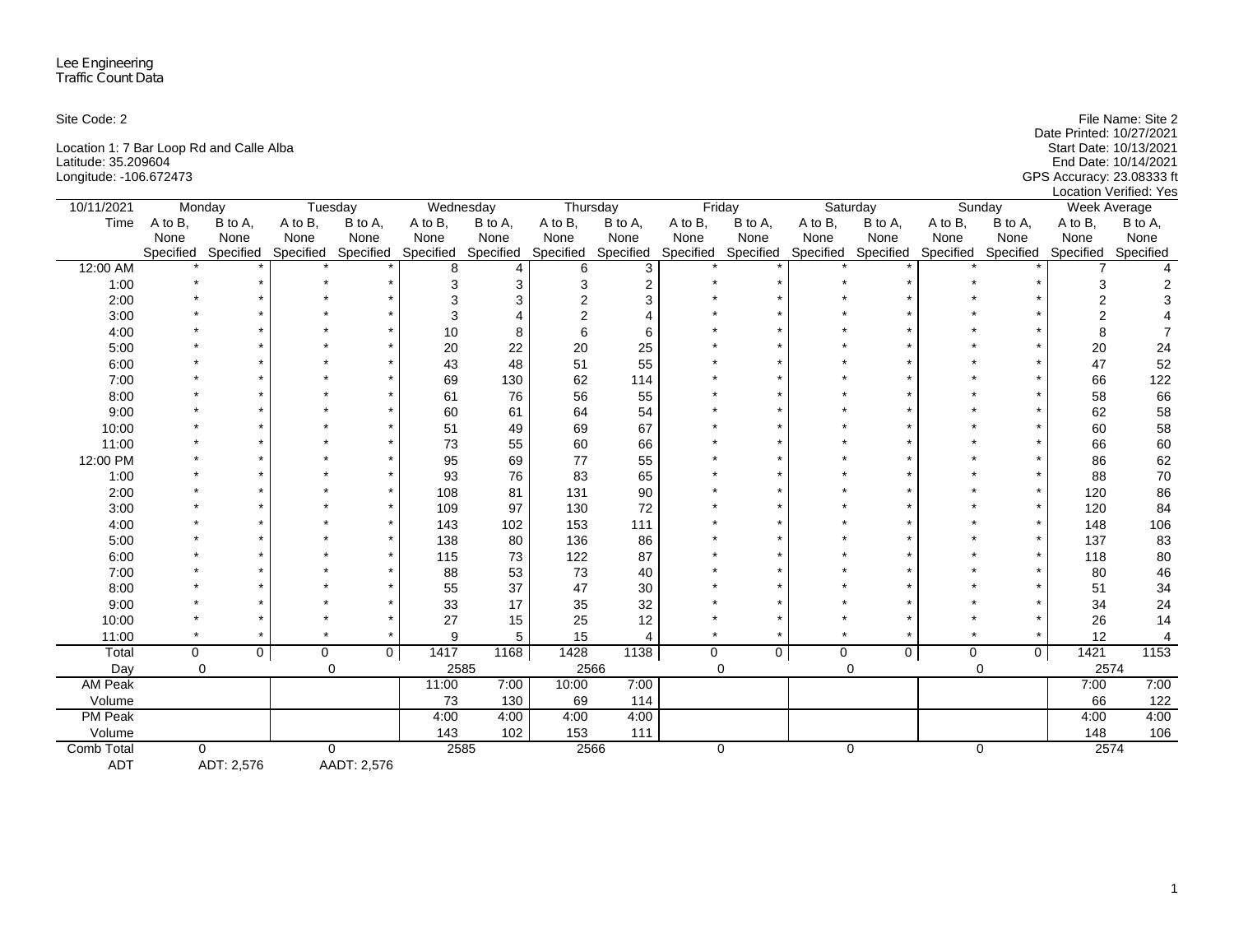Lee Engineering
Traffic Count Data

Site Code: 2

Location 1: 7 Bar Loop Rd and Calle Alba
Latitude: 35.209604
Longitude: -106.672473

File Name: Site 2
Date Printed: 10/27/2021
Start Date: 10/13/2021
End Date: 10/14/2021
GPS Accuracy: 23.08333 ft
Location Verified: Yes

| 10/11/2021 | Monday | | Tuesday | | Wednesday | | Thursday | | Friday | | Saturday | | Sunday | | Week Average | |
|---|---|---|---|---|---|---|---|---|---|---|---|---|---|---|---|---|
| Time | A to B, None Specified | B to A, None Specified | A to B, None Specified | B to A, None Specified | A to B, None Specified | B to A, None Specified | A to B, None Specified | B to A, None Specified | A to B, None Specified | B to A, None Specified | A to B, None Specified | B to A, None Specified | A to B, None Specified | B to A, None Specified | A to B, None Specified | B to A, None Specified |
| 12:00 AM | * | * | * | * | 8 | 4 | 6 | 3 | * | * | * | * | * | * | 7 | 4 |
| 1:00 | * | * | * | * | 3 | 3 | 3 | 2 | * | * | * | * | * | * | 3 | 2 |
| 2:00 | * | * | * | * | 3 | 3 | 2 | 3 | * | * | * | * | * | * | 2 | 3 |
| 3:00 | * | * | * | * | 3 | 4 | 2 | 4 | * | * | * | * | * | * | 2 | 4 |
| 4:00 | * | * | * | * | 10 | 8 | 6 | 6 | * | * | * | * | * | * | 8 | 7 |
| 5:00 | * | * | * | * | 20 | 22 | 20 | 25 | * | * | * | * | * | * | 20 | 24 |
| 6:00 | * | * | * | * | 43 | 48 | 51 | 55 | * | * | * | * | * | * | 47 | 52 |
| 7:00 | * | * | * | * | 69 | 130 | 62 | 114 | * | * | * | * | * | * | 66 | 122 |
| 8:00 | * | * | * | * | 61 | 76 | 56 | 55 | * | * | * | * | * | * | 58 | 66 |
| 9:00 | * | * | * | * | 60 | 61 | 64 | 54 | * | * | * | * | * | * | 62 | 58 |
| 10:00 | * | * | * | * | 51 | 49 | 69 | 67 | * | * | * | * | * | * | 60 | 58 |
| 11:00 | * | * | * | * | 73 | 55 | 60 | 66 | * | * | * | * | * | * | 66 | 60 |
| 12:00 PM | * | * | * | * | 95 | 69 | 77 | 55 | * | * | * | * | * | * | 86 | 62 |
| 1:00 | * | * | * | * | 93 | 76 | 83 | 65 | * | * | * | * | * | * | 88 | 70 |
| 2:00 | * | * | * | * | 108 | 81 | 131 | 90 | * | * | * | * | * | * | 120 | 86 |
| 3:00 | * | * | * | * | 109 | 97 | 130 | 72 | * | * | * | * | * | * | 120 | 84 |
| 4:00 | * | * | * | * | 143 | 102 | 153 | 111 | * | * | * | * | * | * | 148 | 106 |
| 5:00 | * | * | * | * | 138 | 80 | 136 | 86 | * | * | * | * | * | * | 137 | 83 |
| 6:00 | * | * | * | * | 115 | 73 | 122 | 87 | * | * | * | * | * | * | 118 | 80 |
| 7:00 | * | * | * | * | 88 | 53 | 73 | 40 | * | * | * | * | * | * | 80 | 46 |
| 8:00 | * | * | * | * | 55 | 37 | 47 | 30 | * | * | * | * | * | * | 51 | 34 |
| 9:00 | * | * | * | * | 33 | 17 | 35 | 32 | * | * | * | * | * | * | 34 | 24 |
| 10:00 | * | * | * | * | 27 | 15 | 25 | 12 | * | * | * | * | * | * | 26 | 14 |
| 11:00 | * | * | * | * | 9 | 5 | 15 | 4 | * | * | * | * | * | * | 12 | 4 |
| Total | 0 | 0 | 0 | 0 | 1417 | 1168 | 1428 | 1138 | 0 | 0 | 0 | 0 | 0 | 0 | 1421 | 1153 |
| Day | 0 | | 0 | | 2585 | | 2566 | | 0 | | 0 | | 0 | | 2574 | |
| AM Peak | | | | | 11:00 | 7:00 | 10:00 | 7:00 | | | | | | | 7:00 | 7:00 |
| Volume | | | | | 73 | 130 | 69 | 114 | | | | | | | 66 | 122 |
| PM Peak | | | | | 4:00 | 4:00 | 4:00 | 4:00 | | | | | | | 4:00 | 4:00 |
| Volume | | | | | 143 | 102 | 153 | 111 | | | | | | | 148 | 106 |
| Comb Total | 0 | | 0 | | 2585 | | 2566 | | 0 | | 0 | | 0 | | 2574 | |
| ADT | ADT: 2,576 | | AADT: 2,576 | | | | | | | | | | | | | |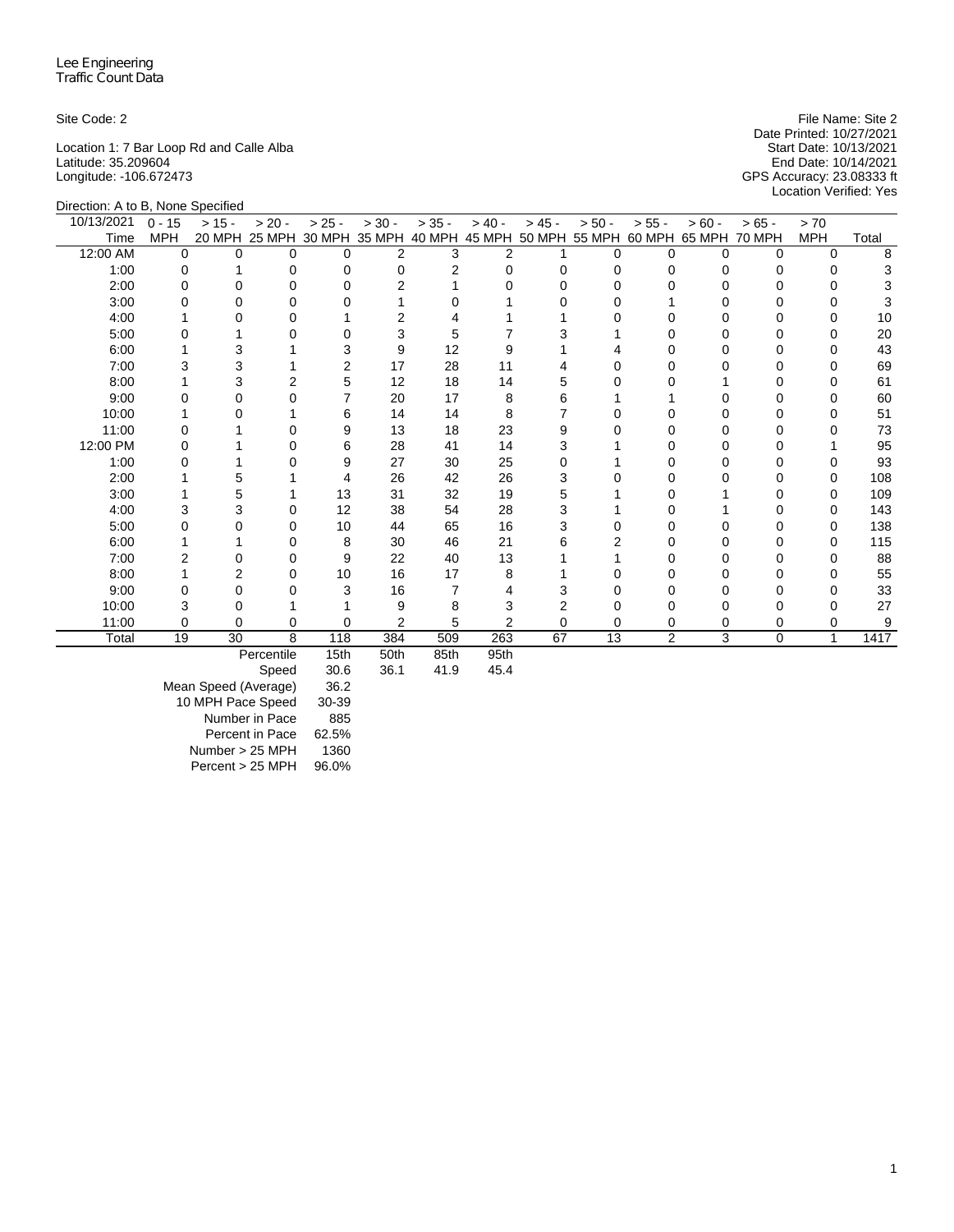Lee Engineering
Traffic Count Data

Site Code: 2

Location 1: 7 Bar Loop Rd and Calle Alba
Latitude: 35.209604
Longitude: -106.672473

File Name: Site 2
Date Printed: 10/27/2021
Start Date: 10/13/2021
End Date: 10/14/2021
GPS Accuracy: 23.08333 ft
Location Verified: Yes

Direction: A to B, None Specified

| 10/13/2021 Time | 0 - 15 MPH | > 15 - 20 MPH | > 20 - 25 MPH | > 25 - 30 MPH | > 30 - 35 MPH | > 35 - 40 MPH | > 40 - 45 MPH | > 45 - 50 MPH | > 50 - 55 MPH | > 55 - 60 MPH | > 60 - 65 MPH | > 65 - 70 MPH | > 70 MPH | Total |
|---|---|---|---|---|---|---|---|---|---|---|---|---|---|---|
| 12:00 AM | 0 | 0 | 0 | 0 | 2 | 3 | 2 | 1 | 0 | 0 | 0 | 0 | 0 | 8 |
| 1:00 | 0 | 1 | 0 | 0 | 0 | 2 | 0 | 0 | 0 | 0 | 0 | 0 | 0 | 3 |
| 2:00 | 0 | 0 | 0 | 0 | 2 | 1 | 0 | 0 | 0 | 0 | 0 | 0 | 0 | 3 |
| 3:00 | 0 | 0 | 0 | 0 | 1 | 0 | 1 | 0 | 0 | 1 | 0 | 0 | 0 | 3 |
| 4:00 | 1 | 0 | 0 | 1 | 2 | 4 | 1 | 1 | 0 | 0 | 0 | 0 | 0 | 10 |
| 5:00 | 0 | 1 | 0 | 0 | 3 | 5 | 7 | 3 | 1 | 0 | 0 | 0 | 0 | 20 |
| 6:00 | 1 | 3 | 1 | 3 | 9 | 12 | 9 | 1 | 4 | 0 | 0 | 0 | 0 | 43 |
| 7:00 | 3 | 3 | 1 | 2 | 17 | 28 | 11 | 4 | 0 | 0 | 0 | 0 | 0 | 69 |
| 8:00 | 1 | 3 | 2 | 5 | 12 | 18 | 14 | 5 | 0 | 0 | 1 | 0 | 0 | 61 |
| 9:00 | 0 | 0 | 0 | 7 | 20 | 17 | 8 | 6 | 1 | 1 | 0 | 0 | 0 | 60 |
| 10:00 | 1 | 0 | 1 | 6 | 14 | 14 | 8 | 7 | 0 | 0 | 0 | 0 | 0 | 51 |
| 11:00 | 0 | 1 | 0 | 9 | 13 | 18 | 23 | 9 | 0 | 0 | 0 | 0 | 0 | 73 |
| 12:00 PM | 0 | 1 | 0 | 6 | 28 | 41 | 14 | 3 | 1 | 0 | 0 | 0 | 1 | 95 |
| 1:00 | 0 | 1 | 0 | 9 | 27 | 30 | 25 | 0 | 1 | 0 | 0 | 0 | 0 | 93 |
| 2:00 | 1 | 5 | 1 | 4 | 26 | 42 | 26 | 3 | 0 | 0 | 0 | 0 | 0 | 108 |
| 3:00 | 1 | 5 | 1 | 13 | 31 | 32 | 19 | 5 | 1 | 0 | 1 | 0 | 0 | 109 |
| 4:00 | 3 | 3 | 0 | 12 | 38 | 54 | 28 | 3 | 1 | 0 | 1 | 0 | 0 | 143 |
| 5:00 | 0 | 0 | 0 | 10 | 44 | 65 | 16 | 3 | 0 | 0 | 0 | 0 | 0 | 138 |
| 6:00 | 1 | 1 | 0 | 8 | 30 | 46 | 21 | 6 | 2 | 0 | 0 | 0 | 0 | 115 |
| 7:00 | 2 | 0 | 0 | 9 | 22 | 40 | 13 | 1 | 1 | 0 | 0 | 0 | 0 | 88 |
| 8:00 | 1 | 2 | 0 | 10 | 16 | 17 | 8 | 1 | 0 | 0 | 0 | 0 | 0 | 55 |
| 9:00 | 0 | 0 | 0 | 3 | 16 | 7 | 4 | 3 | 0 | 0 | 0 | 0 | 0 | 33 |
| 10:00 | 3 | 0 | 1 | 1 | 9 | 8 | 3 | 2 | 0 | 0 | 0 | 0 | 0 | 27 |
| 11:00 | 0 | 0 | 0 | 0 | 2 | 5 | 2 | 0 | 0 | 0 | 0 | 0 | 0 | 9 |
| Total | 19 | 30 | 8 | 118 | 384 | 509 | 263 | 67 | 13 | 2 | 3 | 0 | 1 | 1417 |

| Percentile | 15th | 50th | 85th | 95th |
|---|---|---|---|---|
| Speed | 30.6 | 36.1 | 41.9 | 45.4 |

| | |
|---|---|
| Mean Speed (Average) | 36.2 |
| 10 MPH Pace Speed | 30-39 |
| Number in Pace | 885 |
| Percent in Pace | 62.5% |
| Number > 25 MPH | 1360 |
| Percent > 25 MPH | 96.0% |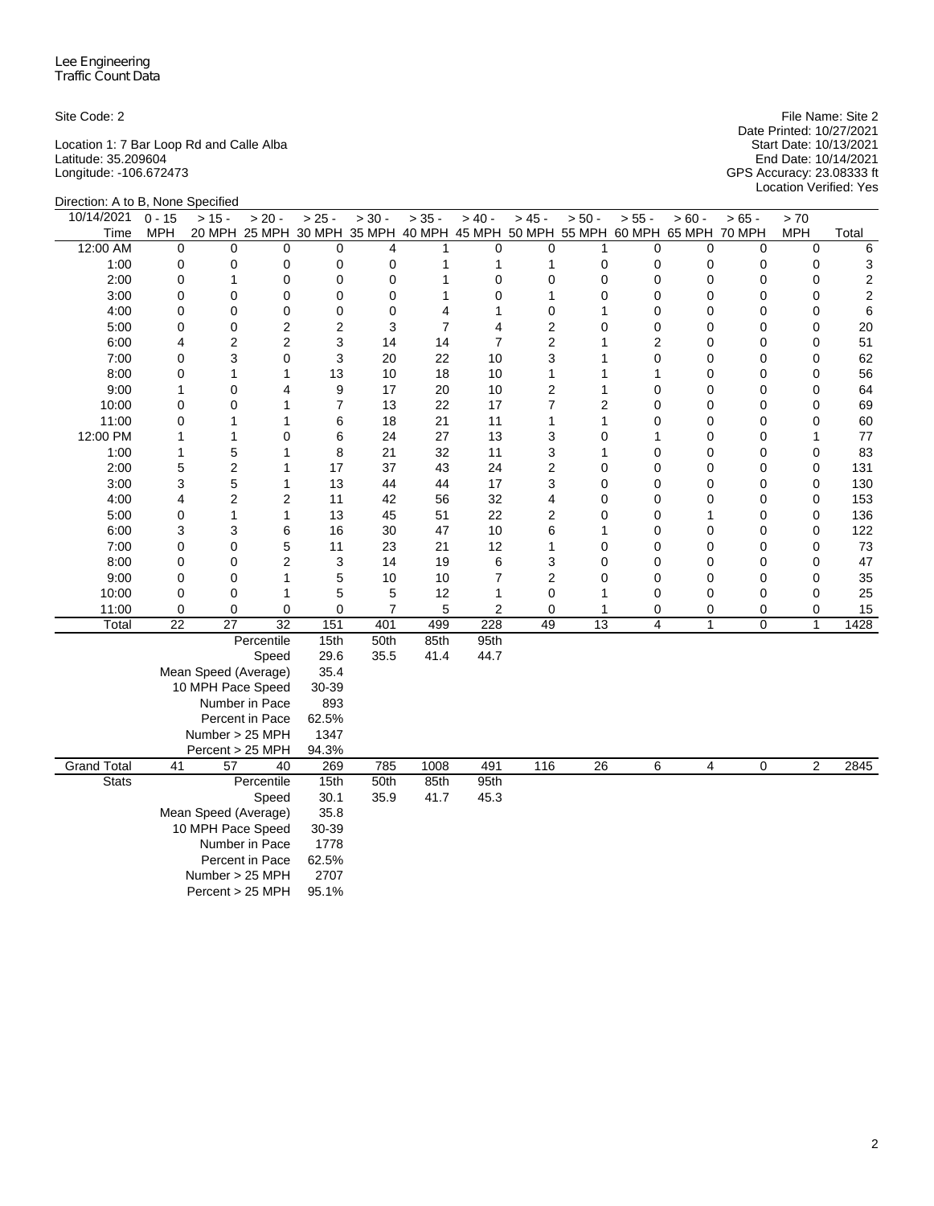Lee Engineering
Traffic Count Data

Site Code: 2

Location 1: 7 Bar Loop Rd and Calle Alba
Latitude: 35.209604
Longitude: -106.672473

File Name: Site 2
Date Printed: 10/27/2021
Start Date: 10/13/2021
End Date: 10/14/2021
GPS Accuracy: 23.08333 ft
Location Verified: Yes

Direction: A to B, None Specified

| 10/14/2021 Time | 0 - 15 MPH | > 15 - 20 MPH | > 20 - 25 MPH | > 25 - 30 MPH | > 30 - 35 MPH | > 35 - 40 MPH | > 40 - 45 MPH | > 45 - 50 MPH | > 50 - 55 MPH | > 55 - 60 MPH | > 60 - 65 MPH | > 65 - 70 MPH | > 70 MPH | Total |
|---|---|---|---|---|---|---|---|---|---|---|---|---|---|---|
| 12:00 AM | 0 | 0 | 0 | 0 | 4 | 1 | 0 | 0 | 1 | 0 | 0 | 0 | 0 | 6 |
| 1:00 | 0 | 0 | 0 | 0 | 0 | 1 | 1 | 1 | 0 | 0 | 0 | 0 | 0 | 3 |
| 2:00 | 0 | 1 | 0 | 0 | 0 | 1 | 0 | 0 | 0 | 0 | 0 | 0 | 0 | 2 |
| 3:00 | 0 | 0 | 0 | 0 | 0 | 1 | 0 | 1 | 0 | 0 | 0 | 0 | 0 | 2 |
| 4:00 | 0 | 0 | 0 | 0 | 0 | 4 | 1 | 0 | 1 | 0 | 0 | 0 | 0 | 6 |
| 5:00 | 0 | 0 | 2 | 2 | 3 | 7 | 4 | 2 | 0 | 0 | 0 | 0 | 0 | 20 |
| 6:00 | 4 | 2 | 2 | 3 | 14 | 14 | 7 | 2 | 1 | 2 | 0 | 0 | 0 | 51 |
| 7:00 | 0 | 3 | 0 | 3 | 20 | 22 | 10 | 3 | 1 | 0 | 0 | 0 | 0 | 62 |
| 8:00 | 0 | 1 | 1 | 13 | 10 | 18 | 10 | 1 | 1 | 1 | 0 | 0 | 0 | 56 |
| 9:00 | 1 | 0 | 4 | 9 | 17 | 20 | 10 | 2 | 1 | 0 | 0 | 0 | 0 | 64 |
| 10:00 | 0 | 0 | 1 | 7 | 13 | 22 | 17 | 7 | 2 | 0 | 0 | 0 | 0 | 69 |
| 11:00 | 0 | 1 | 1 | 6 | 18 | 21 | 11 | 1 | 1 | 0 | 0 | 0 | 0 | 60 |
| 12:00 PM | 1 | 1 | 0 | 6 | 24 | 27 | 13 | 3 | 0 | 1 | 0 | 0 | 1 | 77 |
| 1:00 | 1 | 5 | 1 | 8 | 21 | 32 | 11 | 3 | 1 | 0 | 0 | 0 | 0 | 83 |
| 2:00 | 5 | 2 | 1 | 17 | 37 | 43 | 24 | 2 | 0 | 0 | 0 | 0 | 0 | 131 |
| 3:00 | 3 | 5 | 1 | 13 | 44 | 44 | 17 | 3 | 0 | 0 | 0 | 0 | 0 | 130 |
| 4:00 | 4 | 2 | 2 | 11 | 42 | 56 | 32 | 4 | 0 | 0 | 0 | 0 | 0 | 153 |
| 5:00 | 0 | 1 | 1 | 13 | 45 | 51 | 22 | 2 | 0 | 0 | 1 | 0 | 0 | 136 |
| 6:00 | 3 | 3 | 6 | 16 | 30 | 47 | 10 | 6 | 1 | 0 | 0 | 0 | 0 | 122 |
| 7:00 | 0 | 0 | 5 | 11 | 23 | 21 | 12 | 1 | 0 | 0 | 0 | 0 | 0 | 73 |
| 8:00 | 0 | 0 | 2 | 3 | 14 | 19 | 6 | 3 | 0 | 0 | 0 | 0 | 0 | 47 |
| 9:00 | 0 | 0 | 1 | 5 | 10 | 10 | 7 | 2 | 0 | 0 | 0 | 0 | 0 | 35 |
| 10:00 | 0 | 0 | 1 | 5 | 5 | 12 | 1 | 0 | 1 | 0 | 0 | 0 | 0 | 25 |
| 11:00 | 0 | 0 | 0 | 0 | 7 | 5 | 2 | 0 | 1 | 0 | 0 | 0 | 0 | 15 |
| Total | 22 | 27 | 32 | 151 | 401 | 499 | 228 | 49 | 13 | 4 | 1 | 0 | 1 | 1428 |
| | | | Percentile | 15th | 50th | 85th | 95th | | | | | | | |
| | | | Speed | 29.6 | 35.5 | 41.4 | 44.7 | | | | | | | |
| | | | Mean Speed (Average) | 35.4 | | | | | | | | | | |
| | | | 10 MPH Pace Speed | 30-39 | | | | | | | | | | |
| | | | Number in Pace | 893 | | | | | | | | | | |
| | | | Percent in Pace | 62.5% | | | | | | | | | | |
| | | | Number > 25 MPH | 1347 | | | | | | | | | | |
| | | | Percent > 25 MPH | 94.3% | | | | | | | | | | |
| Grand Total | 41 | 57 | 40 | 269 | 785 | 1008 | 491 | 116 | 26 | 6 | 4 | 0 | 2 | 2845 |
| Stats | | | Percentile | 15th | 50th | 85th | 95th | | | | | | | |
| | | | Speed | 30.1 | 35.9 | 41.7 | 45.3 | | | | | | | |
| | | | Mean Speed (Average) | 35.8 | | | | | | | | | | |
| | | | 10 MPH Pace Speed | 30-39 | | | | | | | | | | |
| | | | Number in Pace | 1778 | | | | | | | | | | |
| | | | Percent in Pace | 62.5% | | | | | | | | | | |
| | | | Number > 25 MPH | 2707 | | | | | | | | | | |
| | | | Percent > 25 MPH | 95.1% | | | | | | | | | | |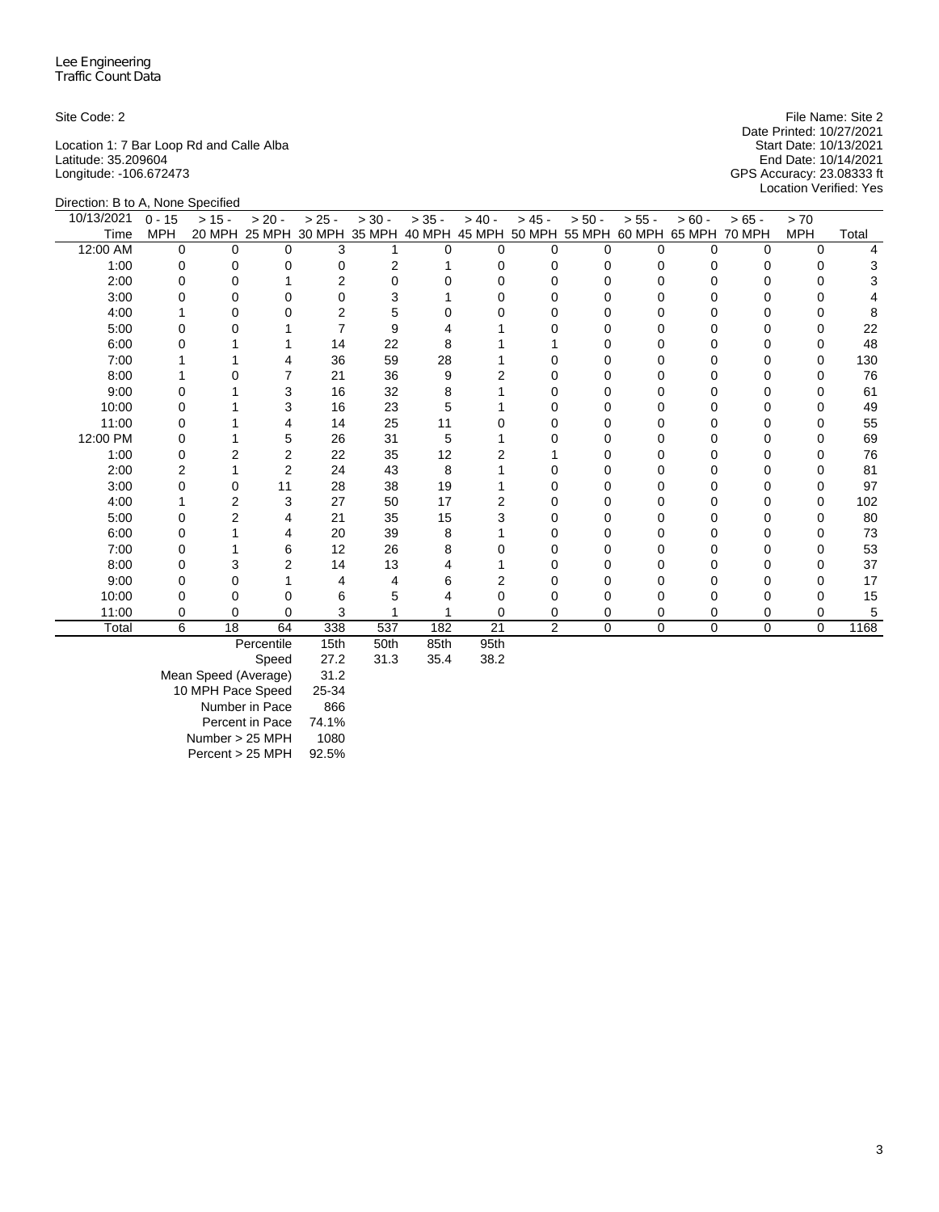Lee Engineering
Traffic Count Data

Site Code: 2

Location 1: 7 Bar Loop Rd and Calle Alba
Latitude: 35.209604
Longitude: -106.672473

File Name: Site 2
Date Printed: 10/27/2021
Start Date: 10/13/2021
End Date: 10/14/2021
GPS Accuracy: 23.08333 ft
Location Verified: Yes

Direction: B to A, None Specified

| 10/13/2021 Time | 0 - 15 MPH | > 15 - 20 MPH | > 20 - 25 MPH | > 25 - 30 MPH | > 30 - 35 MPH | > 35 - 40 MPH | > 40 - 45 MPH | > 45 - 50 MPH | > 50 - 55 MPH | > 55 - 60 MPH | > 60 - 65 MPH | > 65 - 70 MPH | > 70 MPH | Total |
|---|---|---|---|---|---|---|---|---|---|---|---|---|---|---|
| 12:00 AM | 0 | 0 | 0 | 3 | 1 | 0 | 0 | 0 | 0 | 0 | 0 | 0 | 0 | 4 |
| 1:00 | 0 | 0 | 0 | 0 | 2 | 1 | 0 | 0 | 0 | 0 | 0 | 0 | 0 | 3 |
| 2:00 | 0 | 0 | 1 | 2 | 0 | 0 | 0 | 0 | 0 | 0 | 0 | 0 | 0 | 3 |
| 3:00 | 0 | 0 | 0 | 0 | 3 | 1 | 0 | 0 | 0 | 0 | 0 | 0 | 0 | 4 |
| 4:00 | 1 | 0 | 0 | 2 | 5 | 0 | 0 | 0 | 0 | 0 | 0 | 0 | 0 | 8 |
| 5:00 | 0 | 0 | 1 | 7 | 9 | 4 | 1 | 0 | 0 | 0 | 0 | 0 | 0 | 22 |
| 6:00 | 0 | 1 | 1 | 14 | 22 | 8 | 1 | 1 | 0 | 0 | 0 | 0 | 0 | 48 |
| 7:00 | 1 | 1 | 4 | 36 | 59 | 28 | 1 | 0 | 0 | 0 | 0 | 0 | 0 | 130 |
| 8:00 | 1 | 0 | 7 | 21 | 36 | 9 | 2 | 0 | 0 | 0 | 0 | 0 | 0 | 76 |
| 9:00 | 0 | 1 | 3 | 16 | 32 | 8 | 1 | 0 | 0 | 0 | 0 | 0 | 0 | 61 |
| 10:00 | 0 | 1 | 3 | 16 | 23 | 5 | 1 | 0 | 0 | 0 | 0 | 0 | 0 | 49 |
| 11:00 | 0 | 1 | 4 | 14 | 25 | 11 | 0 | 0 | 0 | 0 | 0 | 0 | 0 | 55 |
| 12:00 PM | 0 | 1 | 5 | 26 | 31 | 5 | 1 | 0 | 0 | 0 | 0 | 0 | 0 | 69 |
| 1:00 | 0 | 2 | 2 | 22 | 35 | 12 | 2 | 1 | 0 | 0 | 0 | 0 | 0 | 76 |
| 2:00 | 2 | 1 | 2 | 24 | 43 | 8 | 1 | 0 | 0 | 0 | 0 | 0 | 0 | 81 |
| 3:00 | 0 | 0 | 11 | 28 | 38 | 19 | 1 | 0 | 0 | 0 | 0 | 0 | 0 | 97 |
| 4:00 | 1 | 2 | 3 | 27 | 50 | 17 | 2 | 0 | 0 | 0 | 0 | 0 | 0 | 102 |
| 5:00 | 0 | 2 | 4 | 21 | 35 | 15 | 3 | 0 | 0 | 0 | 0 | 0 | 0 | 80 |
| 6:00 | 0 | 1 | 4 | 20 | 39 | 8 | 1 | 0 | 0 | 0 | 0 | 0 | 0 | 73 |
| 7:00 | 0 | 1 | 6 | 12 | 26 | 8 | 0 | 0 | 0 | 0 | 0 | 0 | 0 | 53 |
| 8:00 | 0 | 3 | 2 | 14 | 13 | 4 | 1 | 0 | 0 | 0 | 0 | 0 | 0 | 37 |
| 9:00 | 0 | 0 | 1 | 4 | 4 | 6 | 2 | 0 | 0 | 0 | 0 | 0 | 0 | 17 |
| 10:00 | 0 | 0 | 0 | 6 | 5 | 4 | 0 | 0 | 0 | 0 | 0 | 0 | 0 | 15 |
| 11:00 | 0 | 0 | 0 | 3 | 1 | 1 | 0 | 0 | 0 | 0 | 0 | 0 | 0 | 5 |
| Total | 6 | 18 | 64 | 338 | 537 | 182 | 21 | 2 | 0 | 0 | 0 | 0 | 0 | 1168 |

| Percentile | 15th | 50th | 85th | 95th |
|---|---|---|---|---|
| Speed | 27.2 | 31.3 | 35.4 | 38.2 |

| | |
|---|---|
| Mean Speed (Average) | 31.2 |
| 10 MPH Pace Speed | 25-34 |
| Number in Pace | 866 |
| Percent in Pace | 74.1% |
| Number > 25 MPH | 1080 |
| Percent > 25 MPH | 92.5% |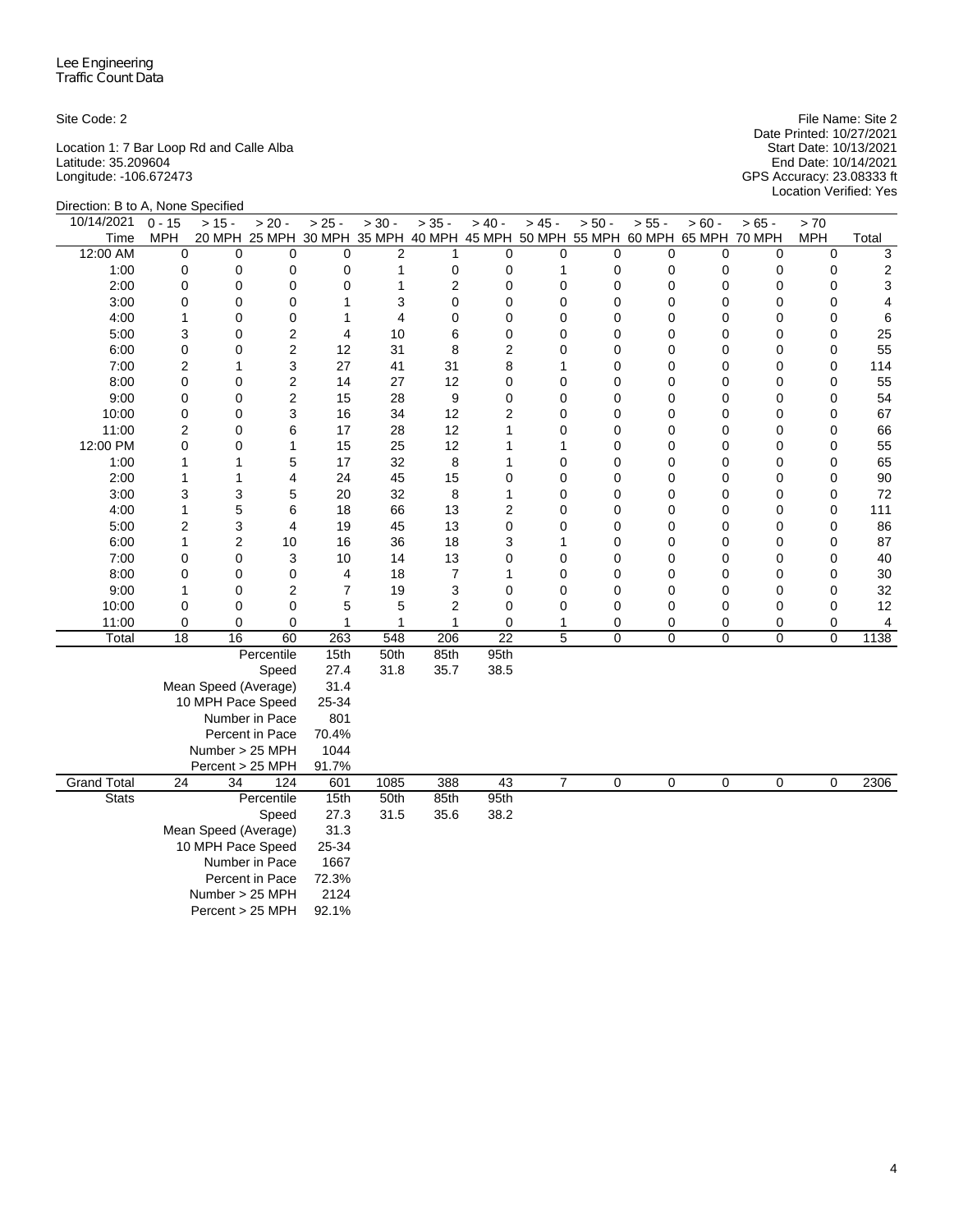Lee Engineering
Traffic Count Data

Site Code: 2

Location 1: 7 Bar Loop Rd and Calle Alba
Latitude: 35.209604
Longitude: -106.672473

File Name: Site 2
Date Printed: 10/27/2021
Start Date: 10/13/2021
End Date: 10/14/2021
GPS Accuracy: 23.08333 ft
Location Verified: Yes

Direction: B to A, None Specified

| 10/14/2021 Time | 0 - 15 MPH | > 15 - 20 MPH | > 20 - 25 MPH | > 25 - 30 MPH | > 30 - 35 MPH | > 35 - 40 MPH | > 40 - 45 MPH | > 45 - 50 MPH | > 50 - 55 MPH | > 55 - 60 MPH | > 60 - 65 MPH | > 65 - 70 MPH | > 70 MPH | Total |
|---|---|---|---|---|---|---|---|---|---|---|---|---|---|---|
| 12:00 AM | 0 | 0 | 0 | 0 | 2 | 1 | 0 | 0 | 0 | 0 | 0 | 0 | 0 | 3 |
| 1:00 | 0 | 0 | 0 | 0 | 1 | 0 | 0 | 1 | 0 | 0 | 0 | 0 | 0 | 2 |
| 2:00 | 0 | 0 | 0 | 0 | 1 | 2 | 0 | 0 | 0 | 0 | 0 | 0 | 0 | 3 |
| 3:00 | 0 | 0 | 0 | 1 | 3 | 0 | 0 | 0 | 0 | 0 | 0 | 0 | 0 | 4 |
| 4:00 | 1 | 0 | 0 | 1 | 4 | 0 | 0 | 0 | 0 | 0 | 0 | 0 | 0 | 6 |
| 5:00 | 3 | 0 | 2 | 4 | 10 | 6 | 0 | 0 | 0 | 0 | 0 | 0 | 0 | 25 |
| 6:00 | 0 | 0 | 2 | 12 | 31 | 8 | 2 | 0 | 0 | 0 | 0 | 0 | 0 | 55 |
| 7:00 | 2 | 1 | 3 | 27 | 41 | 31 | 8 | 1 | 0 | 0 | 0 | 0 | 0 | 114 |
| 8:00 | 0 | 0 | 2 | 14 | 27 | 12 | 0 | 0 | 0 | 0 | 0 | 0 | 0 | 55 |
| 9:00 | 0 | 0 | 2 | 15 | 28 | 9 | 0 | 0 | 0 | 0 | 0 | 0 | 0 | 54 |
| 10:00 | 0 | 0 | 3 | 16 | 34 | 12 | 2 | 0 | 0 | 0 | 0 | 0 | 0 | 67 |
| 11:00 | 2 | 0 | 6 | 17 | 28 | 12 | 1 | 0 | 0 | 0 | 0 | 0 | 0 | 66 |
| 12:00 PM | 0 | 0 | 1 | 15 | 25 | 12 | 1 | 1 | 0 | 0 | 0 | 0 | 0 | 55 |
| 1:00 | 1 | 1 | 5 | 17 | 32 | 8 | 1 | 0 | 0 | 0 | 0 | 0 | 0 | 65 |
| 2:00 | 1 | 1 | 4 | 24 | 45 | 15 | 0 | 0 | 0 | 0 | 0 | 0 | 0 | 90 |
| 3:00 | 3 | 3 | 5 | 20 | 32 | 8 | 1 | 0 | 0 | 0 | 0 | 0 | 0 | 72 |
| 4:00 | 1 | 5 | 6 | 18 | 66 | 13 | 2 | 0 | 0 | 0 | 0 | 0 | 0 | 111 |
| 5:00 | 2 | 3 | 4 | 19 | 45 | 13 | 0 | 0 | 0 | 0 | 0 | 0 | 0 | 86 |
| 6:00 | 1 | 2 | 10 | 16 | 36 | 18 | 3 | 1 | 0 | 0 | 0 | 0 | 0 | 87 |
| 7:00 | 0 | 0 | 3 | 10 | 14 | 13 | 0 | 0 | 0 | 0 | 0 | 0 | 0 | 40 |
| 8:00 | 0 | 0 | 0 | 4 | 18 | 7 | 1 | 0 | 0 | 0 | 0 | 0 | 0 | 30 |
| 9:00 | 1 | 0 | 2 | 7 | 19 | 3 | 0 | 0 | 0 | 0 | 0 | 0 | 0 | 32 |
| 10:00 | 0 | 0 | 0 | 5 | 5 | 2 | 0 | 0 | 0 | 0 | 0 | 0 | 0 | 12 |
| 11:00 | 0 | 0 | 0 | 1 | 1 | 1 | 0 | 1 | 0 | 0 | 0 | 0 | 0 | 4 |
| Total | 18 | 16 | 60 | 263 | 548 | 206 | 22 | 5 | 0 | 0 | 0 | 0 | 0 | 1138 |
| | | | Percentile | 15th | 50th | 85th | 95th | | | | | | | |
| | | | Speed | 27.4 | 31.8 | 35.7 | 38.5 | | | | | | | |
| | | | Mean Speed (Average) | 31.4 | | | | | | | | | | |
| | | | 10 MPH Pace Speed | 25-34 | | | | | | | | | | |
| | | | Number in Pace | 801 | | | | | | | | | | |
| | | | Percent in Pace | 70.4% | | | | | | | | | | |
| | | | Number > 25 MPH | 1044 | | | | | | | | | | |
| | | | Percent > 25 MPH | 91.7% | | | | | | | | | | |
| Grand Total | 24 | 34 | 124 | 601 | 1085 | 388 | 43 | 7 | 0 | 0 | 0 | 0 | 0 | 2306 |
| Stats | | | Percentile | 15th | 50th | 85th | 95th | | | | | | | |
| | | | Speed | 27.3 | 31.5 | 35.6 | 38.2 | | | | | | | |
| | | | Mean Speed (Average) | 31.3 | | | | | | | | | | |
| | | | 10 MPH Pace Speed | 25-34 | | | | | | | | | | |
| | | | Number in Pace | 1667 | | | | | | | | | | |
| | | | Percent in Pace | 72.3% | | | | | | | | | | |
| | | | Number > 25 MPH | 2124 | | | | | | | | | | |
| | | | Percent > 25 MPH | 92.1% | | | | | | | | | | |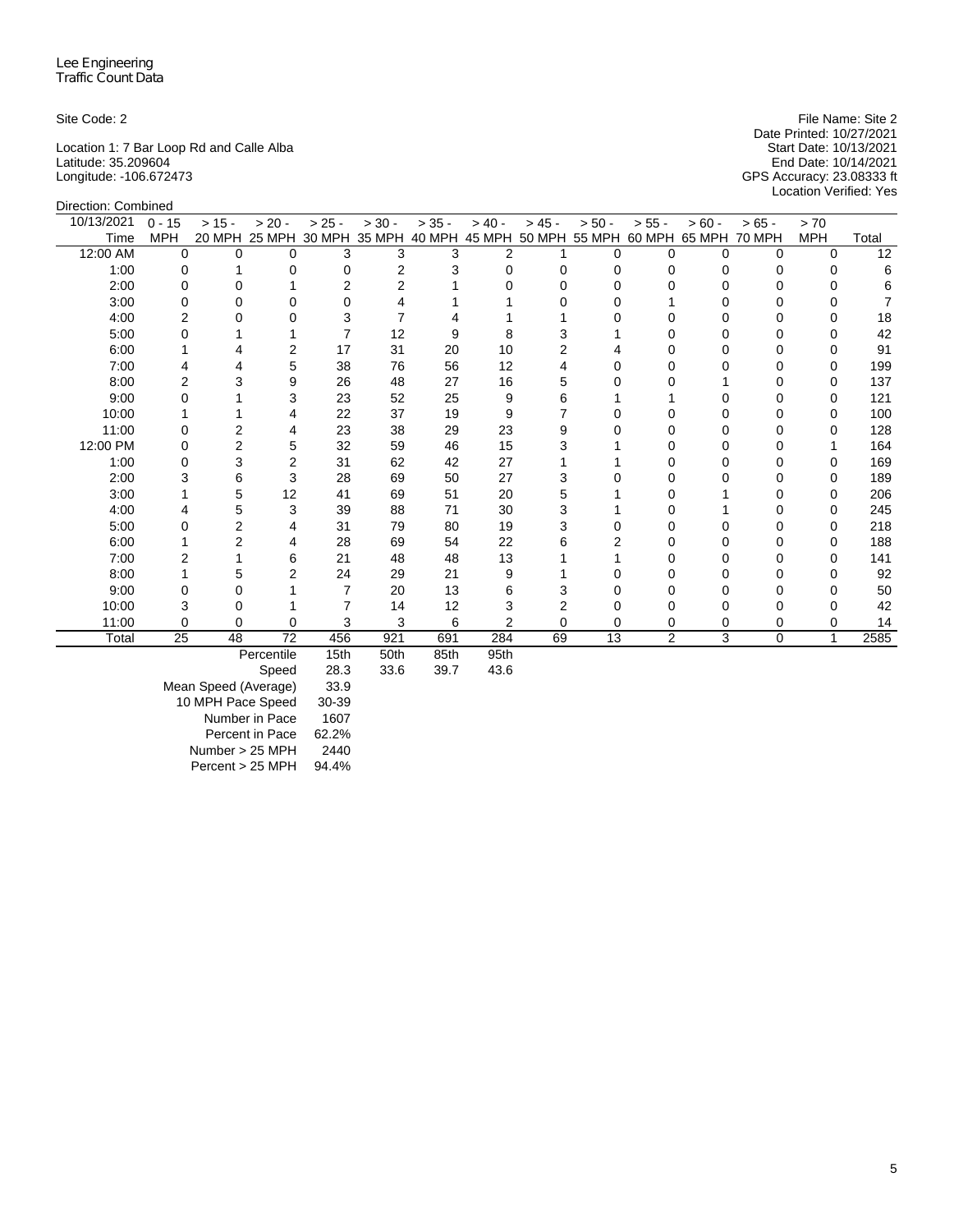Lee Engineering
Traffic Count Data

Site Code: 2

Location 1: 7 Bar Loop Rd and Calle Alba
Latitude: 35.209604
Longitude: -106.672473

File Name: Site 2
Date Printed: 10/27/2021
Start Date: 10/13/2021
End Date: 10/14/2021
GPS Accuracy: 23.08333 ft
Location Verified: Yes

Direction: Combined

| 10/13/2021 Time | 0 - 15 MPH | > 15 - 20 MPH | > 20 - 25 MPH | > 25 - 30 MPH | > 30 - 35 MPH | > 35 - 40 MPH | > 40 - 45 MPH | > 45 - 50 MPH | > 50 - 55 MPH | > 55 - 60 MPH | > 60 - 65 MPH | > 65 - 70 MPH | > 70 MPH | Total |
|---|---|---|---|---|---|---|---|---|---|---|---|---|---|---|
| 12:00 AM | 0 | 0 | 0 | 3 | 3 | 3 | 2 | 1 | 0 | 0 | 0 | 0 | 0 | 12 |
| 1:00 | 0 | 1 | 0 | 0 | 2 | 3 | 0 | 0 | 0 | 0 | 0 | 0 | 0 | 6 |
| 2:00 | 0 | 0 | 1 | 2 | 2 | 1 | 0 | 0 | 0 | 0 | 0 | 0 | 0 | 6 |
| 3:00 | 0 | 0 | 0 | 0 | 4 | 1 | 1 | 0 | 0 | 1 | 0 | 0 | 0 | 7 |
| 4:00 | 2 | 0 | 0 | 3 | 7 | 4 | 1 | 1 | 0 | 0 | 0 | 0 | 0 | 18 |
| 5:00 | 0 | 1 | 1 | 7 | 12 | 9 | 8 | 3 | 1 | 0 | 0 | 0 | 0 | 42 |
| 6:00 | 1 | 4 | 2 | 17 | 31 | 20 | 10 | 2 | 4 | 0 | 0 | 0 | 0 | 91 |
| 7:00 | 4 | 4 | 5 | 38 | 76 | 56 | 12 | 4 | 0 | 0 | 0 | 0 | 0 | 199 |
| 8:00 | 2 | 3 | 9 | 26 | 48 | 27 | 16 | 5 | 0 | 0 | 1 | 0 | 0 | 137 |
| 9:00 | 0 | 1 | 3 | 23 | 52 | 25 | 9 | 6 | 1 | 1 | 0 | 0 | 0 | 121 |
| 10:00 | 1 | 1 | 4 | 22 | 37 | 19 | 9 | 7 | 0 | 0 | 0 | 0 | 0 | 100 |
| 11:00 | 0 | 2 | 4 | 23 | 38 | 29 | 23 | 9 | 0 | 0 | 0 | 0 | 0 | 128 |
| 12:00 PM | 0 | 2 | 5 | 32 | 59 | 46 | 15 | 3 | 1 | 0 | 0 | 0 | 1 | 164 |
| 1:00 | 0 | 3 | 2 | 31 | 62 | 42 | 27 | 1 | 1 | 0 | 0 | 0 | 0 | 169 |
| 2:00 | 3 | 6 | 3 | 28 | 69 | 50 | 27 | 3 | 0 | 0 | 0 | 0 | 0 | 189 |
| 3:00 | 1 | 5 | 12 | 41 | 69 | 51 | 20 | 5 | 1 | 0 | 1 | 0 | 0 | 206 |
| 4:00 | 4 | 5 | 3 | 39 | 88 | 71 | 30 | 3 | 1 | 0 | 1 | 0 | 0 | 245 |
| 5:00 | 0 | 2 | 4 | 31 | 79 | 80 | 19 | 3 | 0 | 0 | 0 | 0 | 0 | 218 |
| 6:00 | 1 | 2 | 4 | 28 | 69 | 54 | 22 | 6 | 2 | 0 | 0 | 0 | 0 | 188 |
| 7:00 | 2 | 1 | 6 | 21 | 48 | 48 | 13 | 1 | 1 | 0 | 0 | 0 | 0 | 141 |
| 8:00 | 1 | 5 | 2 | 24 | 29 | 21 | 9 | 1 | 0 | 0 | 0 | 0 | 0 | 92 |
| 9:00 | 0 | 0 | 1 | 7 | 20 | 13 | 6 | 3 | 0 | 0 | 0 | 0 | 0 | 50 |
| 10:00 | 3 | 0 | 1 | 7 | 14 | 12 | 3 | 2 | 0 | 0 | 0 | 0 | 0 | 42 |
| 11:00 | 0 | 0 | 0 | 3 | 3 | 6 | 2 | 0 | 0 | 0 | 0 | 0 | 0 | 14 |
| Total | 25 | 48 | 72 | 456 | 921 | 691 | 284 | 69 | 13 | 2 | 3 | 0 | 1 | 2585 |

| Percentile | 15th | 50th | 85th | 95th |
|---|---|---|---|---|
| Speed | 28.3 | 33.6 | 39.7 | 43.6 |

| | |
|---|---|
| Mean Speed (Average) | 33.9 |
| 10 MPH Pace Speed | 30-39 |
| Number in Pace | 1607 |
| Percent in Pace | 62.2% |
| Number > 25 MPH | 2440 |
| Percent > 25 MPH | 94.4% |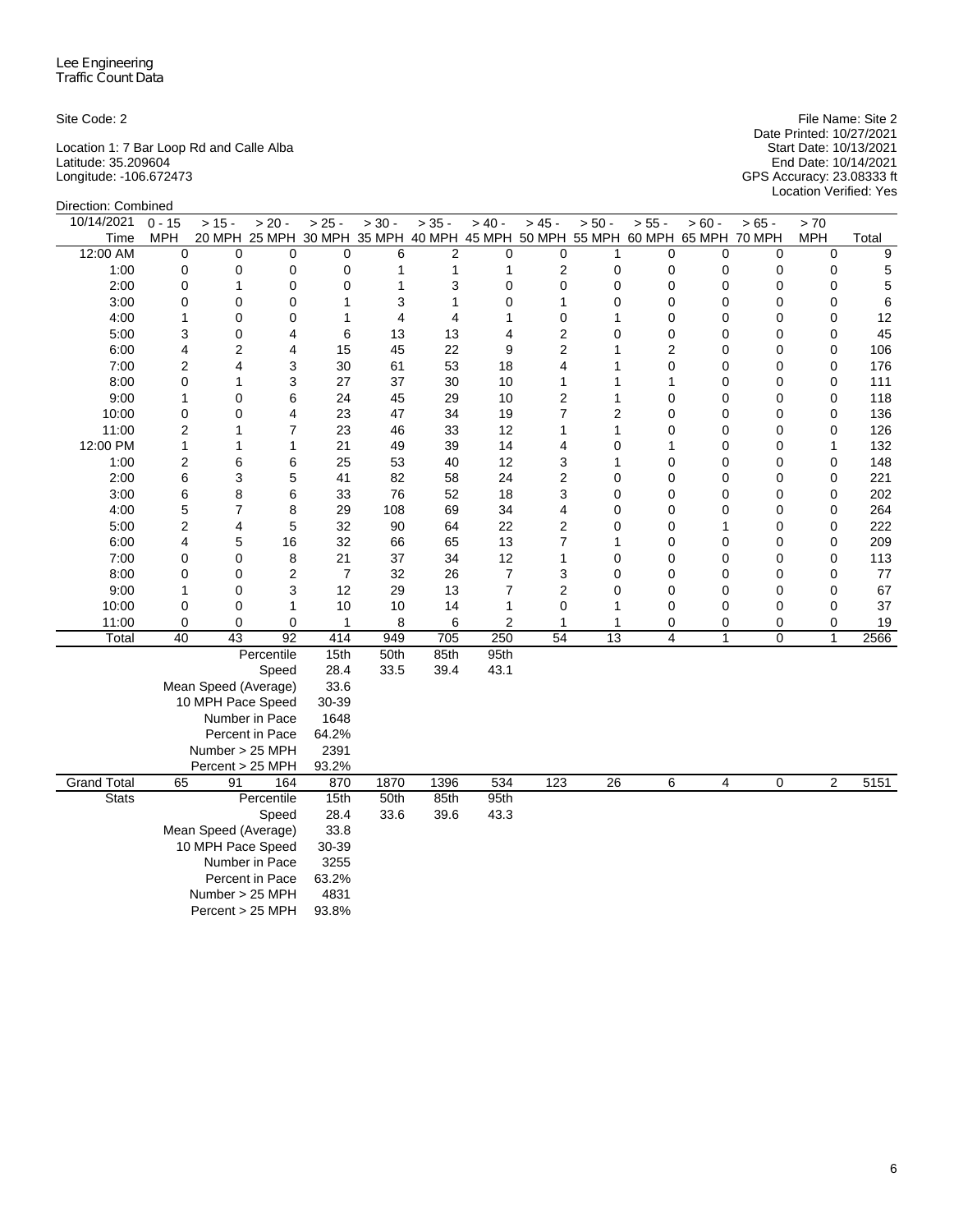Lee Engineering
Traffic Count Data

Site Code: 2

Location 1: 7 Bar Loop Rd and Calle Alba
Latitude: 35.209604
Longitude: -106.672473

File Name: Site 2
Date Printed: 10/27/2021
Start Date: 10/13/2021
End Date: 10/14/2021
GPS Accuracy: 23.08333 ft
Location Verified: Yes

Direction: Combined

| 10/14/2021 Time | 0 - 15 MPH | > 15 - 20 MPH | > 20 - 25 MPH | > 25 - 30 MPH | > 30 - 35 MPH | > 35 - 40 MPH | > 40 - 45 MPH | > 45 - 50 MPH | > 50 - 55 MPH | > 55 - 60 MPH | > 60 - 65 MPH | > 65 - 70 MPH | > 70 MPH | Total |
|---|---|---|---|---|---|---|---|---|---|---|---|---|---|---|
| 12:00 AM | 0 | 0 | 0 | 0 | 6 | 2 | 0 | 0 | 1 | 0 | 0 | 0 | 0 | 9 |
| 1:00 | 0 | 0 | 0 | 0 | 1 | 1 | 1 | 2 | 0 | 0 | 0 | 0 | 0 | 5 |
| 2:00 | 0 | 1 | 0 | 0 | 1 | 3 | 0 | 0 | 0 | 0 | 0 | 0 | 0 | 5 |
| 3:00 | 0 | 0 | 0 | 1 | 3 | 1 | 0 | 1 | 0 | 0 | 0 | 0 | 0 | 6 |
| 4:00 | 1 | 0 | 0 | 1 | 4 | 4 | 1 | 0 | 1 | 0 | 0 | 0 | 0 | 12 |
| 5:00 | 3 | 0 | 4 | 6 | 13 | 13 | 4 | 2 | 0 | 0 | 0 | 0 | 0 | 45 |
| 6:00 | 4 | 2 | 4 | 15 | 45 | 22 | 9 | 2 | 1 | 2 | 0 | 0 | 0 | 106 |
| 7:00 | 2 | 4 | 3 | 30 | 61 | 53 | 18 | 4 | 1 | 0 | 0 | 0 | 0 | 176 |
| 8:00 | 0 | 1 | 3 | 27 | 37 | 30 | 10 | 1 | 1 | 1 | 0 | 0 | 0 | 111 |
| 9:00 | 1 | 0 | 6 | 24 | 45 | 29 | 10 | 2 | 1 | 0 | 0 | 0 | 0 | 118 |
| 10:00 | 0 | 0 | 4 | 23 | 47 | 34 | 19 | 7 | 2 | 0 | 0 | 0 | 0 | 136 |
| 11:00 | 2 | 1 | 7 | 23 | 46 | 33 | 12 | 1 | 1 | 0 | 0 | 0 | 0 | 126 |
| 12:00 PM | 1 | 1 | 1 | 21 | 49 | 39 | 14 | 4 | 0 | 1 | 0 | 0 | 1 | 132 |
| 1:00 | 2 | 6 | 6 | 25 | 53 | 40 | 12 | 3 | 1 | 0 | 0 | 0 | 0 | 148 |
| 2:00 | 6 | 3 | 5 | 41 | 82 | 58 | 24 | 2 | 0 | 0 | 0 | 0 | 0 | 221 |
| 3:00 | 6 | 8 | 6 | 33 | 76 | 52 | 18 | 3 | 0 | 0 | 0 | 0 | 0 | 202 |
| 4:00 | 5 | 7 | 8 | 29 | 108 | 69 | 34 | 4 | 0 | 0 | 0 | 0 | 0 | 264 |
| 5:00 | 2 | 4 | 5 | 32 | 90 | 64 | 22 | 2 | 0 | 0 | 1 | 0 | 0 | 222 |
| 6:00 | 4 | 5 | 16 | 32 | 66 | 65 | 13 | 7 | 1 | 0 | 0 | 0 | 0 | 209 |
| 7:00 | 0 | 0 | 8 | 21 | 37 | 34 | 12 | 1 | 0 | 0 | 0 | 0 | 0 | 113 |
| 8:00 | 0 | 0 | 2 | 7 | 32 | 26 | 7 | 3 | 0 | 0 | 0 | 0 | 0 | 77 |
| 9:00 | 1 | 0 | 3 | 12 | 29 | 13 | 7 | 2 | 0 | 0 | 0 | 0 | 0 | 67 |
| 10:00 | 0 | 0 | 1 | 10 | 10 | 14 | 1 | 0 | 1 | 0 | 0 | 0 | 0 | 37 |
| 11:00 | 0 | 0 | 0 | 1 | 8 | 6 | 2 | 1 | 1 | 0 | 0 | 0 | 0 | 19 |
| Total | 40 | 43 | 92 | 414 | 949 | 705 | 250 | 54 | 13 | 4 | 1 | 0 | 1 | 2566 |
| | | | Percentile | 15th | 50th | 85th | 95th | | | | | | | |
| | | | Speed | 28.4 | 33.5 | 39.4 | 43.1 | | | | | | | |
| | | | Mean Speed (Average) | 33.6 | | | | | | | | | | |
| | | | 10 MPH Pace Speed | 30-39 | | | | | | | | | | |
| | | | Number in Pace | 1648 | | | | | | | | | | |
| | | | Percent in Pace | 64.2% | | | | | | | | | | |
| | | | Number > 25 MPH | 2391 | | | | | | | | | | |
| | | | Percent > 25 MPH | 93.2% | | | | | | | | | | |
| Grand Total | 65 | 91 | 164 | 870 | 1870 | 1396 | 534 | 123 | 26 | 6 | 4 | 0 | 2 | 5151 |
| Stats | | | Percentile | 15th | 50th | 85th | 95th | | | | | | | |
| | | | Speed | 28.4 | 33.6 | 39.6 | 43.3 | | | | | | | |
| | | | Mean Speed (Average) | 33.8 | | | | | | | | | | |
| | | | 10 MPH Pace Speed | 30-39 | | | | | | | | | | |
| | | | Number in Pace | 3255 | | | | | | | | | | |
| | | | Percent in Pace | 63.2% | | | | | | | | | | |
| | | | Number > 25 MPH | 4831 | | | | | | | | | | |
| | | | Percent > 25 MPH | 93.8% | | | | | | | | | | |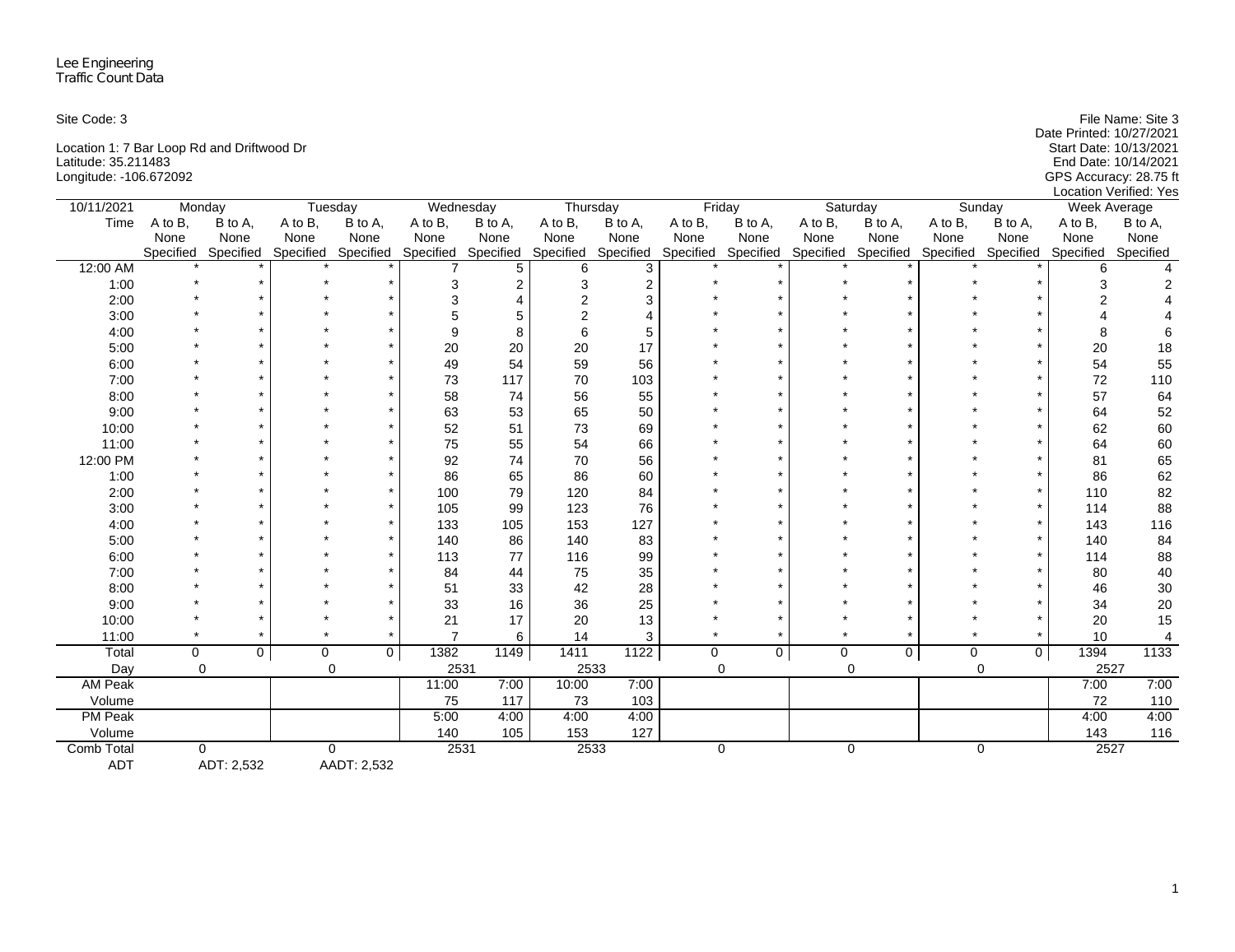Lee Engineering
Traffic Count Data

Site Code: 3

File Name: Site 3
Date Printed: 10/27/2021
Start Date: 10/13/2021
End Date: 10/14/2021
GPS Accuracy: 28.75 ft
Location Verified: Yes

Location 1: 7 Bar Loop Rd and Driftwood Dr
Latitude: 35.211483
Longitude: -106.672092

| 10/11/2021 | Monday | | Tuesday | | Wednesday | | Thursday | | Friday | | Saturday | | Sunday | | Week Average | |
|---|---|---|---|---|---|---|---|---|---|---|---|---|---|---|---|---|
| Time | A to B, None Specified | B to A, None Specified | A to B, None Specified | B to A, None Specified | A to B, None Specified | B to A, None Specified | A to B, None Specified | B to A, None Specified | A to B, None Specified | B to A, None Specified | A to B, None Specified | B to A, None Specified | A to B, None Specified | B to A, None Specified | A to B, None Specified | B to A, None Specified |
| 12:00 AM | * | * | * | * | 7 | 5 | 6 | 3 | * | * | * | * | * | * | 6 | 4 |
| 1:00 | * | * | * | * | 3 | 2 | 3 | 2 | * | * | * | * | * | * | 3 | 2 |
| 2:00 | * | * | * | * | 3 | 4 | 2 | 3 | * | * | * | * | * | * | 2 | 4 |
| 3:00 | * | * | * | * | 5 | 5 | 2 | 4 | * | * | * | * | * | * | 4 | 4 |
| 4:00 | * | * | * | * | 9 | 8 | 6 | 5 | * | * | * | * | * | * | 8 | 6 |
| 5:00 | * | * | * | * | 20 | 20 | 20 | 17 | * | * | * | * | * | * | 20 | 18 |
| 6:00 | * | * | * | * | 49 | 54 | 59 | 56 | * | * | * | * | * | * | 54 | 55 |
| 7:00 | * | * | * | * | 73 | 117 | 70 | 103 | * | * | * | * | * | * | 72 | 110 |
| 8:00 | * | * | * | * | 58 | 74 | 56 | 55 | * | * | * | * | * | * | 57 | 64 |
| 9:00 | * | * | * | * | 63 | 53 | 65 | 50 | * | * | * | * | * | * | 64 | 52 |
| 10:00 | * | * | * | * | 52 | 51 | 73 | 69 | * | * | * | * | * | * | 62 | 60 |
| 11:00 | * | * | * | * | 75 | 55 | 54 | 66 | * | * | * | * | * | * | 64 | 60 |
| 12:00 PM | * | * | * | * | 92 | 74 | 70 | 56 | * | * | * | * | * | * | 81 | 65 |
| 1:00 | * | * | * | * | 86 | 65 | 86 | 60 | * | * | * | * | * | * | 86 | 62 |
| 2:00 | * | * | * | * | 100 | 79 | 120 | 84 | * | * | * | * | * | * | 110 | 82 |
| 3:00 | * | * | * | * | 105 | 99 | 123 | 76 | * | * | * | * | * | * | 114 | 88 |
| 4:00 | * | * | * | * | 133 | 105 | 153 | 127 | * | * | * | * | * | * | 143 | 116 |
| 5:00 | * | * | * | * | 140 | 86 | 140 | 83 | * | * | * | * | * | * | 140 | 84 |
| 6:00 | * | * | * | * | 113 | 77 | 116 | 99 | * | * | * | * | * | * | 114 | 88 |
| 7:00 | * | * | * | * | 84 | 44 | 75 | 35 | * | * | * | * | * | * | 80 | 40 |
| 8:00 | * | * | * | * | 51 | 33 | 42 | 28 | * | * | * | * | * | * | 46 | 30 |
| 9:00 | * | * | * | * | 33 | 16 | 36 | 25 | * | * | * | * | * | * | 34 | 20 |
| 10:00 | * | * | * | * | 21 | 17 | 20 | 13 | * | * | * | * | * | * | 20 | 15 |
| 11:00 | * | * | * | * | 7 | 6 | 14 | 3 | * | * | * | * | * | * | 10 | 4 |
| Total | 0 | 0 | 0 | 0 | 1382 | 1149 | 1411 | 1122 | 0 | 0 | 0 | 0 | 0 | 0 | 1394 | 1133 |
| Day | 0 | | 0 | | 2531 | | 2533 | | 0 | | 0 | | 0 | | 2527 | |
| AM Peak | | | | | 11:00 | 7:00 | 10:00 | 7:00 | | | | | | | 7:00 | 7:00 |
| Volume | | | | | 75 | 117 | 73 | 103 | | | | | | | 72 | 110 |
| PM Peak | | | | | 5:00 | 4:00 | 4:00 | 4:00 | | | | | | | 4:00 | 4:00 |
| Volume | | | | | 140 | 105 | 153 | 127 | | | | | | | 143 | 116 |
| Comb Total | 0 | | 0 | | 2531 | | 2533 | | 0 | | 0 | | 0 | | 2527 | |
| ADT | ADT: 2,532 | | AADT: 2,532 | | | | | | | | | | | | | |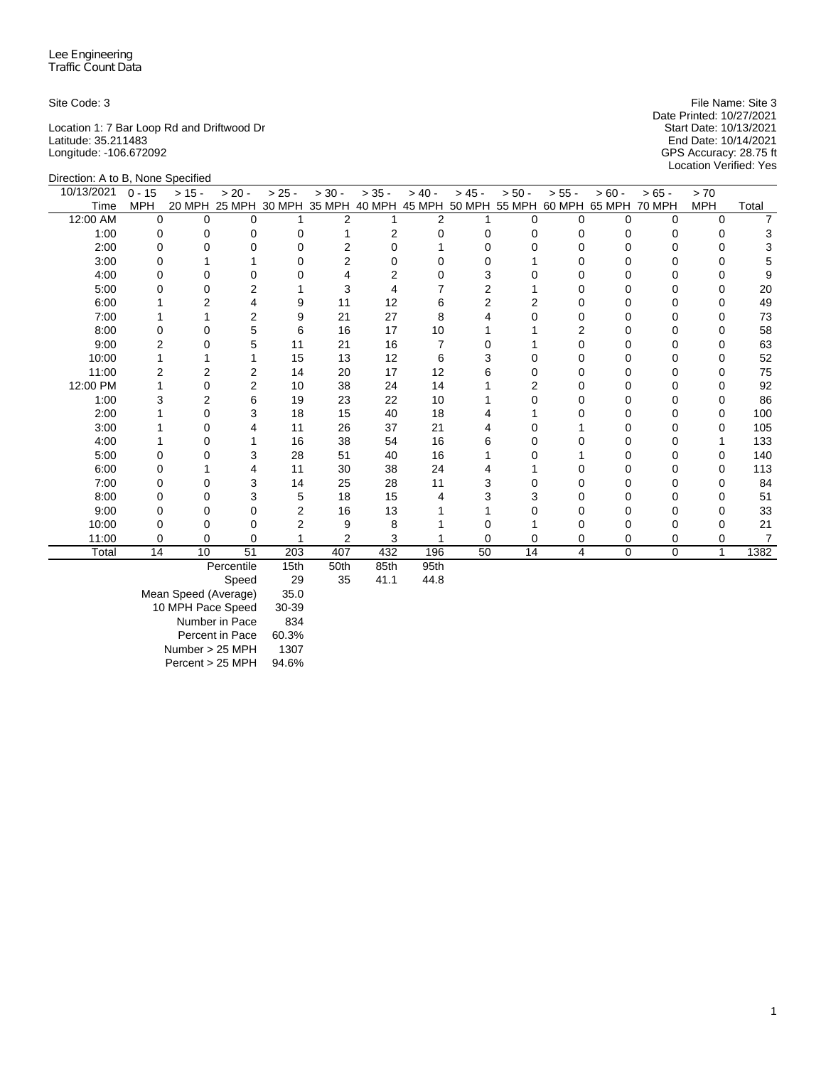Lee Engineering
Traffic Count Data

Site Code: 3

Location 1: 7 Bar Loop Rd and Driftwood Dr
Latitude: 35.211483
Longitude: -106.672092

File Name: Site 3
Date Printed: 10/27/2021
Start Date: 10/13/2021
End Date: 10/14/2021
GPS Accuracy: 28.75 ft
Location Verified: Yes

Direction: A to B, None Specified

| 10/13/2021 Time | 0 - 15 MPH | > 15 - 20 MPH | > 20 - 25 MPH | > 25 - 30 MPH | > 30 - 35 MPH | > 35 - 40 MPH | > 40 - 45 MPH | > 45 - 50 MPH | > 50 - 55 MPH | > 55 - 60 MPH | > 60 - 65 MPH | > 65 - 70 MPH | > 70 MPH | Total |
|---|---|---|---|---|---|---|---|---|---|---|---|---|---|---|
| 12:00 AM | 0 | 0 | 0 | 1 | 2 | 1 | 2 | 1 | 0 | 0 | 0 | 0 | 0 | 7 |
| 1:00 | 0 | 0 | 0 | 0 | 1 | 2 | 0 | 0 | 0 | 0 | 0 | 0 | 0 | 3 |
| 2:00 | 0 | 0 | 0 | 0 | 2 | 0 | 1 | 0 | 0 | 0 | 0 | 0 | 0 | 3 |
| 3:00 | 0 | 1 | 1 | 0 | 2 | 0 | 0 | 0 | 1 | 0 | 0 | 0 | 0 | 5 |
| 4:00 | 0 | 0 | 0 | 0 | 4 | 2 | 0 | 3 | 0 | 0 | 0 | 0 | 0 | 9 |
| 5:00 | 0 | 0 | 2 | 1 | 3 | 4 | 7 | 2 | 1 | 0 | 0 | 0 | 0 | 20 |
| 6:00 | 1 | 2 | 4 | 9 | 11 | 12 | 6 | 2 | 2 | 0 | 0 | 0 | 0 | 49 |
| 7:00 | 1 | 1 | 2 | 9 | 21 | 27 | 8 | 4 | 0 | 0 | 0 | 0 | 0 | 73 |
| 8:00 | 0 | 0 | 5 | 6 | 16 | 17 | 10 | 1 | 1 | 2 | 0 | 0 | 0 | 58 |
| 9:00 | 2 | 0 | 5 | 11 | 21 | 16 | 7 | 0 | 1 | 0 | 0 | 0 | 0 | 63 |
| 10:00 | 1 | 1 | 1 | 15 | 13 | 12 | 6 | 3 | 0 | 0 | 0 | 0 | 0 | 52 |
| 11:00 | 2 | 2 | 2 | 14 | 20 | 17 | 12 | 6 | 0 | 0 | 0 | 0 | 0 | 75 |
| 12:00 PM | 1 | 0 | 2 | 10 | 38 | 24 | 14 | 1 | 2 | 0 | 0 | 0 | 0 | 92 |
| 1:00 | 3 | 2 | 6 | 19 | 23 | 22 | 10 | 1 | 0 | 0 | 0 | 0 | 0 | 86 |
| 2:00 | 1 | 0 | 3 | 18 | 15 | 40 | 18 | 4 | 1 | 0 | 0 | 0 | 0 | 100 |
| 3:00 | 1 | 0 | 4 | 11 | 26 | 37 | 21 | 4 | 0 | 1 | 0 | 0 | 0 | 105 |
| 4:00 | 1 | 0 | 1 | 16 | 38 | 54 | 16 | 6 | 0 | 0 | 0 | 0 | 1 | 133 |
| 5:00 | 0 | 0 | 3 | 28 | 51 | 40 | 16 | 1 | 0 | 1 | 0 | 0 | 0 | 140 |
| 6:00 | 0 | 1 | 4 | 11 | 30 | 38 | 24 | 4 | 1 | 0 | 0 | 0 | 0 | 113 |
| 7:00 | 0 | 0 | 3 | 14 | 25 | 28 | 11 | 3 | 0 | 0 | 0 | 0 | 0 | 84 |
| 8:00 | 0 | 0 | 3 | 5 | 18 | 15 | 4 | 3 | 3 | 0 | 0 | 0 | 0 | 51 |
| 9:00 | 0 | 0 | 0 | 2 | 16 | 13 | 1 | 1 | 0 | 0 | 0 | 0 | 0 | 33 |
| 10:00 | 0 | 0 | 0 | 2 | 9 | 8 | 1 | 0 | 1 | 0 | 0 | 0 | 0 | 21 |
| 11:00 | 0 | 0 | 0 | 1 | 2 | 3 | 1 | 0 | 0 | 0 | 0 | 0 | 0 | 7 |
| Total | 14 | 10 | 51 | 203 | 407 | 432 | 196 | 50 | 14 | 4 | 0 | 0 | 1 | 1382 |

| | | | | |
|---|---|---|---|---|
| Percentile | 15th | 50th | 85th | 95th |
| Speed | 29 | 35 | 41.1 | 44.8 |
| Mean Speed (Average) | 35.0 | | | |
| 10 MPH Pace Speed | 30-39 | | | |
| Number in Pace | 834 | | | |
| Percent in Pace | 60.3% | | | |
| Number > 25 MPH | 1307 | | | |
| Percent > 25 MPH | 94.6% | | | |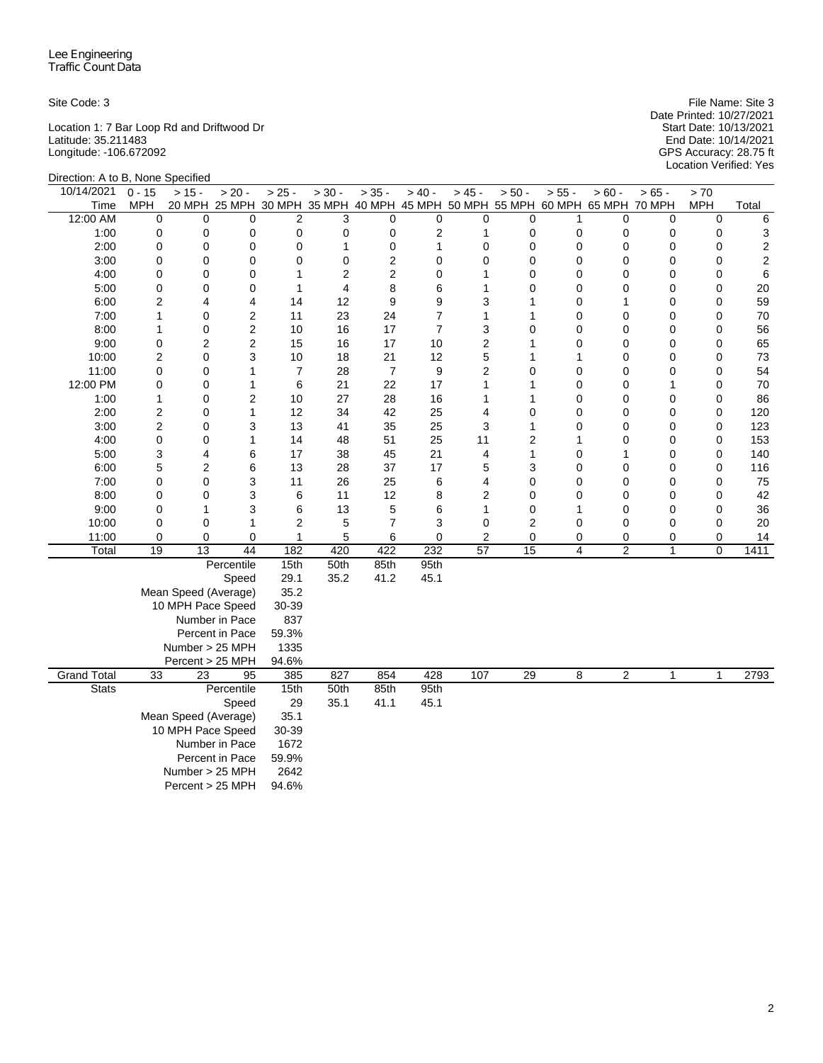Lee Engineering
Traffic Count Data

Site Code: 3

Location 1: 7 Bar Loop Rd and Driftwood Dr
Latitude: 35.211483
Longitude: -106.672092

File Name: Site 3
Date Printed: 10/27/2021
Start Date: 10/13/2021
End Date: 10/14/2021
GPS Accuracy: 28.75 ft
Location Verified: Yes

Direction: A to B, None Specified

| 10/14/2021 Time | 0 - 15 MPH | > 15 - 20 MPH | > 20 - 25 MPH | > 25 - 30 MPH | > 30 - 35 MPH | > 35 - 40 MPH | > 40 - 45 MPH | > 45 - 50 MPH | > 50 - 55 MPH | > 55 - 60 MPH | > 60 - 65 MPH | > 65 - 70 MPH | > 70 MPH | Total |
|---|---|---|---|---|---|---|---|---|---|---|---|---|---|---|
| 12:00 AM | 0 | 0 | 0 | 2 | 3 | 0 | 0 | 0 | 0 | 1 | 0 | 0 | 0 | 6 |
| 1:00 | 0 | 0 | 0 | 0 | 0 | 0 | 2 | 1 | 0 | 0 | 0 | 0 | 0 | 3 |
| 2:00 | 0 | 0 | 0 | 0 | 1 | 0 | 1 | 0 | 0 | 0 | 0 | 0 | 0 | 2 |
| 3:00 | 0 | 0 | 0 | 0 | 0 | 2 | 0 | 0 | 0 | 0 | 0 | 0 | 0 | 2 |
| 4:00 | 0 | 0 | 0 | 1 | 2 | 2 | 0 | 1 | 0 | 0 | 0 | 0 | 0 | 6 |
| 5:00 | 0 | 0 | 0 | 1 | 4 | 8 | 6 | 1 | 0 | 0 | 0 | 0 | 0 | 20 |
| 6:00 | 2 | 4 | 4 | 14 | 12 | 9 | 9 | 3 | 1 | 0 | 1 | 0 | 0 | 59 |
| 7:00 | 1 | 0 | 2 | 11 | 23 | 24 | 7 | 1 | 1 | 0 | 0 | 0 | 0 | 70 |
| 8:00 | 1 | 0 | 2 | 10 | 16 | 17 | 7 | 3 | 0 | 0 | 0 | 0 | 0 | 56 |
| 9:00 | 0 | 2 | 2 | 15 | 16 | 17 | 10 | 2 | 1 | 0 | 0 | 0 | 0 | 65 |
| 10:00 | 2 | 0 | 3 | 10 | 18 | 21 | 12 | 5 | 1 | 1 | 0 | 0 | 0 | 73 |
| 11:00 | 0 | 0 | 1 | 7 | 28 | 7 | 9 | 2 | 0 | 0 | 0 | 0 | 0 | 54 |
| 12:00 PM | 0 | 0 | 1 | 6 | 21 | 22 | 17 | 1 | 1 | 0 | 0 | 1 | 0 | 70 |
| 1:00 | 1 | 0 | 2 | 10 | 27 | 28 | 16 | 1 | 1 | 0 | 0 | 0 | 0 | 86 |
| 2:00 | 2 | 0 | 1 | 12 | 34 | 42 | 25 | 4 | 0 | 0 | 0 | 0 | 0 | 120 |
| 3:00 | 2 | 0 | 3 | 13 | 41 | 35 | 25 | 3 | 1 | 0 | 0 | 0 | 0 | 123 |
| 4:00 | 0 | 0 | 1 | 14 | 48 | 51 | 25 | 11 | 2 | 1 | 0 | 0 | 0 | 153 |
| 5:00 | 3 | 4 | 6 | 17 | 38 | 45 | 21 | 4 | 1 | 0 | 1 | 0 | 0 | 140 |
| 6:00 | 5 | 2 | 6 | 13 | 28 | 37 | 17 | 5 | 3 | 0 | 0 | 0 | 0 | 116 |
| 7:00 | 0 | 0 | 3 | 11 | 26 | 25 | 6 | 4 | 0 | 0 | 0 | 0 | 0 | 75 |
| 8:00 | 0 | 0 | 3 | 6 | 11 | 12 | 8 | 2 | 0 | 0 | 0 | 0 | 0 | 42 |
| 9:00 | 0 | 1 | 3 | 6 | 13 | 5 | 6 | 1 | 0 | 1 | 0 | 0 | 0 | 36 |
| 10:00 | 0 | 0 | 1 | 2 | 5 | 7 | 3 | 0 | 2 | 0 | 0 | 0 | 0 | 20 |
| 11:00 | 0 | 0 | 0 | 1 | 5 | 6 | 0 | 2 | 0 | 0 | 0 | 0 | 0 | 14 |
| Total | 19 | 13 | 44 | 182 | 420 | 422 | 232 | 57 | 15 | 4 | 2 | 1 | 0 | 1411 |
| | | | Percentile | 15th | 50th | 85th | 95th | | | | | | | |
| | | | Speed | 29.1 | 35.2 | 41.2 | 45.1 | | | | | | | |
| | | | Mean Speed (Average) | 35.2 | | | | | | | | | | |
| | | | 10 MPH Pace Speed | 30-39 | | | | | | | | | | |
| | | | Number in Pace | 837 | | | | | | | | | | |
| | | | Percent in Pace | 59.3% | | | | | | | | | | |
| | | | Number > 25 MPH | 1335 | | | | | | | | | | |
| | | | Percent > 25 MPH | 94.6% | | | | | | | | | | |
| Grand Total | 33 | 23 | 95 | 385 | 827 | 854 | 428 | 107 | 29 | 8 | 2 | 1 | 1 | 2793 |
| Stats | | | Percentile | 15th | 50th | 85th | 95th | | | | | | | |
| | | | Speed | 29 | 35.1 | 41.1 | 45.1 | | | | | | | |
| | | | Mean Speed (Average) | 35.1 | | | | | | | | | | |
| | | | 10 MPH Pace Speed | 30-39 | | | | | | | | | | |
| | | | Number in Pace | 1672 | | | | | | | | | | |
| | | | Percent in Pace | 59.9% | | | | | | | | | | |
| | | | Number > 25 MPH | 2642 | | | | | | | | | | |
| | | | Percent > 25 MPH | 94.6% | | | | | | | | | | |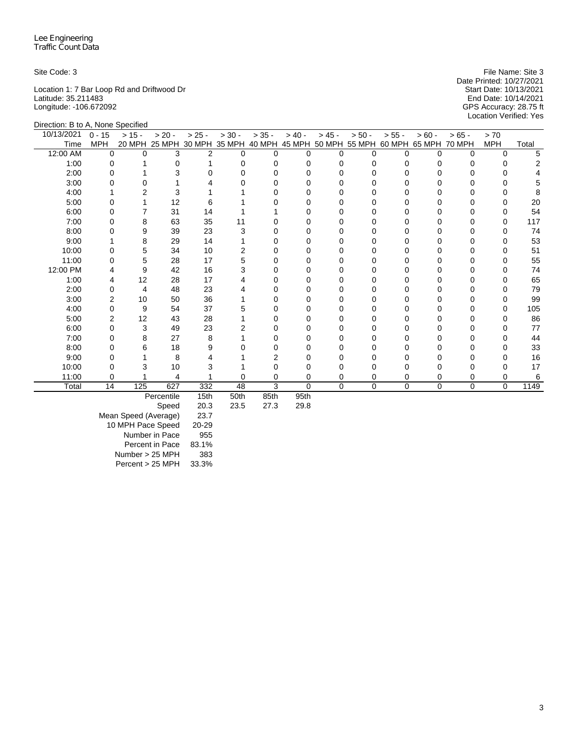Lee Engineering
Traffic Count Data

Site Code: 3

File Name: Site 3
Date Printed: 10/27/2021
Start Date: 10/13/2021
End Date: 10/14/2021
GPS Accuracy: 28.75 ft
Location Verified: Yes

Location 1: 7 Bar Loop Rd and Driftwood Dr
Latitude: 35.211483
Longitude: -106.672092

Direction: B to A, None Specified

| 10/13/2021 Time | 0 - 15 MPH | > 15 - 20 MPH | > 20 - 25 MPH | > 25 - 30 MPH | > 30 - 35 MPH | > 35 - 40 MPH | > 40 - 45 MPH | > 45 - 50 MPH | > 50 - 55 MPH | > 55 - 60 MPH | > 60 - 65 MPH | > 65 - 70 MPH | > 70 MPH | Total |
|---|---|---|---|---|---|---|---|---|---|---|---|---|---|---|
| 12:00 AM | 0 | 0 | 3 | 2 | 0 | 0 | 0 | 0 | 0 | 0 | 0 | 0 | 0 | 5 |
| 1:00 | 0 | 1 | 0 | 1 | 0 | 0 | 0 | 0 | 0 | 0 | 0 | 0 | 0 | 2 |
| 2:00 | 0 | 1 | 3 | 0 | 0 | 0 | 0 | 0 | 0 | 0 | 0 | 0 | 0 | 4 |
| 3:00 | 0 | 0 | 1 | 4 | 0 | 0 | 0 | 0 | 0 | 0 | 0 | 0 | 0 | 5 |
| 4:00 | 1 | 2 | 3 | 1 | 1 | 0 | 0 | 0 | 0 | 0 | 0 | 0 | 0 | 8 |
| 5:00 | 0 | 1 | 12 | 6 | 1 | 0 | 0 | 0 | 0 | 0 | 0 | 0 | 0 | 20 |
| 6:00 | 0 | 7 | 31 | 14 | 1 | 1 | 0 | 0 | 0 | 0 | 0 | 0 | 0 | 54 |
| 7:00 | 0 | 8 | 63 | 35 | 11 | 0 | 0 | 0 | 0 | 0 | 0 | 0 | 0 | 117 |
| 8:00 | 0 | 9 | 39 | 23 | 3 | 0 | 0 | 0 | 0 | 0 | 0 | 0 | 0 | 74 |
| 9:00 | 1 | 8 | 29 | 14 | 1 | 0 | 0 | 0 | 0 | 0 | 0 | 0 | 0 | 53 |
| 10:00 | 0 | 5 | 34 | 10 | 2 | 0 | 0 | 0 | 0 | 0 | 0 | 0 | 0 | 51 |
| 11:00 | 0 | 5 | 28 | 17 | 5 | 0 | 0 | 0 | 0 | 0 | 0 | 0 | 0 | 55 |
| 12:00 PM | 4 | 9 | 42 | 16 | 3 | 0 | 0 | 0 | 0 | 0 | 0 | 0 | 0 | 74 |
| 1:00 | 4 | 12 | 28 | 17 | 4 | 0 | 0 | 0 | 0 | 0 | 0 | 0 | 0 | 65 |
| 2:00 | 0 | 4 | 48 | 23 | 4 | 0 | 0 | 0 | 0 | 0 | 0 | 0 | 0 | 79 |
| 3:00 | 2 | 10 | 50 | 36 | 1 | 0 | 0 | 0 | 0 | 0 | 0 | 0 | 0 | 99 |
| 4:00 | 0 | 9 | 54 | 37 | 5 | 0 | 0 | 0 | 0 | 0 | 0 | 0 | 0 | 105 |
| 5:00 | 2 | 12 | 43 | 28 | 1 | 0 | 0 | 0 | 0 | 0 | 0 | 0 | 0 | 86 |
| 6:00 | 0 | 3 | 49 | 23 | 2 | 0 | 0 | 0 | 0 | 0 | 0 | 0 | 0 | 77 |
| 7:00 | 0 | 8 | 27 | 8 | 1 | 0 | 0 | 0 | 0 | 0 | 0 | 0 | 0 | 44 |
| 8:00 | 0 | 6 | 18 | 9 | 0 | 0 | 0 | 0 | 0 | 0 | 0 | 0 | 0 | 33 |
| 9:00 | 0 | 1 | 8 | 4 | 1 | 2 | 0 | 0 | 0 | 0 | 0 | 0 | 0 | 16 |
| 10:00 | 0 | 3 | 10 | 3 | 1 | 0 | 0 | 0 | 0 | 0 | 0 | 0 | 0 | 17 |
| 11:00 | 0 | 1 | 4 | 1 | 0 | 0 | 0 | 0 | 0 | 0 | 0 | 0 | 0 | 6 |
| Total | 14 | 125 | 627 | 332 | 48 | 3 | 0 | 0 | 0 | 0 | 0 | 0 | 0 | 1149 |

| Percentile | 15th | 50th | 85th | 95th |
|---|---|---|---|---|
| Speed | 20.3 | 23.5 | 27.3 | 29.8 |

| | |
|---|---|
| Mean Speed (Average) | 23.7 |
| 10 MPH Pace Speed | 20-29 |
| Number in Pace | 955 |
| Percent in Pace | 83.1% |
| Number > 25 MPH | 383 |
| Percent > 25 MPH | 33.3% |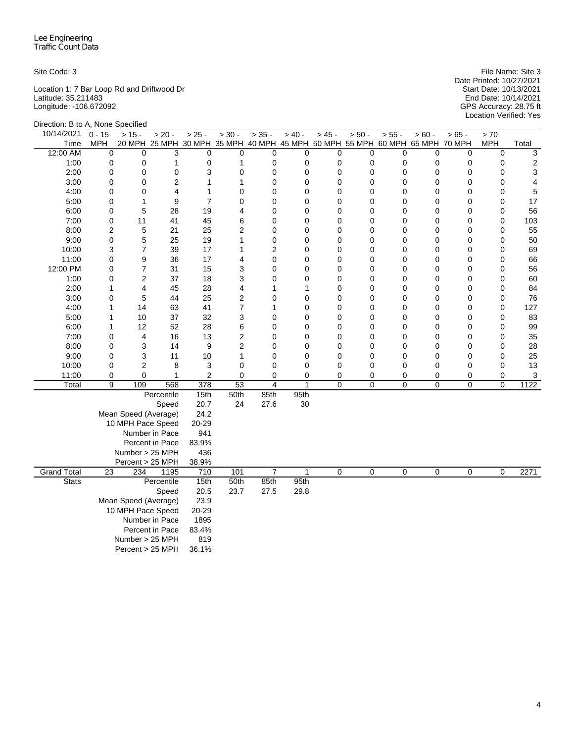Lee Engineering
Traffic Count Data

Site Code: 3

Location 1: 7 Bar Loop Rd and Driftwood Dr
Latitude: 35.211483
Longitude: -106.672092

File Name: Site 3
Date Printed: 10/27/2021
Start Date: 10/13/2021
End Date: 10/14/2021
GPS Accuracy: 28.75 ft
Location Verified: Yes

Direction: B to A, None Specified

| 10/14/2021 Time | 0 - 15 MPH | > 15 - 20 MPH | > 20 - 25 MPH | > 25 - 30 MPH | > 30 - 35 MPH | > 35 - 40 MPH | > 40 - 45 MPH | > 45 - 50 MPH | > 50 - 55 MPH | > 55 - 60 MPH | > 60 - 65 MPH | > 65 - 70 MPH | > 70 MPH | Total |
|---|---|---|---|---|---|---|---|---|---|---|---|---|---|---|
| 12:00 AM | 0 | 0 | 3 | 0 | 0 | 0 | 0 | 0 | 0 | 0 | 0 | 0 | 0 | 3 |
| 1:00 | 0 | 0 | 1 | 0 | 1 | 0 | 0 | 0 | 0 | 0 | 0 | 0 | 0 | 2 |
| 2:00 | 0 | 0 | 0 | 3 | 0 | 0 | 0 | 0 | 0 | 0 | 0 | 0 | 0 | 3 |
| 3:00 | 0 | 0 | 2 | 1 | 1 | 0 | 0 | 0 | 0 | 0 | 0 | 0 | 0 | 4 |
| 4:00 | 0 | 0 | 4 | 1 | 0 | 0 | 0 | 0 | 0 | 0 | 0 | 0 | 0 | 5 |
| 5:00 | 0 | 1 | 9 | 7 | 0 | 0 | 0 | 0 | 0 | 0 | 0 | 0 | 0 | 17 |
| 6:00 | 0 | 5 | 28 | 19 | 4 | 0 | 0 | 0 | 0 | 0 | 0 | 0 | 0 | 56 |
| 7:00 | 0 | 11 | 41 | 45 | 6 | 0 | 0 | 0 | 0 | 0 | 0 | 0 | 0 | 103 |
| 8:00 | 2 | 5 | 21 | 25 | 2 | 0 | 0 | 0 | 0 | 0 | 0 | 0 | 0 | 55 |
| 9:00 | 0 | 5 | 25 | 19 | 1 | 0 | 0 | 0 | 0 | 0 | 0 | 0 | 0 | 50 |
| 10:00 | 3 | 7 | 39 | 17 | 1 | 2 | 0 | 0 | 0 | 0 | 0 | 0 | 0 | 69 |
| 11:00 | 0 | 9 | 36 | 17 | 4 | 0 | 0 | 0 | 0 | 0 | 0 | 0 | 0 | 66 |
| 12:00 PM | 0 | 7 | 31 | 15 | 3 | 0 | 0 | 0 | 0 | 0 | 0 | 0 | 0 | 56 |
| 1:00 | 0 | 2 | 37 | 18 | 3 | 0 | 0 | 0 | 0 | 0 | 0 | 0 | 0 | 60 |
| 2:00 | 1 | 4 | 45 | 28 | 4 | 1 | 1 | 0 | 0 | 0 | 0 | 0 | 0 | 84 |
| 3:00 | 0 | 5 | 44 | 25 | 2 | 0 | 0 | 0 | 0 | 0 | 0 | 0 | 0 | 76 |
| 4:00 | 1 | 14 | 63 | 41 | 7 | 1 | 0 | 0 | 0 | 0 | 0 | 0 | 0 | 127 |
| 5:00 | 1 | 10 | 37 | 32 | 3 | 0 | 0 | 0 | 0 | 0 | 0 | 0 | 0 | 83 |
| 6:00 | 1 | 12 | 52 | 28 | 6 | 0 | 0 | 0 | 0 | 0 | 0 | 0 | 0 | 99 |
| 7:00 | 0 | 4 | 16 | 13 | 2 | 0 | 0 | 0 | 0 | 0 | 0 | 0 | 0 | 35 |
| 8:00 | 0 | 3 | 14 | 9 | 2 | 0 | 0 | 0 | 0 | 0 | 0 | 0 | 0 | 28 |
| 9:00 | 0 | 3 | 11 | 10 | 1 | 0 | 0 | 0 | 0 | 0 | 0 | 0 | 0 | 25 |
| 10:00 | 0 | 2 | 8 | 3 | 0 | 0 | 0 | 0 | 0 | 0 | 0 | 0 | 0 | 13 |
| 11:00 | 0 | 0 | 1 | 2 | 0 | 0 | 0 | 0 | 0 | 0 | 0 | 0 | 0 | 3 |
| Total | 9 | 109 | 568 | 378 | 53 | 4 | 1 | 0 | 0 | 0 | 0 | 0 | 0 | 1122 |
| | | | Percentile | 15th | 50th | 85th | 95th | | | | | | | |
| | | | Speed | 20.7 | 24 | 27.6 | 30 | | | | | | | |
| | | | Mean Speed (Average) | 24.2 | | | | | | | | | | |
| | | | 10 MPH Pace Speed | 20-29 | | | | | | | | | | |
| | | | Number in Pace | 941 | | | | | | | | | | |
| | | | Percent in Pace | 83.9% | | | | | | | | | | |
| | | | Number > 25 MPH | 436 | | | | | | | | | | |
| | | | Percent > 25 MPH | 38.9% | | | | | | | | | | |
| Grand Total | 23 | 234 | 1195 | 710 | 101 | 7 | 1 | 0 | 0 | 0 | 0 | 0 | 0 | 2271 |
| Stats | | | Percentile | 15th | 50th | 85th | 95th | | | | | | | |
| | | | Speed | 20.5 | 23.7 | 27.5 | 29.8 | | | | | | | |
| | | | Mean Speed (Average) | 23.9 | | | | | | | | | | |
| | | | 10 MPH Pace Speed | 20-29 | | | | | | | | | | |
| | | | Number in Pace | 1895 | | | | | | | | | | |
| | | | Percent in Pace | 83.4% | | | | | | | | | | |
| | | | Number > 25 MPH | 819 | | | | | | | | | | |
| | | | Percent > 25 MPH | 36.1% | | | | | | | | | | |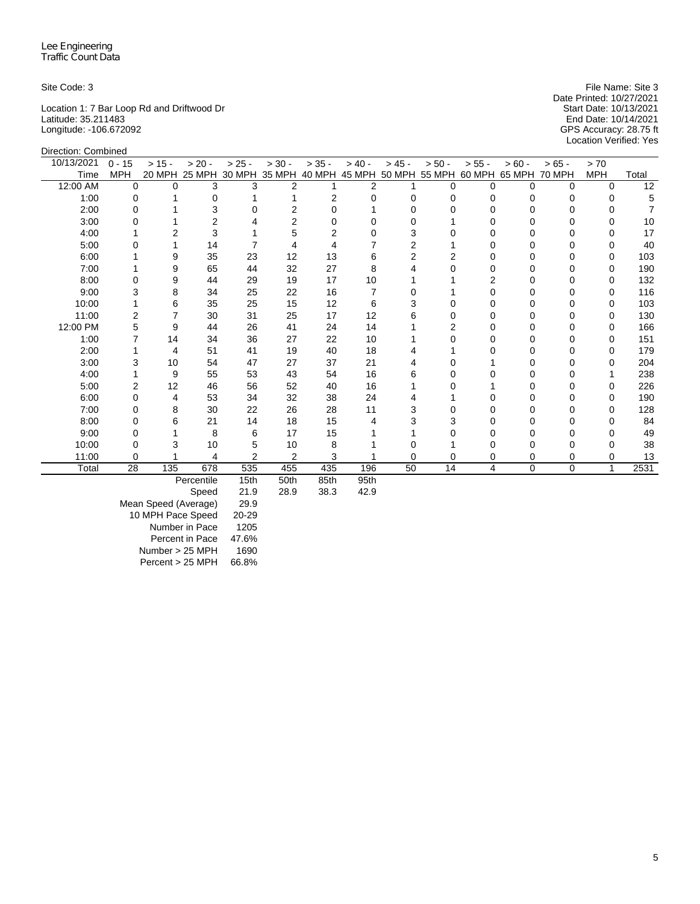Lee Engineering
Traffic Count Data

Site Code: 3

Location 1: 7 Bar Loop Rd and Driftwood Dr
Latitude: 35.211483
Longitude: -106.672092

File Name: Site 3
Date Printed: 10/27/2021
Start Date: 10/13/2021
End Date: 10/14/2021
GPS Accuracy: 28.75 ft
Location Verified: Yes

Direction: Combined

| 10/13/2021 Time | 0 - 15 MPH | > 15 - 20 MPH | > 20 - 25 MPH | > 25 - 30 MPH | > 30 - 35 MPH | > 35 - 40 MPH | > 40 - 45 MPH | > 45 - 50 MPH | > 50 - 55 MPH | > 55 - 60 MPH | > 60 - 65 MPH | > 65 - 70 MPH | > 70 MPH | Total |
|---|---|---|---|---|---|---|---|---|---|---|---|---|---|---|
| 12:00 AM | 0 | 0 | 3 | 3 | 2 | 1 | 2 | 1 | 0 | 0 | 0 | 0 | 0 | 12 |
| 1:00 | 0 | 1 | 0 | 1 | 1 | 2 | 0 | 0 | 0 | 0 | 0 | 0 | 0 | 5 |
| 2:00 | 0 | 1 | 3 | 0 | 2 | 0 | 1 | 0 | 0 | 0 | 0 | 0 | 0 | 7 |
| 3:00 | 0 | 1 | 2 | 4 | 2 | 0 | 0 | 0 | 1 | 0 | 0 | 0 | 0 | 10 |
| 4:00 | 1 | 2 | 3 | 1 | 5 | 2 | 0 | 3 | 0 | 0 | 0 | 0 | 0 | 17 |
| 5:00 | 0 | 1 | 14 | 7 | 4 | 4 | 7 | 2 | 1 | 0 | 0 | 0 | 0 | 40 |
| 6:00 | 1 | 9 | 35 | 23 | 12 | 13 | 6 | 2 | 2 | 0 | 0 | 0 | 0 | 103 |
| 7:00 | 1 | 9 | 65 | 44 | 32 | 27 | 8 | 4 | 0 | 0 | 0 | 0 | 0 | 190 |
| 8:00 | 0 | 9 | 44 | 29 | 19 | 17 | 10 | 1 | 1 | 2 | 0 | 0 | 0 | 132 |
| 9:00 | 3 | 8 | 34 | 25 | 22 | 16 | 7 | 0 | 1 | 0 | 0 | 0 | 0 | 116 |
| 10:00 | 1 | 6 | 35 | 25 | 15 | 12 | 6 | 3 | 0 | 0 | 0 | 0 | 0 | 103 |
| 11:00 | 2 | 7 | 30 | 31 | 25 | 17 | 12 | 6 | 0 | 0 | 0 | 0 | 0 | 130 |
| 12:00 PM | 5 | 9 | 44 | 26 | 41 | 24 | 14 | 1 | 2 | 0 | 0 | 0 | 0 | 166 |
| 1:00 | 7 | 14 | 34 | 36 | 27 | 22 | 10 | 1 | 0 | 0 | 0 | 0 | 0 | 151 |
| 2:00 | 1 | 4 | 51 | 41 | 19 | 40 | 18 | 4 | 1 | 0 | 0 | 0 | 0 | 179 |
| 3:00 | 3 | 10 | 54 | 47 | 27 | 37 | 21 | 4 | 0 | 1 | 0 | 0 | 0 | 204 |
| 4:00 | 1 | 9 | 55 | 53 | 43 | 54 | 16 | 6 | 0 | 0 | 0 | 0 | 1 | 238 |
| 5:00 | 2 | 12 | 46 | 56 | 52 | 40 | 16 | 1 | 0 | 1 | 0 | 0 | 0 | 226 |
| 6:00 | 0 | 4 | 53 | 34 | 32 | 38 | 24 | 4 | 1 | 0 | 0 | 0 | 0 | 190 |
| 7:00 | 0 | 8 | 30 | 22 | 26 | 28 | 11 | 3 | 0 | 0 | 0 | 0 | 0 | 128 |
| 8:00 | 0 | 6 | 21 | 14 | 18 | 15 | 4 | 3 | 3 | 0 | 0 | 0 | 0 | 84 |
| 9:00 | 0 | 1 | 8 | 6 | 17 | 15 | 1 | 1 | 0 | 0 | 0 | 0 | 0 | 49 |
| 10:00 | 0 | 3 | 10 | 5 | 10 | 8 | 1 | 0 | 1 | 0 | 0 | 0 | 0 | 38 |
| 11:00 | 0 | 1 | 4 | 2 | 2 | 3 | 1 | 0 | 0 | 0 | 0 | 0 | 0 | 13 |
| Total | 28 | 135 | 678 | 535 | 455 | 435 | 196 | 50 | 14 | 4 | 0 | 0 | 1 | 2531 |

| Percentile | 15th | 50th | 85th | 95th |
|---|---|---|---|---|
| Speed | 21.9 | 28.9 | 38.3 | 42.9 |

| | |
|---|---|
| Mean Speed (Average) | 29.9 |
| 10 MPH Pace Speed | 20-29 |
| Number in Pace | 1205 |
| Percent in Pace | 47.6% |
| Number > 25 MPH | 1690 |
| Percent > 25 MPH | 66.8% |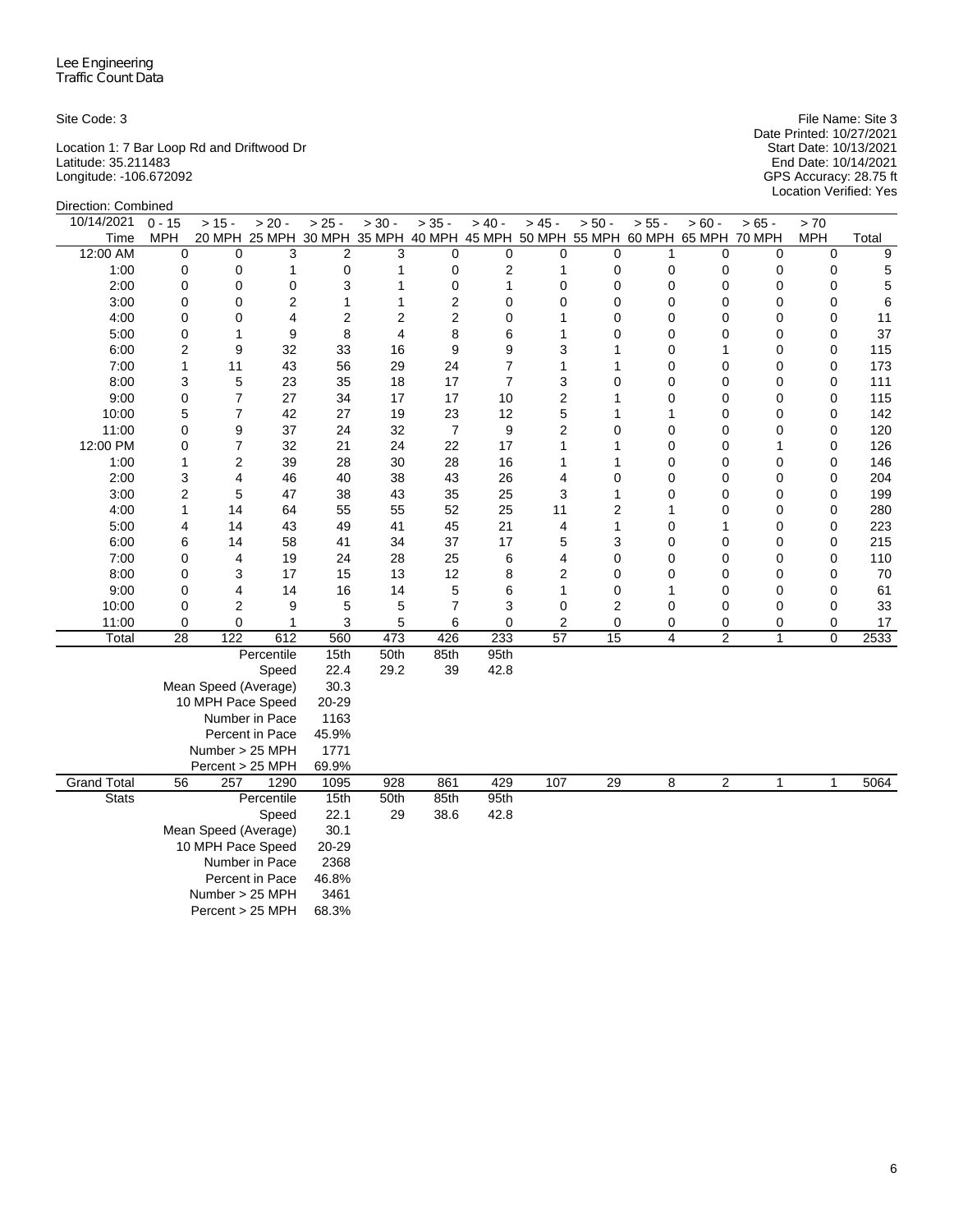Lee Engineering
Traffic Count Data

Site Code: 3

Location 1: 7 Bar Loop Rd and Driftwood Dr
Latitude: 35.211483
Longitude: -106.672092

File Name: Site 3
Date Printed: 10/27/2021
Start Date: 10/13/2021
End Date: 10/14/2021
GPS Accuracy: 28.75 ft
Location Verified: Yes

Direction: Combined

| 10/14/2021 Time | 0 - 15 MPH | > 15 - 20 MPH | > 20 - 25 MPH | > 25 - 30 MPH | > 30 - 35 MPH | > 35 - 40 MPH | > 40 - 45 MPH | > 45 - 50 MPH | > 50 - 55 MPH | > 55 - 60 MPH | > 60 - 65 MPH | > 65 - 70 MPH | > 70 MPH | Total |
|---|---|---|---|---|---|---|---|---|---|---|---|---|---|---|
| 12:00 AM | 0 | 0 | 3 | 2 | 3 | 0 | 0 | 0 | 0 | 1 | 0 | 0 | 0 | 9 |
| 1:00 | 0 | 0 | 1 | 0 | 1 | 0 | 2 | 1 | 0 | 0 | 0 | 0 | 0 | 5 |
| 2:00 | 0 | 0 | 0 | 3 | 1 | 0 | 1 | 0 | 0 | 0 | 0 | 0 | 0 | 5 |
| 3:00 | 0 | 0 | 2 | 1 | 1 | 2 | 0 | 0 | 0 | 0 | 0 | 0 | 0 | 6 |
| 4:00 | 0 | 0 | 4 | 2 | 2 | 2 | 0 | 1 | 0 | 0 | 0 | 0 | 0 | 11 |
| 5:00 | 0 | 1 | 9 | 8 | 4 | 8 | 6 | 1 | 0 | 0 | 0 | 0 | 0 | 37 |
| 6:00 | 2 | 9 | 32 | 33 | 16 | 9 | 9 | 3 | 1 | 0 | 1 | 0 | 0 | 115 |
| 7:00 | 1 | 11 | 43 | 56 | 29 | 24 | 7 | 1 | 1 | 0 | 0 | 0 | 0 | 173 |
| 8:00 | 3 | 5 | 23 | 35 | 18 | 17 | 7 | 3 | 0 | 0 | 0 | 0 | 0 | 111 |
| 9:00 | 0 | 7 | 27 | 34 | 17 | 17 | 10 | 2 | 1 | 0 | 0 | 0 | 0 | 115 |
| 10:00 | 5 | 7 | 42 | 27 | 19 | 23 | 12 | 5 | 1 | 1 | 0 | 0 | 0 | 142 |
| 11:00 | 0 | 9 | 37 | 24 | 32 | 7 | 9 | 2 | 0 | 0 | 0 | 0 | 0 | 120 |
| 12:00 PM | 0 | 7 | 32 | 21 | 24 | 22 | 17 | 1 | 1 | 0 | 0 | 1 | 0 | 126 |
| 1:00 | 1 | 2 | 39 | 28 | 30 | 28 | 16 | 1 | 1 | 0 | 0 | 0 | 0 | 146 |
| 2:00 | 3 | 4 | 46 | 40 | 38 | 43 | 26 | 4 | 0 | 0 | 0 | 0 | 0 | 204 |
| 3:00 | 2 | 5 | 47 | 38 | 43 | 35 | 25 | 3 | 1 | 0 | 0 | 0 | 0 | 199 |
| 4:00 | 1 | 14 | 64 | 55 | 55 | 52 | 25 | 11 | 2 | 1 | 0 | 0 | 0 | 280 |
| 5:00 | 4 | 14 | 43 | 49 | 41 | 45 | 21 | 4 | 1 | 0 | 1 | 0 | 0 | 223 |
| 6:00 | 6 | 14 | 58 | 41 | 34 | 37 | 17 | 5 | 3 | 0 | 0 | 0 | 0 | 215 |
| 7:00 | 0 | 4 | 19 | 24 | 28 | 25 | 6 | 4 | 0 | 0 | 0 | 0 | 0 | 110 |
| 8:00 | 0 | 3 | 17 | 15 | 13 | 12 | 8 | 2 | 0 | 0 | 0 | 0 | 0 | 70 |
| 9:00 | 0 | 4 | 14 | 16 | 14 | 5 | 6 | 1 | 0 | 1 | 0 | 0 | 0 | 61 |
| 10:00 | 0 | 2 | 9 | 5 | 5 | 7 | 3 | 0 | 2 | 0 | 0 | 0 | 0 | 33 |
| 11:00 | 0 | 0 | 1 | 3 | 5 | 6 | 0 | 2 | 0 | 0 | 0 | 0 | 0 | 17 |
| Total | 28 | 122 | 612 | 560 | 473 | 426 | 233 | 57 | 15 | 4 | 2 | 1 | 0 | 2533 |
| | | | Percentile | 15th | 50th | 85th | 95th | | | | | | | |
| | | | Speed | 22.4 | 29.2 | 39 | 42.8 | | | | | | | |
| | Mean Speed (Average) | | | 30.3 | | | | | | | | | | |
| | 10 MPH Pace Speed | | | 20-29 | | | | | | | | | | |
| | Number in Pace | | | 1163 | | | | | | | | | | |
| | Percent in Pace | | | 45.9% | | | | | | | | | | |
| | Number > 25 MPH | | | 1771 | | | | | | | | | | |
| | Percent > 25 MPH | | | 69.9% | | | | | | | | | | |
| Grand Total | 56 | 257 | 1290 | 1095 | 928 | 861 | 429 | 107 | 29 | 8 | 2 | 1 | 1 | 5064 |
| Stats | | | Percentile | 15th | 50th | 85th | 95th | | | | | | | |
| | | | Speed | 22.1 | 29 | 38.6 | 42.8 | | | | | | | |
| | Mean Speed (Average) | | | 30.1 | | | | | | | | | | |
| | 10 MPH Pace Speed | | | 20-29 | | | | | | | | | | |
| | Number in Pace | | | 2368 | | | | | | | | | | |
| | Percent in Pace | | | 46.8% | | | | | | | | | | |
| | Number > 25 MPH | | | 3461 | | | | | | | | | | |
| | Percent > 25 MPH | | | 68.3% | | | | | | | | | | |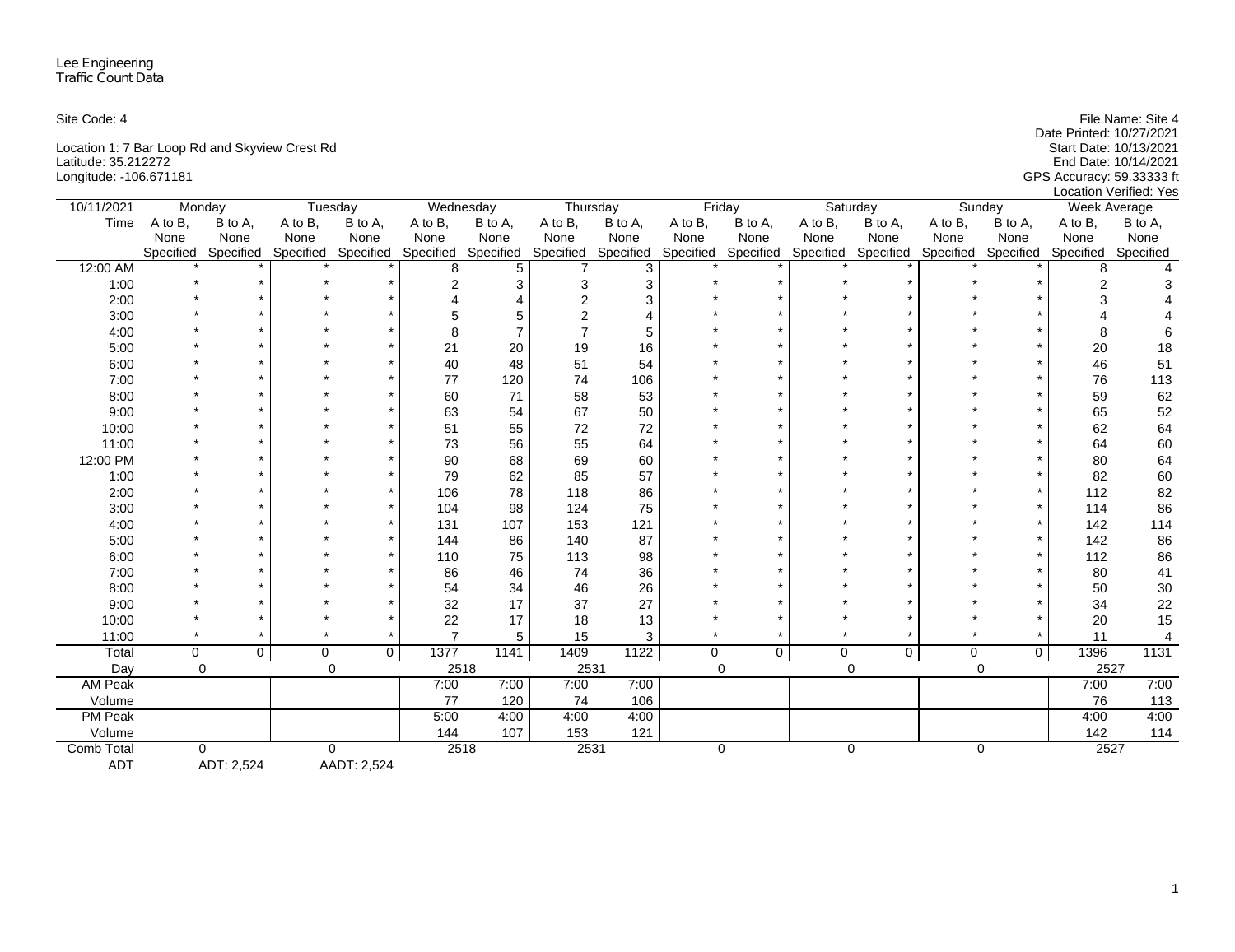Lee Engineering
Traffic Count Data

Site Code: 4

Location 1: 7 Bar Loop Rd and Skyview Crest Rd
Latitude: 35.212272
Longitude: -106.671181

File Name: Site 4
Date Printed: 10/27/2021
Start Date: 10/13/2021
End Date: 10/14/2021
GPS Accuracy: 59.33333 ft
Location Verified: Yes

| 10/11/2021 | Monday | | Tuesday | | Wednesday | | Thursday | | Friday | | Saturday | | Sunday | | Week Average | |
|---|---|---|---|---|---|---|---|---|---|---|---|---|---|---|---|---|
| Time | A to B, None Specified | B to A, None Specified | A to B, None Specified | B to A, None Specified | A to B, None Specified | B to A, None Specified | A to B, None Specified | B to A, None Specified | A to B, None Specified | B to A, None Specified | A to B, None Specified | B to A, None Specified | A to B, None Specified | B to A, None Specified | A to B, None Specified | B to A, None Specified |
| 12:00 AM | * | * | * | * | 8 | 5 | 7 | 3 | * | * | * | * | * | * | 8 | 4 |
| 1:00 | * | * | * | * | 2 | 3 | 3 | 3 | * | * | * | * | * | * | 2 | 3 |
| 2:00 | * | * | * | * | 4 | 4 | 2 | 3 | * | * | * | * | * | * | 3 | 4 |
| 3:00 | * | * | * | * | 5 | 5 | 2 | 4 | * | * | * | * | * | * | 4 | 4 |
| 4:00 | * | * | * | * | 8 | 7 | 7 | 5 | * | * | * | * | * | * | 8 | 6 |
| 5:00 | * | * | * | * | 21 | 20 | 19 | 16 | * | * | * | * | * | * | 20 | 18 |
| 6:00 | * | * | * | * | 40 | 48 | 51 | 54 | * | * | * | * | * | * | 46 | 51 |
| 7:00 | * | * | * | * | 77 | 120 | 74 | 106 | * | * | * | * | * | * | 76 | 113 |
| 8:00 | * | * | * | * | 60 | 71 | 58 | 53 | * | * | * | * | * | * | 59 | 62 |
| 9:00 | * | * | * | * | 63 | 54 | 67 | 50 | * | * | * | * | * | * | 65 | 52 |
| 10:00 | * | * | * | * | 51 | 55 | 72 | 72 | * | * | * | * | * | * | 62 | 64 |
| 11:00 | * | * | * | * | 73 | 56 | 55 | 64 | * | * | * | * | * | * | 64 | 60 |
| 12:00 PM | * | * | * | * | 90 | 68 | 69 | 60 | * | * | * | * | * | * | 80 | 64 |
| 1:00 | * | * | * | * | 79 | 62 | 85 | 57 | * | * | * | * | * | * | 82 | 60 |
| 2:00 | * | * | * | * | 106 | 78 | 118 | 86 | * | * | * | * | * | * | 112 | 82 |
| 3:00 | * | * | * | * | 104 | 98 | 124 | 75 | * | * | * | * | * | * | 114 | 86 |
| 4:00 | * | * | * | * | 131 | 107 | 153 | 121 | * | * | * | * | * | * | 142 | 114 |
| 5:00 | * | * | * | * | 144 | 86 | 140 | 87 | * | * | * | * | * | * | 142 | 86 |
| 6:00 | * | * | * | * | 110 | 75 | 113 | 98 | * | * | * | * | * | * | 112 | 86 |
| 7:00 | * | * | * | * | 86 | 46 | 74 | 36 | * | * | * | * | * | * | 80 | 41 |
| 8:00 | * | * | * | * | 54 | 34 | 46 | 26 | * | * | * | * | * | * | 50 | 30 |
| 9:00 | * | * | * | * | 32 | 17 | 37 | 27 | * | * | * | * | * | * | 34 | 22 |
| 10:00 | * | * | * | * | 22 | 17 | 18 | 13 | * | * | * | * | * | * | 20 | 15 |
| 11:00 | * | * | * | * | 7 | 5 | 15 | 3 | * | * | * | * | * | * | 11 | 4 |
| Total | 0 | 0 | 0 | 0 | 1377 | 1141 | 1409 | 1122 | 0 | 0 | 0 | 0 | 0 | 0 | 1396 | 1131 |
| Day | 0 | | 0 | | 2518 | | 2531 | | 0 | | 0 | | 0 | | 2527 | |
| AM Peak | | | | | 7:00 | 7:00 | 7:00 | 7:00 | | | | | | | 7:00 | 7:00 |
| Volume | | | | | 77 | 120 | 74 | 106 | | | | | | | 76 | 113 |
| PM Peak | | | | | 5:00 | 4:00 | 4:00 | 4:00 | | | | | | | 4:00 | 4:00 |
| Volume | | | | | 144 | 107 | 153 | 121 | | | | | | | 142 | 114 |
| Comb Total | 0 | | 0 | | 2518 | | 2531 | | 0 | | 0 | | 0 | | 2527 | |
| ADT | ADT: 2,524 | | AADT: 2,524 | | | | | | | | | | | | | |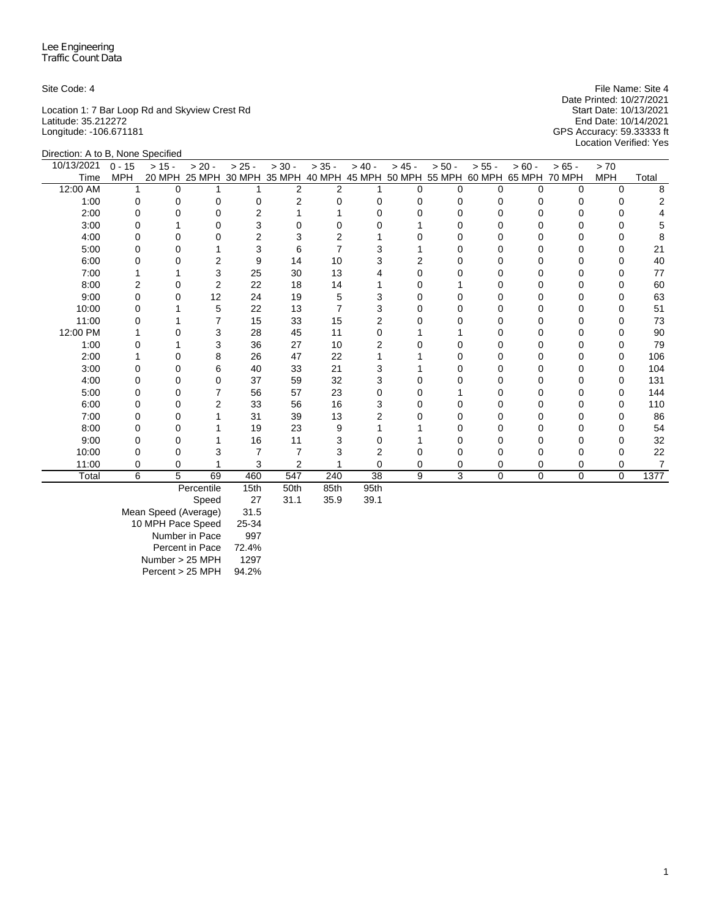Lee Engineering
Traffic Count Data

Site Code: 4

Location 1: 7 Bar Loop Rd and Skyview Crest Rd
Latitude: 35.212272
Longitude: -106.671181

File Name: Site 4
Date Printed: 10/27/2021
Start Date: 10/13/2021
End Date: 10/14/2021
GPS Accuracy: 59.33333 ft
Location Verified: Yes

Direction: A to B, None Specified

| 10/13/2021 Time | 0 - 15 MPH | > 15 - 20 MPH | > 20 - 25 MPH | > 25 - 30 MPH | > 30 - 35 MPH | > 35 - 40 MPH | > 40 - 45 MPH | > 45 - 50 MPH | > 50 - 55 MPH | > 55 - 60 MPH | > 60 - 65 MPH | > 65 - 70 MPH | > 70 MPH | Total |
|---|---|---|---|---|---|---|---|---|---|---|---|---|---|---|
| 12:00 AM | 1 | 0 | 1 | 1 | 2 | 2 | 1 | 0 | 0 | 0 | 0 | 0 | 0 | 8 |
| 1:00 | 0 | 0 | 0 | 0 | 2 | 0 | 0 | 0 | 0 | 0 | 0 | 0 | 0 | 2 |
| 2:00 | 0 | 0 | 0 | 2 | 1 | 1 | 0 | 0 | 0 | 0 | 0 | 0 | 0 | 4 |
| 3:00 | 0 | 1 | 0 | 3 | 0 | 0 | 0 | 1 | 0 | 0 | 0 | 0 | 0 | 5 |
| 4:00 | 0 | 0 | 0 | 2 | 3 | 2 | 1 | 0 | 0 | 0 | 0 | 0 | 0 | 8 |
| 5:00 | 0 | 0 | 1 | 3 | 6 | 7 | 3 | 1 | 0 | 0 | 0 | 0 | 0 | 21 |
| 6:00 | 0 | 0 | 2 | 9 | 14 | 10 | 3 | 2 | 0 | 0 | 0 | 0 | 0 | 40 |
| 7:00 | 1 | 1 | 3 | 25 | 30 | 13 | 4 | 0 | 0 | 0 | 0 | 0 | 0 | 77 |
| 8:00 | 2 | 0 | 2 | 22 | 18 | 14 | 1 | 0 | 1 | 0 | 0 | 0 | 0 | 60 |
| 9:00 | 0 | 0 | 12 | 24 | 19 | 5 | 3 | 0 | 0 | 0 | 0 | 0 | 0 | 63 |
| 10:00 | 0 | 1 | 5 | 22 | 13 | 7 | 3 | 0 | 0 | 0 | 0 | 0 | 0 | 51 |
| 11:00 | 0 | 1 | 7 | 15 | 33 | 15 | 2 | 0 | 0 | 0 | 0 | 0 | 0 | 73 |
| 12:00 PM | 1 | 0 | 3 | 28 | 45 | 11 | 0 | 1 | 1 | 0 | 0 | 0 | 0 | 90 |
| 1:00 | 0 | 1 | 3 | 36 | 27 | 10 | 2 | 0 | 0 | 0 | 0 | 0 | 0 | 79 |
| 2:00 | 1 | 0 | 8 | 26 | 47 | 22 | 1 | 1 | 0 | 0 | 0 | 0 | 0 | 106 |
| 3:00 | 0 | 0 | 6 | 40 | 33 | 21 | 3 | 1 | 0 | 0 | 0 | 0 | 0 | 104 |
| 4:00 | 0 | 0 | 0 | 37 | 59 | 32 | 3 | 0 | 0 | 0 | 0 | 0 | 0 | 131 |
| 5:00 | 0 | 0 | 7 | 56 | 57 | 23 | 0 | 0 | 1 | 0 | 0 | 0 | 0 | 144 |
| 6:00 | 0 | 0 | 2 | 33 | 56 | 16 | 3 | 0 | 0 | 0 | 0 | 0 | 0 | 110 |
| 7:00 | 0 | 0 | 1 | 31 | 39 | 13 | 2 | 0 | 0 | 0 | 0 | 0 | 0 | 86 |
| 8:00 | 0 | 0 | 1 | 19 | 23 | 9 | 1 | 1 | 0 | 0 | 0 | 0 | 0 | 54 |
| 9:00 | 0 | 0 | 1 | 16 | 11 | 3 | 0 | 1 | 0 | 0 | 0 | 0 | 0 | 32 |
| 10:00 | 0 | 0 | 3 | 7 | 7 | 3 | 2 | 0 | 0 | 0 | 0 | 0 | 0 | 22 |
| 11:00 | 0 | 0 | 1 | 3 | 2 | 1 | 0 | 0 | 0 | 0 | 0 | 0 | 0 | 7 |
| Total | 6 | 5 | 69 | 460 | 547 | 240 | 38 | 9 | 3 | 0 | 0 | 0 | 0 | 1377 |

| | | | | |
|---|---|---|---|---|
| Percentile | 15th | 50th | 85th | 95th |
| Speed | 27 | 31.1 | 35.9 | 39.1 |
| Mean Speed (Average) | 31.5 | | | |
| 10 MPH Pace Speed | 25-34 | | | |
| Number in Pace | 997 | | | |
| Percent in Pace | 72.4% | | | |
| Number > 25 MPH | 1297 | | | |
| Percent > 25 MPH | 94.2% | | | |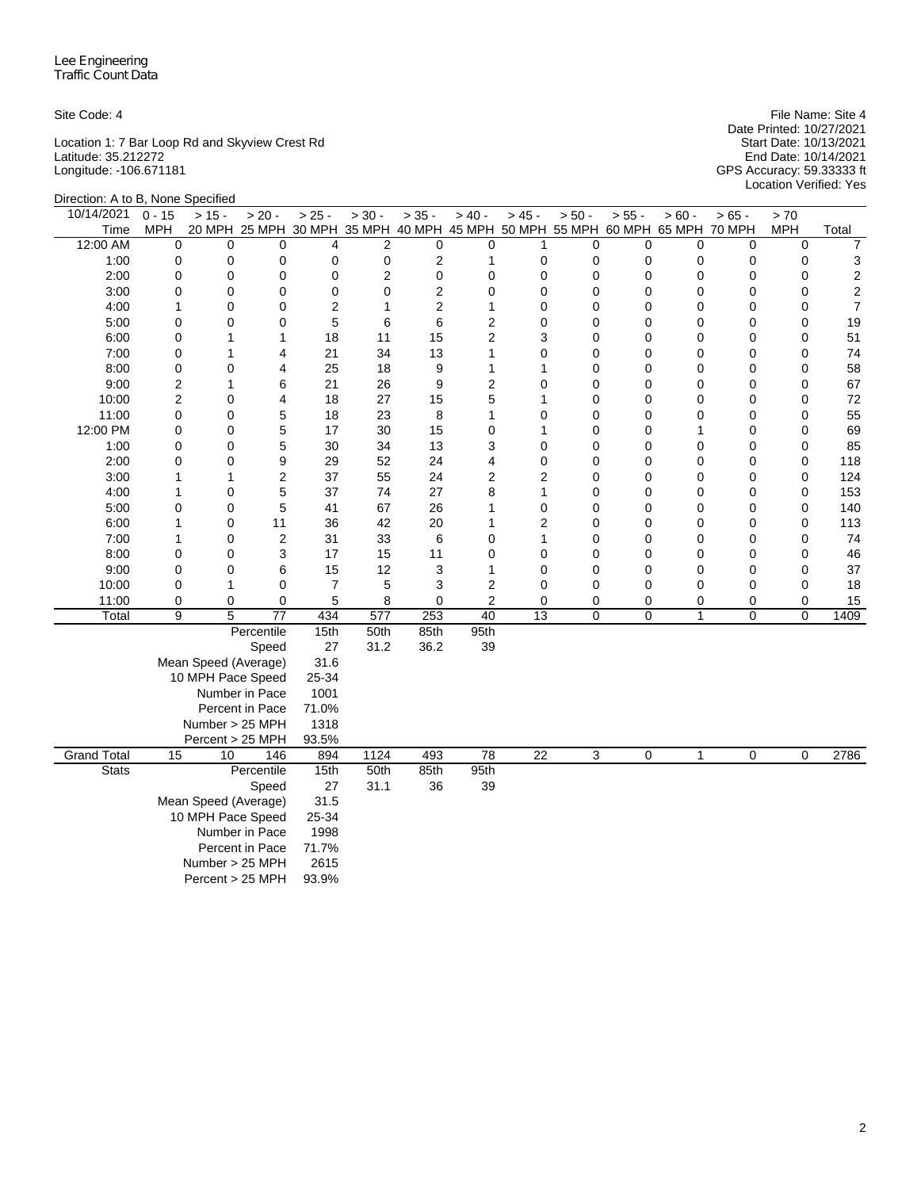Lee Engineering
Traffic Count Data

Site Code: 4

Location 1: 7 Bar Loop Rd and Skyview Crest Rd
Latitude: 35.212272
Longitude: -106.671181

File Name: Site 4
Date Printed: 10/27/2021
Start Date: 10/13/2021
End Date: 10/14/2021
GPS Accuracy: 59.33333 ft
Location Verified: Yes

Direction: A to B, None Specified

| 10/14/2021 Time | 0 - 15 MPH | > 15 - 20 MPH | > 20 - 25 MPH | > 25 - 30 MPH | > 30 - 35 MPH | > 35 - 40 MPH | > 40 - 45 MPH | > 45 - 50 MPH | > 50 - 55 MPH | > 55 - 60 MPH | > 60 - 65 MPH | > 65 - 70 MPH | > 70 MPH | Total |
|---|---|---|---|---|---|---|---|---|---|---|---|---|---|---|
| 12:00 AM | 0 | 0 | 0 | 4 | 2 | 0 | 0 | 1 | 0 | 0 | 0 | 0 | 0 | 7 |
| 1:00 | 0 | 0 | 0 | 0 | 0 | 2 | 1 | 0 | 0 | 0 | 0 | 0 | 0 | 3 |
| 2:00 | 0 | 0 | 0 | 0 | 2 | 0 | 0 | 0 | 0 | 0 | 0 | 0 | 0 | 2 |
| 3:00 | 0 | 0 | 0 | 0 | 0 | 2 | 0 | 0 | 0 | 0 | 0 | 0 | 0 | 2 |
| 4:00 | 1 | 0 | 0 | 2 | 1 | 2 | 1 | 0 | 0 | 0 | 0 | 0 | 0 | 7 |
| 5:00 | 0 | 0 | 0 | 5 | 6 | 6 | 2 | 0 | 0 | 0 | 0 | 0 | 0 | 19 |
| 6:00 | 0 | 1 | 1 | 18 | 11 | 15 | 2 | 3 | 0 | 0 | 0 | 0 | 0 | 51 |
| 7:00 | 0 | 1 | 4 | 21 | 34 | 13 | 1 | 0 | 0 | 0 | 0 | 0 | 0 | 74 |
| 8:00 | 0 | 0 | 4 | 25 | 18 | 9 | 1 | 1 | 0 | 0 | 0 | 0 | 0 | 58 |
| 9:00 | 2 | 1 | 6 | 21 | 26 | 9 | 2 | 0 | 0 | 0 | 0 | 0 | 0 | 67 |
| 10:00 | 2 | 0 | 4 | 18 | 27 | 15 | 5 | 1 | 0 | 0 | 0 | 0 | 0 | 72 |
| 11:00 | 0 | 0 | 5 | 18 | 23 | 8 | 1 | 0 | 0 | 0 | 0 | 0 | 0 | 55 |
| 12:00 PM | 0 | 0 | 5 | 17 | 30 | 15 | 0 | 1 | 0 | 0 | 1 | 0 | 0 | 69 |
| 1:00 | 0 | 0 | 5 | 30 | 34 | 13 | 3 | 0 | 0 | 0 | 0 | 0 | 0 | 85 |
| 2:00 | 0 | 0 | 9 | 29 | 52 | 24 | 4 | 0 | 0 | 0 | 0 | 0 | 0 | 118 |
| 3:00 | 1 | 1 | 2 | 37 | 55 | 24 | 2 | 2 | 0 | 0 | 0 | 0 | 0 | 124 |
| 4:00 | 1 | 0 | 5 | 37 | 74 | 27 | 8 | 1 | 0 | 0 | 0 | 0 | 0 | 153 |
| 5:00 | 0 | 0 | 5 | 41 | 67 | 26 | 1 | 0 | 0 | 0 | 0 | 0 | 0 | 140 |
| 6:00 | 1 | 0 | 11 | 36 | 42 | 20 | 1 | 2 | 0 | 0 | 0 | 0 | 0 | 113 |
| 7:00 | 1 | 0 | 2 | 31 | 33 | 6 | 0 | 1 | 0 | 0 | 0 | 0 | 0 | 74 |
| 8:00 | 0 | 0 | 3 | 17 | 15 | 11 | 0 | 0 | 0 | 0 | 0 | 0 | 0 | 46 |
| 9:00 | 0 | 0 | 6 | 15 | 12 | 3 | 1 | 0 | 0 | 0 | 0 | 0 | 0 | 37 |
| 10:00 | 0 | 1 | 0 | 7 | 5 | 3 | 2 | 0 | 0 | 0 | 0 | 0 | 0 | 18 |
| 11:00 | 0 | 0 | 0 | 5 | 8 | 0 | 2 | 0 | 0 | 0 | 0 | 0 | 0 | 15 |
| Total | 9 | 5 | 77 | 434 | 577 | 253 | 40 | 13 | 0 | 0 | 1 | 0 | 0 | 1409 |
| | | | Percentile | 15th | 50th | 85th | 95th | | | | | | | |
| | | | Speed | 27 | 31.2 | 36.2 | 39 | | | | | | | |
| | | | Mean Speed (Average) | 31.6 | | | | | | | | | | |
| | | | 10 MPH Pace Speed | 25-34 | | | | | | | | | | |
| | | | Number in Pace | 1001 | | | | | | | | | | |
| | | | Percent in Pace | 71.0% | | | | | | | | | | |
| | | | Number > 25 MPH | 1318 | | | | | | | | | | |
| | | | Percent > 25 MPH | 93.5% | | | | | | | | | | |
| Grand Total | 15 | 10 | 146 | 894 | 1124 | 493 | 78 | 22 | 3 | 0 | 1 | 0 | 0 | 2786 |
| Stats | | | Percentile | 15th | 50th | 85th | 95th | | | | | | | |
| | | | Speed | 27 | 31.1 | 36 | 39 | | | | | | | |
| | | | Mean Speed (Average) | 31.5 | | | | | | | | | | |
| | | | 10 MPH Pace Speed | 25-34 | | | | | | | | | | |
| | | | Number in Pace | 1998 | | | | | | | | | | |
| | | | Percent in Pace | 71.7% | | | | | | | | | | |
| | | | Number > 25 MPH | 2615 | | | | | | | | | | |
| | | | Percent > 25 MPH | 93.9% | | | | | | | | | | |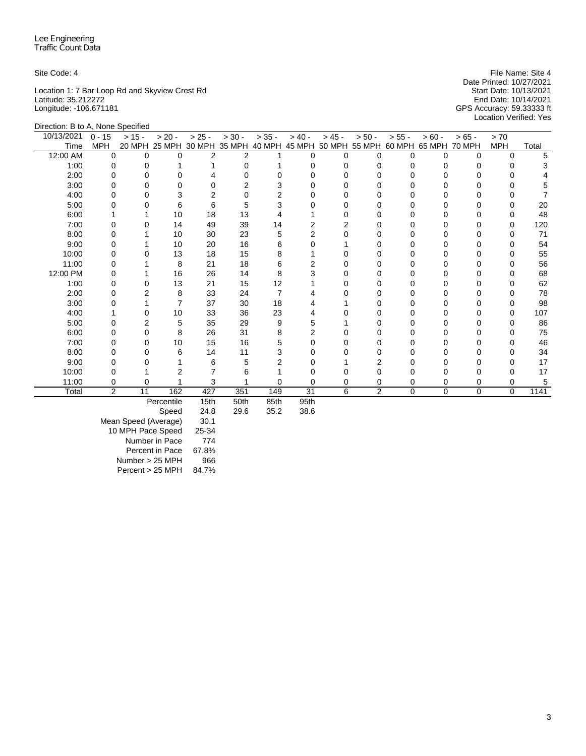Lee Engineering
Traffic Count Data

Site Code: 4

Location 1: 7 Bar Loop Rd and Skyview Crest Rd
Latitude: 35.212272
Longitude: -106.671181

File Name: Site 4
Date Printed: 10/27/2021
Start Date: 10/13/2021
End Date: 10/14/2021
GPS Accuracy: 59.33333 ft
Location Verified: Yes

Direction: B to A, None Specified

| 10/13/2021 Time | 0 - 15 MPH | > 15 - 20 MPH | > 20 - 25 MPH | > 25 - 30 MPH | > 30 - 35 MPH | > 35 - 40 MPH | > 40 - 45 MPH | > 45 - 50 MPH | > 50 - 55 MPH | > 55 - 60 MPH | > 60 - 65 MPH | > 65 - 70 MPH | > 70 MPH | Total |
|---|---|---|---|---|---|---|---|---|---|---|---|---|---|---|
| 12:00 AM | 0 | 0 | 0 | 2 | 2 | 1 | 0 | 0 | 0 | 0 | 0 | 0 | 0 | 5 |
| 1:00 | 0 | 0 | 1 | 1 | 0 | 1 | 0 | 0 | 0 | 0 | 0 | 0 | 0 | 3 |
| 2:00 | 0 | 0 | 0 | 4 | 0 | 0 | 0 | 0 | 0 | 0 | 0 | 0 | 0 | 4 |
| 3:00 | 0 | 0 | 0 | 0 | 2 | 3 | 0 | 0 | 0 | 0 | 0 | 0 | 0 | 5 |
| 4:00 | 0 | 0 | 3 | 2 | 0 | 2 | 0 | 0 | 0 | 0 | 0 | 0 | 0 | 7 |
| 5:00 | 0 | 0 | 6 | 6 | 5 | 3 | 0 | 0 | 0 | 0 | 0 | 0 | 0 | 20 |
| 6:00 | 1 | 1 | 10 | 18 | 13 | 4 | 1 | 0 | 0 | 0 | 0 | 0 | 0 | 48 |
| 7:00 | 0 | 0 | 14 | 49 | 39 | 14 | 2 | 2 | 0 | 0 | 0 | 0 | 0 | 120 |
| 8:00 | 0 | 1 | 10 | 30 | 23 | 5 | 2 | 0 | 0 | 0 | 0 | 0 | 0 | 71 |
| 9:00 | 0 | 1 | 10 | 20 | 16 | 6 | 0 | 1 | 0 | 0 | 0 | 0 | 0 | 54 |
| 10:00 | 0 | 0 | 13 | 18 | 15 | 8 | 1 | 0 | 0 | 0 | 0 | 0 | 0 | 55 |
| 11:00 | 0 | 1 | 8 | 21 | 18 | 6 | 2 | 0 | 0 | 0 | 0 | 0 | 0 | 56 |
| 12:00 PM | 0 | 1 | 16 | 26 | 14 | 8 | 3 | 0 | 0 | 0 | 0 | 0 | 0 | 68 |
| 1:00 | 0 | 0 | 13 | 21 | 15 | 12 | 1 | 0 | 0 | 0 | 0 | 0 | 0 | 62 |
| 2:00 | 0 | 2 | 8 | 33 | 24 | 7 | 4 | 0 | 0 | 0 | 0 | 0 | 0 | 78 |
| 3:00 | 0 | 1 | 7 | 37 | 30 | 18 | 4 | 1 | 0 | 0 | 0 | 0 | 0 | 98 |
| 4:00 | 1 | 0 | 10 | 33 | 36 | 23 | 4 | 0 | 0 | 0 | 0 | 0 | 0 | 107 |
| 5:00 | 0 | 2 | 5 | 35 | 29 | 9 | 5 | 1 | 0 | 0 | 0 | 0 | 0 | 86 |
| 6:00 | 0 | 0 | 8 | 26 | 31 | 8 | 2 | 0 | 0 | 0 | 0 | 0 | 0 | 75 |
| 7:00 | 0 | 0 | 10 | 15 | 16 | 5 | 0 | 0 | 0 | 0 | 0 | 0 | 0 | 46 |
| 8:00 | 0 | 0 | 6 | 14 | 11 | 3 | 0 | 0 | 0 | 0 | 0 | 0 | 0 | 34 |
| 9:00 | 0 | 0 | 1 | 6 | 5 | 2 | 0 | 1 | 2 | 0 | 0 | 0 | 0 | 17 |
| 10:00 | 0 | 1 | 2 | 7 | 6 | 1 | 0 | 0 | 0 | 0 | 0 | 0 | 0 | 17 |
| 11:00 | 0 | 0 | 1 | 3 | 1 | 0 | 0 | 0 | 0 | 0 | 0 | 0 | 0 | 5 |
| Total | 2 | 11 | 162 | 427 | 351 | 149 | 31 | 6 | 2 | 0 | 0 | 0 | 0 | 1141 |

| Percentile | 15th | 50th | 85th | 95th |
|---|---|---|---|---|
| Speed | 24.8 | 29.6 | 35.2 | 38.6 |

| | |
|---|---|
| Mean Speed (Average) | 30.1 |
| 10 MPH Pace Speed | 25-34 |
| Number in Pace | 774 |
| Percent in Pace | 67.8% |
| Number > 25 MPH | 966 |
| Percent > 25 MPH | 84.7% |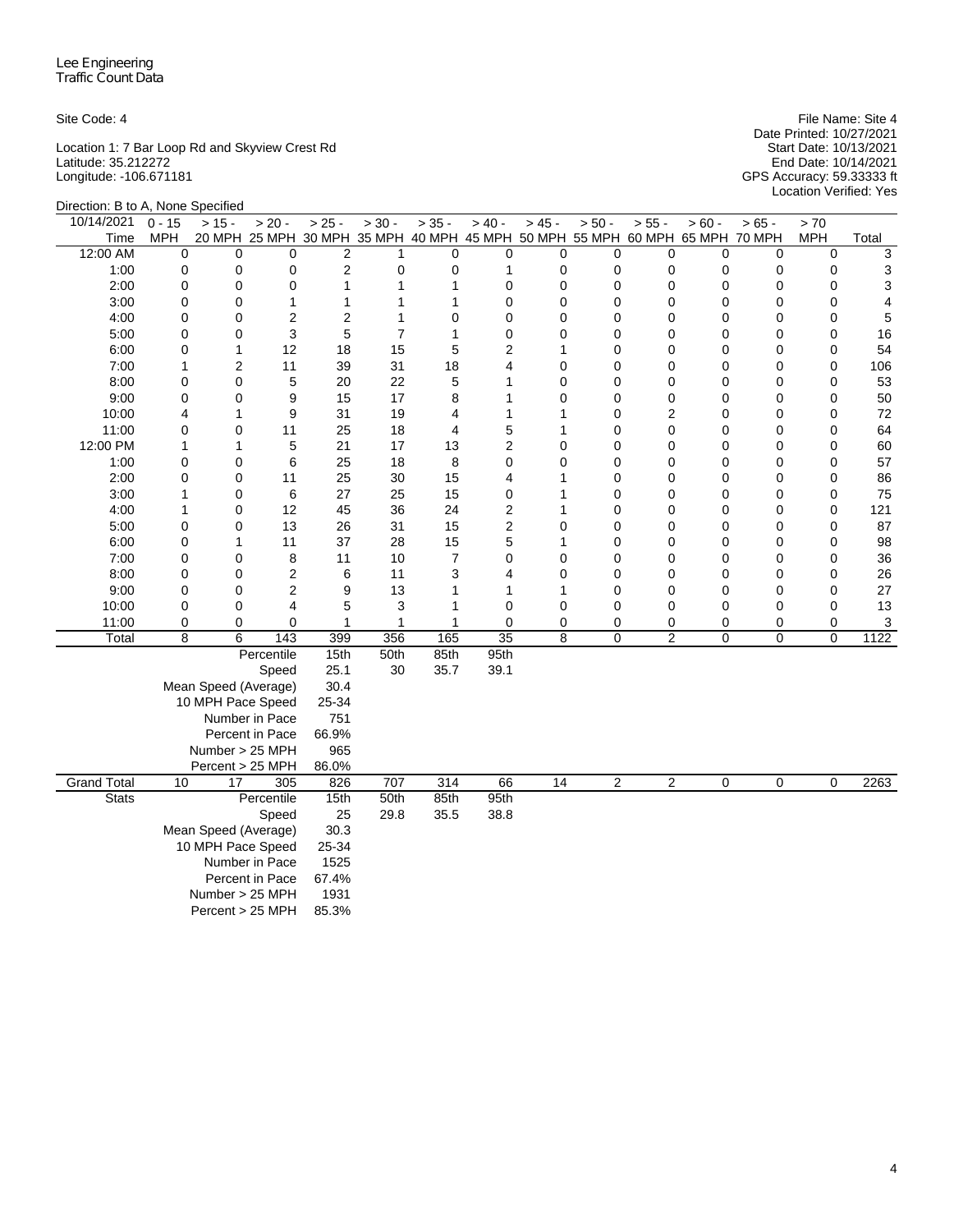Lee Engineering
Traffic Count Data

Site Code: 4

Location 1: 7 Bar Loop Rd and Skyview Crest Rd
Latitude: 35.212272
Longitude: -106.671181

File Name: Site 4
Date Printed: 10/27/2021
Start Date: 10/13/2021
End Date: 10/14/2021
GPS Accuracy: 59.33333 ft
Location Verified: Yes

Direction: B to A, None Specified

| 10/14/2021 Time | 0 - 15 MPH | > 15 - 20 MPH | > 20 - 25 MPH | > 25 - 30 MPH | > 30 - 35 MPH | > 35 - 40 MPH | > 40 - 45 MPH | > 45 - 50 MPH | > 50 - 55 MPH | > 55 - 60 MPH | > 60 - 65 MPH | > 65 - 70 MPH | > 70 MPH | Total |
|---|---|---|---|---|---|---|---|---|---|---|---|---|---|---|
| 12:00 AM | 0 | 0 | 0 | 2 | 1 | 0 | 0 | 0 | 0 | 0 | 0 | 0 | 0 | 3 |
| 1:00 | 0 | 0 | 0 | 2 | 0 | 0 | 1 | 0 | 0 | 0 | 0 | 0 | 0 | 3 |
| 2:00 | 0 | 0 | 0 | 1 | 1 | 1 | 0 | 0 | 0 | 0 | 0 | 0 | 0 | 3 |
| 3:00 | 0 | 0 | 1 | 1 | 1 | 1 | 0 | 0 | 0 | 0 | 0 | 0 | 0 | 4 |
| 4:00 | 0 | 0 | 2 | 2 | 1 | 0 | 0 | 0 | 0 | 0 | 0 | 0 | 0 | 5 |
| 5:00 | 0 | 0 | 3 | 5 | 7 | 1 | 0 | 0 | 0 | 0 | 0 | 0 | 0 | 16 |
| 6:00 | 0 | 1 | 12 | 18 | 15 | 5 | 2 | 1 | 0 | 0 | 0 | 0 | 0 | 54 |
| 7:00 | 1 | 2 | 11 | 39 | 31 | 18 | 4 | 0 | 0 | 0 | 0 | 0 | 0 | 106 |
| 8:00 | 0 | 0 | 5 | 20 | 22 | 5 | 1 | 0 | 0 | 0 | 0 | 0 | 0 | 53 |
| 9:00 | 0 | 0 | 9 | 15 | 17 | 8 | 1 | 0 | 0 | 0 | 0 | 0 | 0 | 50 |
| 10:00 | 4 | 1 | 9 | 31 | 19 | 4 | 1 | 1 | 0 | 2 | 0 | 0 | 0 | 72 |
| 11:00 | 0 | 0 | 11 | 25 | 18 | 4 | 5 | 1 | 0 | 0 | 0 | 0 | 0 | 64 |
| 12:00 PM | 1 | 1 | 5 | 21 | 17 | 13 | 2 | 0 | 0 | 0 | 0 | 0 | 0 | 60 |
| 1:00 | 0 | 0 | 6 | 25 | 18 | 8 | 0 | 0 | 0 | 0 | 0 | 0 | 0 | 57 |
| 2:00 | 0 | 0 | 11 | 25 | 30 | 15 | 4 | 1 | 0 | 0 | 0 | 0 | 0 | 86 |
| 3:00 | 1 | 0 | 6 | 27 | 25 | 15 | 0 | 1 | 0 | 0 | 0 | 0 | 0 | 75 |
| 4:00 | 1 | 0 | 12 | 45 | 36 | 24 | 2 | 1 | 0 | 0 | 0 | 0 | 0 | 121 |
| 5:00 | 0 | 0 | 13 | 26 | 31 | 15 | 2 | 0 | 0 | 0 | 0 | 0 | 0 | 87 |
| 6:00 | 0 | 1 | 11 | 37 | 28 | 15 | 5 | 1 | 0 | 0 | 0 | 0 | 0 | 98 |
| 7:00 | 0 | 0 | 8 | 11 | 10 | 7 | 0 | 0 | 0 | 0 | 0 | 0 | 0 | 36 |
| 8:00 | 0 | 0 | 2 | 6 | 11 | 3 | 4 | 0 | 0 | 0 | 0 | 0 | 0 | 26 |
| 9:00 | 0 | 0 | 2 | 9 | 13 | 1 | 1 | 1 | 0 | 0 | 0 | 0 | 0 | 27 |
| 10:00 | 0 | 0 | 4 | 5 | 3 | 1 | 0 | 0 | 0 | 0 | 0 | 0 | 0 | 13 |
| 11:00 | 0 | 0 | 0 | 1 | 1 | 1 | 0 | 0 | 0 | 0 | 0 | 0 | 0 | 3 |
| Total | 8 | 6 | 143 | 399 | 356 | 165 | 35 | 8 | 0 | 2 | 0 | 0 | 0 | 1122 |
| | | | Percentile | 15th | 50th | 85th | 95th | | | | | | | |
| | | | Speed | 25.1 | 30 | 35.7 | 39.1 | | | | | | | |
| | | | Mean Speed (Average) | 30.4 | | | | | | | | | | |
| | | | 10 MPH Pace Speed | 25-34 | | | | | | | | | | |
| | | | Number in Pace | 751 | | | | | | | | | | |
| | | | Percent in Pace | 66.9% | | | | | | | | | | |
| | | | Number > 25 MPH | 965 | | | | | | | | | | |
| | | | Percent > 25 MPH | 86.0% | | | | | | | | | | |
| Grand Total | 10 | 17 | 305 | 826 | 707 | 314 | 66 | 14 | 2 | 2 | 0 | 0 | 0 | 2263 |
| Stats | | | Percentile | 15th | 50th | 85th | 95th | | | | | | | |
| | | | Speed | 25 | 29.8 | 35.5 | 38.8 | | | | | | | |
| | | | Mean Speed (Average) | 30.3 | | | | | | | | | | |
| | | | 10 MPH Pace Speed | 25-34 | | | | | | | | | | |
| | | | Number in Pace | 1525 | | | | | | | | | | |
| | | | Percent in Pace | 67.4% | | | | | | | | | | |
| | | | Number > 25 MPH | 1931 | | | | | | | | | | |
| | | | Percent > 25 MPH | 85.3% | | | | | | | | | | |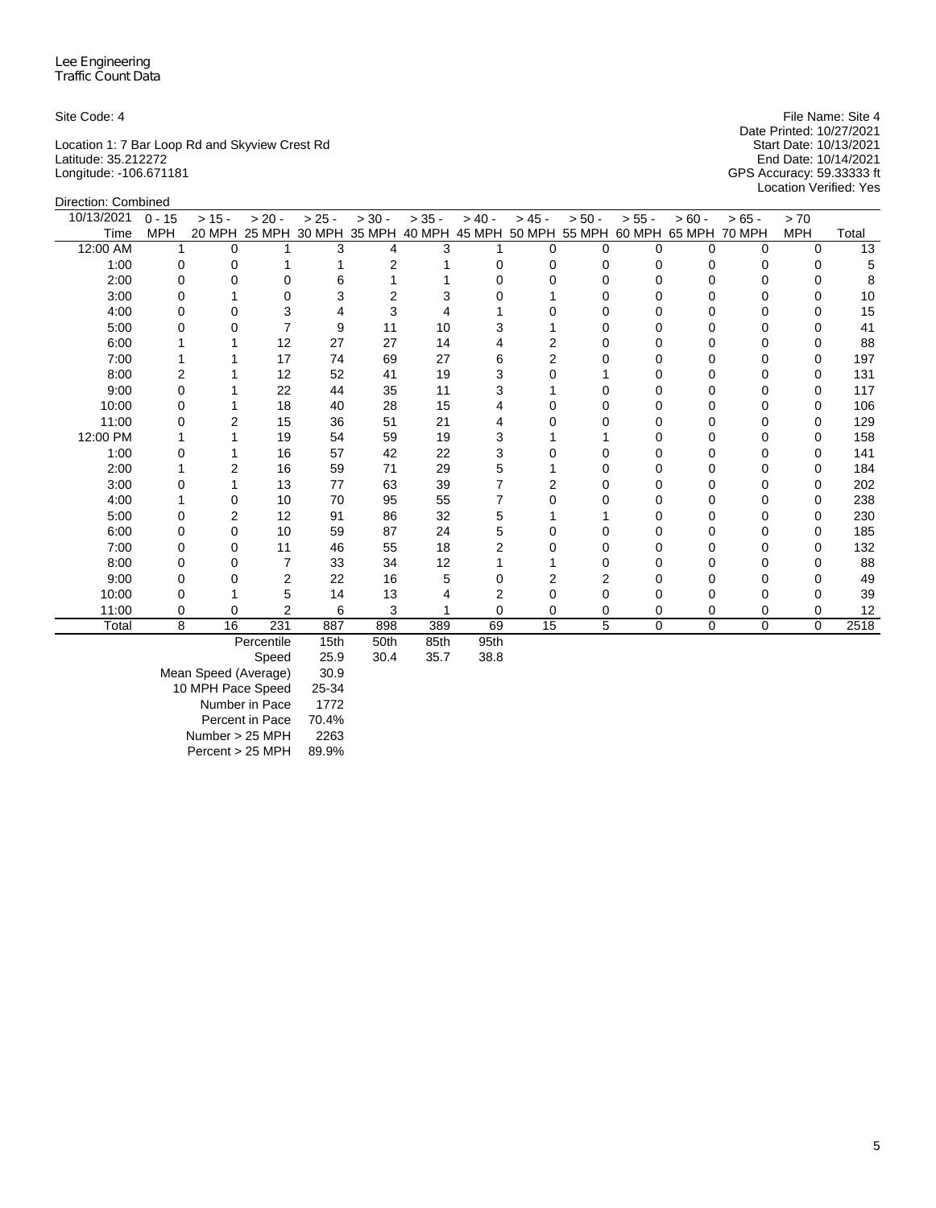Lee Engineering
Traffic Count Data

Site Code: 4

Location 1: 7 Bar Loop Rd and Skyview Crest Rd
Latitude: 35.212272
Longitude: -106.671181

File Name: Site 4
Date Printed: 10/27/2021
Start Date: 10/13/2021
End Date: 10/14/2021
GPS Accuracy: 59.33333 ft
Location Verified: Yes

Direction: Combined

| 10/13/2021 Time | 0 - 15 MPH | > 15 - 20 MPH | > 20 - 25 MPH | > 25 - 30 MPH | > 30 - 35 MPH | > 35 - 40 MPH | > 40 - 45 MPH | > 45 - 50 MPH | > 50 - 55 MPH | > 55 - 60 MPH | > 60 - 65 MPH | > 65 - 70 MPH | > 70 MPH | Total |
|---|---|---|---|---|---|---|---|---|---|---|---|---|---|---|
| 12:00 AM | 1 | 0 | 1 | 3 | 4 | 3 | 1 | 0 | 0 | 0 | 0 | 0 | 0 | 13 |
| 1:00 | 0 | 0 | 1 | 1 | 2 | 1 | 0 | 0 | 0 | 0 | 0 | 0 | 0 | 5 |
| 2:00 | 0 | 0 | 0 | 6 | 1 | 1 | 0 | 0 | 0 | 0 | 0 | 0 | 0 | 8 |
| 3:00 | 0 | 1 | 0 | 3 | 2 | 3 | 0 | 1 | 0 | 0 | 0 | 0 | 0 | 10 |
| 4:00 | 0 | 0 | 3 | 4 | 3 | 4 | 1 | 0 | 0 | 0 | 0 | 0 | 0 | 15 |
| 5:00 | 0 | 0 | 7 | 9 | 11 | 10 | 3 | 1 | 0 | 0 | 0 | 0 | 0 | 41 |
| 6:00 | 1 | 1 | 12 | 27 | 27 | 14 | 4 | 2 | 0 | 0 | 0 | 0 | 0 | 88 |
| 7:00 | 1 | 1 | 17 | 74 | 69 | 27 | 6 | 2 | 0 | 0 | 0 | 0 | 0 | 197 |
| 8:00 | 2 | 1 | 12 | 52 | 41 | 19 | 3 | 0 | 1 | 0 | 0 | 0 | 0 | 131 |
| 9:00 | 0 | 1 | 22 | 44 | 35 | 11 | 3 | 1 | 0 | 0 | 0 | 0 | 0 | 117 |
| 10:00 | 0 | 1 | 18 | 40 | 28 | 15 | 4 | 0 | 0 | 0 | 0 | 0 | 0 | 106 |
| 11:00 | 0 | 2 | 15 | 36 | 51 | 21 | 4 | 0 | 0 | 0 | 0 | 0 | 0 | 129 |
| 12:00 PM | 1 | 1 | 19 | 54 | 59 | 19 | 3 | 1 | 1 | 0 | 0 | 0 | 0 | 158 |
| 1:00 | 0 | 1 | 16 | 57 | 42 | 22 | 3 | 0 | 0 | 0 | 0 | 0 | 0 | 141 |
| 2:00 | 1 | 2 | 16 | 59 | 71 | 29 | 5 | 1 | 0 | 0 | 0 | 0 | 0 | 184 |
| 3:00 | 0 | 1 | 13 | 77 | 63 | 39 | 7 | 2 | 0 | 0 | 0 | 0 | 0 | 202 |
| 4:00 | 1 | 0 | 10 | 70 | 95 | 55 | 7 | 0 | 0 | 0 | 0 | 0 | 0 | 238 |
| 5:00 | 0 | 2 | 12 | 91 | 86 | 32 | 5 | 1 | 1 | 0 | 0 | 0 | 0 | 230 |
| 6:00 | 0 | 0 | 10 | 59 | 87 | 24 | 5 | 0 | 0 | 0 | 0 | 0 | 0 | 185 |
| 7:00 | 0 | 0 | 11 | 46 | 55 | 18 | 2 | 0 | 0 | 0 | 0 | 0 | 0 | 132 |
| 8:00 | 0 | 0 | 7 | 33 | 34 | 12 | 1 | 1 | 0 | 0 | 0 | 0 | 0 | 88 |
| 9:00 | 0 | 0 | 2 | 22 | 16 | 5 | 0 | 2 | 2 | 0 | 0 | 0 | 0 | 49 |
| 10:00 | 0 | 1 | 5 | 14 | 13 | 4 | 2 | 0 | 0 | 0 | 0 | 0 | 0 | 39 |
| 11:00 | 0 | 0 | 2 | 6 | 3 | 1 | 0 | 0 | 0 | 0 | 0 | 0 | 0 | 12 |
| Total | 8 | 16 | 231 | 887 | 898 | 389 | 69 | 15 | 5 | 0 | 0 | 0 | 0 | 2518 |

| Percentile | 15th | 50th | 85th | 95th |
|---|---|---|---|---|
| Speed | 25.9 | 30.4 | 35.7 | 38.8 |

| | |
|---|---|
| Mean Speed (Average) | 30.9 |
| 10 MPH Pace Speed | 25-34 |
| Number in Pace | 1772 |
| Percent in Pace | 70.4% |
| Number > 25 MPH | 2263 |
| Percent > 25 MPH | 89.9% |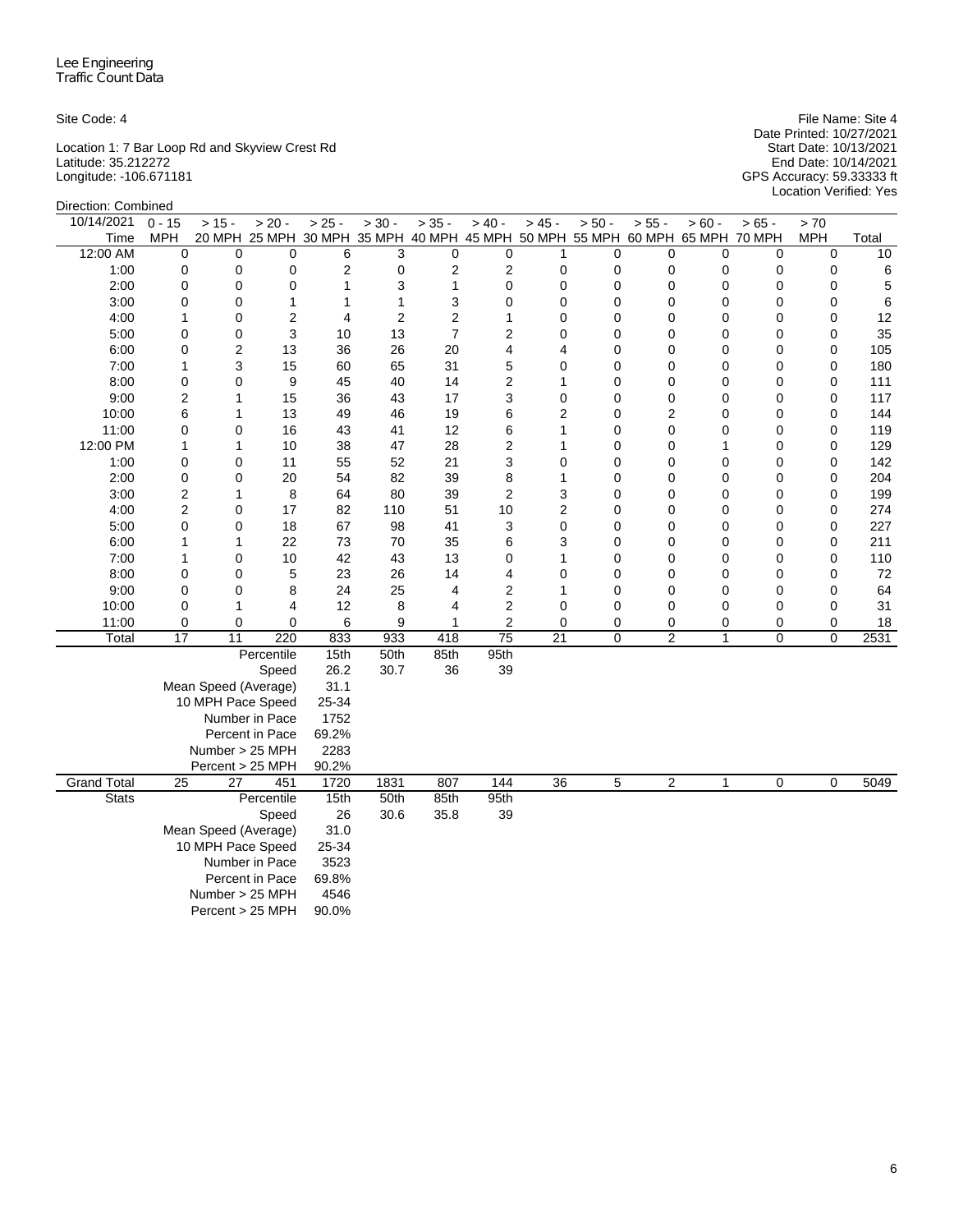Lee Engineering
Traffic Count Data

Site Code: 4

Location 1: 7 Bar Loop Rd and Skyview Crest Rd
Latitude: 35.212272
Longitude: -106.671181

File Name: Site 4
Date Printed: 10/27/2021
Start Date: 10/13/2021
End Date: 10/14/2021
GPS Accuracy: 59.33333 ft
Location Verified: Yes

Direction: Combined

| 10/14/2021 Time | 0 - 15 MPH | > 15 - 20 MPH | > 20 - 25 MPH | > 25 - 30 MPH | > 30 - 35 MPH | > 35 - 40 MPH | > 40 - 45 MPH | > 45 - 50 MPH | > 50 - 55 MPH | > 55 - 60 MPH | > 60 - 65 MPH | > 65 - 70 MPH | > 70 MPH | Total |
|---|---|---|---|---|---|---|---|---|---|---|---|---|---|---|
| 12:00 AM | 0 | 0 | 0 | 6 | 3 | 0 | 0 | 1 | 0 | 0 | 0 | 0 | 0 | 10 |
| 1:00 | 0 | 0 | 0 | 2 | 0 | 2 | 2 | 0 | 0 | 0 | 0 | 0 | 0 | 6 |
| 2:00 | 0 | 0 | 0 | 1 | 3 | 1 | 0 | 0 | 0 | 0 | 0 | 0 | 0 | 5 |
| 3:00 | 0 | 0 | 1 | 1 | 1 | 3 | 0 | 0 | 0 | 0 | 0 | 0 | 0 | 6 |
| 4:00 | 1 | 0 | 2 | 4 | 2 | 2 | 1 | 0 | 0 | 0 | 0 | 0 | 0 | 12 |
| 5:00 | 0 | 0 | 3 | 10 | 13 | 7 | 2 | 0 | 0 | 0 | 0 | 0 | 0 | 35 |
| 6:00 | 0 | 2 | 13 | 36 | 26 | 20 | 4 | 4 | 0 | 0 | 0 | 0 | 0 | 105 |
| 7:00 | 1 | 3 | 15 | 60 | 65 | 31 | 5 | 0 | 0 | 0 | 0 | 0 | 0 | 180 |
| 8:00 | 0 | 0 | 9 | 45 | 40 | 14 | 2 | 1 | 0 | 0 | 0 | 0 | 0 | 111 |
| 9:00 | 2 | 1 | 15 | 36 | 43 | 17 | 3 | 0 | 0 | 0 | 0 | 0 | 0 | 117 |
| 10:00 | 6 | 1 | 13 | 49 | 46 | 19 | 6 | 2 | 0 | 2 | 0 | 0 | 0 | 144 |
| 11:00 | 0 | 0 | 16 | 43 | 41 | 12 | 6 | 1 | 0 | 0 | 0 | 0 | 0 | 119 |
| 12:00 PM | 1 | 1 | 10 | 38 | 47 | 28 | 2 | 1 | 0 | 0 | 1 | 0 | 0 | 129 |
| 1:00 | 0 | 0 | 11 | 55 | 52 | 21 | 3 | 0 | 0 | 0 | 0 | 0 | 0 | 142 |
| 2:00 | 0 | 0 | 20 | 54 | 82 | 39 | 8 | 1 | 0 | 0 | 0 | 0 | 0 | 204 |
| 3:00 | 2 | 1 | 8 | 64 | 80 | 39 | 2 | 3 | 0 | 0 | 0 | 0 | 0 | 199 |
| 4:00 | 2 | 0 | 17 | 82 | 110 | 51 | 10 | 2 | 0 | 0 | 0 | 0 | 0 | 274 |
| 5:00 | 0 | 0 | 18 | 67 | 98 | 41 | 3 | 0 | 0 | 0 | 0 | 0 | 0 | 227 |
| 6:00 | 1 | 1 | 22 | 73 | 70 | 35 | 6 | 3 | 0 | 0 | 0 | 0 | 0 | 211 |
| 7:00 | 1 | 0 | 10 | 42 | 43 | 13 | 0 | 1 | 0 | 0 | 0 | 0 | 0 | 110 |
| 8:00 | 0 | 0 | 5 | 23 | 26 | 14 | 4 | 0 | 0 | 0 | 0 | 0 | 0 | 72 |
| 9:00 | 0 | 0 | 8 | 24 | 25 | 4 | 2 | 1 | 0 | 0 | 0 | 0 | 0 | 64 |
| 10:00 | 0 | 1 | 4 | 12 | 8 | 4 | 2 | 0 | 0 | 0 | 0 | 0 | 0 | 31 |
| 11:00 | 0 | 0 | 0 | 6 | 9 | 1 | 2 | 0 | 0 | 0 | 0 | 0 | 0 | 18 |
| Total | 17 | 11 | 220 | 833 | 933 | 418 | 75 | 21 | 0 | 2 | 1 | 0 | 0 | 2531 |
| | | | Percentile | 15th | 50th | 85th | 95th | | | | | | | |
| | | | Speed | 26.2 | 30.7 | 36 | 39 | | | | | | | |
| | | | Mean Speed (Average) | 31.1 | | | | | | | | | | |
| | | | 10 MPH Pace Speed | 25-34 | | | | | | | | | | |
| | | | Number in Pace | 1752 | | | | | | | | | | |
| | | | Percent in Pace | 69.2% | | | | | | | | | | |
| | | | Number > 25 MPH | 2283 | | | | | | | | | | |
| | | | Percent > 25 MPH | 90.2% | | | | | | | | | | |
| Grand Total | 25 | 27 | 451 | 1720 | 1831 | 807 | 144 | 36 | 5 | 2 | 1 | 0 | 0 | 5049 |
| Stats | | | Percentile | 15th | 50th | 85th | 95th | | | | | | | |
| | | | Speed | 26 | 30.6 | 35.8 | 39 | | | | | | | |
| | | | Mean Speed (Average) | 31.0 | | | | | | | | | | |
| | | | 10 MPH Pace Speed | 25-34 | | | | | | | | | | |
| | | | Number in Pace | 3523 | | | | | | | | | | |
| | | | Percent in Pace | 69.8% | | | | | | | | | | |
| | | | Number > 25 MPH | 4546 | | | | | | | | | | |
| | | | Percent > 25 MPH | 90.0% | | | | | | | | | | |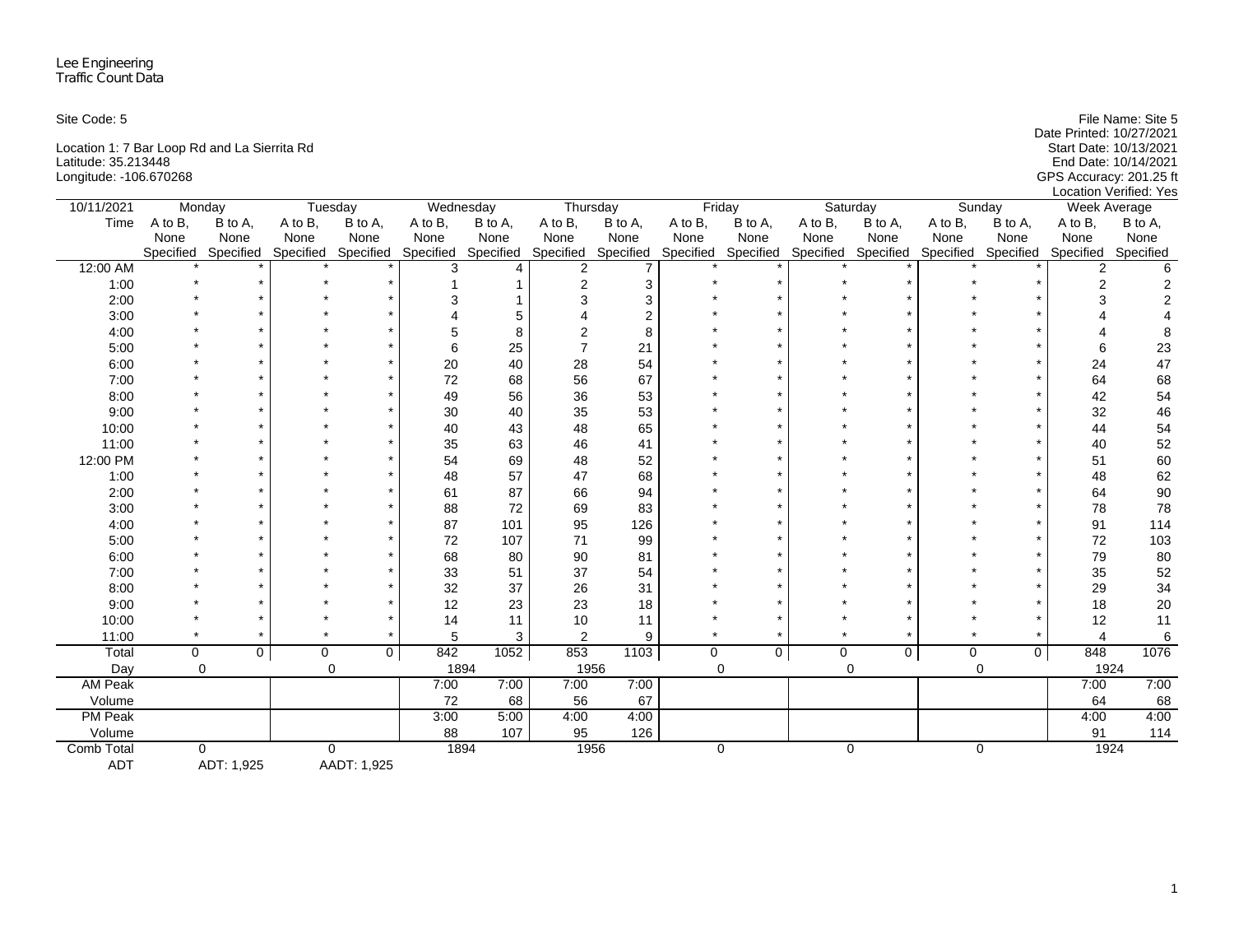Lee Engineering
Traffic Count Data

Site Code: 5

Location 1: 7 Bar Loop Rd and La Sierrita Rd
Latitude: 35.213448
Longitude: -106.670268

File Name: Site 5
Date Printed: 10/27/2021
Start Date: 10/13/2021
End Date: 10/14/2021
GPS Accuracy: 201.25 ft
Location Verified: Yes

| 10/11/2021 | Monday | | Tuesday | | Wednesday | | Thursday | | Friday | | Saturday | | Sunday | | Week Average | |
|---|---|---|---|---|---|---|---|---|---|---|---|---|---|---|---|---|
| Time | A to B, None Specified | B to A, None Specified | A to B, None Specified | B to A, None Specified | A to B, None Specified | B to A, None Specified | A to B, None Specified | B to A, None Specified | A to B, None Specified | B to A, None Specified | A to B, None Specified | B to A, None Specified | A to B, None Specified | B to A, None Specified | A to B, None Specified | B to A, None Specified |
| 12:00 AM | * | * | * | * | 3 | 4 | 2 | 7 | * | * | * | * | * | * | 2 | 6 |
| 1:00 | * | * | * | * | 1 | 1 | 2 | 3 | * | * | * | * | * | * | 2 | 2 |
| 2:00 | * | * | * | * | 3 | 1 | 3 | 3 | * | * | * | * | * | * | 3 | 2 |
| 3:00 | * | * | * | * | 4 | 5 | 4 | 2 | * | * | * | * | * | * | 4 | 4 |
| 4:00 | * | * | * | * | 5 | 8 | 2 | 8 | * | * | * | * | * | * | 4 | 8 |
| 5:00 | * | * | * | * | 6 | 25 | 7 | 21 | * | * | * | * | * | * | 6 | 23 |
| 6:00 | * | * | * | * | 20 | 40 | 28 | 54 | * | * | * | * | * | * | 24 | 47 |
| 7:00 | * | * | * | * | 72 | 68 | 56 | 67 | * | * | * | * | * | * | 64 | 68 |
| 8:00 | * | * | * | * | 49 | 56 | 36 | 53 | * | * | * | * | * | * | 42 | 54 |
| 9:00 | * | * | * | * | 30 | 40 | 35 | 53 | * | * | * | * | * | * | 32 | 46 |
| 10:00 | * | * | * | * | 40 | 43 | 48 | 65 | * | * | * | * | * | * | 44 | 54 |
| 11:00 | * | * | * | * | 35 | 63 | 46 | 41 | * | * | * | * | * | * | 40 | 52 |
| 12:00 PM | * | * | * | * | 54 | 69 | 48 | 52 | * | * | * | * | * | * | 51 | 60 |
| 1:00 | * | * | * | * | 48 | 57 | 47 | 68 | * | * | * | * | * | * | 48 | 62 |
| 2:00 | * | * | * | * | 61 | 87 | 66 | 94 | * | * | * | * | * | * | 64 | 90 |
| 3:00 | * | * | * | * | 88 | 72 | 69 | 83 | * | * | * | * | * | * | 78 | 78 |
| 4:00 | * | * | * | * | 87 | 101 | 95 | 126 | * | * | * | * | * | * | 91 | 114 |
| 5:00 | * | * | * | * | 72 | 107 | 71 | 99 | * | * | * | * | * | * | 72 | 103 |
| 6:00 | * | * | * | * | 68 | 80 | 90 | 81 | * | * | * | * | * | * | 79 | 80 |
| 7:00 | * | * | * | * | 33 | 51 | 37 | 54 | * | * | * | * | * | * | 35 | 52 |
| 8:00 | * | * | * | * | 32 | 37 | 26 | 31 | * | * | * | * | * | * | 29 | 34 |
| 9:00 | * | * | * | * | 12 | 23 | 23 | 18 | * | * | * | * | * | * | 18 | 20 |
| 10:00 | * | * | * | * | 14 | 11 | 10 | 11 | * | * | * | * | * | * | 12 | 11 |
| 11:00 | * | * | * | * | 5 | 3 | 2 | 9 | * | * | * | * | * | * | 4 | 6 |
| Total | 0 | 0 | 0 | 0 | 842 | 1052 | 853 | 1103 | 0 | 0 | 0 | 0 | 0 | 0 | 848 | 1076 |
| Day | 0 | | 0 | | 1894 | | 1956 | | 0 | | 0 | | 0 | | 1924 | |
| AM Peak | | | | | 7:00 | 7:00 | 7:00 | 7:00 | | | | | | | 7:00 | 7:00 |
| Volume | | | | | 72 | 68 | 56 | 67 | | | | | | | 64 | 68 |
| PM Peak | | | | | 3:00 | 5:00 | 4:00 | 4:00 | | | | | | | 4:00 | 4:00 |
| Volume | | | | | 88 | 107 | 95 | 126 | | | | | | | 91 | 114 |
| Comb Total | 0 | | 0 | | 1894 | | 1956 | | 0 | | 0 | | 0 | | 1924 | |
| ADT | ADT: 1,925 | | AADT: 1,925 | | | | | | | | | | | | | |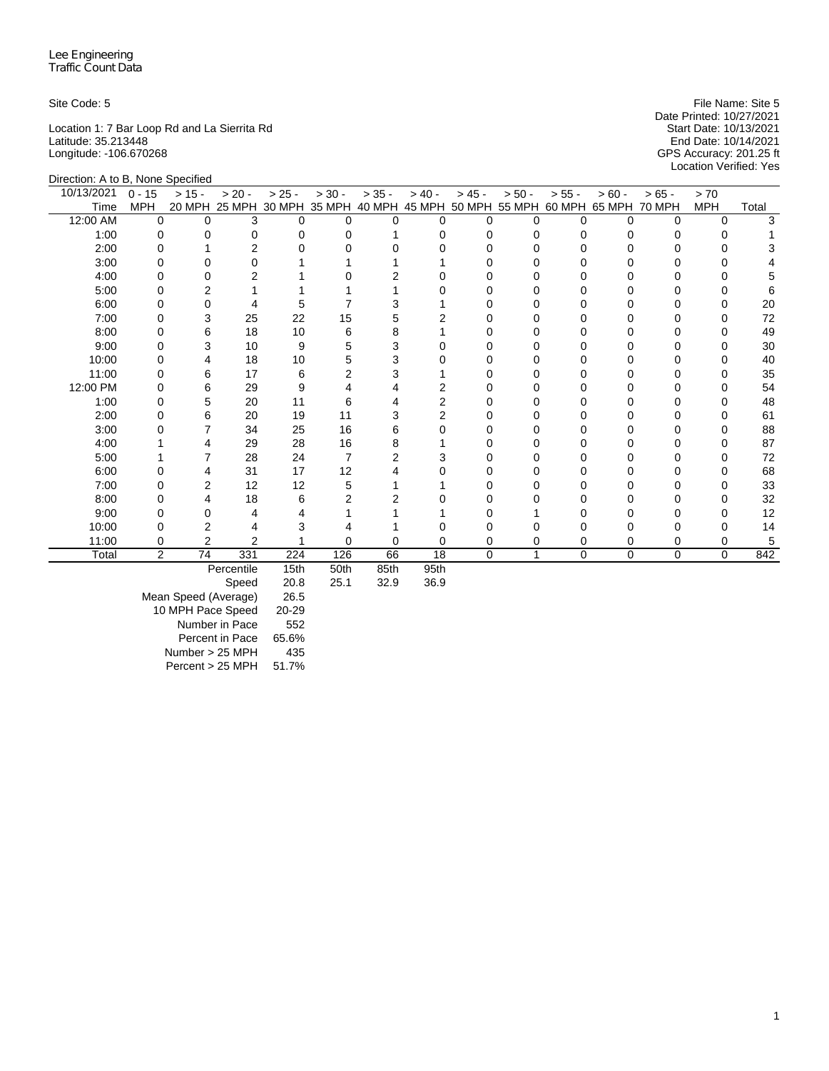Lee Engineering
Traffic Count Data

Site Code: 5

Location 1: 7 Bar Loop Rd and La Sierrita Rd
Latitude: 35.213448
Longitude: -106.670268

File Name: Site 5
Date Printed: 10/27/2021
Start Date: 10/13/2021
End Date: 10/14/2021
GPS Accuracy: 201.25 ft
Location Verified: Yes

Direction: A to B, None Specified

| 10/13/2021 Time | 0 - 15 MPH | > 15 - 20 MPH | > 20 - 25 MPH | > 25 - 30 MPH | > 30 - 35 MPH | > 35 - 40 MPH | > 40 - 45 MPH | > 45 - 50 MPH | > 50 - 55 MPH | > 55 - 60 MPH | > 60 - 65 MPH | > 65 - 70 MPH | > 70 MPH | Total |
|---|---|---|---|---|---|---|---|---|---|---|---|---|---|---|
| 12:00 AM | 0 | 0 | 3 | 0 | 0 | 0 | 0 | 0 | 0 | 0 | 0 | 0 | 0 | 3 |
| 1:00 | 0 | 0 | 0 | 0 | 0 | 1 | 0 | 0 | 0 | 0 | 0 | 0 | 0 | 1 |
| 2:00 | 0 | 1 | 2 | 0 | 0 | 0 | 0 | 0 | 0 | 0 | 0 | 0 | 0 | 3 |
| 3:00 | 0 | 0 | 0 | 1 | 1 | 1 | 1 | 0 | 0 | 0 | 0 | 0 | 0 | 4 |
| 4:00 | 0 | 0 | 2 | 1 | 0 | 2 | 0 | 0 | 0 | 0 | 0 | 0 | 0 | 5 |
| 5:00 | 0 | 2 | 1 | 1 | 1 | 1 | 0 | 0 | 0 | 0 | 0 | 0 | 0 | 6 |
| 6:00 | 0 | 0 | 4 | 5 | 7 | 3 | 1 | 0 | 0 | 0 | 0 | 0 | 0 | 20 |
| 7:00 | 0 | 3 | 25 | 22 | 15 | 5 | 2 | 0 | 0 | 0 | 0 | 0 | 0 | 72 |
| 8:00 | 0 | 6 | 18 | 10 | 6 | 8 | 1 | 0 | 0 | 0 | 0 | 0 | 0 | 49 |
| 9:00 | 0 | 3 | 10 | 9 | 5 | 3 | 0 | 0 | 0 | 0 | 0 | 0 | 0 | 30 |
| 10:00 | 0 | 4 | 18 | 10 | 5 | 3 | 0 | 0 | 0 | 0 | 0 | 0 | 0 | 40 |
| 11:00 | 0 | 6 | 17 | 6 | 2 | 3 | 1 | 0 | 0 | 0 | 0 | 0 | 0 | 35 |
| 12:00 PM | 0 | 6 | 29 | 9 | 4 | 4 | 2 | 0 | 0 | 0 | 0 | 0 | 0 | 54 |
| 1:00 | 0 | 5 | 20 | 11 | 6 | 4 | 2 | 0 | 0 | 0 | 0 | 0 | 0 | 48 |
| 2:00 | 0 | 6 | 20 | 19 | 11 | 3 | 2 | 0 | 0 | 0 | 0 | 0 | 0 | 61 |
| 3:00 | 0 | 7 | 34 | 25 | 16 | 6 | 0 | 0 | 0 | 0 | 0 | 0 | 0 | 88 |
| 4:00 | 1 | 4 | 29 | 28 | 16 | 8 | 1 | 0 | 0 | 0 | 0 | 0 | 0 | 87 |
| 5:00 | 1 | 7 | 28 | 24 | 7 | 2 | 3 | 0 | 0 | 0 | 0 | 0 | 0 | 72 |
| 6:00 | 0 | 4 | 31 | 17 | 12 | 4 | 0 | 0 | 0 | 0 | 0 | 0 | 0 | 68 |
| 7:00 | 0 | 2 | 12 | 12 | 5 | 1 | 1 | 0 | 0 | 0 | 0 | 0 | 0 | 33 |
| 8:00 | 0 | 4 | 18 | 6 | 2 | 2 | 0 | 0 | 0 | 0 | 0 | 0 | 0 | 32 |
| 9:00 | 0 | 0 | 4 | 4 | 1 | 1 | 1 | 0 | 1 | 0 | 0 | 0 | 0 | 12 |
| 10:00 | 0 | 2 | 4 | 3 | 4 | 1 | 0 | 0 | 0 | 0 | 0 | 0 | 0 | 14 |
| 11:00 | 0 | 2 | 2 | 1 | 0 | 0 | 0 | 0 | 0 | 0 | 0 | 0 | 0 | 5 |
| Total | 2 | 74 | 331 | 224 | 126 | 66 | 18 | 0 | 1 | 0 | 0 | 0 | 0 | 842 |

| | 15th | 50th | 85th | 95th |
|---|---|---|---|---|
| Percentile | 15th | 50th | 85th | 95th |
| Speed | 20.8 | 25.1 | 32.9 | 36.9 |
| Mean Speed (Average) | 26.5 | | | |
| 10 MPH Pace Speed | 20-29 | | | |
| Number in Pace | 552 | | | |
| Percent in Pace | 65.6% | | | |
| Number > 25 MPH | 435 | | | |
| Percent > 25 MPH | 51.7% | | | |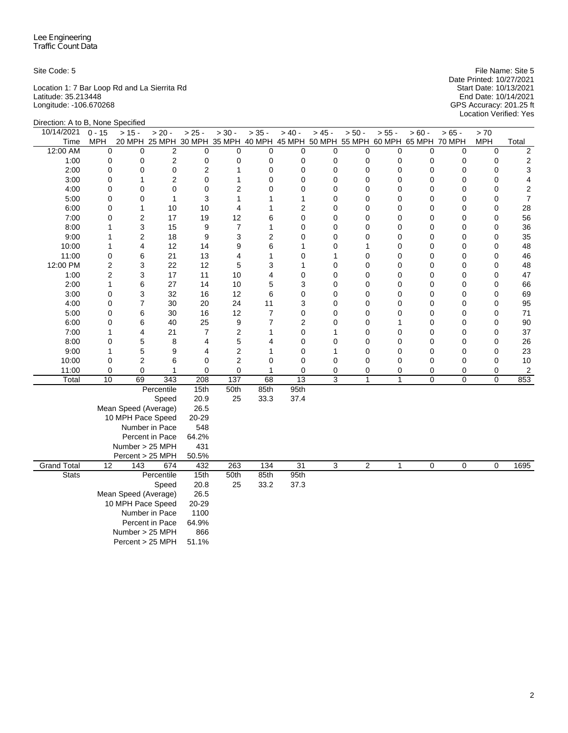Lee Engineering
Traffic Count Data

Site Code: 5

Location 1: 7 Bar Loop Rd and La Sierrita Rd
Latitude: 35.213448
Longitude: -106.670268

File Name: Site 5
Date Printed: 10/27/2021
Start Date: 10/13/2021
End Date: 10/14/2021
GPS Accuracy: 201.25 ft
Location Verified: Yes

Direction: A to B, None Specified

| 10/14/2021 Time | 0 - 15 MPH | > 15 - 20 MPH | > 20 - 25 MPH | > 25 - 30 MPH | > 30 - 35 MPH | > 35 - 40 MPH | > 40 - 45 MPH | > 45 - 50 MPH | > 50 - 55 MPH | > 55 - 60 MPH | > 60 - 65 MPH | > 65 - 70 MPH | > 70 MPH | Total |
|---|---|---|---|---|---|---|---|---|---|---|---|---|---|---|
| 12:00 AM | 0 | 0 | 2 | 0 | 0 | 0 | 0 | 0 | 0 | 0 | 0 | 0 | 0 | 2 |
| 1:00 | 0 | 0 | 2 | 0 | 0 | 0 | 0 | 0 | 0 | 0 | 0 | 0 | 0 | 2 |
| 2:00 | 0 | 0 | 0 | 2 | 1 | 0 | 0 | 0 | 0 | 0 | 0 | 0 | 0 | 3 |
| 3:00 | 0 | 1 | 2 | 0 | 1 | 0 | 0 | 0 | 0 | 0 | 0 | 0 | 0 | 4 |
| 4:00 | 0 | 0 | 0 | 0 | 2 | 0 | 0 | 0 | 0 | 0 | 0 | 0 | 0 | 2 |
| 5:00 | 0 | 0 | 1 | 3 | 1 | 1 | 1 | 0 | 0 | 0 | 0 | 0 | 0 | 7 |
| 6:00 | 0 | 1 | 10 | 10 | 4 | 1 | 2 | 0 | 0 | 0 | 0 | 0 | 0 | 28 |
| 7:00 | 0 | 2 | 17 | 19 | 12 | 6 | 0 | 0 | 0 | 0 | 0 | 0 | 0 | 56 |
| 8:00 | 1 | 3 | 15 | 9 | 7 | 1 | 0 | 0 | 0 | 0 | 0 | 0 | 0 | 36 |
| 9:00 | 1 | 2 | 18 | 9 | 3 | 2 | 0 | 0 | 0 | 0 | 0 | 0 | 0 | 35 |
| 10:00 | 1 | 4 | 12 | 14 | 9 | 6 | 1 | 0 | 1 | 0 | 0 | 0 | 0 | 48 |
| 11:00 | 0 | 6 | 21 | 13 | 4 | 1 | 0 | 1 | 0 | 0 | 0 | 0 | 0 | 46 |
| 12:00 PM | 2 | 3 | 22 | 12 | 5 | 3 | 1 | 0 | 0 | 0 | 0 | 0 | 0 | 48 |
| 1:00 | 2 | 3 | 17 | 11 | 10 | 4 | 0 | 0 | 0 | 0 | 0 | 0 | 0 | 47 |
| 2:00 | 1 | 6 | 27 | 14 | 10 | 5 | 3 | 0 | 0 | 0 | 0 | 0 | 0 | 66 |
| 3:00 | 0 | 3 | 32 | 16 | 12 | 6 | 0 | 0 | 0 | 0 | 0 | 0 | 0 | 69 |
| 4:00 | 0 | 7 | 30 | 20 | 24 | 11 | 3 | 0 | 0 | 0 | 0 | 0 | 0 | 95 |
| 5:00 | 0 | 6 | 30 | 16 | 12 | 7 | 0 | 0 | 0 | 0 | 0 | 0 | 0 | 71 |
| 6:00 | 0 | 6 | 40 | 25 | 9 | 7 | 2 | 0 | 0 | 1 | 0 | 0 | 0 | 90 |
| 7:00 | 1 | 4 | 21 | 7 | 2 | 1 | 0 | 1 | 0 | 0 | 0 | 0 | 0 | 37 |
| 8:00 | 0 | 5 | 8 | 4 | 5 | 4 | 0 | 0 | 0 | 0 | 0 | 0 | 0 | 26 |
| 9:00 | 1 | 5 | 9 | 4 | 2 | 1 | 0 | 1 | 0 | 0 | 0 | 0 | 0 | 23 |
| 10:00 | 0 | 2 | 6 | 0 | 2 | 0 | 0 | 0 | 0 | 0 | 0 | 0 | 0 | 10 |
| 11:00 | 0 | 0 | 1 | 0 | 0 | 1 | 0 | 0 | 0 | 0 | 0 | 0 | 0 | 2 |
| Total | 10 | 69 | 343 | 208 | 137 | 68 | 13 | 3 | 1 | 1 | 0 | 0 | 0 | 853 |
| | | | Percentile | 15th | 50th | 85th | 95th | | | | | | | |
| | | | Speed | 20.9 | 25 | 33.3 | 37.4 | | | | | | | |
| | | | Mean Speed (Average) | 26.5 | | | | | | | | | | |
| | | | 10 MPH Pace Speed | 20-29 | | | | | | | | | | |
| | | | Number in Pace | 548 | | | | | | | | | | |
| | | | Percent in Pace | 64.2% | | | | | | | | | | |
| | | | Number > 25 MPH | 431 | | | | | | | | | | |
| | | | Percent > 25 MPH | 50.5% | | | | | | | | | | |
| Grand Total | 12 | 143 | 674 | 432 | 263 | 134 | 31 | 3 | 2 | 1 | 0 | 0 | 0 | 1695 |
| Stats | | | Percentile | 15th | 50th | 85th | 95th | | | | | | | |
| | | | Speed | 20.8 | 25 | 33.2 | 37.3 | | | | | | | |
| | | | Mean Speed (Average) | 26.5 | | | | | | | | | | |
| | | | 10 MPH Pace Speed | 20-29 | | | | | | | | | | |
| | | | Number in Pace | 1100 | | | | | | | | | | |
| | | | Percent in Pace | 64.9% | | | | | | | | | | |
| | | | Number > 25 MPH | 866 | | | | | | | | | | |
| | | | Percent > 25 MPH | 51.1% | | | | | | | | | | |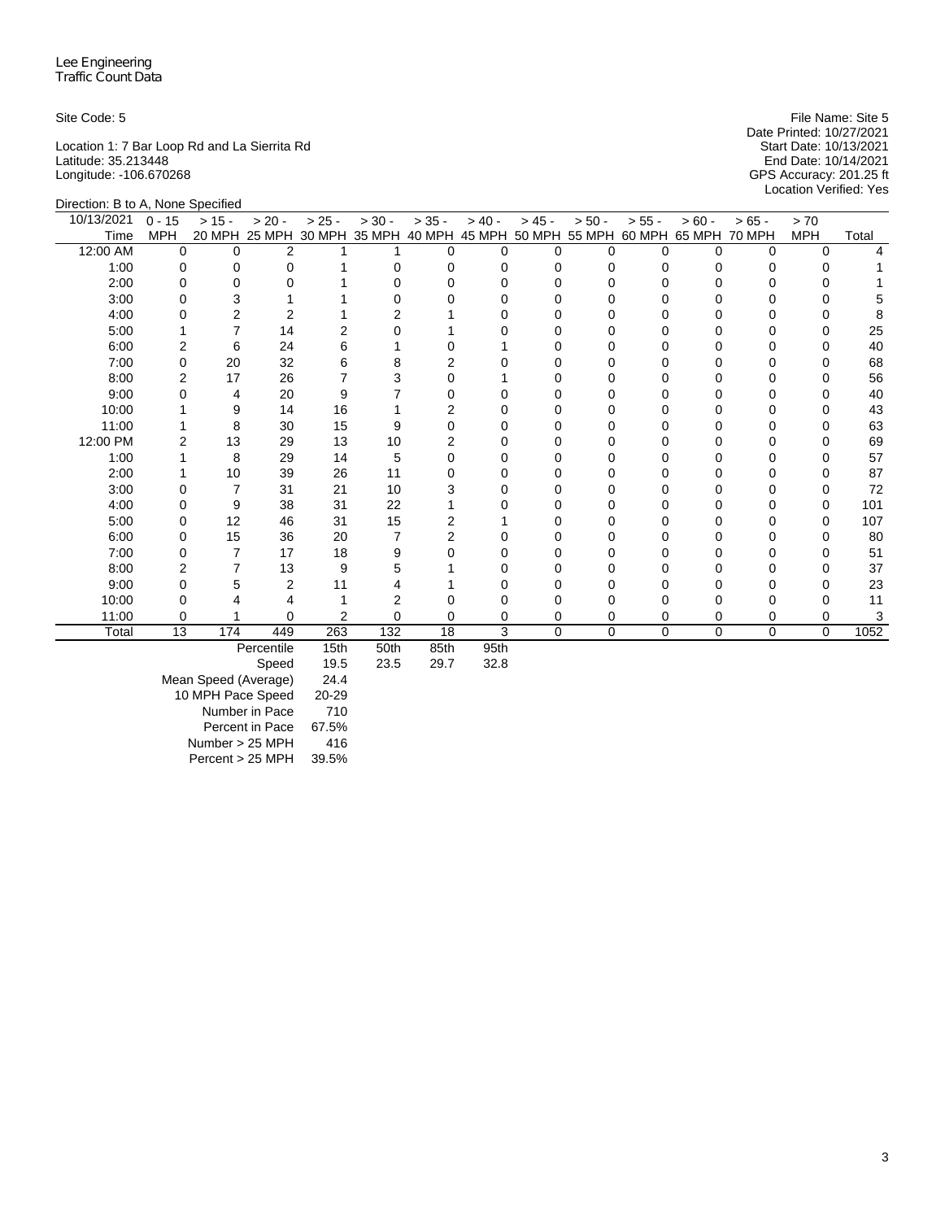Lee Engineering
Traffic Count Data

Site Code: 5

Location 1: 7 Bar Loop Rd and La Sierrita Rd
Latitude: 35.213448
Longitude: -106.670268

File Name: Site 5
Date Printed: 10/27/2021
Start Date: 10/13/2021
End Date: 10/14/2021
GPS Accuracy: 201.25 ft
Location Verified: Yes

Direction: B to A, None Specified

| 10/13/2021 Time | 0 - 15 MPH | > 15 - 20 MPH | > 20 - 25 MPH | > 25 - 30 MPH | > 30 - 35 MPH | > 35 - 40 MPH | > 40 - 45 MPH | > 45 - 50 MPH | > 50 - 55 MPH | > 55 - 60 MPH | > 60 - 65 MPH | > 65 - 70 MPH | > 70 MPH | Total |
|---|---|---|---|---|---|---|---|---|---|---|---|---|---|---|
| 12:00 AM | 0 | 0 | 2 | 1 | 1 | 0 | 0 | 0 | 0 | 0 | 0 | 0 | 0 | 4 |
| 1:00 | 0 | 0 | 0 | 1 | 0 | 0 | 0 | 0 | 0 | 0 | 0 | 0 | 0 | 1 |
| 2:00 | 0 | 0 | 0 | 1 | 0 | 0 | 0 | 0 | 0 | 0 | 0 | 0 | 0 | 1 |
| 3:00 | 0 | 3 | 1 | 1 | 0 | 0 | 0 | 0 | 0 | 0 | 0 | 0 | 0 | 5 |
| 4:00 | 0 | 2 | 2 | 1 | 2 | 1 | 0 | 0 | 0 | 0 | 0 | 0 | 0 | 8 |
| 5:00 | 1 | 7 | 14 | 2 | 0 | 1 | 0 | 0 | 0 | 0 | 0 | 0 | 0 | 25 |
| 6:00 | 2 | 6 | 24 | 6 | 1 | 0 | 1 | 0 | 0 | 0 | 0 | 0 | 0 | 40 |
| 7:00 | 0 | 20 | 32 | 6 | 8 | 2 | 0 | 0 | 0 | 0 | 0 | 0 | 0 | 68 |
| 8:00 | 2 | 17 | 26 | 7 | 3 | 0 | 1 | 0 | 0 | 0 | 0 | 0 | 0 | 56 |
| 9:00 | 0 | 4 | 20 | 9 | 7 | 0 | 0 | 0 | 0 | 0 | 0 | 0 | 0 | 40 |
| 10:00 | 1 | 9 | 14 | 16 | 1 | 2 | 0 | 0 | 0 | 0 | 0 | 0 | 0 | 43 |
| 11:00 | 1 | 8 | 30 | 15 | 9 | 0 | 0 | 0 | 0 | 0 | 0 | 0 | 0 | 63 |
| 12:00 PM | 2 | 13 | 29 | 13 | 10 | 2 | 0 | 0 | 0 | 0 | 0 | 0 | 0 | 69 |
| 1:00 | 1 | 8 | 29 | 14 | 5 | 0 | 0 | 0 | 0 | 0 | 0 | 0 | 0 | 57 |
| 2:00 | 1 | 10 | 39 | 26 | 11 | 0 | 0 | 0 | 0 | 0 | 0 | 0 | 0 | 87 |
| 3:00 | 0 | 7 | 31 | 21 | 10 | 3 | 0 | 0 | 0 | 0 | 0 | 0 | 0 | 72 |
| 4:00 | 0 | 9 | 38 | 31 | 22 | 1 | 0 | 0 | 0 | 0 | 0 | 0 | 0 | 101 |
| 5:00 | 0 | 12 | 46 | 31 | 15 | 2 | 1 | 0 | 0 | 0 | 0 | 0 | 0 | 107 |
| 6:00 | 0 | 15 | 36 | 20 | 7 | 2 | 0 | 0 | 0 | 0 | 0 | 0 | 0 | 80 |
| 7:00 | 0 | 7 | 17 | 18 | 9 | 0 | 0 | 0 | 0 | 0 | 0 | 0 | 0 | 51 |
| 8:00 | 2 | 7 | 13 | 9 | 5 | 1 | 0 | 0 | 0 | 0 | 0 | 0 | 0 | 37 |
| 9:00 | 0 | 5 | 2 | 11 | 4 | 1 | 0 | 0 | 0 | 0 | 0 | 0 | 0 | 23 |
| 10:00 | 0 | 4 | 4 | 1 | 2 | 0 | 0 | 0 | 0 | 0 | 0 | 0 | 0 | 11 |
| 11:00 | 0 | 1 | 0 | 2 | 0 | 0 | 0 | 0 | 0 | 0 | 0 | 0 | 0 | 3 |
| Total | 13 | 174 | 449 | 263 | 132 | 18 | 3 | 0 | 0 | 0 | 0 | 0 | 0 | 1052 |

| Percentile | 15th | 50th | 85th | 95th |
|---|---|---|---|---|
| Speed | 19.5 | 23.5 | 29.7 | 32.8 |

| | |
|---|---|
| Mean Speed (Average) | 24.4 |
| 10 MPH Pace Speed | 20-29 |
| Number in Pace | 710 |
| Percent in Pace | 67.5% |
| Number > 25 MPH | 416 |
| Percent > 25 MPH | 39.5% |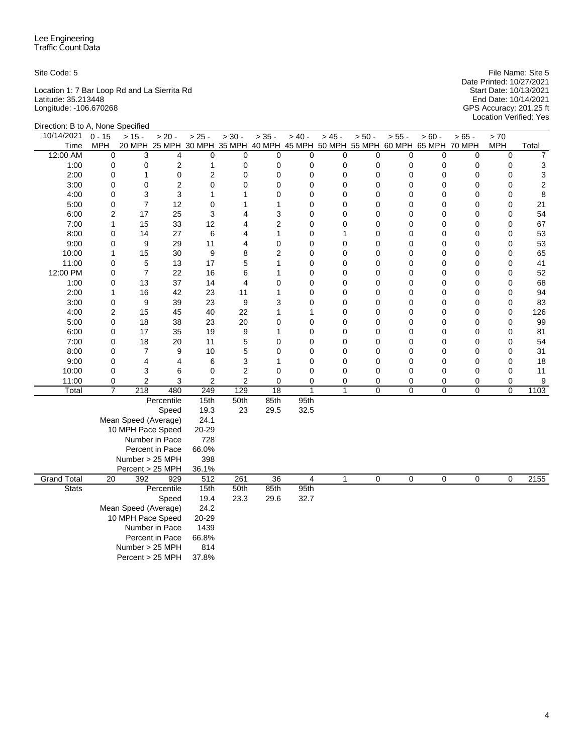Lee Engineering
Traffic Count Data

Site Code: 5

Location 1: 7 Bar Loop Rd and La Sierrita Rd
Latitude: 35.213448
Longitude: -106.670268

File Name: Site 5
Date Printed: 10/27/2021
Start Date: 10/13/2021
End Date: 10/14/2021
GPS Accuracy: 201.25 ft
Location Verified: Yes

Direction: B to A, None Specified

| 10/14/2021 Time | 0 - 15 MPH | > 15 - 20 MPH | > 20 - 25 MPH | > 25 - 30 MPH | > 30 - 35 MPH | > 35 - 40 MPH | > 40 - 45 MPH | > 45 - 50 MPH | > 50 - 55 MPH | > 55 - 60 MPH | > 60 - 65 MPH | > 65 - 70 MPH | > 70 MPH | Total |
|---|---|---|---|---|---|---|---|---|---|---|---|---|---|---|
| 12:00 AM | 0 | 3 | 4 | 0 | 0 | 0 | 0 | 0 | 0 | 0 | 0 | 0 | 0 | 7 |
| 1:00 | 0 | 0 | 2 | 1 | 0 | 0 | 0 | 0 | 0 | 0 | 0 | 0 | 0 | 3 |
| 2:00 | 0 | 1 | 0 | 2 | 0 | 0 | 0 | 0 | 0 | 0 | 0 | 0 | 0 | 3 |
| 3:00 | 0 | 0 | 2 | 0 | 0 | 0 | 0 | 0 | 0 | 0 | 0 | 0 | 0 | 2 |
| 4:00 | 0 | 3 | 3 | 1 | 1 | 0 | 0 | 0 | 0 | 0 | 0 | 0 | 0 | 8 |
| 5:00 | 0 | 7 | 12 | 0 | 1 | 1 | 0 | 0 | 0 | 0 | 0 | 0 | 0 | 21 |
| 6:00 | 2 | 17 | 25 | 3 | 4 | 3 | 0 | 0 | 0 | 0 | 0 | 0 | 0 | 54 |
| 7:00 | 1 | 15 | 33 | 12 | 4 | 2 | 0 | 0 | 0 | 0 | 0 | 0 | 0 | 67 |
| 8:00 | 0 | 14 | 27 | 6 | 4 | 1 | 0 | 1 | 0 | 0 | 0 | 0 | 0 | 53 |
| 9:00 | 0 | 9 | 29 | 11 | 4 | 0 | 0 | 0 | 0 | 0 | 0 | 0 | 0 | 53 |
| 10:00 | 1 | 15 | 30 | 9 | 8 | 2 | 0 | 0 | 0 | 0 | 0 | 0 | 0 | 65 |
| 11:00 | 0 | 5 | 13 | 17 | 5 | 1 | 0 | 0 | 0 | 0 | 0 | 0 | 0 | 41 |
| 12:00 PM | 0 | 7 | 22 | 16 | 6 | 1 | 0 | 0 | 0 | 0 | 0 | 0 | 0 | 52 |
| 1:00 | 0 | 13 | 37 | 14 | 4 | 0 | 0 | 0 | 0 | 0 | 0 | 0 | 0 | 68 |
| 2:00 | 1 | 16 | 42 | 23 | 11 | 1 | 0 | 0 | 0 | 0 | 0 | 0 | 0 | 94 |
| 3:00 | 0 | 9 | 39 | 23 | 9 | 3 | 0 | 0 | 0 | 0 | 0 | 0 | 0 | 83 |
| 4:00 | 2 | 15 | 45 | 40 | 22 | 1 | 1 | 0 | 0 | 0 | 0 | 0 | 0 | 126 |
| 5:00 | 0 | 18 | 38 | 23 | 20 | 0 | 0 | 0 | 0 | 0 | 0 | 0 | 0 | 99 |
| 6:00 | 0 | 17 | 35 | 19 | 9 | 1 | 0 | 0 | 0 | 0 | 0 | 0 | 0 | 81 |
| 7:00 | 0 | 18 | 20 | 11 | 5 | 0 | 0 | 0 | 0 | 0 | 0 | 0 | 0 | 54 |
| 8:00 | 0 | 7 | 9 | 10 | 5 | 0 | 0 | 0 | 0 | 0 | 0 | 0 | 0 | 31 |
| 9:00 | 0 | 4 | 4 | 6 | 3 | 1 | 0 | 0 | 0 | 0 | 0 | 0 | 0 | 18 |
| 10:00 | 0 | 3 | 6 | 0 | 2 | 0 | 0 | 0 | 0 | 0 | 0 | 0 | 0 | 11 |
| 11:00 | 0 | 2 | 3 | 2 | 2 | 0 | 0 | 0 | 0 | 0 | 0 | 0 | 0 | 9 |
| Total | 7 | 218 | 480 | 249 | 129 | 18 | 1 | 1 | 0 | 0 | 0 | 0 | 0 | 1103 |
| | | | Percentile | 15th | 50th | 85th | 95th | | | | | | | |
| | | | Speed | 19.3 | 23 | 29.5 | 32.5 | | | | | | | |
| | | | Mean Speed (Average) | 24.1 | | | | | | | | | | |
| | | | 10 MPH Pace Speed | 20-29 | | | | | | | | | | |
| | | | Number in Pace | 728 | | | | | | | | | | |
| | | | Percent in Pace | 66.0% | | | | | | | | | | |
| | | | Number > 25 MPH | 398 | | | | | | | | | | |
| | | | Percent > 25 MPH | 36.1% | | | | | | | | | | |
| Grand Total | 20 | 392 | 929 | 512 | 261 | 36 | 4 | 1 | 0 | 0 | 0 | 0 | 0 | 2155 |
| Stats | | | Percentile | 15th | 50th | 85th | 95th | | | | | | | |
| | | | Speed | 19.4 | 23.3 | 29.6 | 32.7 | | | | | | | |
| | | | Mean Speed (Average) | 24.2 | | | | | | | | | | |
| | | | 10 MPH Pace Speed | 20-29 | | | | | | | | | | |
| | | | Number in Pace | 1439 | | | | | | | | | | |
| | | | Percent in Pace | 66.8% | | | | | | | | | | |
| | | | Number > 25 MPH | 814 | | | | | | | | | | |
| | | | Percent > 25 MPH | 37.8% | | | | | | | | | | |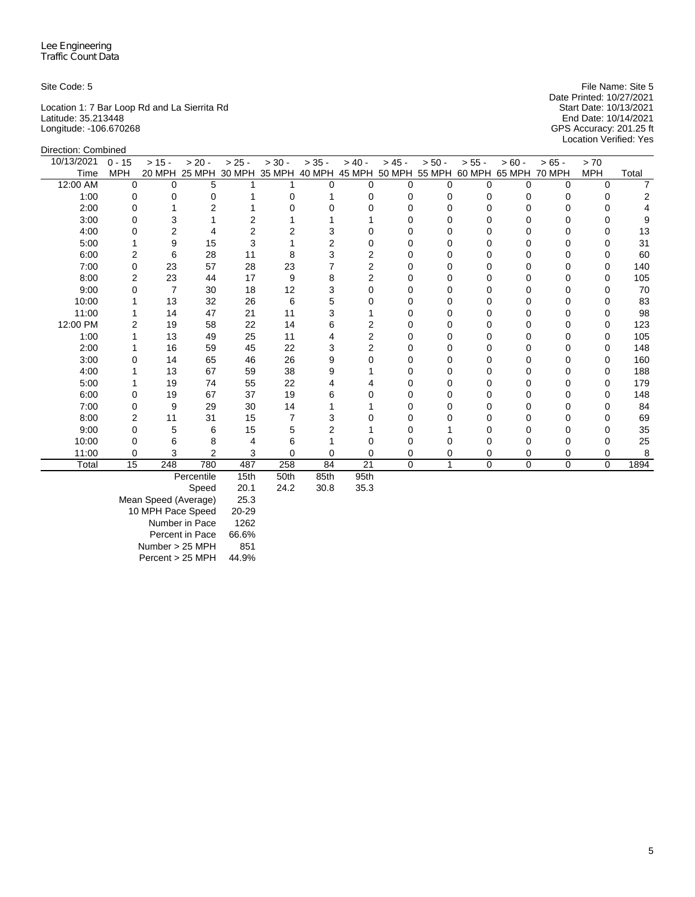Lee Engineering
Traffic Count Data

Site Code: 5

File Name: Site 5
Date Printed: 10/27/2021
Start Date: 10/13/2021
End Date: 10/14/2021
GPS Accuracy: 201.25 ft
Location Verified: Yes

Location 1: 7 Bar Loop Rd and La Sierrita Rd
Latitude: 35.213448
Longitude: -106.670268

Direction: Combined

| 10/13/2021 Time | 0 - 15 MPH | > 15 - 20 MPH | > 20 - 25 MPH | > 25 - 30 MPH | > 30 - 35 MPH | > 35 - 40 MPH | > 40 - 45 MPH | > 45 - 50 MPH | > 50 - 55 MPH | > 55 - 60 MPH | > 60 - 65 MPH | > 65 - 70 MPH | > 70 MPH | Total |
|---|---|---|---|---|---|---|---|---|---|---|---|---|---|---|
| 12:00 AM | 0 | 0 | 5 | 1 | 1 | 0 | 0 | 0 | 0 | 0 | 0 | 0 | 0 | 7 |
| 1:00 | 0 | 0 | 0 | 1 | 0 | 1 | 0 | 0 | 0 | 0 | 0 | 0 | 0 | 2 |
| 2:00 | 0 | 1 | 2 | 1 | 0 | 0 | 0 | 0 | 0 | 0 | 0 | 0 | 0 | 4 |
| 3:00 | 0 | 3 | 1 | 2 | 1 | 1 | 1 | 0 | 0 | 0 | 0 | 0 | 0 | 9 |
| 4:00 | 0 | 2 | 4 | 2 | 2 | 3 | 0 | 0 | 0 | 0 | 0 | 0 | 0 | 13 |
| 5:00 | 1 | 9 | 15 | 3 | 1 | 2 | 0 | 0 | 0 | 0 | 0 | 0 | 0 | 31 |
| 6:00 | 2 | 6 | 28 | 11 | 8 | 3 | 2 | 0 | 0 | 0 | 0 | 0 | 0 | 60 |
| 7:00 | 0 | 23 | 57 | 28 | 23 | 7 | 2 | 0 | 0 | 0 | 0 | 0 | 0 | 140 |
| 8:00 | 2 | 23 | 44 | 17 | 9 | 8 | 2 | 0 | 0 | 0 | 0 | 0 | 0 | 105 |
| 9:00 | 0 | 7 | 30 | 18 | 12 | 3 | 0 | 0 | 0 | 0 | 0 | 0 | 0 | 70 |
| 10:00 | 1 | 13 | 32 | 26 | 6 | 5 | 0 | 0 | 0 | 0 | 0 | 0 | 0 | 83 |
| 11:00 | 1 | 14 | 47 | 21 | 11 | 3 | 1 | 0 | 0 | 0 | 0 | 0 | 0 | 98 |
| 12:00 PM | 2 | 19 | 58 | 22 | 14 | 6 | 2 | 0 | 0 | 0 | 0 | 0 | 0 | 123 |
| 1:00 | 1 | 13 | 49 | 25 | 11 | 4 | 2 | 0 | 0 | 0 | 0 | 0 | 0 | 105 |
| 2:00 | 1 | 16 | 59 | 45 | 22 | 3 | 2 | 0 | 0 | 0 | 0 | 0 | 0 | 148 |
| 3:00 | 0 | 14 | 65 | 46 | 26 | 9 | 0 | 0 | 0 | 0 | 0 | 0 | 0 | 160 |
| 4:00 | 1 | 13 | 67 | 59 | 38 | 9 | 1 | 0 | 0 | 0 | 0 | 0 | 0 | 188 |
| 5:00 | 1 | 19 | 74 | 55 | 22 | 4 | 4 | 0 | 0 | 0 | 0 | 0 | 0 | 179 |
| 6:00 | 0 | 19 | 67 | 37 | 19 | 6 | 0 | 0 | 0 | 0 | 0 | 0 | 0 | 148 |
| 7:00 | 0 | 9 | 29 | 30 | 14 | 1 | 1 | 0 | 0 | 0 | 0 | 0 | 0 | 84 |
| 8:00 | 2 | 11 | 31 | 15 | 7 | 3 | 0 | 0 | 0 | 0 | 0 | 0 | 0 | 69 |
| 9:00 | 0 | 5 | 6 | 15 | 5 | 2 | 1 | 0 | 1 | 0 | 0 | 0 | 0 | 35 |
| 10:00 | 0 | 6 | 8 | 4 | 6 | 1 | 0 | 0 | 0 | 0 | 0 | 0 | 0 | 25 |
| 11:00 | 0 | 3 | 2 | 3 | 0 | 0 | 0 | 0 | 0 | 0 | 0 | 0 | 0 | 8 |
| Total | 15 | 248 | 780 | 487 | 258 | 84 | 21 | 0 | 1 | 0 | 0 | 0 | 0 | 1894 |

| Percentile | 15th | 50th | 85th | 95th |
|---|---|---|---|---|
| Speed | 20.1 | 24.2 | 30.8 | 35.3 |

| | |
|---|---|
| Mean Speed (Average) | 25.3 |
| 10 MPH Pace Speed | 20-29 |
| Number in Pace | 1262 |
| Percent in Pace | 66.6% |
| Number > 25 MPH | 851 |
| Percent > 25 MPH | 44.9% |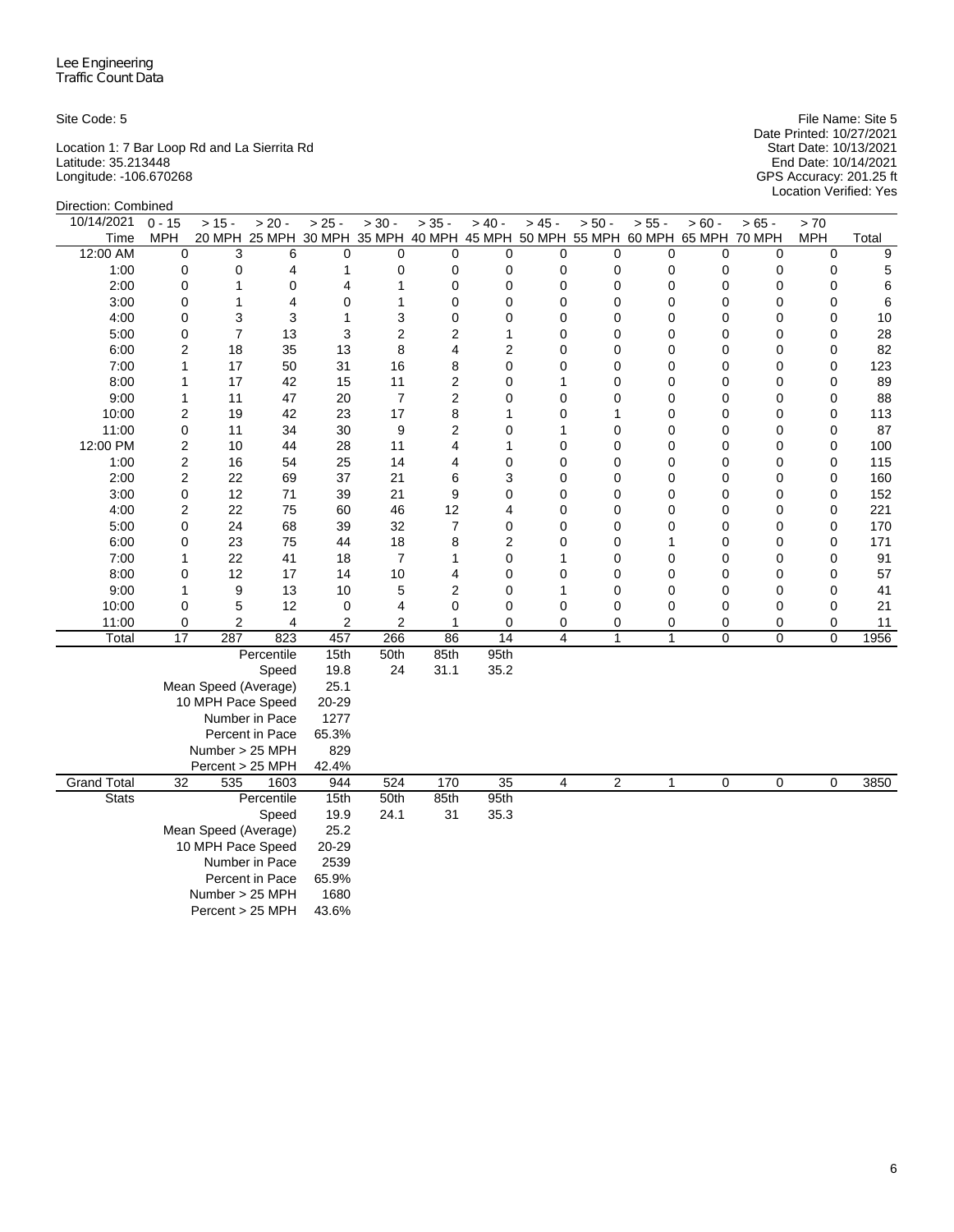Lee Engineering
Traffic Count Data

Site Code: 5

Location 1: 7 Bar Loop Rd and La Sierrita Rd
Latitude: 35.213448
Longitude: -106.670268

File Name: Site 5
Date Printed: 10/27/2021
Start Date: 10/13/2021
End Date: 10/14/2021
GPS Accuracy: 201.25 ft
Location Verified: Yes

Direction: Combined

| 10/14/2021 Time | 0 - 15 MPH | > 15 - 20 MPH | > 20 - 25 MPH | > 25 - 30 MPH | > 30 - 35 MPH | > 35 - 40 MPH | > 40 - 45 MPH | > 45 - 50 MPH | > 50 - 55 MPH | > 55 - 60 MPH | > 60 - 65 MPH | > 65 - 70 MPH | > 70 MPH | Total |
|---|---|---|---|---|---|---|---|---|---|---|---|---|---|---|
| 12:00 AM | 0 | 3 | 6 | 0 | 0 | 0 | 0 | 0 | 0 | 0 | 0 | 0 | 0 | 9 |
| 1:00 | 0 | 0 | 4 | 1 | 0 | 0 | 0 | 0 | 0 | 0 | 0 | 0 | 0 | 5 |
| 2:00 | 0 | 1 | 0 | 4 | 1 | 0 | 0 | 0 | 0 | 0 | 0 | 0 | 0 | 6 |
| 3:00 | 0 | 1 | 4 | 0 | 1 | 0 | 0 | 0 | 0 | 0 | 0 | 0 | 0 | 6 |
| 4:00 | 0 | 3 | 3 | 1 | 3 | 0 | 0 | 0 | 0 | 0 | 0 | 0 | 0 | 10 |
| 5:00 | 0 | 7 | 13 | 3 | 2 | 2 | 1 | 0 | 0 | 0 | 0 | 0 | 0 | 28 |
| 6:00 | 2 | 18 | 35 | 13 | 8 | 4 | 2 | 0 | 0 | 0 | 0 | 0 | 0 | 82 |
| 7:00 | 1 | 17 | 50 | 31 | 16 | 8 | 0 | 0 | 0 | 0 | 0 | 0 | 0 | 123 |
| 8:00 | 1 | 17 | 42 | 15 | 11 | 2 | 0 | 1 | 0 | 0 | 0 | 0 | 0 | 89 |
| 9:00 | 1 | 11 | 47 | 20 | 7 | 2 | 0 | 0 | 0 | 0 | 0 | 0 | 0 | 88 |
| 10:00 | 2 | 19 | 42 | 23 | 17 | 8 | 1 | 0 | 1 | 0 | 0 | 0 | 0 | 113 |
| 11:00 | 0 | 11 | 34 | 30 | 9 | 2 | 0 | 1 | 0 | 0 | 0 | 0 | 0 | 87 |
| 12:00 PM | 2 | 10 | 44 | 28 | 11 | 4 | 1 | 0 | 0 | 0 | 0 | 0 | 0 | 100 |
| 1:00 | 2 | 16 | 54 | 25 | 14 | 4 | 0 | 0 | 0 | 0 | 0 | 0 | 0 | 115 |
| 2:00 | 2 | 22 | 69 | 37 | 21 | 6 | 3 | 0 | 0 | 0 | 0 | 0 | 0 | 160 |
| 3:00 | 0 | 12 | 71 | 39 | 21 | 9 | 0 | 0 | 0 | 0 | 0 | 0 | 0 | 152 |
| 4:00 | 2 | 22 | 75 | 60 | 46 | 12 | 4 | 0 | 0 | 0 | 0 | 0 | 0 | 221 |
| 5:00 | 0 | 24 | 68 | 39 | 32 | 7 | 0 | 0 | 0 | 0 | 0 | 0 | 0 | 170 |
| 6:00 | 0 | 23 | 75 | 44 | 18 | 8 | 2 | 0 | 0 | 1 | 0 | 0 | 0 | 171 |
| 7:00 | 1 | 22 | 41 | 18 | 7 | 1 | 0 | 1 | 0 | 0 | 0 | 0 | 0 | 91 |
| 8:00 | 0 | 12 | 17 | 14 | 10 | 4 | 0 | 0 | 0 | 0 | 0 | 0 | 0 | 57 |
| 9:00 | 1 | 9 | 13 | 10 | 5 | 2 | 0 | 1 | 0 | 0 | 0 | 0 | 0 | 41 |
| 10:00 | 0 | 5 | 12 | 0 | 4 | 0 | 0 | 0 | 0 | 0 | 0 | 0 | 0 | 21 |
| 11:00 | 0 | 2 | 4 | 2 | 2 | 1 | 0 | 0 | 0 | 0 | 0 | 0 | 0 | 11 |
| Total | 17 | 287 | 823 | 457 | 266 | 86 | 14 | 4 | 1 | 1 | 0 | 0 | 0 | 1956 |
| | | | Percentile | 15th | 50th | 85th | 95th | | | | | | | |
| | | | Speed | 19.8 | 24 | 31.1 | 35.2 | | | | | | | |
| | | | Mean Speed (Average) | 25.1 | | | | | | | | | | |
| | | | 10 MPH Pace Speed | 20-29 | | | | | | | | | | |
| | | | Number in Pace | 1277 | | | | | | | | | | |
| | | | Percent in Pace | 65.3% | | | | | | | | | | |
| | | | Number > 25 MPH | 829 | | | | | | | | | | |
| | | | Percent > 25 MPH | 42.4% | | | | | | | | | | |
| Grand Total | 32 | 535 | 1603 | 944 | 524 | 170 | 35 | 4 | 2 | 1 | 0 | 0 | 0 | 3850 |
| Stats | | | Percentile | 15th | 50th | 85th | 95th | | | | | | | |
| | | | Speed | 19.9 | 24.1 | 31 | 35.3 | | | | | | | |
| | | | Mean Speed (Average) | 25.2 | | | | | | | | | | |
| | | | 10 MPH Pace Speed | 20-29 | | | | | | | | | | |
| | | | Number in Pace | 2539 | | | | | | | | | | |
| | | | Percent in Pace | 65.9% | | | | | | | | | | |
| | | | Number > 25 MPH | 1680 | | | | | | | | | | |
| | | | Percent > 25 MPH | 43.6% | | | | | | | | | | |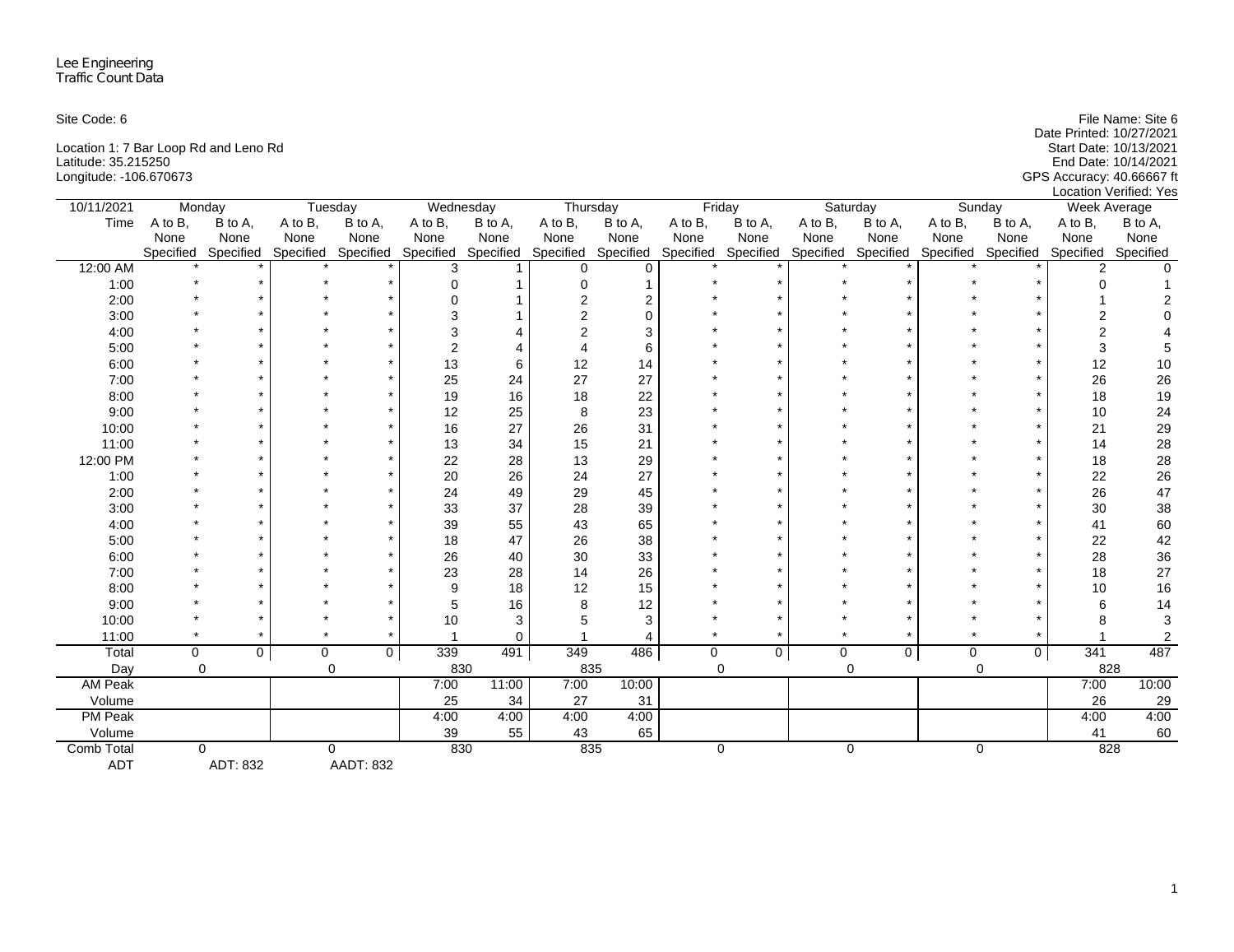Lee Engineering
Traffic Count Data

Site Code: 6

Location 1: 7 Bar Loop Rd and Leno Rd
Latitude: 35.215250
Longitude: -106.670673

File Name: Site 6
Date Printed: 10/27/2021
Start Date: 10/13/2021
End Date: 10/14/2021
GPS Accuracy: 40.66667 ft
Location Verified: Yes

| 10/11/2021 | Monday | | Tuesday | | Wednesday | | Thursday | | Friday | | Saturday | | Sunday | | Week Average | |
|---|---|---|---|---|---|---|---|---|---|---|---|---|---|---|---|---|
| Time | A to B, None Specified | B to A, None Specified | A to B, None Specified | B to A, None Specified | A to B, None Specified | B to A, None Specified | A to B, None Specified | B to A, None Specified | A to B, None Specified | B to A, None Specified | A to B, None Specified | B to A, None Specified | A to B, None Specified | B to A, None Specified | A to B, None Specified | B to A, None Specified |
| 12:00 AM | * | * | * | * | 3 | 1 | 0 | 0 | * | * | * | * | * | * | 2 | 0 |
| 1:00 | * | * | * | * | 0 | 1 | 0 | 1 | * | * | * | * | * | * | 0 | 1 |
| 2:00 | * | * | * | * | 0 | 1 | 2 | 2 | * | * | * | * | * | * | 1 | 2 |
| 3:00 | * | * | * | * | 3 | 1 | 2 | 0 | * | * | * | * | * | * | 2 | 0 |
| 4:00 | * | * | * | * | 3 | 4 | 2 | 3 | * | * | * | * | * | * | 2 | 4 |
| 5:00 | * | * | * | * | 2 | 4 | 4 | 6 | * | * | * | * | * | * | 3 | 5 |
| 6:00 | * | * | * | * | 13 | 6 | 12 | 14 | * | * | * | * | * | * | 12 | 10 |
| 7:00 | * | * | * | * | 25 | 24 | 27 | 27 | * | * | * | * | * | * | 26 | 26 |
| 8:00 | * | * | * | * | 19 | 16 | 18 | 22 | * | * | * | * | * | * | 18 | 19 |
| 9:00 | * | * | * | * | 12 | 25 | 8 | 23 | * | * | * | * | * | * | 10 | 24 |
| 10:00 | * | * | * | * | 16 | 27 | 26 | 31 | * | * | * | * | * | * | 21 | 29 |
| 11:00 | * | * | * | * | 13 | 34 | 15 | 21 | * | * | * | * | * | * | 14 | 28 |
| 12:00 PM | * | * | * | * | 22 | 28 | 13 | 29 | * | * | * | * | * | * | 18 | 28 |
| 1:00 | * | * | * | * | 20 | 26 | 24 | 27 | * | * | * | * | * | * | 22 | 26 |
| 2:00 | * | * | * | * | 24 | 49 | 29 | 45 | * | * | * | * | * | * | 26 | 47 |
| 3:00 | * | * | * | * | 33 | 37 | 28 | 39 | * | * | * | * | * | * | 30 | 38 |
| 4:00 | * | * | * | * | 39 | 55 | 43 | 65 | * | * | * | * | * | * | 41 | 60 |
| 5:00 | * | * | * | * | 18 | 47 | 26 | 38 | * | * | * | * | * | * | 22 | 42 |
| 6:00 | * | * | * | * | 26 | 40 | 30 | 33 | * | * | * | * | * | * | 28 | 36 |
| 7:00 | * | * | * | * | 23 | 28 | 14 | 26 | * | * | * | * | * | * | 18 | 27 |
| 8:00 | * | * | * | * | 9 | 18 | 12 | 15 | * | * | * | * | * | * | 10 | 16 |
| 9:00 | * | * | * | * | 5 | 16 | 8 | 12 | * | * | * | * | * | * | 6 | 14 |
| 10:00 | * | * | * | * | 10 | 3 | 5 | 3 | * | * | * | * | * | * | 8 | 3 |
| 11:00 | * | * | * | * | 1 | 0 | 1 | 4 | * | * | * | * | * | * | 1 | 2 |
| Total | 0 | 0 | 0 | 0 | 339 | 491 | 349 | 486 | 0 | 0 | 0 | 0 | 0 | 0 | 341 | 487 |
| Day | 0 | | 0 | | 830 | | 835 | | 0 | | 0 | | 0 | | 828 | |
| AM Peak | | | | | 7:00 | 11:00 | 7:00 | 10:00 | | | | | | | 7:00 | 10:00 |
| Volume | | | | | 25 | 34 | 27 | 31 | | | | | | | 26 | 29 |
| PM Peak | | | | | 4:00 | 4:00 | 4:00 | 4:00 | | | | | | | 4:00 | 4:00 |
| Volume | | | | | 39 | 55 | 43 | 65 | | | | | | | 41 | 60 |
| Comb Total | 0 | | 0 | | 830 | | 835 | | 0 | | 0 | | 0 | | 828 | |
| ADT | ADT: 832 | | AADT: 832 | | | | | | | | | | | | | |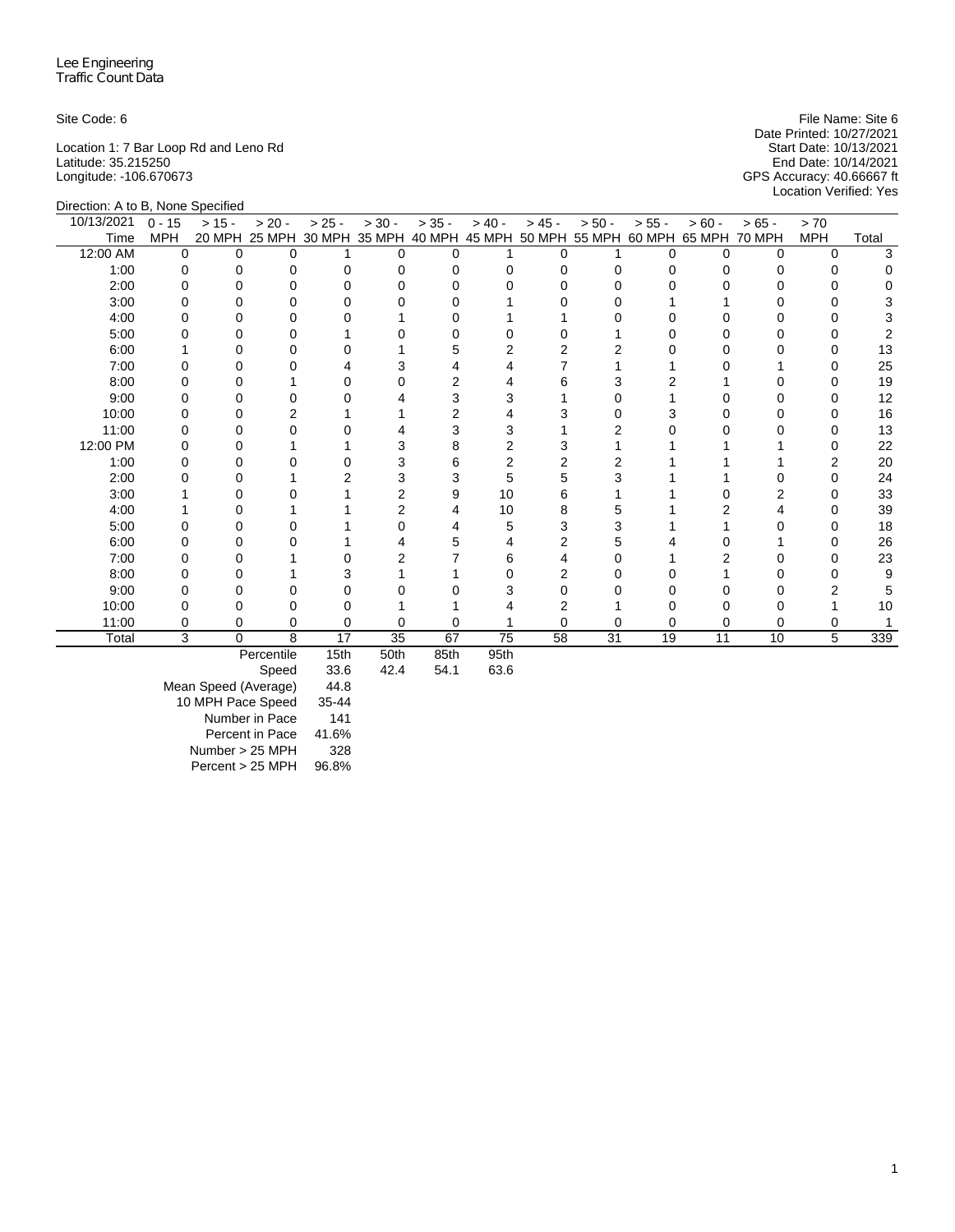Lee Engineering
Traffic Count Data

Site Code: 6

File Name: Site 6
Date Printed: 10/27/2021

Location 1: 7 Bar Loop Rd and Leno Rd
Latitude: 35.215250
Longitude: -106.670673

Start Date: 10/13/2021
End Date: 10/14/2021
GPS Accuracy: 40.66667 ft
Location Verified: Yes

Direction: A to B, None Specified

| 10/13/2021 Time | 0 - 15 MPH | > 15 - 20 MPH | > 20 - 25 MPH | > 25 - 30 MPH | > 30 - 35 MPH | > 35 - 40 MPH | > 40 - 45 MPH | > 45 - 50 MPH | > 50 - 55 MPH | > 55 - 60 MPH | > 60 - 65 MPH | > 65 - 70 MPH | > 70 MPH | Total |
|---|---|---|---|---|---|---|---|---|---|---|---|---|---|---|
| 12:00 AM | 0 | 0 | 0 | 1 | 0 | 0 | 1 | 0 | 1 | 0 | 0 | 0 | 0 | 3 |
| 1:00 | 0 | 0 | 0 | 0 | 0 | 0 | 0 | 0 | 0 | 0 | 0 | 0 | 0 | 0 |
| 2:00 | 0 | 0 | 0 | 0 | 0 | 0 | 0 | 0 | 0 | 0 | 0 | 0 | 0 | 0 |
| 3:00 | 0 | 0 | 0 | 0 | 0 | 0 | 1 | 0 | 0 | 1 | 1 | 0 | 0 | 3 |
| 4:00 | 0 | 0 | 0 | 0 | 1 | 0 | 1 | 1 | 0 | 0 | 0 | 0 | 0 | 3 |
| 5:00 | 0 | 0 | 0 | 1 | 0 | 0 | 0 | 0 | 1 | 0 | 0 | 0 | 0 | 2 |
| 6:00 | 1 | 0 | 0 | 0 | 1 | 5 | 2 | 2 | 2 | 0 | 0 | 0 | 0 | 13 |
| 7:00 | 0 | 0 | 0 | 4 | 3 | 4 | 4 | 7 | 1 | 1 | 0 | 1 | 0 | 25 |
| 8:00 | 0 | 0 | 1 | 0 | 0 | 2 | 4 | 6 | 3 | 2 | 1 | 0 | 0 | 19 |
| 9:00 | 0 | 0 | 0 | 0 | 4 | 3 | 3 | 1 | 0 | 1 | 0 | 0 | 0 | 12 |
| 10:00 | 0 | 0 | 2 | 1 | 1 | 2 | 4 | 3 | 0 | 3 | 0 | 0 | 0 | 16 |
| 11:00 | 0 | 0 | 0 | 0 | 4 | 3 | 3 | 1 | 2 | 0 | 0 | 0 | 0 | 13 |
| 12:00 PM | 0 | 0 | 1 | 1 | 3 | 8 | 2 | 3 | 1 | 1 | 1 | 1 | 0 | 22 |
| 1:00 | 0 | 0 | 0 | 0 | 3 | 6 | 2 | 2 | 2 | 1 | 1 | 1 | 2 | 20 |
| 2:00 | 0 | 0 | 1 | 2 | 3 | 3 | 5 | 5 | 3 | 1 | 1 | 0 | 0 | 24 |
| 3:00 | 1 | 0 | 0 | 1 | 2 | 9 | 10 | 6 | 1 | 1 | 0 | 2 | 0 | 33 |
| 4:00 | 1 | 0 | 1 | 1 | 2 | 4 | 10 | 8 | 5 | 1 | 2 | 4 | 0 | 39 |
| 5:00 | 0 | 0 | 0 | 1 | 0 | 4 | 5 | 3 | 3 | 1 | 1 | 0 | 0 | 18 |
| 6:00 | 0 | 0 | 0 | 1 | 4 | 5 | 4 | 2 | 5 | 4 | 0 | 1 | 0 | 26 |
| 7:00 | 0 | 0 | 1 | 0 | 2 | 7 | 6 | 4 | 0 | 1 | 2 | 0 | 0 | 23 |
| 8:00 | 0 | 0 | 1 | 3 | 1 | 1 | 0 | 2 | 0 | 0 | 1 | 0 | 0 | 9 |
| 9:00 | 0 | 0 | 0 | 0 | 0 | 0 | 3 | 0 | 0 | 0 | 0 | 0 | 2 | 5 |
| 10:00 | 0 | 0 | 0 | 0 | 1 | 1 | 4 | 2 | 1 | 0 | 0 | 0 | 1 | 10 |
| 11:00 | 0 | 0 | 0 | 0 | 0 | 0 | 1 | 0 | 0 | 0 | 0 | 0 | 0 | 1 |
| Total | 3 | 0 | 8 | 17 | 35 | 67 | 75 | 58 | 31 | 19 | 11 | 10 | 5 | 339 |

| Percentile | 15th | 50th | 85th | 95th |
|---|---|---|---|---|
| Speed | 33.6 | 42.4 | 54.1 | 63.6 |

| | |
|---|---|
| Mean Speed (Average) | 44.8 |
| 10 MPH Pace Speed | 35-44 |
| Number in Pace | 141 |
| Percent in Pace | 41.6% |
| Number > 25 MPH | 328 |
| Percent > 25 MPH | 96.8% |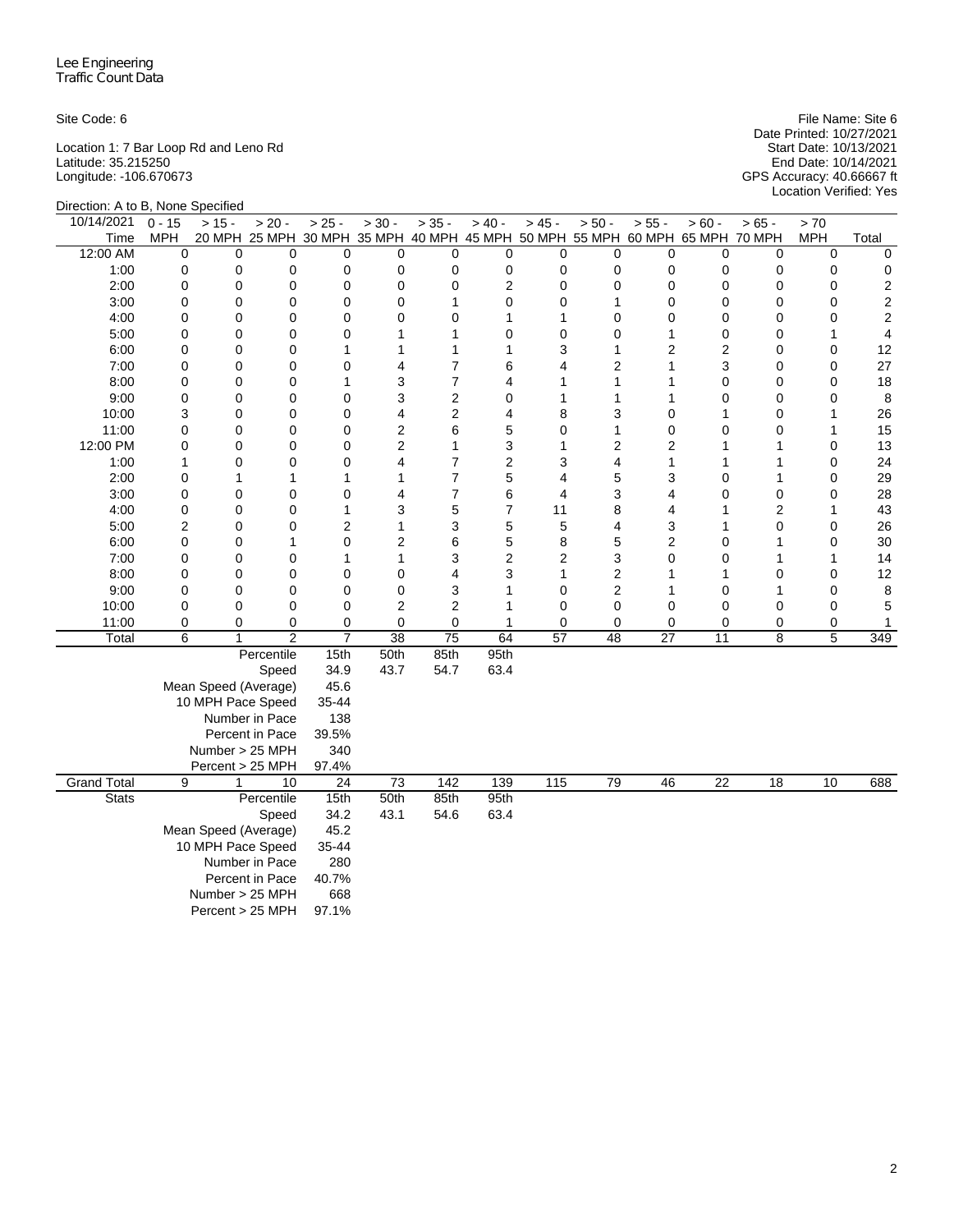Lee Engineering
Traffic Count Data

Site Code: 6

File Name: Site 6
Date Printed: 10/27/2021
Start Date: 10/13/2021
End Date: 10/14/2021
GPS Accuracy: 40.66667 ft
Location Verified: Yes

Location 1: 7 Bar Loop Rd and Leno Rd
Latitude: 35.215250
Longitude: -106.670673

Direction: A to B, None Specified

| 10/14/2021 Time | 0 - 15 MPH | > 15 - 20 MPH | > 20 - 25 MPH | > 25 - 30 MPH | > 30 - 35 MPH | > 35 - 40 MPH | > 40 - 45 MPH | > 45 - 50 MPH | > 50 - 55 MPH | > 55 - 60 MPH | > 60 - 65 MPH | > 65 - 70 MPH | > 70 MPH | Total |
|---|---|---|---|---|---|---|---|---|---|---|---|---|---|---|
| 12:00 AM | 0 | 0 | 0 | 0 | 0 | 0 | 0 | 0 | 0 | 0 | 0 | 0 | 0 | 0 |
| 1:00 | 0 | 0 | 0 | 0 | 0 | 0 | 0 | 0 | 0 | 0 | 0 | 0 | 0 | 0 |
| 2:00 | 0 | 0 | 0 | 0 | 0 | 0 | 2 | 0 | 0 | 0 | 0 | 0 | 0 | 2 |
| 3:00 | 0 | 0 | 0 | 0 | 0 | 1 | 0 | 0 | 1 | 0 | 0 | 0 | 0 | 2 |
| 4:00 | 0 | 0 | 0 | 0 | 0 | 0 | 1 | 1 | 0 | 0 | 0 | 0 | 0 | 2 |
| 5:00 | 0 | 0 | 0 | 0 | 1 | 1 | 0 | 0 | 0 | 1 | 0 | 0 | 1 | 4 |
| 6:00 | 0 | 0 | 0 | 1 | 1 | 1 | 1 | 3 | 1 | 2 | 2 | 0 | 0 | 12 |
| 7:00 | 0 | 0 | 0 | 0 | 4 | 7 | 6 | 4 | 2 | 1 | 3 | 0 | 0 | 27 |
| 8:00 | 0 | 0 | 0 | 1 | 3 | 7 | 4 | 1 | 1 | 1 | 0 | 0 | 0 | 18 |
| 9:00 | 0 | 0 | 0 | 0 | 3 | 2 | 0 | 1 | 1 | 1 | 0 | 0 | 0 | 8 |
| 10:00 | 3 | 0 | 0 | 0 | 4 | 2 | 4 | 8 | 3 | 0 | 1 | 0 | 1 | 26 |
| 11:00 | 0 | 0 | 0 | 0 | 2 | 6 | 5 | 0 | 1 | 0 | 0 | 0 | 1 | 15 |
| 12:00 PM | 0 | 0 | 0 | 0 | 2 | 1 | 3 | 1 | 2 | 2 | 1 | 1 | 0 | 13 |
| 1:00 | 1 | 0 | 0 | 0 | 4 | 7 | 2 | 3 | 4 | 1 | 1 | 1 | 0 | 24 |
| 2:00 | 0 | 1 | 1 | 1 | 1 | 7 | 5 | 4 | 5 | 3 | 0 | 1 | 0 | 29 |
| 3:00 | 0 | 0 | 0 | 0 | 4 | 7 | 6 | 4 | 3 | 4 | 0 | 0 | 0 | 28 |
| 4:00 | 0 | 0 | 0 | 1 | 3 | 5 | 7 | 11 | 8 | 4 | 1 | 2 | 1 | 43 |
| 5:00 | 2 | 0 | 0 | 2 | 1 | 3 | 5 | 5 | 4 | 3 | 1 | 0 | 0 | 26 |
| 6:00 | 0 | 0 | 1 | 0 | 2 | 6 | 5 | 8 | 5 | 2 | 0 | 1 | 0 | 30 |
| 7:00 | 0 | 0 | 0 | 1 | 1 | 3 | 2 | 2 | 3 | 0 | 0 | 1 | 1 | 14 |
| 8:00 | 0 | 0 | 0 | 0 | 0 | 4 | 3 | 1 | 2 | 1 | 1 | 0 | 0 | 12 |
| 9:00 | 0 | 0 | 0 | 0 | 0 | 3 | 1 | 0 | 2 | 1 | 0 | 1 | 0 | 8 |
| 10:00 | 0 | 0 | 0 | 0 | 2 | 2 | 1 | 0 | 0 | 0 | 0 | 0 | 0 | 5 |
| 11:00 | 0 | 0 | 0 | 0 | 0 | 0 | 1 | 0 | 0 | 0 | 0 | 0 | 0 | 1 |
| Total | 6 | 1 | 2 | 7 | 38 | 75 | 64 | 57 | 48 | 27 | 11 | 8 | 5 | 349 |
| | | | Percentile | 15th | 50th | 85th | 95th | | | | | | | |
| | | | Speed | 34.9 | 43.7 | 54.7 | 63.4 | | | | | | | |
| | | | Mean Speed (Average) | 45.6 | | | | | | | | | | |
| | | | 10 MPH Pace Speed | 35-44 | | | | | | | | | | |
| | | | Number in Pace | 138 | | | | | | | | | | |
| | | | Percent in Pace | 39.5% | | | | | | | | | | |
| | | | Number > 25 MPH | 340 | | | | | | | | | | |
| | | | Percent > 25 MPH | 97.4% | | | | | | | | | | |
| Grand Total | 9 | 1 | 10 | 24 | 73 | 142 | 139 | 115 | 79 | 46 | 22 | 18 | 10 | 688 |
| Stats | | | Percentile | 15th | 50th | 85th | 95th | | | | | | | |
| | | | Speed | 34.2 | 43.1 | 54.6 | 63.4 | | | | | | | |
| | | | Mean Speed (Average) | 45.2 | | | | | | | | | | |
| | | | 10 MPH Pace Speed | 35-44 | | | | | | | | | | |
| | | | Number in Pace | 280 | | | | | | | | | | |
| | | | Percent in Pace | 40.7% | | | | | | | | | | |
| | | | Number > 25 MPH | 668 | | | | | | | | | | |
| | | | Percent > 25 MPH | 97.1% | | | | | | | | | | |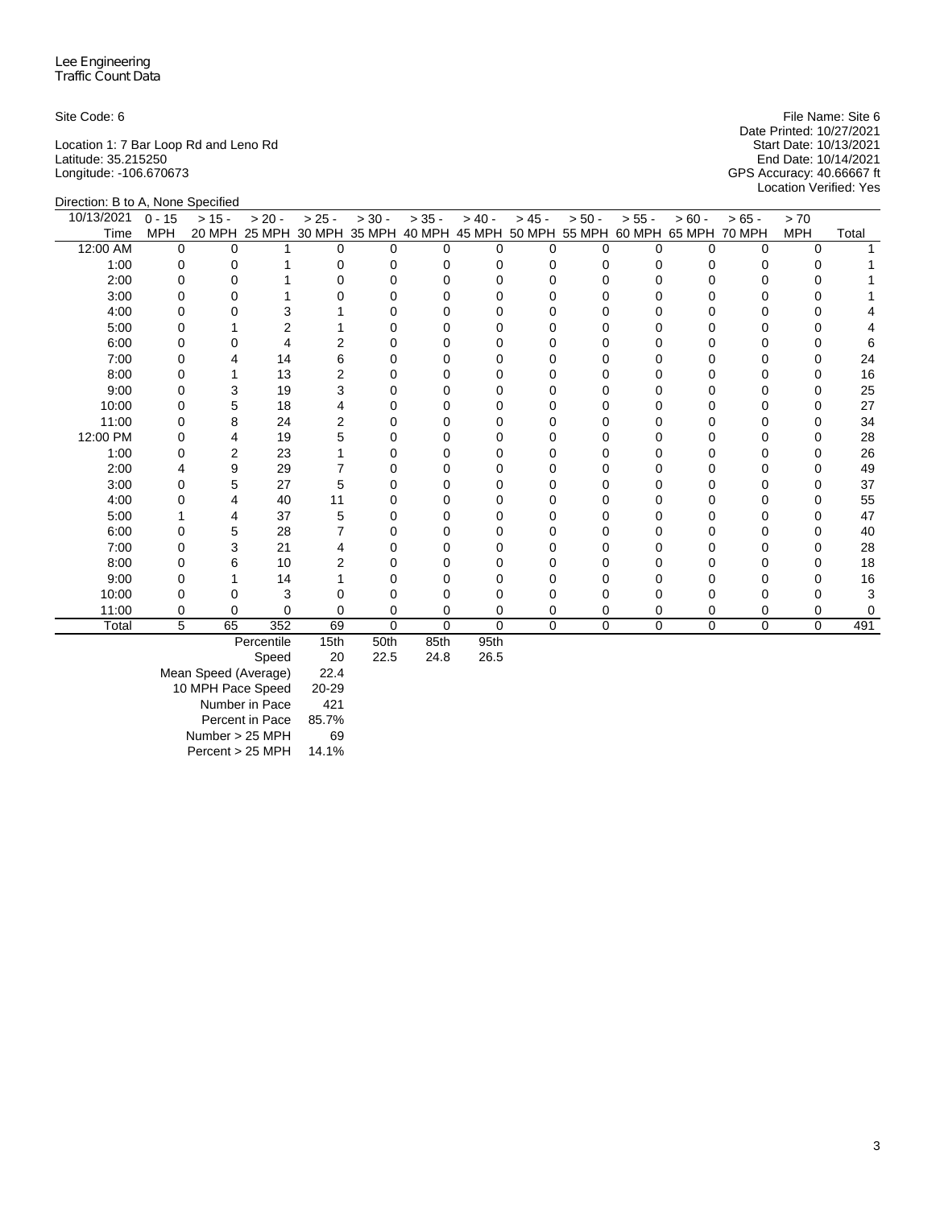Lee Engineering
Traffic Count Data

Site Code: 6

File Name: Site 6
Date Printed: 10/27/2021
Start Date: 10/13/2021
End Date: 10/14/2021
GPS Accuracy: 40.66667 ft
Location Verified: Yes

Location 1: 7 Bar Loop Rd and Leno Rd
Latitude: 35.215250
Longitude: -106.670673

Direction: B to A, None Specified

| 10/13/2021 Time | 0 - 15 MPH | > 15 - 20 MPH | > 20 - 25 MPH | > 25 - 30 MPH | > 30 - 35 MPH | > 35 - 40 MPH | > 40 - 45 MPH | > 45 - 50 MPH | > 50 - 55 MPH | > 55 - 60 MPH | > 60 - 65 MPH | > 65 - 70 MPH | > 70 MPH | Total |
|---|---|---|---|---|---|---|---|---|---|---|---|---|---|---|
| 12:00 AM | 0 | 0 | 1 | 0 | 0 | 0 | 0 | 0 | 0 | 0 | 0 | 0 | 0 | 1 |
| 1:00 | 0 | 0 | 1 | 0 | 0 | 0 | 0 | 0 | 0 | 0 | 0 | 0 | 0 | 1 |
| 2:00 | 0 | 0 | 1 | 0 | 0 | 0 | 0 | 0 | 0 | 0 | 0 | 0 | 0 | 1 |
| 3:00 | 0 | 0 | 1 | 0 | 0 | 0 | 0 | 0 | 0 | 0 | 0 | 0 | 0 | 1 |
| 4:00 | 0 | 0 | 3 | 1 | 0 | 0 | 0 | 0 | 0 | 0 | 0 | 0 | 0 | 4 |
| 5:00 | 0 | 1 | 2 | 1 | 0 | 0 | 0 | 0 | 0 | 0 | 0 | 0 | 0 | 4 |
| 6:00 | 0 | 0 | 4 | 2 | 0 | 0 | 0 | 0 | 0 | 0 | 0 | 0 | 0 | 6 |
| 7:00 | 0 | 4 | 14 | 6 | 0 | 0 | 0 | 0 | 0 | 0 | 0 | 0 | 0 | 24 |
| 8:00 | 0 | 1 | 13 | 2 | 0 | 0 | 0 | 0 | 0 | 0 | 0 | 0 | 0 | 16 |
| 9:00 | 0 | 3 | 19 | 3 | 0 | 0 | 0 | 0 | 0 | 0 | 0 | 0 | 0 | 25 |
| 10:00 | 0 | 5 | 18 | 4 | 0 | 0 | 0 | 0 | 0 | 0 | 0 | 0 | 0 | 27 |
| 11:00 | 0 | 8 | 24 | 2 | 0 | 0 | 0 | 0 | 0 | 0 | 0 | 0 | 0 | 34 |
| 12:00 PM | 0 | 4 | 19 | 5 | 0 | 0 | 0 | 0 | 0 | 0 | 0 | 0 | 0 | 28 |
| 1:00 | 0 | 2 | 23 | 1 | 0 | 0 | 0 | 0 | 0 | 0 | 0 | 0 | 0 | 26 |
| 2:00 | 4 | 9 | 29 | 7 | 0 | 0 | 0 | 0 | 0 | 0 | 0 | 0 | 0 | 49 |
| 3:00 | 0 | 5 | 27 | 5 | 0 | 0 | 0 | 0 | 0 | 0 | 0 | 0 | 0 | 37 |
| 4:00 | 0 | 4 | 40 | 11 | 0 | 0 | 0 | 0 | 0 | 0 | 0 | 0 | 0 | 55 |
| 5:00 | 1 | 4 | 37 | 5 | 0 | 0 | 0 | 0 | 0 | 0 | 0 | 0 | 0 | 47 |
| 6:00 | 0 | 5 | 28 | 7 | 0 | 0 | 0 | 0 | 0 | 0 | 0 | 0 | 0 | 40 |
| 7:00 | 0 | 3 | 21 | 4 | 0 | 0 | 0 | 0 | 0 | 0 | 0 | 0 | 0 | 28 |
| 8:00 | 0 | 6 | 10 | 2 | 0 | 0 | 0 | 0 | 0 | 0 | 0 | 0 | 0 | 18 |
| 9:00 | 0 | 1 | 14 | 1 | 0 | 0 | 0 | 0 | 0 | 0 | 0 | 0 | 0 | 16 |
| 10:00 | 0 | 0 | 3 | 0 | 0 | 0 | 0 | 0 | 0 | 0 | 0 | 0 | 0 | 3 |
| 11:00 | 0 | 0 | 0 | 0 | 0 | 0 | 0 | 0 | 0 | 0 | 0 | 0 | 0 | 0 |
| Total | 5 | 65 | 352 | 69 | 0 | 0 | 0 | 0 | 0 | 0 | 0 | 0 | 0 | 491 |

| Percentile | 15th | 50th | 85th | 95th |
|---|---|---|---|---|
| Speed | 20 | 22.5 | 24.8 | 26.5 |

| | |
|---|---|
| Mean Speed (Average) | 22.4 |
| 10 MPH Pace Speed | 20-29 |
| Number in Pace | 421 |
| Percent in Pace | 85.7% |
| Number > 25 MPH | 69 |
| Percent > 25 MPH | 14.1% |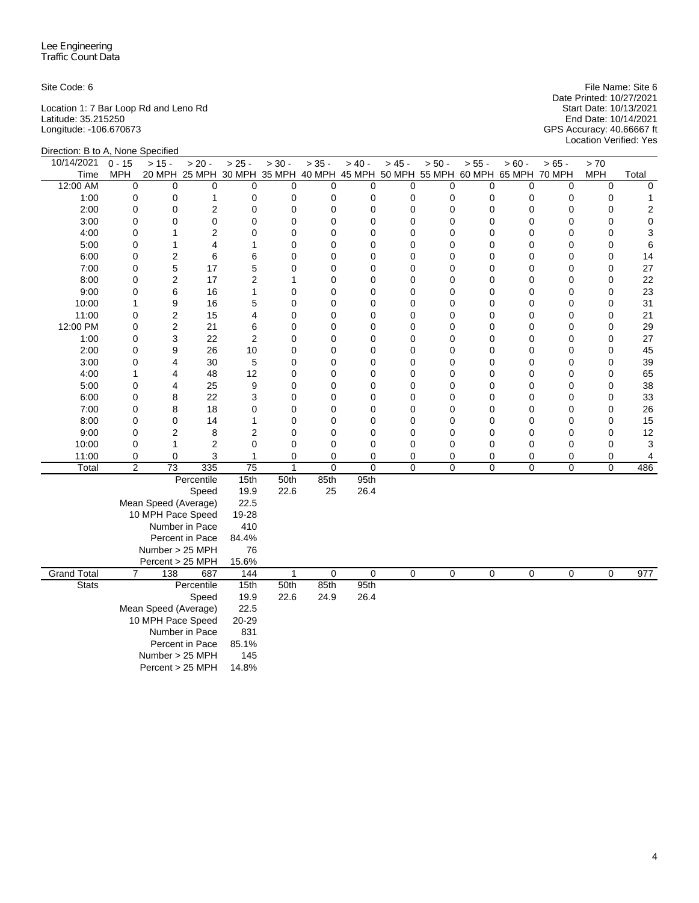Lee Engineering
Traffic Count Data

Site Code: 6

Location 1: 7 Bar Loop Rd and Leno Rd
Latitude: 35.215250
Longitude: -106.670673

File Name: Site 6
Date Printed: 10/27/2021
Start Date: 10/13/2021
End Date: 10/14/2021
GPS Accuracy: 40.66667 ft
Location Verified: Yes

Direction: B to A, None Specified

| 10/14/2021 Time | 0 - 15 MPH | > 15 - 20 MPH | > 20 - 25 MPH | > 25 - 30 MPH | > 30 - 35 MPH | > 35 - 40 MPH | > 40 - 45 MPH | > 45 - 50 MPH | > 50 - 55 MPH | > 55 - 60 MPH | > 60 - 65 MPH | > 65 - 70 MPH | > 70 MPH | Total |
|---|---|---|---|---|---|---|---|---|---|---|---|---|---|---|
| 12:00 AM | 0 | 0 | 0 | 0 | 0 | 0 | 0 | 0 | 0 | 0 | 0 | 0 | 0 | 0 |
| 1:00 | 0 | 0 | 1 | 0 | 0 | 0 | 0 | 0 | 0 | 0 | 0 | 0 | 0 | 1 |
| 2:00 | 0 | 0 | 2 | 0 | 0 | 0 | 0 | 0 | 0 | 0 | 0 | 0 | 0 | 2 |
| 3:00 | 0 | 0 | 0 | 0 | 0 | 0 | 0 | 0 | 0 | 0 | 0 | 0 | 0 | 0 |
| 4:00 | 0 | 1 | 2 | 0 | 0 | 0 | 0 | 0 | 0 | 0 | 0 | 0 | 0 | 3 |
| 5:00 | 0 | 1 | 4 | 1 | 0 | 0 | 0 | 0 | 0 | 0 | 0 | 0 | 0 | 6 |
| 6:00 | 0 | 2 | 6 | 6 | 0 | 0 | 0 | 0 | 0 | 0 | 0 | 0 | 0 | 14 |
| 7:00 | 0 | 5 | 17 | 5 | 0 | 0 | 0 | 0 | 0 | 0 | 0 | 0 | 0 | 27 |
| 8:00 | 0 | 2 | 17 | 2 | 1 | 0 | 0 | 0 | 0 | 0 | 0 | 0 | 0 | 22 |
| 9:00 | 0 | 6 | 16 | 1 | 0 | 0 | 0 | 0 | 0 | 0 | 0 | 0 | 0 | 23 |
| 10:00 | 1 | 9 | 16 | 5 | 0 | 0 | 0 | 0 | 0 | 0 | 0 | 0 | 0 | 31 |
| 11:00 | 0 | 2 | 15 | 4 | 0 | 0 | 0 | 0 | 0 | 0 | 0 | 0 | 0 | 21 |
| 12:00 PM | 0 | 2 | 21 | 6 | 0 | 0 | 0 | 0 | 0 | 0 | 0 | 0 | 0 | 29 |
| 1:00 | 0 | 3 | 22 | 2 | 0 | 0 | 0 | 0 | 0 | 0 | 0 | 0 | 0 | 27 |
| 2:00 | 0 | 9 | 26 | 10 | 0 | 0 | 0 | 0 | 0 | 0 | 0 | 0 | 0 | 45 |
| 3:00 | 0 | 4 | 30 | 5 | 0 | 0 | 0 | 0 | 0 | 0 | 0 | 0 | 0 | 39 |
| 4:00 | 1 | 4 | 48 | 12 | 0 | 0 | 0 | 0 | 0 | 0 | 0 | 0 | 0 | 65 |
| 5:00 | 0 | 4 | 25 | 9 | 0 | 0 | 0 | 0 | 0 | 0 | 0 | 0 | 0 | 38 |
| 6:00 | 0 | 8 | 22 | 3 | 0 | 0 | 0 | 0 | 0 | 0 | 0 | 0 | 0 | 33 |
| 7:00 | 0 | 8 | 18 | 0 | 0 | 0 | 0 | 0 | 0 | 0 | 0 | 0 | 0 | 26 |
| 8:00 | 0 | 0 | 14 | 1 | 0 | 0 | 0 | 0 | 0 | 0 | 0 | 0 | 0 | 15 |
| 9:00 | 0 | 2 | 8 | 2 | 0 | 0 | 0 | 0 | 0 | 0 | 0 | 0 | 0 | 12 |
| 10:00 | 0 | 1 | 2 | 0 | 0 | 0 | 0 | 0 | 0 | 0 | 0 | 0 | 0 | 3 |
| 11:00 | 0 | 0 | 3 | 1 | 0 | 0 | 0 | 0 | 0 | 0 | 0 | 0 | 0 | 4 |
| Total | 2 | 73 | 335 | 75 | 1 | 0 | 0 | 0 | 0 | 0 | 0 | 0 | 0 | 486 |
| | | | Percentile | 15th | 50th | 85th | 95th | | | | | | | |
| | | | Speed | 19.9 | 22.6 | 25 | 26.4 | | | | | | | |
| | | | Mean Speed (Average) | 22.5 | | | | | | | | | | |
| | | | 10 MPH Pace Speed | 19-28 | | | | | | | | | | |
| | | | Number in Pace | 410 | | | | | | | | | | |
| | | | Percent in Pace | 84.4% | | | | | | | | | | |
| | | | Number > 25 MPH | 76 | | | | | | | | | | |
| | | | Percent > 25 MPH | 15.6% | | | | | | | | | | |
| Grand Total | 7 | 138 | 687 | 144 | 1 | 0 | 0 | 0 | 0 | 0 | 0 | 0 | 0 | 977 |
| Stats | | | Percentile | 15th | 50th | 85th | 95th | | | | | | | |
| | | | Speed | 19.9 | 22.6 | 24.9 | 26.4 | | | | | | | |
| | | | Mean Speed (Average) | 22.5 | | | | | | | | | | |
| | | | 10 MPH Pace Speed | 20-29 | | | | | | | | | | |
| | | | Number in Pace | 831 | | | | | | | | | | |
| | | | Percent in Pace | 85.1% | | | | | | | | | | |
| | | | Number > 25 MPH | 145 | | | | | | | | | | |
| | | | Percent > 25 MPH | 14.8% | | | | | | | | | | |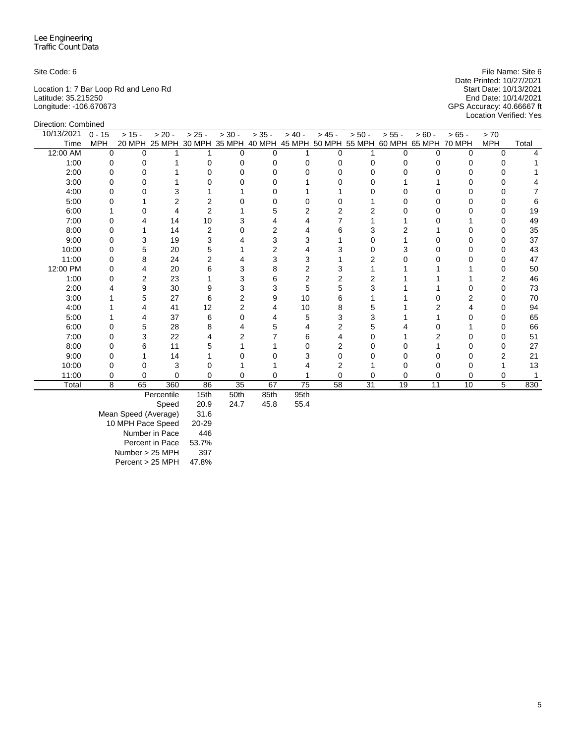Lee Engineering
Traffic Count Data

Site Code: 6

Location 1: 7 Bar Loop Rd and Leno Rd
Latitude: 35.215250
Longitude: -106.670673

File Name: Site 6
Date Printed: 10/27/2021
Start Date: 10/13/2021
End Date: 10/14/2021
GPS Accuracy: 40.66667 ft
Location Verified: Yes

Direction: Combined

| 10/13/2021 Time | 0 - 15 MPH | > 15 - 20 MPH | > 20 - 25 MPH | > 25 - 30 MPH | > 30 - 35 MPH | > 35 - 40 MPH | > 40 - 45 MPH | > 45 - 50 MPH | > 50 - 55 MPH | > 55 - 60 MPH | > 60 - 65 MPH | > 65 - 70 MPH | > 70 MPH | Total |
|---|---|---|---|---|---|---|---|---|---|---|---|---|---|---|
| 12:00 AM | 0 | 0 | 1 | 1 | 0 | 0 | 1 | 0 | 1 | 0 | 0 | 0 | 0 | 4 |
| 1:00 | 0 | 0 | 1 | 0 | 0 | 0 | 0 | 0 | 0 | 0 | 0 | 0 | 0 | 1 |
| 2:00 | 0 | 0 | 1 | 0 | 0 | 0 | 0 | 0 | 0 | 0 | 0 | 0 | 0 | 1 |
| 3:00 | 0 | 0 | 1 | 0 | 0 | 0 | 1 | 0 | 0 | 1 | 1 | 0 | 0 | 4 |
| 4:00 | 0 | 0 | 3 | 1 | 1 | 0 | 1 | 1 | 0 | 0 | 0 | 0 | 0 | 7 |
| 5:00 | 0 | 1 | 2 | 2 | 0 | 0 | 0 | 0 | 1 | 0 | 0 | 0 | 0 | 6 |
| 6:00 | 1 | 0 | 4 | 2 | 1 | 5 | 2 | 2 | 2 | 0 | 0 | 0 | 0 | 19 |
| 7:00 | 0 | 4 | 14 | 10 | 3 | 4 | 4 | 7 | 1 | 1 | 0 | 1 | 0 | 49 |
| 8:00 | 0 | 1 | 14 | 2 | 0 | 2 | 4 | 6 | 3 | 2 | 1 | 0 | 0 | 35 |
| 9:00 | 0 | 3 | 19 | 3 | 4 | 3 | 3 | 1 | 0 | 1 | 0 | 0 | 0 | 37 |
| 10:00 | 0 | 5 | 20 | 5 | 1 | 2 | 4 | 3 | 0 | 3 | 0 | 0 | 0 | 43 |
| 11:00 | 0 | 8 | 24 | 2 | 4 | 3 | 3 | 1 | 2 | 0 | 0 | 0 | 0 | 47 |
| 12:00 PM | 0 | 4 | 20 | 6 | 3 | 8 | 2 | 3 | 1 | 1 | 1 | 1 | 0 | 50 |
| 1:00 | 0 | 2 | 23 | 1 | 3 | 6 | 2 | 2 | 2 | 1 | 1 | 1 | 2 | 46 |
| 2:00 | 4 | 9 | 30 | 9 | 3 | 3 | 5 | 5 | 3 | 1 | 1 | 0 | 0 | 73 |
| 3:00 | 1 | 5 | 27 | 6 | 2 | 9 | 10 | 6 | 1 | 1 | 0 | 2 | 0 | 70 |
| 4:00 | 1 | 4 | 41 | 12 | 2 | 4 | 10 | 8 | 5 | 1 | 2 | 4 | 0 | 94 |
| 5:00 | 1 | 4 | 37 | 6 | 0 | 4 | 5 | 3 | 3 | 1 | 1 | 0 | 0 | 65 |
| 6:00 | 0 | 5 | 28 | 8 | 4 | 5 | 4 | 2 | 5 | 4 | 0 | 1 | 0 | 66 |
| 7:00 | 0 | 3 | 22 | 4 | 2 | 7 | 6 | 4 | 0 | 1 | 2 | 0 | 0 | 51 |
| 8:00 | 0 | 6 | 11 | 5 | 1 | 1 | 0 | 2 | 0 | 0 | 1 | 0 | 0 | 27 |
| 9:00 | 0 | 1 | 14 | 1 | 0 | 0 | 3 | 0 | 0 | 0 | 0 | 0 | 2 | 21 |
| 10:00 | 0 | 0 | 3 | 0 | 1 | 1 | 4 | 2 | 1 | 0 | 0 | 0 | 1 | 13 |
| 11:00 | 0 | 0 | 0 | 0 | 0 | 0 | 1 | 0 | 0 | 0 | 0 | 0 | 0 | 1 |
| Total | 8 | 65 | 360 | 86 | 35 | 67 | 75 | 58 | 31 | 19 | 11 | 10 | 5 | 830 |

| Percentile | 15th | 50th | 85th | 95th |
|---|---|---|---|---|
| Speed | 20.9 | 24.7 | 45.8 | 55.4 |

| | |
|---|---|
| Mean Speed (Average) | 31.6 |
| 10 MPH Pace Speed | 20-29 |
| Number in Pace | 446 |
| Percent in Pace | 53.7% |
| Number > 25 MPH | 397 |
| Percent > 25 MPH | 47.8% |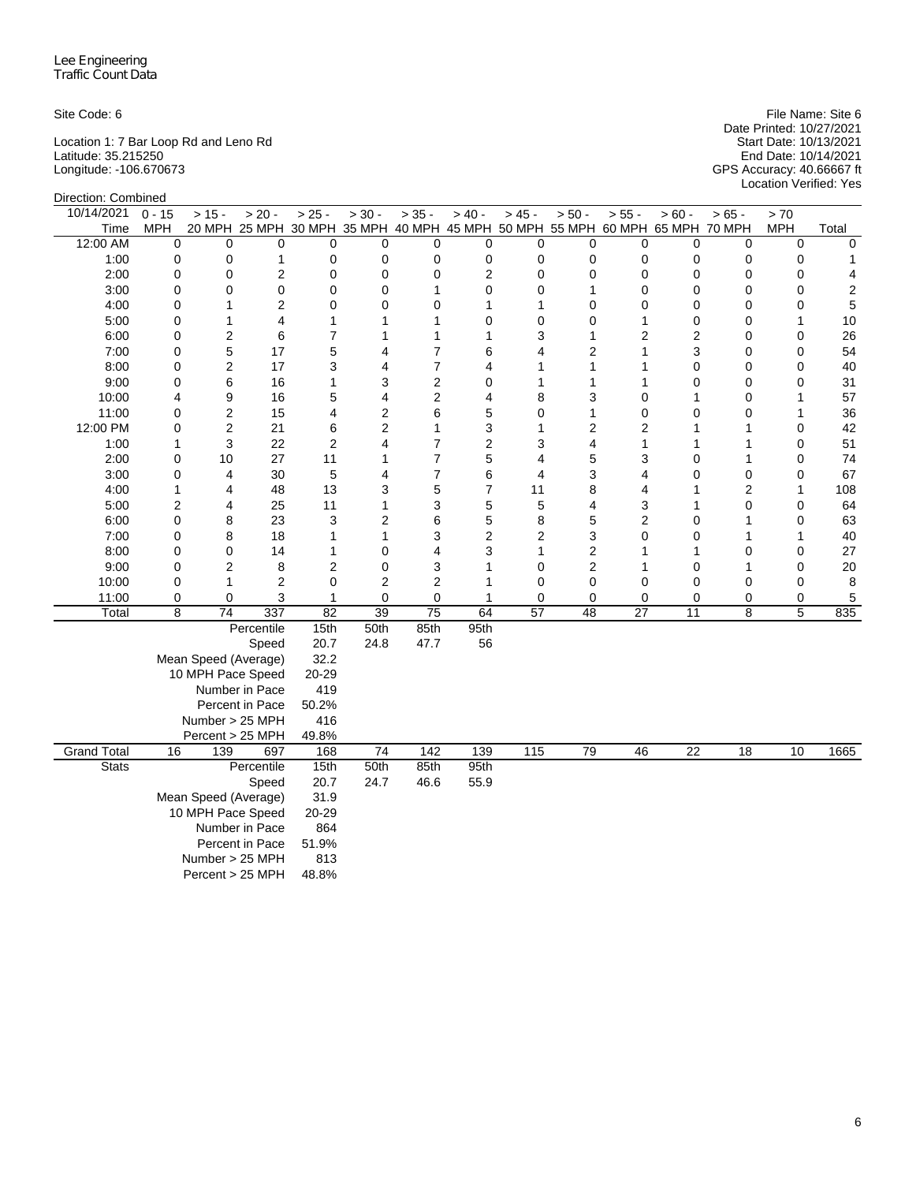Lee Engineering
Traffic Count Data

Site Code: 6

Location 1: 7 Bar Loop Rd and Leno Rd
Latitude: 35.215250
Longitude: -106.670673

File Name: Site 6
Date Printed: 10/27/2021
Start Date: 10/13/2021
End Date: 10/14/2021
GPS Accuracy: 40.66667 ft
Location Verified: Yes

Direction: Combined

| 10/14/2021 Time | 0 - 15 MPH | > 15 - 20 MPH | > 20 - 25 MPH | > 25 - 30 MPH | > 30 - 35 MPH | > 35 - 40 MPH | > 40 - 45 MPH | > 45 - 50 MPH | > 50 - 55 MPH | > 55 - 60 MPH | > 60 - 65 MPH | > 65 - 70 MPH | > 70 MPH | Total |
|---|---|---|---|---|---|---|---|---|---|---|---|---|---|---|
| 12:00 AM | 0 | 0 | 0 | 0 | 0 | 0 | 0 | 0 | 0 | 0 | 0 | 0 | 0 | 0 |
| 1:00 | 0 | 0 | 1 | 0 | 0 | 0 | 0 | 0 | 0 | 0 | 0 | 0 | 0 | 1 |
| 2:00 | 0 | 0 | 2 | 0 | 0 | 0 | 2 | 0 | 0 | 0 | 0 | 0 | 0 | 4 |
| 3:00 | 0 | 0 | 0 | 0 | 0 | 1 | 0 | 0 | 1 | 0 | 0 | 0 | 0 | 2 |
| 4:00 | 0 | 1 | 2 | 0 | 0 | 0 | 1 | 1 | 0 | 0 | 0 | 0 | 0 | 5 |
| 5:00 | 0 | 1 | 4 | 1 | 1 | 1 | 0 | 0 | 0 | 1 | 0 | 0 | 1 | 10 |
| 6:00 | 0 | 2 | 6 | 7 | 1 | 1 | 1 | 3 | 1 | 2 | 2 | 0 | 0 | 26 |
| 7:00 | 0 | 5 | 17 | 5 | 4 | 7 | 6 | 4 | 2 | 1 | 3 | 0 | 0 | 54 |
| 8:00 | 0 | 2 | 17 | 3 | 4 | 7 | 4 | 1 | 1 | 1 | 0 | 0 | 0 | 40 |
| 9:00 | 0 | 6 | 16 | 1 | 3 | 2 | 0 | 1 | 1 | 1 | 0 | 0 | 0 | 31 |
| 10:00 | 4 | 9 | 16 | 5 | 4 | 2 | 4 | 8 | 3 | 0 | 1 | 0 | 1 | 57 |
| 11:00 | 0 | 2 | 15 | 4 | 2 | 6 | 5 | 0 | 1 | 0 | 0 | 0 | 1 | 36 |
| 12:00 PM | 0 | 2 | 21 | 6 | 2 | 1 | 3 | 1 | 2 | 2 | 1 | 1 | 0 | 42 |
| 1:00 | 1 | 3 | 22 | 2 | 4 | 7 | 2 | 3 | 4 | 1 | 1 | 1 | 0 | 51 |
| 2:00 | 0 | 10 | 27 | 11 | 1 | 7 | 5 | 4 | 5 | 3 | 0 | 1 | 0 | 74 |
| 3:00 | 0 | 4 | 30 | 5 | 4 | 7 | 6 | 4 | 3 | 4 | 0 | 0 | 0 | 67 |
| 4:00 | 1 | 4 | 48 | 13 | 3 | 5 | 7 | 11 | 8 | 4 | 1 | 2 | 1 | 108 |
| 5:00 | 2 | 4 | 25 | 11 | 1 | 3 | 5 | 5 | 4 | 3 | 1 | 0 | 0 | 64 |
| 6:00 | 0 | 8 | 23 | 3 | 2 | 6 | 5 | 8 | 5 | 2 | 0 | 1 | 0 | 63 |
| 7:00 | 0 | 8 | 18 | 1 | 1 | 3 | 2 | 2 | 3 | 0 | 0 | 1 | 1 | 40 |
| 8:00 | 0 | 0 | 14 | 1 | 0 | 4 | 3 | 1 | 2 | 1 | 1 | 0 | 0 | 27 |
| 9:00 | 0 | 2 | 8 | 2 | 0 | 3 | 1 | 0 | 2 | 1 | 0 | 1 | 0 | 20 |
| 10:00 | 0 | 1 | 2 | 0 | 2 | 2 | 1 | 0 | 0 | 0 | 0 | 0 | 0 | 8 |
| 11:00 | 0 | 0 | 3 | 1 | 0 | 0 | 1 | 0 | 0 | 0 | 0 | 0 | 0 | 5 |
| Total | 8 | 74 | 337 | 82 | 39 | 75 | 64 | 57 | 48 | 27 | 11 | 8 | 5 | 835 |
| | | | Percentile | 15th | 50th | 85th | 95th | | | | | | | |
| | | | Speed | 20.7 | 24.8 | 47.7 | 56 | | | | | | | |
| | | | Mean Speed (Average) | 32.2 | | | | | | | | | | |
| | | | 10 MPH Pace Speed | 20-29 | | | | | | | | | | |
| | | | Number in Pace | 419 | | | | | | | | | | |
| | | | Percent in Pace | 50.2% | | | | | | | | | | |
| | | | Number > 25 MPH | 416 | | | | | | | | | | |
| | | | Percent > 25 MPH | 49.8% | | | | | | | | | | |
| Grand Total | 16 | 139 | 697 | 168 | 74 | 142 | 139 | 115 | 79 | 46 | 22 | 18 | 10 | 1665 |
| Stats | | | Percentile | 15th | 50th | 85th | 95th | | | | | | | |
| | | | Speed | 20.7 | 24.7 | 46.6 | 55.9 | | | | | | | |
| | | | Mean Speed (Average) | 31.9 | | | | | | | | | | |
| | | | 10 MPH Pace Speed | 20-29 | | | | | | | | | | |
| | | | Number in Pace | 864 | | | | | | | | | | |
| | | | Percent in Pace | 51.9% | | | | | | | | | | |
| | | | Number > 25 MPH | 813 | | | | | | | | | | |
| | | | Percent > 25 MPH | 48.8% | | | | | | | | | | |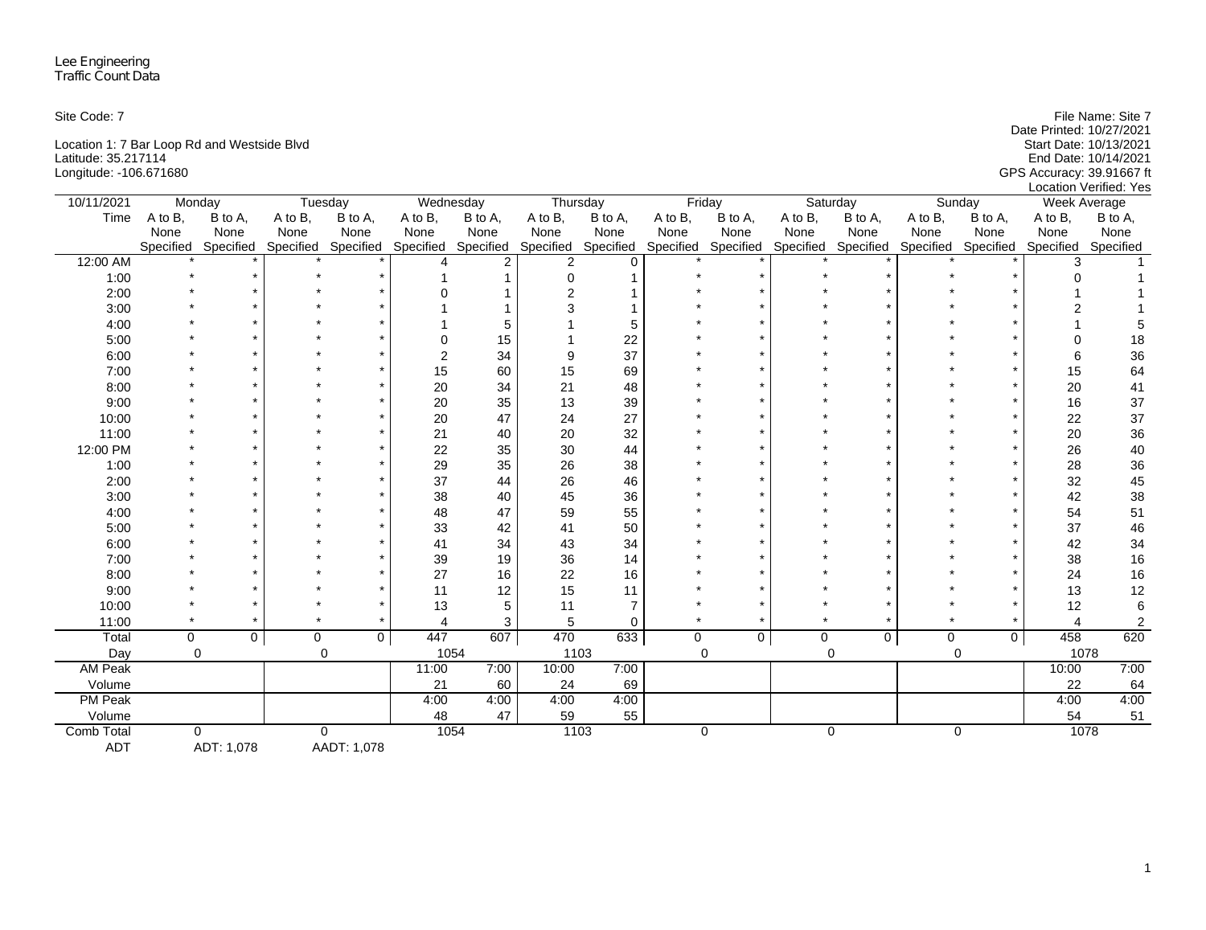Lee Engineering
Traffic Count Data

Site Code: 7

Location 1: 7 Bar Loop Rd and Westside Blvd
Latitude: 35.217114
Longitude: -106.671680

File Name: Site 7
Date Printed: 10/27/2021
Start Date: 10/13/2021
End Date: 10/14/2021
GPS Accuracy: 39.91667 ft
Location Verified: Yes

| 10/11/2021 | Monday | | Tuesday | | Wednesday | | Thursday | | Friday | | Saturday | | Sunday | | Week Average | |
|---|---|---|---|---|---|---|---|---|---|---|---|---|---|---|---|---|
| Time | A to B, None Specified | B to A, None Specified | A to B, None Specified | B to A, None Specified | A to B, None Specified | B to A, None Specified | A to B, None Specified | B to A, None Specified | A to B, None Specified | B to A, None Specified | A to B, None Specified | B to A, None Specified | A to B, None Specified | B to A, None Specified | A to B, None Specified | B to A, None Specified |
| 12:00 AM | * | * | * | * | 4 | 2 | 2 | 0 | * | * | * | * | * | * | 3 | 1 |
| 1:00 | * | * | * | * | 1 | 1 | 0 | 1 | * | * | * | * | * | * | 0 | 1 |
| 2:00 | * | * | * | * | 0 | 1 | 2 | 1 | * | * | * | * | * | * | 1 | 1 |
| 3:00 | * | * | * | * | 1 | 1 | 3 | 1 | * | * | * | * | * | * | 2 | 1 |
| 4:00 | * | * | * | * | 1 | 5 | 1 | 5 | * | * | * | * | * | * | 1 | 5 |
| 5:00 | * | * | * | * | 0 | 15 | 1 | 22 | * | * | * | * | * | * | 0 | 18 |
| 6:00 | * | * | * | * | 2 | 34 | 9 | 37 | * | * | * | * | * | * | 6 | 36 |
| 7:00 | * | * | * | * | 15 | 60 | 15 | 69 | * | * | * | * | * | * | 15 | 64 |
| 8:00 | * | * | * | * | 20 | 34 | 21 | 48 | * | * | * | * | * | * | 20 | 41 |
| 9:00 | * | * | * | * | 20 | 35 | 13 | 39 | * | * | * | * | * | * | 16 | 37 |
| 10:00 | * | * | * | * | 20 | 47 | 24 | 27 | * | * | * | * | * | * | 22 | 37 |
| 11:00 | * | * | * | * | 21 | 40 | 20 | 32 | * | * | * | * | * | * | 20 | 36 |
| 12:00 PM | * | * | * | * | 22 | 35 | 30 | 44 | * | * | * | * | * | * | 26 | 40 |
| 1:00 | * | * | * | * | 29 | 35 | 26 | 38 | * | * | * | * | * | * | 28 | 36 |
| 2:00 | * | * | * | * | 37 | 44 | 26 | 46 | * | * | * | * | * | * | 32 | 45 |
| 3:00 | * | * | * | * | 38 | 40 | 45 | 36 | * | * | * | * | * | * | 42 | 38 |
| 4:00 | * | * | * | * | 48 | 47 | 59 | 55 | * | * | * | * | * | * | 54 | 51 |
| 5:00 | * | * | * | * | 33 | 42 | 41 | 50 | * | * | * | * | * | * | 37 | 46 |
| 6:00 | * | * | * | * | 41 | 34 | 43 | 34 | * | * | * | * | * | * | 42 | 34 |
| 7:00 | * | * | * | * | 39 | 19 | 36 | 14 | * | * | * | * | * | * | 38 | 16 |
| 8:00 | * | * | * | * | 27 | 16 | 22 | 16 | * | * | * | * | * | * | 24 | 16 |
| 9:00 | * | * | * | * | 11 | 12 | 15 | 11 | * | * | * | * | * | * | 13 | 12 |
| 10:00 | * | * | * | * | 13 | 5 | 11 | 7 | * | * | * | * | * | * | 12 | 6 |
| 11:00 | * | * | * | * | 4 | 3 | 5 | 0 | * | * | * | * | * | * | 4 | 2 |
| Total | 0 | 0 | 0 | 0 | 447 | 607 | 470 | 633 | 0 | 0 | 0 | 0 | 0 | 0 | 458 | 620 |
| Day | 0 | | 0 | | 1054 | | 1103 | | 0 | | 0 | | 0 | | 1078 | |
| AM Peak | | | | | 11:00 | 7:00 | 10:00 | 7:00 | | | | | | | 10:00 | 7:00 |
| Volume | | | | | 21 | 60 | 24 | 69 | | | | | | | 22 | 64 |
| PM Peak | | | | | 4:00 | 4:00 | 4:00 | 4:00 | | | | | | | 4:00 | 4:00 |
| Volume | | | | | 48 | 47 | 59 | 55 | | | | | | | 54 | 51 |
| Comb Total | 0 | | 0 | | 1054 | | 1103 | | 0 | | 0 | | 0 | | 1078 | |
| ADT | ADT: 1,078 | | AADT: 1,078 | | | | | | | | | | | | | |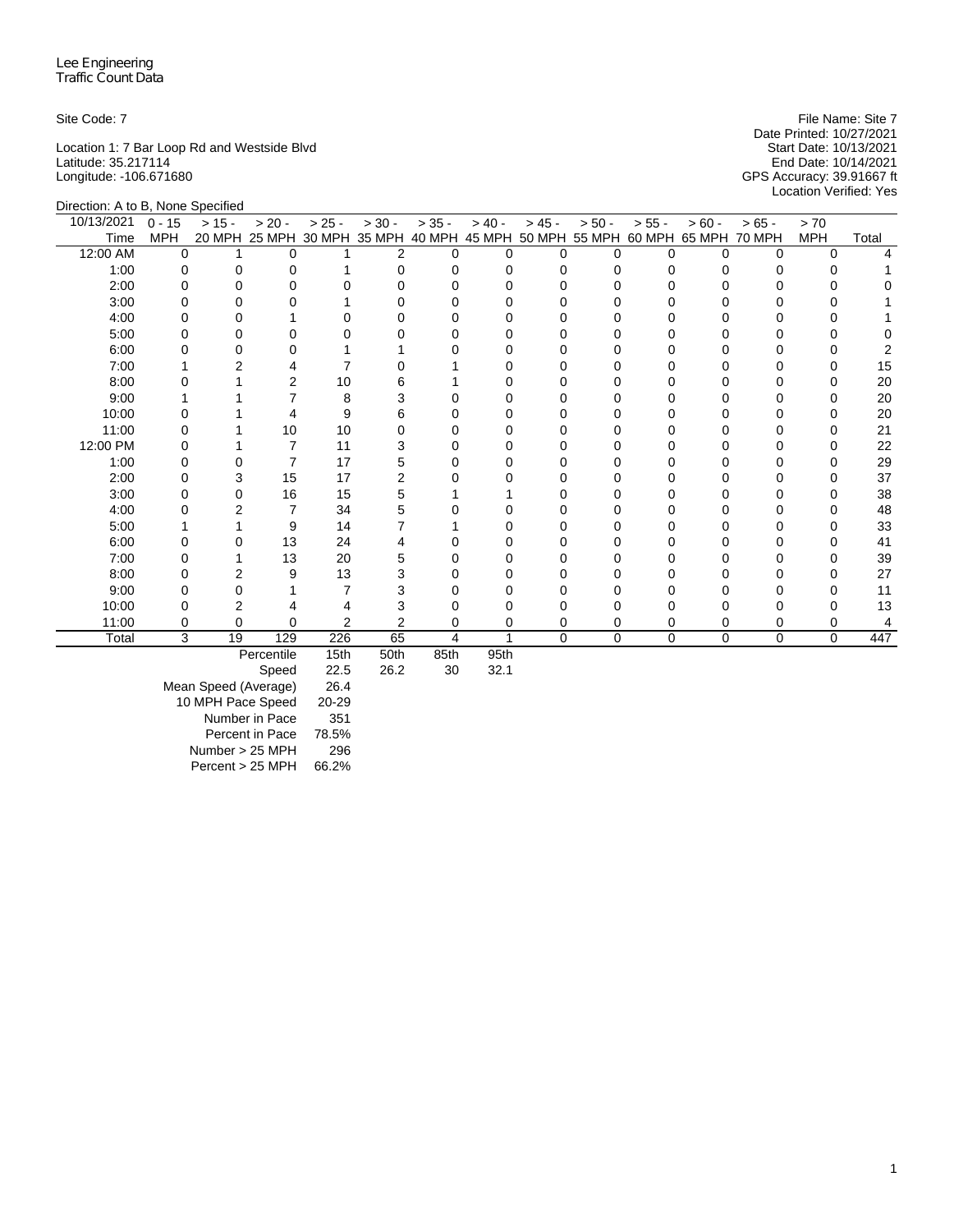Lee Engineering
Traffic Count Data

Site Code: 7

Location 1: 7 Bar Loop Rd and Westside Blvd
Latitude: 35.217114
Longitude: -106.671680

File Name: Site 7
Date Printed: 10/27/2021
Start Date: 10/13/2021
End Date: 10/14/2021
GPS Accuracy: 39.91667 ft
Location Verified: Yes

Direction: A to B, None Specified

| 10/13/2021 Time | 0 - 15 MPH | > 15 - 20 MPH | > 20 - 25 MPH | > 25 - 30 MPH | > 30 - 35 MPH | > 35 - 40 MPH | > 40 - 45 MPH | > 45 - 50 MPH | > 50 - 55 MPH | > 55 - 60 MPH | > 60 - 65 MPH | > 65 - 70 MPH | > 70 MPH | Total |
|---|---|---|---|---|---|---|---|---|---|---|---|---|---|---|
| 12:00 AM | 0 | 1 | 0 | 1 | 2 | 0 | 0 | 0 | 0 | 0 | 0 | 0 | 0 | 4 |
| 1:00 | 0 | 0 | 0 | 1 | 0 | 0 | 0 | 0 | 0 | 0 | 0 | 0 | 0 | 1 |
| 2:00 | 0 | 0 | 0 | 0 | 0 | 0 | 0 | 0 | 0 | 0 | 0 | 0 | 0 | 0 |
| 3:00 | 0 | 0 | 0 | 1 | 0 | 0 | 0 | 0 | 0 | 0 | 0 | 0 | 0 | 1 |
| 4:00 | 0 | 0 | 1 | 0 | 0 | 0 | 0 | 0 | 0 | 0 | 0 | 0 | 0 | 1 |
| 5:00 | 0 | 0 | 0 | 0 | 0 | 0 | 0 | 0 | 0 | 0 | 0 | 0 | 0 | 0 |
| 6:00 | 0 | 0 | 0 | 1 | 1 | 0 | 0 | 0 | 0 | 0 | 0 | 0 | 0 | 2 |
| 7:00 | 1 | 2 | 4 | 7 | 0 | 1 | 0 | 0 | 0 | 0 | 0 | 0 | 0 | 15 |
| 8:00 | 0 | 1 | 2 | 10 | 6 | 1 | 0 | 0 | 0 | 0 | 0 | 0 | 0 | 20 |
| 9:00 | 1 | 1 | 7 | 8 | 3 | 0 | 0 | 0 | 0 | 0 | 0 | 0 | 0 | 20 |
| 10:00 | 0 | 1 | 4 | 9 | 6 | 0 | 0 | 0 | 0 | 0 | 0 | 0 | 0 | 20 |
| 11:00 | 0 | 1 | 10 | 10 | 0 | 0 | 0 | 0 | 0 | 0 | 0 | 0 | 0 | 21 |
| 12:00 PM | 0 | 1 | 7 | 11 | 3 | 0 | 0 | 0 | 0 | 0 | 0 | 0 | 0 | 22 |
| 1:00 | 0 | 0 | 7 | 17 | 5 | 0 | 0 | 0 | 0 | 0 | 0 | 0 | 0 | 29 |
| 2:00 | 0 | 3 | 15 | 17 | 2 | 0 | 0 | 0 | 0 | 0 | 0 | 0 | 0 | 37 |
| 3:00 | 0 | 0 | 16 | 15 | 5 | 1 | 1 | 0 | 0 | 0 | 0 | 0 | 0 | 38 |
| 4:00 | 0 | 2 | 7 | 34 | 5 | 0 | 0 | 0 | 0 | 0 | 0 | 0 | 0 | 48 |
| 5:00 | 1 | 1 | 9 | 14 | 7 | 1 | 0 | 0 | 0 | 0 | 0 | 0 | 0 | 33 |
| 6:00 | 0 | 0 | 13 | 24 | 4 | 0 | 0 | 0 | 0 | 0 | 0 | 0 | 0 | 41 |
| 7:00 | 0 | 1 | 13 | 20 | 5 | 0 | 0 | 0 | 0 | 0 | 0 | 0 | 0 | 39 |
| 8:00 | 0 | 2 | 9 | 13 | 3 | 0 | 0 | 0 | 0 | 0 | 0 | 0 | 0 | 27 |
| 9:00 | 0 | 0 | 1 | 7 | 3 | 0 | 0 | 0 | 0 | 0 | 0 | 0 | 0 | 11 |
| 10:00 | 0 | 2 | 4 | 4 | 3 | 0 | 0 | 0 | 0 | 0 | 0 | 0 | 0 | 13 |
| 11:00 | 0 | 0 | 0 | 2 | 2 | 0 | 0 | 0 | 0 | 0 | 0 | 0 | 0 | 4 |
| Total | 3 | 19 | 129 | 226 | 65 | 4 | 1 | 0 | 0 | 0 | 0 | 0 | 0 | 447 |

| Percentile | 15th | 50th | 85th | 95th |
|---|---|---|---|---|
| Speed | 22.5 | 26.2 | 30 | 32.1 |

| | |
|---|---|
| Mean Speed (Average) | 26.4 |
| 10 MPH Pace Speed | 20-29 |
| Number in Pace | 351 |
| Percent in Pace | 78.5% |
| Number > 25 MPH | 296 |
| Percent > 25 MPH | 66.2% |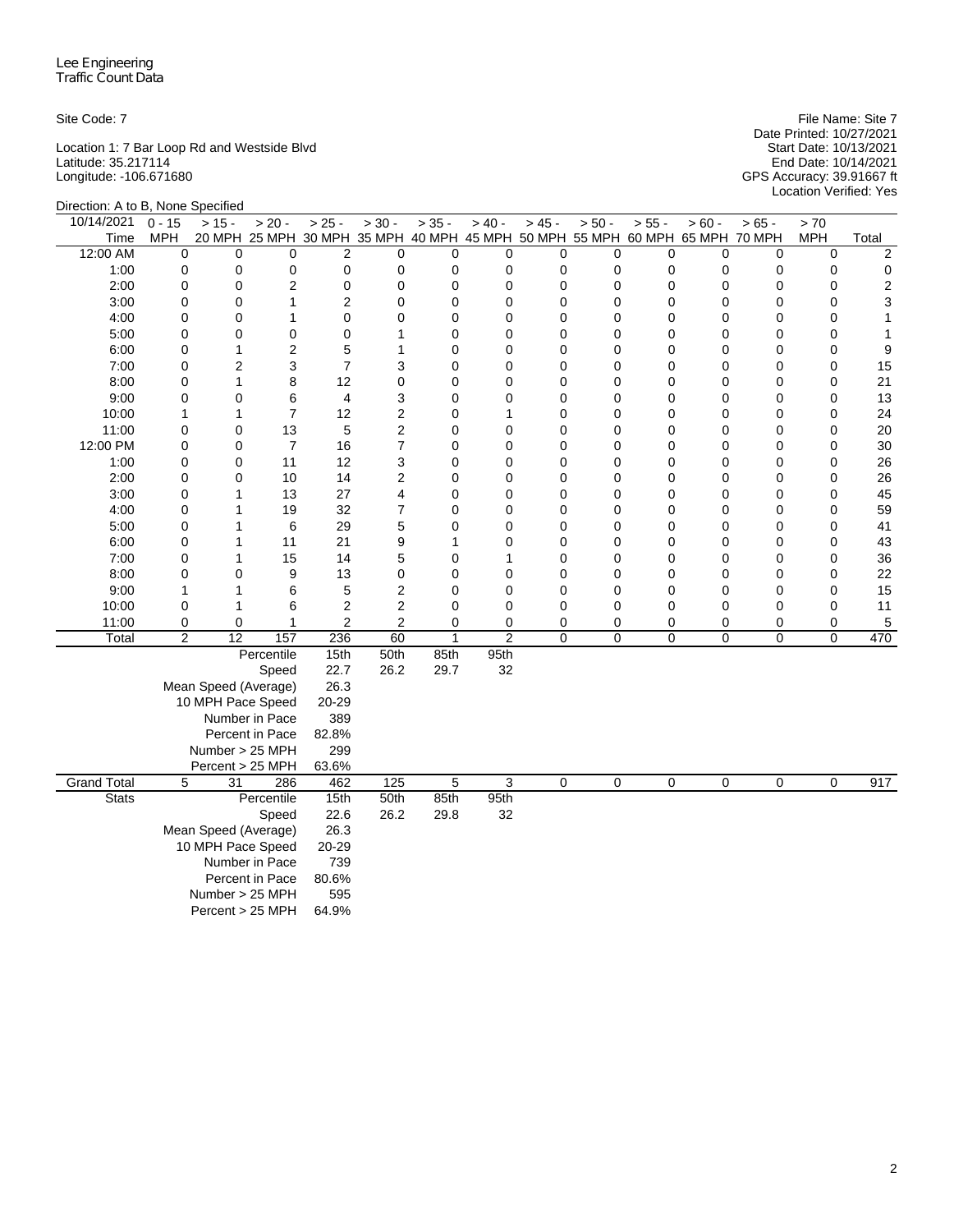Lee Engineering
Traffic Count Data

Site Code: 7

Location 1: 7 Bar Loop Rd and Westside Blvd
Latitude: 35.217114
Longitude: -106.671680

File Name: Site 7
Date Printed: 10/27/2021
Start Date: 10/13/2021
End Date: 10/14/2021
GPS Accuracy: 39.91667 ft
Location Verified: Yes

Direction: A to B, None Specified

| 10/14/2021 Time | 0 - 15 MPH | > 15 - 20 MPH | > 20 - 25 MPH | > 25 - 30 MPH | > 30 - 35 MPH | > 35 - 40 MPH | > 40 - 45 MPH | > 45 - 50 MPH | > 50 - 55 MPH | > 55 - 60 MPH | > 60 - 65 MPH | > 65 - 70 MPH | > 70 MPH | Total |
|---|---|---|---|---|---|---|---|---|---|---|---|---|---|---|
| 12:00 AM | 0 | 0 | 0 | 2 | 0 | 0 | 0 | 0 | 0 | 0 | 0 | 0 | 0 | 2 |
| 1:00 | 0 | 0 | 0 | 0 | 0 | 0 | 0 | 0 | 0 | 0 | 0 | 0 | 0 | 0 |
| 2:00 | 0 | 0 | 2 | 0 | 0 | 0 | 0 | 0 | 0 | 0 | 0 | 0 | 0 | 2 |
| 3:00 | 0 | 0 | 1 | 2 | 0 | 0 | 0 | 0 | 0 | 0 | 0 | 0 | 0 | 3 |
| 4:00 | 0 | 0 | 1 | 0 | 0 | 0 | 0 | 0 | 0 | 0 | 0 | 0 | 0 | 1 |
| 5:00 | 0 | 0 | 0 | 0 | 1 | 0 | 0 | 0 | 0 | 0 | 0 | 0 | 0 | 1 |
| 6:00 | 0 | 1 | 2 | 5 | 1 | 0 | 0 | 0 | 0 | 0 | 0 | 0 | 0 | 9 |
| 7:00 | 0 | 2 | 3 | 7 | 3 | 0 | 0 | 0 | 0 | 0 | 0 | 0 | 0 | 15 |
| 8:00 | 0 | 1 | 8 | 12 | 0 | 0 | 0 | 0 | 0 | 0 | 0 | 0 | 0 | 21 |
| 9:00 | 0 | 0 | 6 | 4 | 3 | 0 | 0 | 0 | 0 | 0 | 0 | 0 | 0 | 13 |
| 10:00 | 1 | 1 | 7 | 12 | 2 | 0 | 1 | 0 | 0 | 0 | 0 | 0 | 0 | 24 |
| 11:00 | 0 | 0 | 13 | 5 | 2 | 0 | 0 | 0 | 0 | 0 | 0 | 0 | 0 | 20 |
| 12:00 PM | 0 | 0 | 7 | 16 | 7 | 0 | 0 | 0 | 0 | 0 | 0 | 0 | 0 | 30 |
| 1:00 | 0 | 0 | 11 | 12 | 3 | 0 | 0 | 0 | 0 | 0 | 0 | 0 | 0 | 26 |
| 2:00 | 0 | 0 | 10 | 14 | 2 | 0 | 0 | 0 | 0 | 0 | 0 | 0 | 0 | 26 |
| 3:00 | 0 | 1 | 13 | 27 | 4 | 0 | 0 | 0 | 0 | 0 | 0 | 0 | 0 | 45 |
| 4:00 | 0 | 1 | 19 | 32 | 7 | 0 | 0 | 0 | 0 | 0 | 0 | 0 | 0 | 59 |
| 5:00 | 0 | 1 | 6 | 29 | 5 | 0 | 0 | 0 | 0 | 0 | 0 | 0 | 0 | 41 |
| 6:00 | 0 | 1 | 11 | 21 | 9 | 1 | 0 | 0 | 0 | 0 | 0 | 0 | 0 | 43 |
| 7:00 | 0 | 1 | 15 | 14 | 5 | 0 | 1 | 0 | 0 | 0 | 0 | 0 | 0 | 36 |
| 8:00 | 0 | 0 | 9 | 13 | 0 | 0 | 0 | 0 | 0 | 0 | 0 | 0 | 0 | 22 |
| 9:00 | 1 | 1 | 6 | 5 | 2 | 0 | 0 | 0 | 0 | 0 | 0 | 0 | 0 | 15 |
| 10:00 | 0 | 1 | 6 | 2 | 2 | 0 | 0 | 0 | 0 | 0 | 0 | 0 | 0 | 11 |
| 11:00 | 0 | 0 | 1 | 2 | 2 | 0 | 0 | 0 | 0 | 0 | 0 | 0 | 0 | 5 |
| Total | 2 | 12 | 157 | 236 | 60 | 1 | 2 | 0 | 0 | 0 | 0 | 0 | 0 | 470 |
| | | | Percentile | 15th | 50th | 85th | 95th | | | | | | | |
| | | | Speed | 22.7 | 26.2 | 29.7 | 32 | | | | | | | |
| | | | Mean Speed (Average) | 26.3 | | | | | | | | | | |
| | | | 10 MPH Pace Speed | 20-29 | | | | | | | | | | |
| | | | Number in Pace | 389 | | | | | | | | | | |
| | | | Percent in Pace | 82.8% | | | | | | | | | | |
| | | | Number > 25 MPH | 299 | | | | | | | | | | |
| | | | Percent > 25 MPH | 63.6% | | | | | | | | | | |
| Grand Total | 5 | 31 | 286 | 462 | 125 | 5 | 3 | 0 | 0 | 0 | 0 | 0 | 0 | 917 |
| Stats | | | Percentile | 15th | 50th | 85th | 95th | | | | | | | |
| | | | Speed | 22.6 | 26.2 | 29.8 | 32 | | | | | | | |
| | | | Mean Speed (Average) | 26.3 | | | | | | | | | | |
| | | | 10 MPH Pace Speed | 20-29 | | | | | | | | | | |
| | | | Number in Pace | 739 | | | | | | | | | | |
| | | | Percent in Pace | 80.6% | | | | | | | | | | |
| | | | Number > 25 MPH | 595 | | | | | | | | | | |
| | | | Percent > 25 MPH | 64.9% | | | | | | | | | | |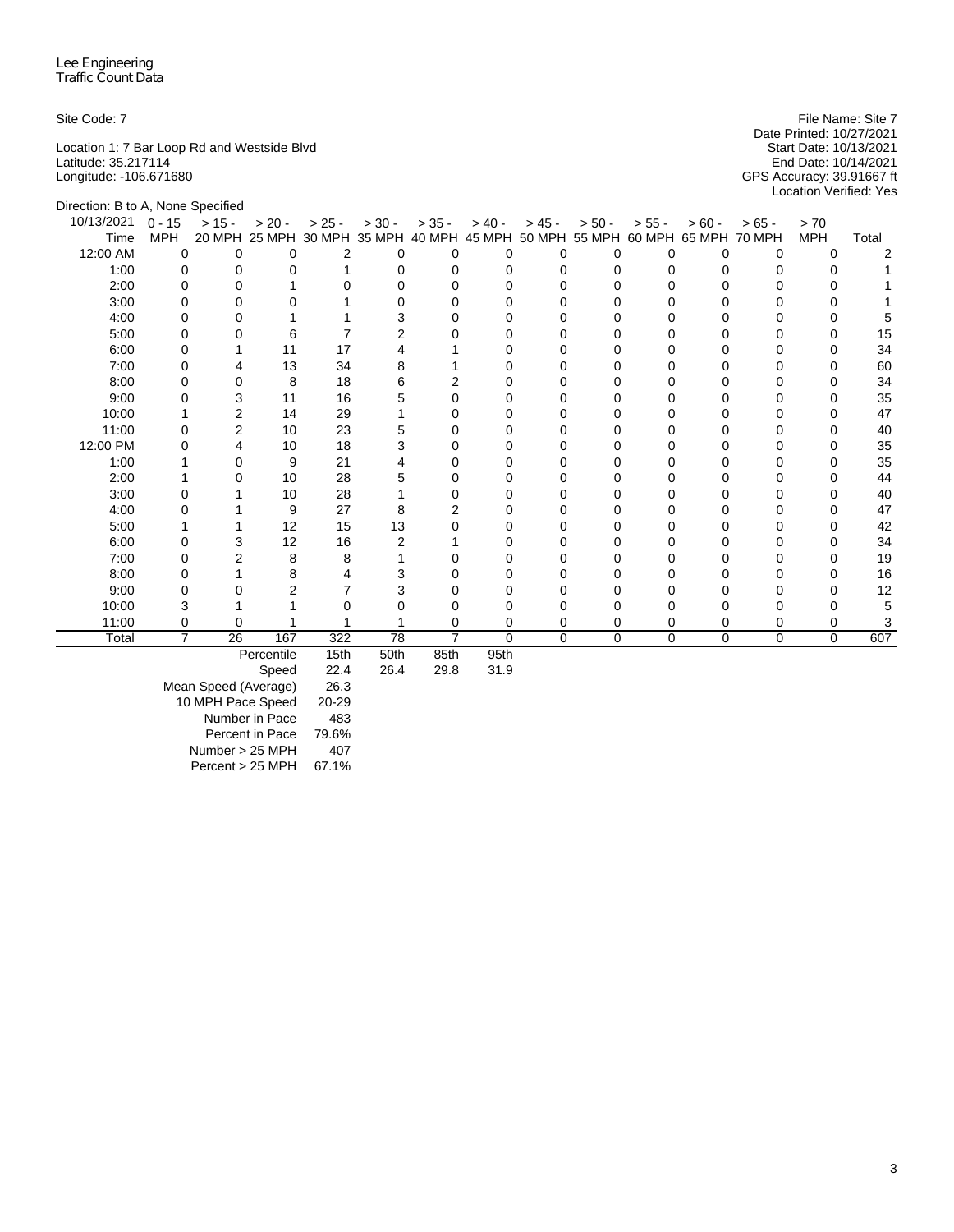Lee Engineering
Traffic Count Data

Site Code: 7

Location 1: 7 Bar Loop Rd and Westside Blvd
Latitude: 35.217114
Longitude: -106.671680

File Name: Site 7
Date Printed: 10/27/2021
Start Date: 10/13/2021
End Date: 10/14/2021
GPS Accuracy: 39.91667 ft
Location Verified: Yes

Direction: B to A, None Specified

| 10/13/2021 Time | 0 - 15 MPH | > 15 - 20 MPH | > 20 - 25 MPH | > 25 - 30 MPH | > 30 - 35 MPH | > 35 - 40 MPH | > 40 - 45 MPH | > 45 - 50 MPH | > 50 - 55 MPH | > 55 - 60 MPH | > 60 - 65 MPH | > 65 - 70 MPH | > 70 MPH | Total |
|---|---|---|---|---|---|---|---|---|---|---|---|---|---|---|
| 12:00 AM | 0 | 0 | 0 | 2 | 0 | 0 | 0 | 0 | 0 | 0 | 0 | 0 | 0 | 2 |
| 1:00 | 0 | 0 | 0 | 1 | 0 | 0 | 0 | 0 | 0 | 0 | 0 | 0 | 0 | 1 |
| 2:00 | 0 | 0 | 1 | 0 | 0 | 0 | 0 | 0 | 0 | 0 | 0 | 0 | 0 | 1 |
| 3:00 | 0 | 0 | 0 | 1 | 0 | 0 | 0 | 0 | 0 | 0 | 0 | 0 | 0 | 1 |
| 4:00 | 0 | 0 | 1 | 1 | 3 | 0 | 0 | 0 | 0 | 0 | 0 | 0 | 0 | 5 |
| 5:00 | 0 | 0 | 6 | 7 | 2 | 0 | 0 | 0 | 0 | 0 | 0 | 0 | 0 | 15 |
| 6:00 | 0 | 1 | 11 | 17 | 4 | 1 | 0 | 0 | 0 | 0 | 0 | 0 | 0 | 34 |
| 7:00 | 0 | 4 | 13 | 34 | 8 | 1 | 0 | 0 | 0 | 0 | 0 | 0 | 0 | 60 |
| 8:00 | 0 | 0 | 8 | 18 | 6 | 2 | 0 | 0 | 0 | 0 | 0 | 0 | 0 | 34 |
| 9:00 | 0 | 3 | 11 | 16 | 5 | 0 | 0 | 0 | 0 | 0 | 0 | 0 | 0 | 35 |
| 10:00 | 1 | 2 | 14 | 29 | 1 | 0 | 0 | 0 | 0 | 0 | 0 | 0 | 0 | 47 |
| 11:00 | 0 | 2 | 10 | 23 | 5 | 0 | 0 | 0 | 0 | 0 | 0 | 0 | 0 | 40 |
| 12:00 PM | 0 | 4 | 10 | 18 | 3 | 0 | 0 | 0 | 0 | 0 | 0 | 0 | 0 | 35 |
| 1:00 | 1 | 0 | 9 | 21 | 4 | 0 | 0 | 0 | 0 | 0 | 0 | 0 | 0 | 35 |
| 2:00 | 1 | 0 | 10 | 28 | 5 | 0 | 0 | 0 | 0 | 0 | 0 | 0 | 0 | 44 |
| 3:00 | 0 | 1 | 10 | 28 | 1 | 0 | 0 | 0 | 0 | 0 | 0 | 0 | 0 | 40 |
| 4:00 | 0 | 1 | 9 | 27 | 8 | 2 | 0 | 0 | 0 | 0 | 0 | 0 | 0 | 47 |
| 5:00 | 1 | 1 | 12 | 15 | 13 | 0 | 0 | 0 | 0 | 0 | 0 | 0 | 0 | 42 |
| 6:00 | 0 | 3 | 12 | 16 | 2 | 1 | 0 | 0 | 0 | 0 | 0 | 0 | 0 | 34 |
| 7:00 | 0 | 2 | 8 | 8 | 1 | 0 | 0 | 0 | 0 | 0 | 0 | 0 | 0 | 19 |
| 8:00 | 0 | 1 | 8 | 4 | 3 | 0 | 0 | 0 | 0 | 0 | 0 | 0 | 0 | 16 |
| 9:00 | 0 | 0 | 2 | 7 | 3 | 0 | 0 | 0 | 0 | 0 | 0 | 0 | 0 | 12 |
| 10:00 | 3 | 1 | 1 | 0 | 0 | 0 | 0 | 0 | 0 | 0 | 0 | 0 | 0 | 5 |
| 11:00 | 0 | 0 | 1 | 1 | 1 | 0 | 0 | 0 | 0 | 0 | 0 | 0 | 0 | 3 |
| Total | 7 | 26 | 167 | 322 | 78 | 7 | 0 | 0 | 0 | 0 | 0 | 0 | 0 | 607 |

| Percentile | 15th | 50th | 85th | 95th |
|---|---|---|---|---|
| Speed | 22.4 | 26.4 | 29.8 | 31.9 |

| | |
|---|---|
| Mean Speed (Average) | 26.3 |
| 10 MPH Pace Speed | 20-29 |
| Number in Pace | 483 |
| Percent in Pace | 79.6% |
| Number > 25 MPH | 407 |
| Percent > 25 MPH | 67.1% |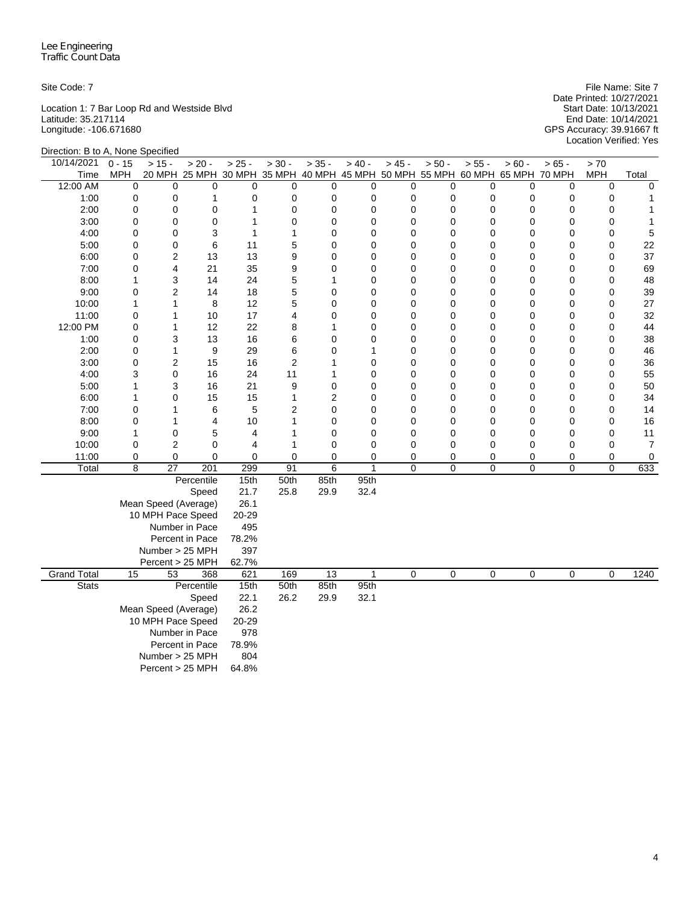Lee Engineering
Traffic Count Data

Site Code: 7

Location 1: 7 Bar Loop Rd and Westside Blvd
Latitude: 35.217114
Longitude: -106.671680

File Name: Site 7
Date Printed: 10/27/2021
Start Date: 10/13/2021
End Date: 10/14/2021
GPS Accuracy: 39.91667 ft
Location Verified: Yes

Direction: B to A, None Specified

| 10/14/2021 Time | 0 - 15 MPH | > 15 - 20 MPH | > 20 - 25 MPH | > 25 - 30 MPH | > 30 - 35 MPH | > 35 - 40 MPH | > 40 - 45 MPH | > 45 - 50 MPH | > 50 - 55 MPH | > 55 - 60 MPH | > 60 - 65 MPH | > 65 - 70 MPH | > 70 MPH | Total |
|---|---|---|---|---|---|---|---|---|---|---|---|---|---|---|
| 12:00 AM | 0 | 0 | 0 | 0 | 0 | 0 | 0 | 0 | 0 | 0 | 0 | 0 | 0 | 0 |
| 1:00 | 0 | 0 | 1 | 0 | 0 | 0 | 0 | 0 | 0 | 0 | 0 | 0 | 0 | 1 |
| 2:00 | 0 | 0 | 0 | 1 | 0 | 0 | 0 | 0 | 0 | 0 | 0 | 0 | 0 | 1 |
| 3:00 | 0 | 0 | 0 | 1 | 0 | 0 | 0 | 0 | 0 | 0 | 0 | 0 | 0 | 1 |
| 4:00 | 0 | 0 | 3 | 1 | 1 | 0 | 0 | 0 | 0 | 0 | 0 | 0 | 0 | 5 |
| 5:00 | 0 | 0 | 6 | 11 | 5 | 0 | 0 | 0 | 0 | 0 | 0 | 0 | 0 | 22 |
| 6:00 | 0 | 2 | 13 | 13 | 9 | 0 | 0 | 0 | 0 | 0 | 0 | 0 | 0 | 37 |
| 7:00 | 0 | 4 | 21 | 35 | 9 | 0 | 0 | 0 | 0 | 0 | 0 | 0 | 0 | 69 |
| 8:00 | 1 | 3 | 14 | 24 | 5 | 1 | 0 | 0 | 0 | 0 | 0 | 0 | 0 | 48 |
| 9:00 | 0 | 2 | 14 | 18 | 5 | 0 | 0 | 0 | 0 | 0 | 0 | 0 | 0 | 39 |
| 10:00 | 1 | 1 | 8 | 12 | 5 | 0 | 0 | 0 | 0 | 0 | 0 | 0 | 0 | 27 |
| 11:00 | 0 | 1 | 10 | 17 | 4 | 0 | 0 | 0 | 0 | 0 | 0 | 0 | 0 | 32 |
| 12:00 PM | 0 | 1 | 12 | 22 | 8 | 1 | 0 | 0 | 0 | 0 | 0 | 0 | 0 | 44 |
| 1:00 | 0 | 3 | 13 | 16 | 6 | 0 | 0 | 0 | 0 | 0 | 0 | 0 | 0 | 38 |
| 2:00 | 0 | 1 | 9 | 29 | 6 | 0 | 1 | 0 | 0 | 0 | 0 | 0 | 0 | 46 |
| 3:00 | 0 | 2 | 15 | 16 | 2 | 1 | 0 | 0 | 0 | 0 | 0 | 0 | 0 | 36 |
| 4:00 | 3 | 0 | 16 | 24 | 11 | 1 | 0 | 0 | 0 | 0 | 0 | 0 | 0 | 55 |
| 5:00 | 1 | 3 | 16 | 21 | 9 | 0 | 0 | 0 | 0 | 0 | 0 | 0 | 0 | 50 |
| 6:00 | 1 | 0 | 15 | 15 | 1 | 2 | 0 | 0 | 0 | 0 | 0 | 0 | 0 | 34 |
| 7:00 | 0 | 1 | 6 | 5 | 2 | 0 | 0 | 0 | 0 | 0 | 0 | 0 | 0 | 14 |
| 8:00 | 0 | 1 | 4 | 10 | 1 | 0 | 0 | 0 | 0 | 0 | 0 | 0 | 0 | 16 |
| 9:00 | 1 | 0 | 5 | 4 | 1 | 0 | 0 | 0 | 0 | 0 | 0 | 0 | 0 | 11 |
| 10:00 | 0 | 2 | 0 | 4 | 1 | 0 | 0 | 0 | 0 | 0 | 0 | 0 | 0 | 7 |
| 11:00 | 0 | 0 | 0 | 0 | 0 | 0 | 0 | 0 | 0 | 0 | 0 | 0 | 0 | 0 |
| Total | 8 | 27 | 201 | 299 | 91 | 6 | 1 | 0 | 0 | 0 | 0 | 0 | 0 | 633 |
| | | | Percentile | 15th | 50th | 85th | 95th | | | | | | | |
| | | | Speed | 21.7 | 25.8 | 29.9 | 32.4 | | | | | | | |
| | | | Mean Speed (Average) | 26.1 | | | | | | | | | | |
| | | | 10 MPH Pace Speed | 20-29 | | | | | | | | | | |
| | | | Number in Pace | 495 | | | | | | | | | | |
| | | | Percent in Pace | 78.2% | | | | | | | | | | |
| | | | Number > 25 MPH | 397 | | | | | | | | | | |
| | | | Percent > 25 MPH | 62.7% | | | | | | | | | | |
| Grand Total | 15 | 53 | 368 | 621 | 169 | 13 | 1 | 0 | 0 | 0 | 0 | 0 | 0 | 1240 |
| Stats | | | Percentile | 15th | 50th | 85th | 95th | | | | | | | |
| | | | Speed | 22.1 | 26.2 | 29.9 | 32.1 | | | | | | | |
| | | | Mean Speed (Average) | 26.2 | | | | | | | | | | |
| | | | 10 MPH Pace Speed | 20-29 | | | | | | | | | | |
| | | | Number in Pace | 978 | | | | | | | | | | |
| | | | Percent in Pace | 78.9% | | | | | | | | | | |
| | | | Number > 25 MPH | 804 | | | | | | | | | | |
| | | | Percent > 25 MPH | 64.8% | | | | | | | | | | |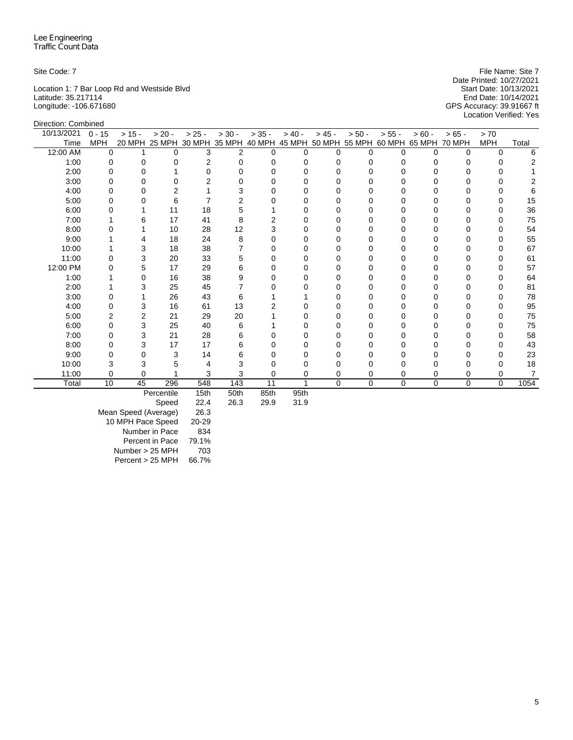Lee Engineering
Traffic Count Data

Site Code: 7

Location 1: 7 Bar Loop Rd and Westside Blvd
Latitude: 35.217114
Longitude: -106.671680

File Name: Site 7
Date Printed: 10/27/2021
Start Date: 10/13/2021
End Date: 10/14/2021
GPS Accuracy: 39.91667 ft
Location Verified: Yes

Direction: Combined

| 10/13/2021 Time | 0 - 15 MPH | > 15 - 20 MPH | > 20 - 25 MPH | > 25 - 30 MPH | > 30 - 35 MPH | > 35 - 40 MPH | > 40 - 45 MPH | > 45 - 50 MPH | > 50 - 55 MPH | > 55 - 60 MPH | > 60 - 65 MPH | > 65 - 70 MPH | > 70 MPH | Total |
|---|---|---|---|---|---|---|---|---|---|---|---|---|---|---|
| 12:00 AM | 0 | 1 | 0 | 3 | 2 | 0 | 0 | 0 | 0 | 0 | 0 | 0 | 0 | 6 |
| 1:00 | 0 | 0 | 0 | 2 | 0 | 0 | 0 | 0 | 0 | 0 | 0 | 0 | 0 | 2 |
| 2:00 | 0 | 0 | 1 | 0 | 0 | 0 | 0 | 0 | 0 | 0 | 0 | 0 | 0 | 1 |
| 3:00 | 0 | 0 | 0 | 2 | 0 | 0 | 0 | 0 | 0 | 0 | 0 | 0 | 0 | 2 |
| 4:00 | 0 | 0 | 2 | 1 | 3 | 0 | 0 | 0 | 0 | 0 | 0 | 0 | 0 | 6 |
| 5:00 | 0 | 0 | 6 | 7 | 2 | 0 | 0 | 0 | 0 | 0 | 0 | 0 | 0 | 15 |
| 6:00 | 0 | 1 | 11 | 18 | 5 | 1 | 0 | 0 | 0 | 0 | 0 | 0 | 0 | 36 |
| 7:00 | 1 | 6 | 17 | 41 | 8 | 2 | 0 | 0 | 0 | 0 | 0 | 0 | 0 | 75 |
| 8:00 | 0 | 1 | 10 | 28 | 12 | 3 | 0 | 0 | 0 | 0 | 0 | 0 | 0 | 54 |
| 9:00 | 1 | 4 | 18 | 24 | 8 | 0 | 0 | 0 | 0 | 0 | 0 | 0 | 0 | 55 |
| 10:00 | 1 | 3 | 18 | 38 | 7 | 0 | 0 | 0 | 0 | 0 | 0 | 0 | 0 | 67 |
| 11:00 | 0 | 3 | 20 | 33 | 5 | 0 | 0 | 0 | 0 | 0 | 0 | 0 | 0 | 61 |
| 12:00 PM | 0 | 5 | 17 | 29 | 6 | 0 | 0 | 0 | 0 | 0 | 0 | 0 | 0 | 57 |
| 1:00 | 1 | 0 | 16 | 38 | 9 | 0 | 0 | 0 | 0 | 0 | 0 | 0 | 0 | 64 |
| 2:00 | 1 | 3 | 25 | 45 | 7 | 0 | 0 | 0 | 0 | 0 | 0 | 0 | 0 | 81 |
| 3:00 | 0 | 1 | 26 | 43 | 6 | 1 | 1 | 0 | 0 | 0 | 0 | 0 | 0 | 78 |
| 4:00 | 0 | 3 | 16 | 61 | 13 | 2 | 0 | 0 | 0 | 0 | 0 | 0 | 0 | 95 |
| 5:00 | 2 | 2 | 21 | 29 | 20 | 1 | 0 | 0 | 0 | 0 | 0 | 0 | 0 | 75 |
| 6:00 | 0 | 3 | 25 | 40 | 6 | 1 | 0 | 0 | 0 | 0 | 0 | 0 | 0 | 75 |
| 7:00 | 0 | 3 | 21 | 28 | 6 | 0 | 0 | 0 | 0 | 0 | 0 | 0 | 0 | 58 |
| 8:00 | 0 | 3 | 17 | 17 | 6 | 0 | 0 | 0 | 0 | 0 | 0 | 0 | 0 | 43 |
| 9:00 | 0 | 0 | 3 | 14 | 6 | 0 | 0 | 0 | 0 | 0 | 0 | 0 | 0 | 23 |
| 10:00 | 3 | 3 | 5 | 4 | 3 | 0 | 0 | 0 | 0 | 0 | 0 | 0 | 0 | 18 |
| 11:00 | 0 | 0 | 1 | 3 | 3 | 0 | 0 | 0 | 0 | 0 | 0 | 0 | 0 | 7 |
| Total | 10 | 45 | 296 | 548 | 143 | 11 | 1 | 0 | 0 | 0 | 0 | 0 | 0 | 1054 |

| Percentile | 15th | 50th | 85th | 95th |
|---|---|---|---|---|
| Speed | 22.4 | 26.3 | 29.9 | 31.9 |

| | |
|---|---|
| Mean Speed (Average) | 26.3 |
| 10 MPH Pace Speed | 20-29 |
| Number in Pace | 834 |
| Percent in Pace | 79.1% |
| Number > 25 MPH | 703 |
| Percent > 25 MPH | 66.7% |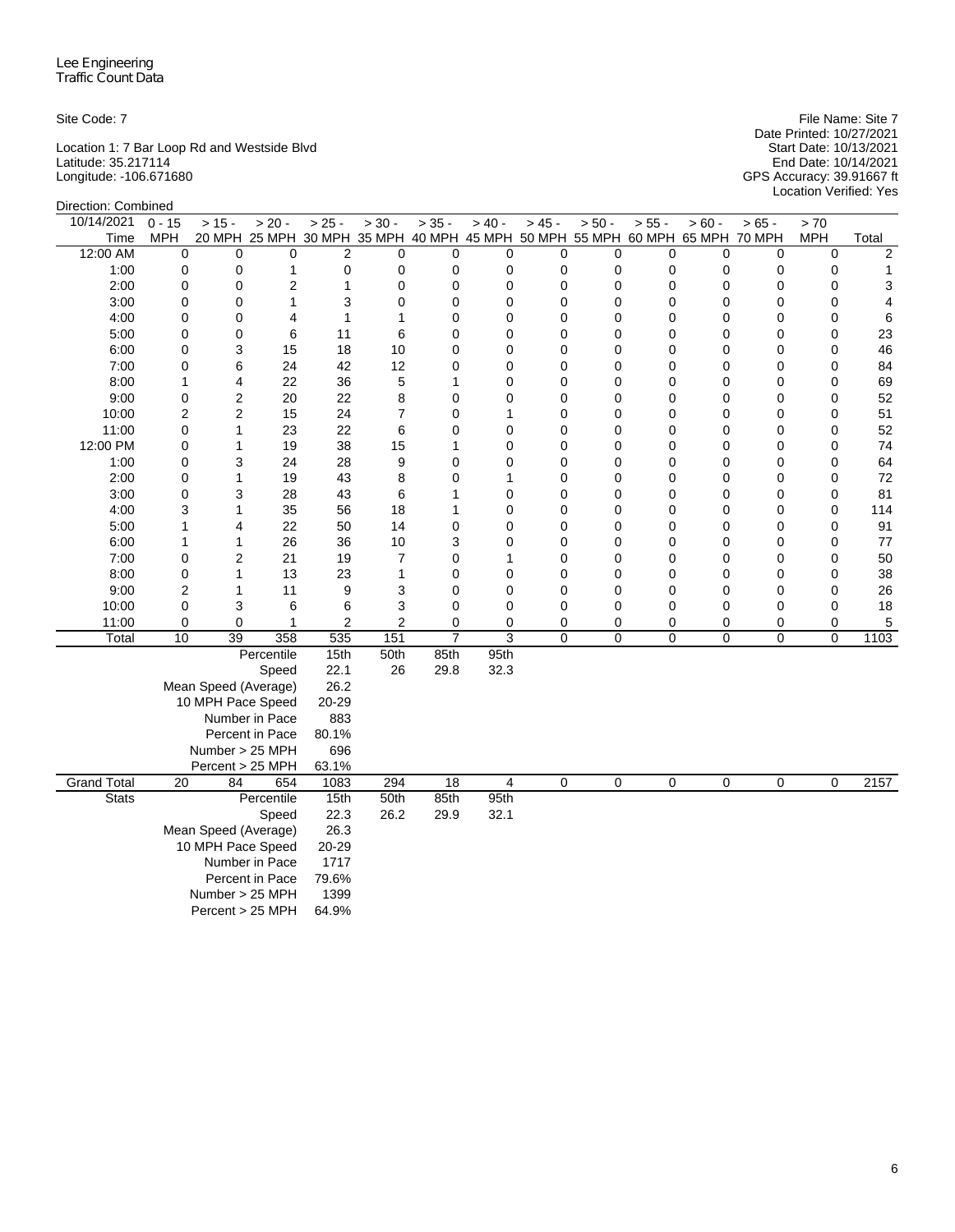Lee Engineering
Traffic Count Data

Site Code: 7

Location 1: 7 Bar Loop Rd and Westside Blvd
Latitude: 35.217114
Longitude: -106.671680

File Name: Site 7
Date Printed: 10/27/2021
Start Date: 10/13/2021
End Date: 10/14/2021
GPS Accuracy: 39.91667 ft
Location Verified: Yes

Direction: Combined

| 10/14/2021 Time | 0 - 15 MPH | > 15 - 20 MPH | > 20 - 25 MPH | > 25 - 30 MPH | > 30 - 35 MPH | > 35 - 40 MPH | > 40 - 45 MPH | > 45 - 50 MPH | > 50 - 55 MPH | > 55 - 60 MPH | > 60 - 65 MPH | > 65 - 70 MPH | > 70 MPH | Total |
|---|---|---|---|---|---|---|---|---|---|---|---|---|---|---|
| 12:00 AM | 0 | 0 | 0 | 2 | 0 | 0 | 0 | 0 | 0 | 0 | 0 | 0 | 0 | 2 |
| 1:00 | 0 | 0 | 1 | 0 | 0 | 0 | 0 | 0 | 0 | 0 | 0 | 0 | 0 | 1 |
| 2:00 | 0 | 0 | 2 | 1 | 0 | 0 | 0 | 0 | 0 | 0 | 0 | 0 | 0 | 3 |
| 3:00 | 0 | 0 | 1 | 3 | 0 | 0 | 0 | 0 | 0 | 0 | 0 | 0 | 0 | 4 |
| 4:00 | 0 | 0 | 4 | 1 | 1 | 0 | 0 | 0 | 0 | 0 | 0 | 0 | 0 | 6 |
| 5:00 | 0 | 0 | 6 | 11 | 6 | 0 | 0 | 0 | 0 | 0 | 0 | 0 | 0 | 23 |
| 6:00 | 0 | 3 | 15 | 18 | 10 | 0 | 0 | 0 | 0 | 0 | 0 | 0 | 0 | 46 |
| 7:00 | 0 | 6 | 24 | 42 | 12 | 0 | 0 | 0 | 0 | 0 | 0 | 0 | 0 | 84 |
| 8:00 | 1 | 4 | 22 | 36 | 5 | 1 | 0 | 0 | 0 | 0 | 0 | 0 | 0 | 69 |
| 9:00 | 0 | 2 | 20 | 22 | 8 | 0 | 0 | 0 | 0 | 0 | 0 | 0 | 0 | 52 |
| 10:00 | 2 | 2 | 15 | 24 | 7 | 0 | 1 | 0 | 0 | 0 | 0 | 0 | 0 | 51 |
| 11:00 | 0 | 1 | 23 | 22 | 6 | 0 | 0 | 0 | 0 | 0 | 0 | 0 | 0 | 52 |
| 12:00 PM | 0 | 1 | 19 | 38 | 15 | 1 | 0 | 0 | 0 | 0 | 0 | 0 | 0 | 74 |
| 1:00 | 0 | 3 | 24 | 28 | 9 | 0 | 0 | 0 | 0 | 0 | 0 | 0 | 0 | 64 |
| 2:00 | 0 | 1 | 19 | 43 | 8 | 0 | 1 | 0 | 0 | 0 | 0 | 0 | 0 | 72 |
| 3:00 | 0 | 3 | 28 | 43 | 6 | 1 | 0 | 0 | 0 | 0 | 0 | 0 | 0 | 81 |
| 4:00 | 3 | 1 | 35 | 56 | 18 | 1 | 0 | 0 | 0 | 0 | 0 | 0 | 0 | 114 |
| 5:00 | 1 | 4 | 22 | 50 | 14 | 0 | 0 | 0 | 0 | 0 | 0 | 0 | 0 | 91 |
| 6:00 | 1 | 1 | 26 | 36 | 10 | 3 | 0 | 0 | 0 | 0 | 0 | 0 | 0 | 77 |
| 7:00 | 0 | 2 | 21 | 19 | 7 | 0 | 1 | 0 | 0 | 0 | 0 | 0 | 0 | 50 |
| 8:00 | 0 | 1 | 13 | 23 | 1 | 0 | 0 | 0 | 0 | 0 | 0 | 0 | 0 | 38 |
| 9:00 | 2 | 1 | 11 | 9 | 3 | 0 | 0 | 0 | 0 | 0 | 0 | 0 | 0 | 26 |
| 10:00 | 0 | 3 | 6 | 6 | 3 | 0 | 0 | 0 | 0 | 0 | 0 | 0 | 0 | 18 |
| 11:00 | 0 | 0 | 1 | 2 | 2 | 0 | 0 | 0 | 0 | 0 | 0 | 0 | 0 | 5 |
| Total | 10 | 39 | 358 | 535 | 151 | 7 | 3 | 0 | 0 | 0 | 0 | 0 | 0 | 1103 |
| | | | Percentile | 15th | 50th | 85th | 95th | | | | | | | |
| | | | Speed | 22.1 | 26 | 29.8 | 32.3 | | | | | | | |
| | | | Mean Speed (Average) | 26.2 | | | | | | | | | | |
| | | | 10 MPH Pace Speed | 20-29 | | | | | | | | | | |
| | | | Number in Pace | 883 | | | | | | | | | | |
| | | | Percent in Pace | 80.1% | | | | | | | | | | |
| | | | Number > 25 MPH | 696 | | | | | | | | | | |
| | | | Percent > 25 MPH | 63.1% | | | | | | | | | | |
| Grand Total | 20 | 84 | 654 | 1083 | 294 | 18 | 4 | 0 | 0 | 0 | 0 | 0 | 0 | 2157 |
| Stats | | | Percentile | 15th | 50th | 85th | 95th | | | | | | | |
| | | | Speed | 22.3 | 26.2 | 29.9 | 32.1 | | | | | | | |
| | | | Mean Speed (Average) | 26.3 | | | | | | | | | | |
| | | | 10 MPH Pace Speed | 20-29 | | | | | | | | | | |
| | | | Number in Pace | 1717 | | | | | | | | | | |
| | | | Percent in Pace | 79.6% | | | | | | | | | | |
| | | | Number > 25 MPH | 1399 | | | | | | | | | | |
| | | | Percent > 25 MPH | 64.9% | | | | | | | | | | |